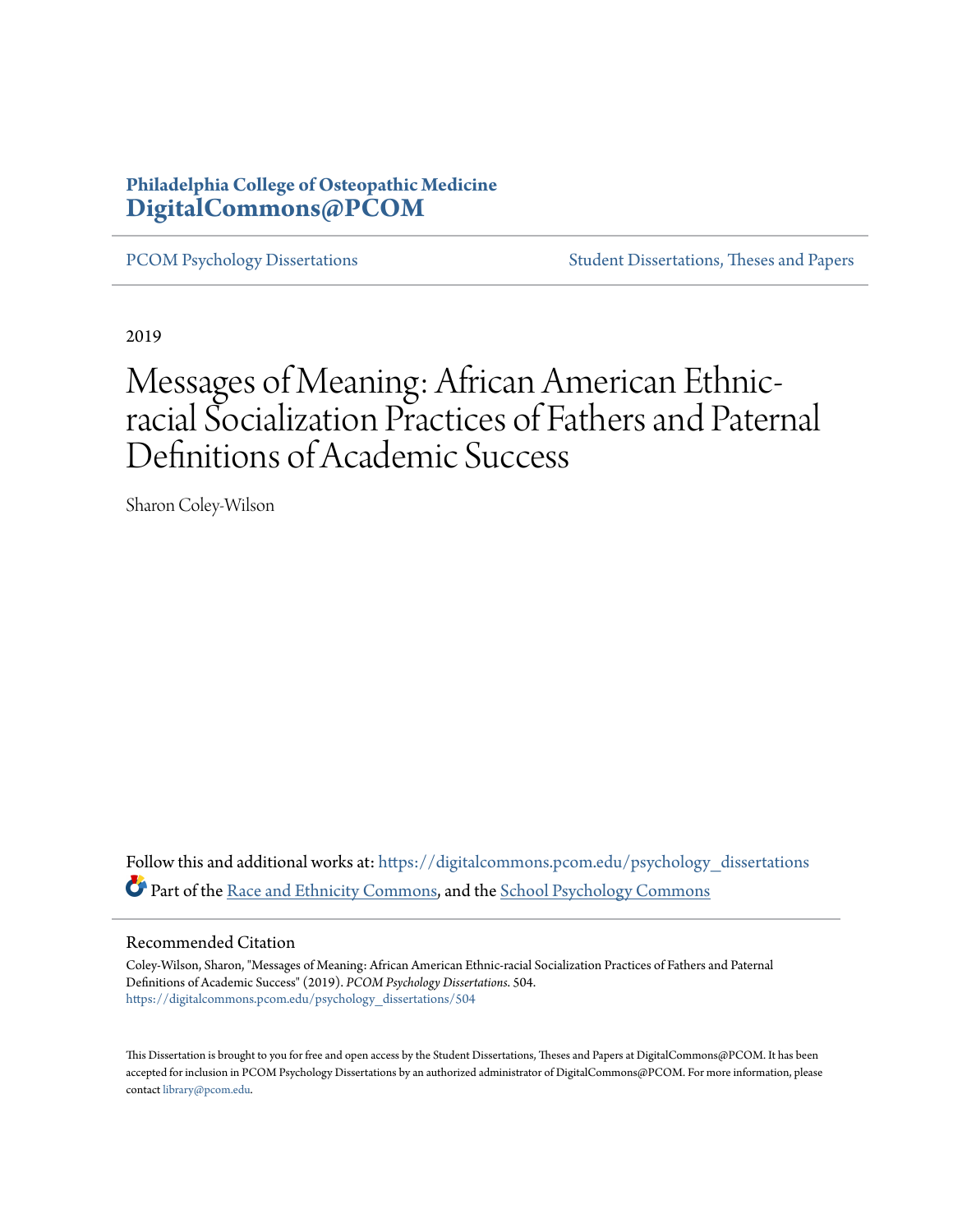**Philadelphia College of Osteopathic Medicine**
**DigitalCommons@PCOM**

PCOM Psychology Dissertations | Student Dissertations, Theses and Papers

2019

# Messages of Meaning: African American Ethnic-racial Socialization Practices of Fathers and Paternal Definitions of Academic Success

Sharon Coley-Wilson

Follow this and additional works at: https://digitalcommons.pcom.edu/psychology_dissertations

Part of the Race and Ethnicity Commons, and the School Psychology Commons

## Recommended Citation

Coley-Wilson, Sharon, "Messages of Meaning: African American Ethnic-racial Socialization Practices of Fathers and Paternal Definitions of Academic Success" (2019). *PCOM Psychology Dissertations*. 504.
https://digitalcommons.pcom.edu/psychology_dissertations/504

This Dissertation is brought to you for free and open access by the Student Dissertations, Theses and Papers at DigitalCommons@PCOM. It has been accepted for inclusion in PCOM Psychology Dissertations by an authorized administrator of DigitalCommons@PCOM. For more information, please contact library@pcom.edu.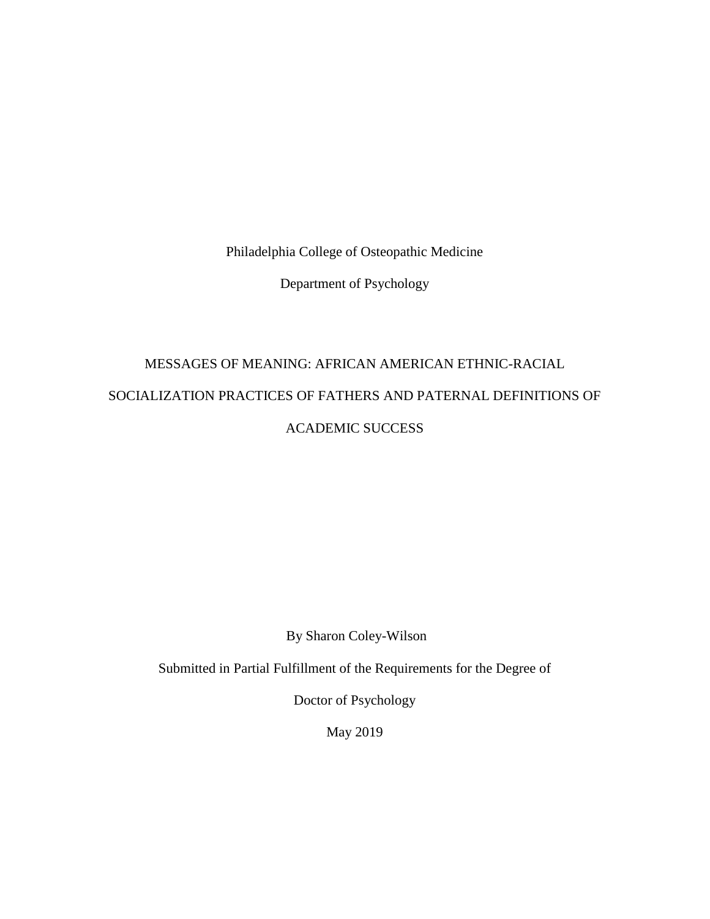Philadelphia College of Osteopathic Medicine

Department of Psychology

# MESSAGES OF MEANING: AFRICAN AMERICAN ETHNIC-RACIAL SOCIALIZATION PRACTICES OF FATHERS AND PATERNAL DEFINITIONS OF ACADEMIC SUCCESS

By Sharon Coley-Wilson

Submitted in Partial Fulfillment of the Requirements for the Degree of

Doctor of Psychology

May 2019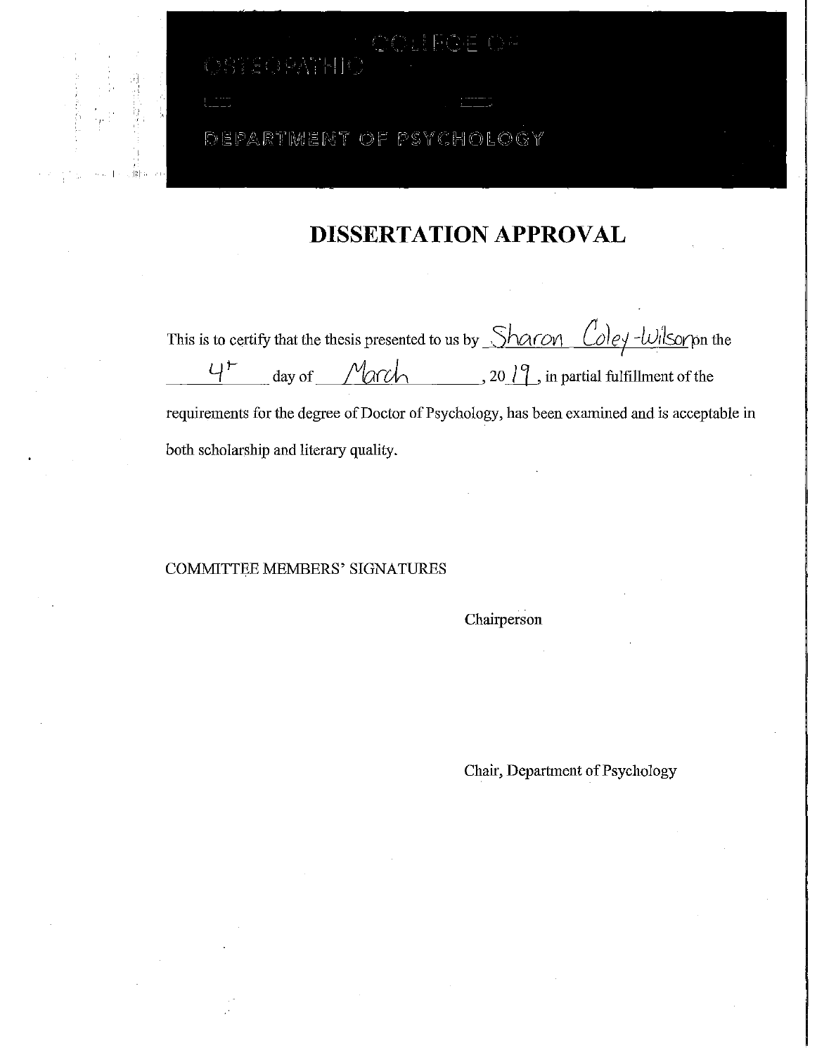COLLEGE OF OSTEOPATHIC

DEPARTMENT OF PSYCHOLOGY

# DISSERTATION APPROVAL

This is to certify that the thesis presented to us by Sharon Coley-Wilson on the 4th day of March, 2019, in partial fulfillment of the requirements for the degree of Doctor of Psychology, has been examined and is acceptable in both scholarship and literary quality.

COMMITTEE MEMBERS' SIGNATURES

Chairperson

Chair, Department of Psychology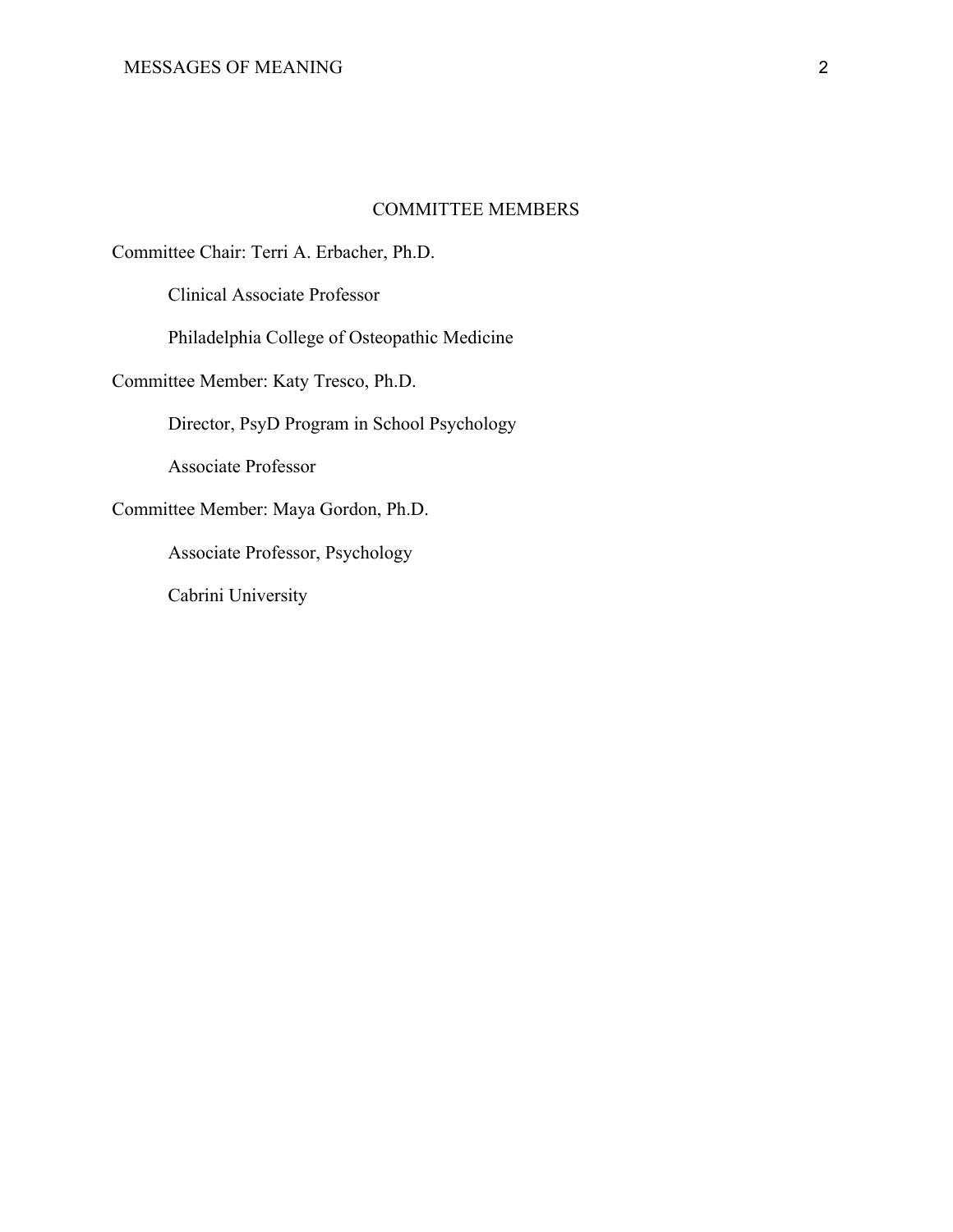## COMMITTEE MEMBERS

Committee Chair: Terri A. Erbacher, Ph.D.

Clinical Associate Professor

Philadelphia College of Osteopathic Medicine

Committee Member: Katy Tresco, Ph.D.

Director, PsyD Program in School Psychology

Associate Professor

Committee Member: Maya Gordon, Ph.D.

Associate Professor, Psychology

Cabrini University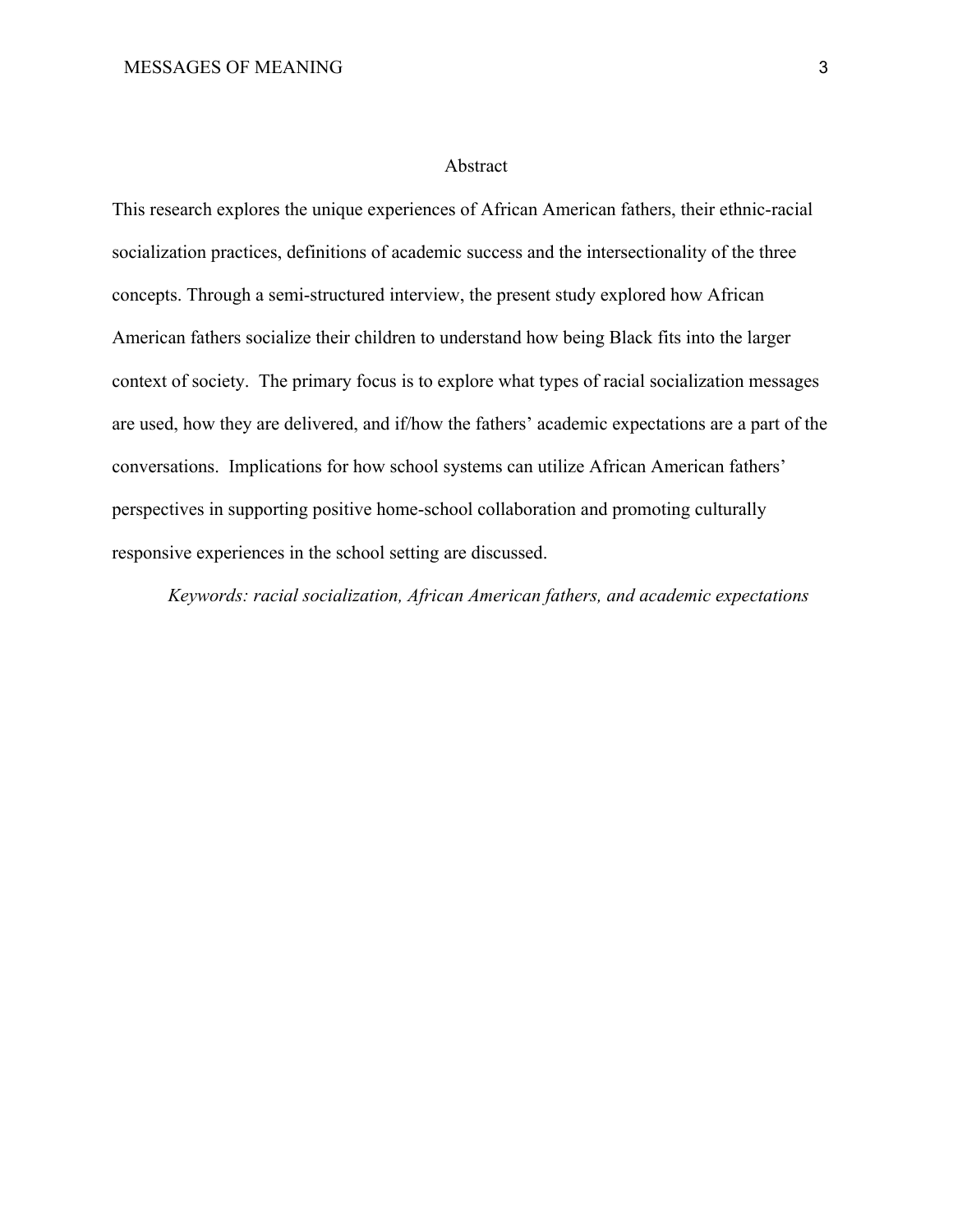# Abstract

This research explores the unique experiences of African American fathers, their ethnic-racial socialization practices, definitions of academic success and the intersectionality of the three concepts. Through a semi-structured interview, the present study explored how African American fathers socialize their children to understand how being Black fits into the larger context of society. The primary focus is to explore what types of racial socialization messages are used, how they are delivered, and if/how the fathers' academic expectations are a part of the conversations. Implications for how school systems can utilize African American fathers' perspectives in supporting positive home-school collaboration and promoting culturally responsive experiences in the school setting are discussed.

*Keywords: racial socialization, African American fathers, and academic expectations*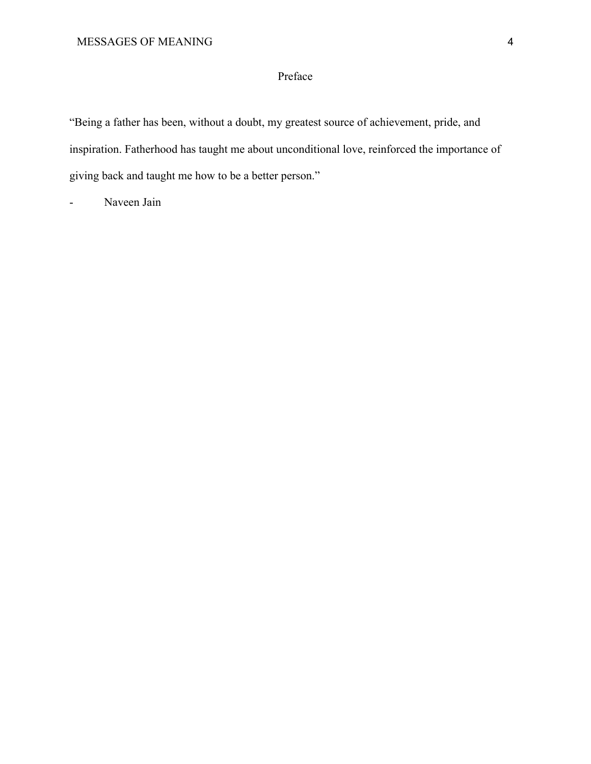# Preface

"Being a father has been, without a doubt, my greatest source of achievement, pride, and inspiration. Fatherhood has taught me about unconditional love, reinforced the importance of giving back and taught me how to be a better person."

- Naveen Jain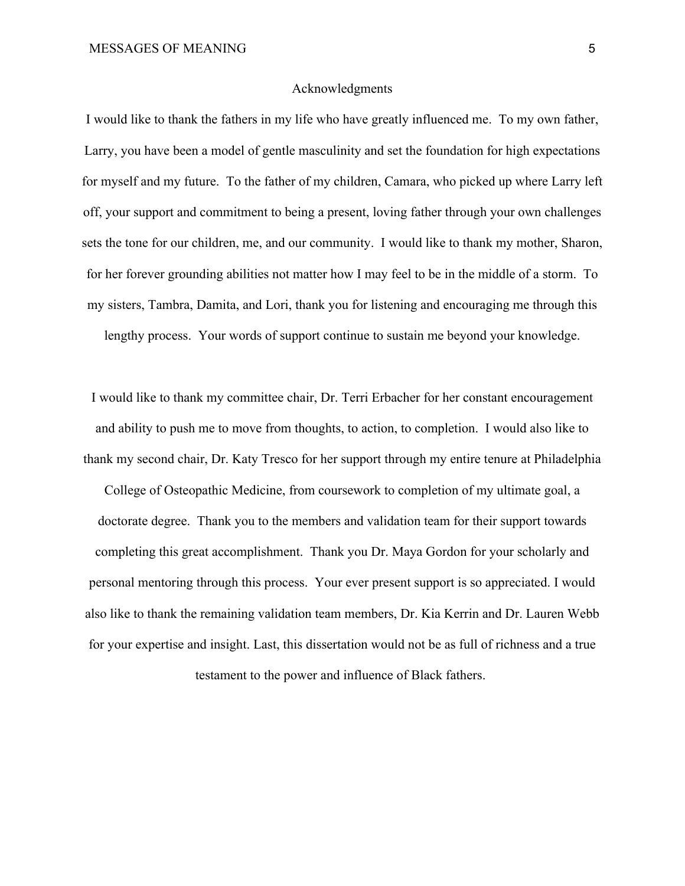# Acknowledgments

I would like to thank the fathers in my life who have greatly influenced me. To my own father, Larry, you have been a model of gentle masculinity and set the foundation for high expectations for myself and my future. To the father of my children, Camara, who picked up where Larry left off, your support and commitment to being a present, loving father through your own challenges sets the tone for our children, me, and our community. I would like to thank my mother, Sharon, for her forever grounding abilities not matter how I may feel to be in the middle of a storm. To my sisters, Tambra, Damita, and Lori, thank you for listening and encouraging me through this lengthy process. Your words of support continue to sustain me beyond your knowledge.

I would like to thank my committee chair, Dr. Terri Erbacher for her constant encouragement and ability to push me to move from thoughts, to action, to completion. I would also like to thank my second chair, Dr. Katy Tresco for her support through my entire tenure at Philadelphia College of Osteopathic Medicine, from coursework to completion of my ultimate goal, a doctorate degree. Thank you to the members and validation team for their support towards completing this great accomplishment. Thank you Dr. Maya Gordon for your scholarly and personal mentoring through this process. Your ever present support is so appreciated. I would also like to thank the remaining validation team members, Dr. Kia Kerrin and Dr. Lauren Webb for your expertise and insight. Last, this dissertation would not be as full of richness and a true testament to the power and influence of Black fathers.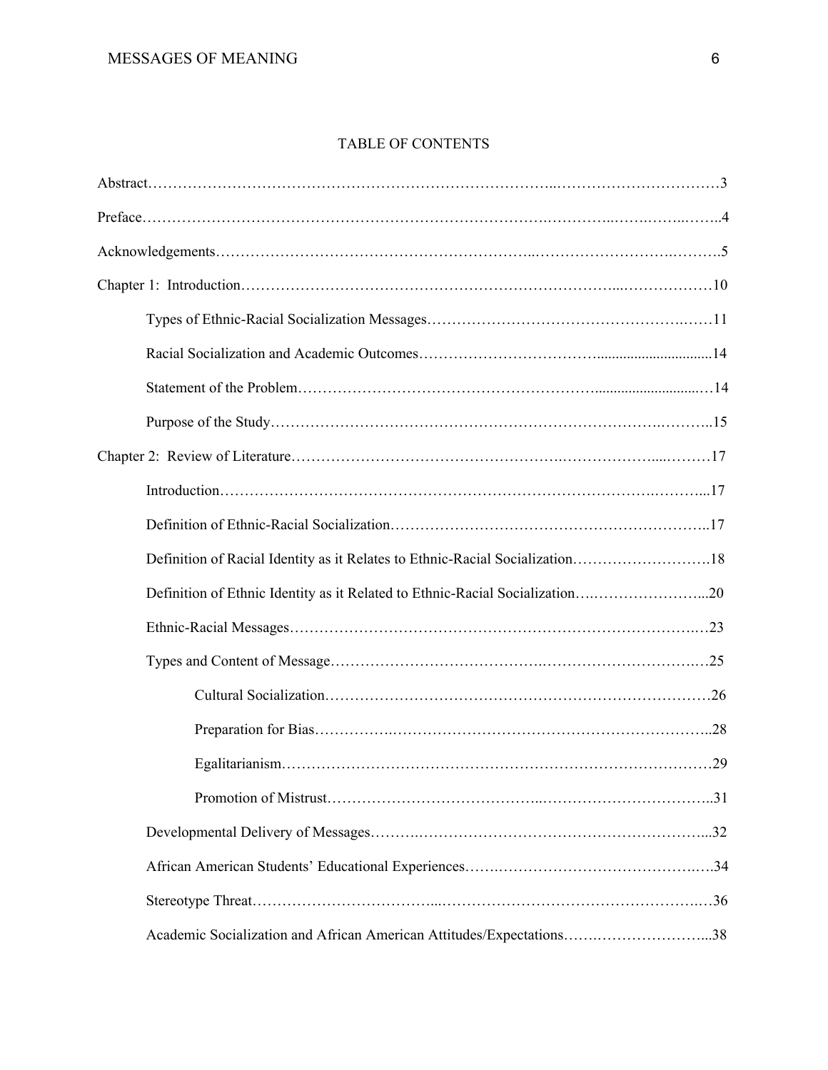# TABLE OF CONTENTS

Abstract……………………………………………………………………..……………………………3

Preface……………………………………………………………………….…………..…….……..……..4

Acknowledgements……………………………………………………...……………………….……….5

Chapter 1: Introduction…………………………………………………………………...………………10

- Types of Ethnic-Racial Socialization Messages……………………………………………….……11
- Racial Socialization and Academic Outcomes…………………………….............................14
- Statement of the Problem…………………………………………………...........................…14
- Purpose of the Study…………………………………………………………….……….……….15

Chapter 2: Review of Literature…………………………………………….……………….....………17

- Introduction……………………………………………………………………………….……...17
- Definition of Ethnic-Racial Socialization……………………………………………………….…..17
- Definition of Racial Identity as it Relates to Ethnic-Racial Socialization……………………….18
- Definition of Ethnic Identity as it Related to Ethnic-Racial Socialization….…………………...20
- Ethnic-Racial Messages…………………………………………………………………….…23
- Types and Content of Message………………………………….…………………………….…25
    - Cultural Socialization……………………………………………………………………26
    - Preparation for Bias…………….………………………………………………………..28
    - Egalitarianism……………………………………………………………………………29
    - Promotion of Mistrust…………………………………..……………………………..31
- Developmental Delivery of Messages……….…………………………………………………...32
- African American Students' Educational Experiences…….…………………………………….…34
- Stereotype Threat……………………………...………………………………………………….…36
- Academic Socialization and African American Attitudes/Expectations…….…………………...38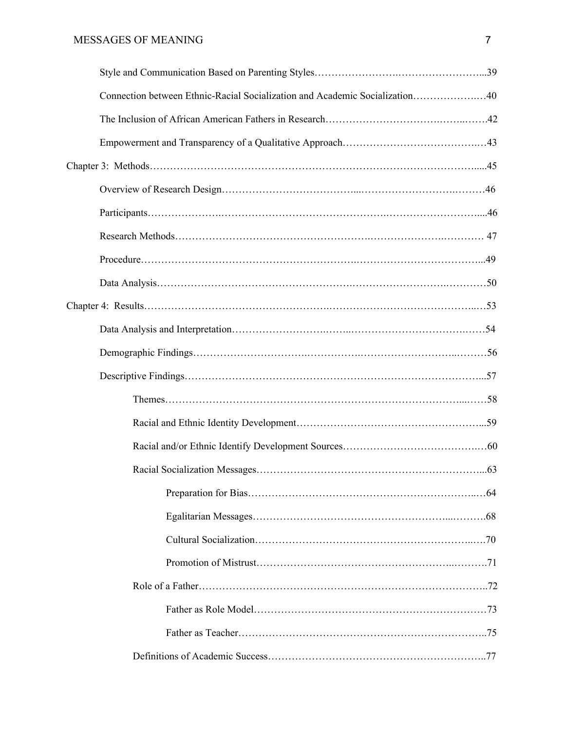Style and Communication Based on Parenting Styles……………………………………………...39

Connection between Ethnic-Racial Socialization and Academic Socialization…………………40

The Inclusion of African American Fathers in Research………………………………………42

Empowerment and Transparency of a Qualitative Approach……………………………………43

Chapter 3: Methods…………………………………………………………………………….....45

Overview of Research Design……………………………………………………………………46

Participants…………………………………………………………………………………….....46

Research Methods…………………………………………………………………………………47

Procedure………………………………………………………………………………………...49

Data Analysis………………………………………………………………………………………50

Chapter 4: Results…………………………………………………………………………………53

Data Analysis and Interpretation…………………………………………………………………54

Demographic Findings……………………………………………………………………………56

Descriptive Findings……………………………………………………………………………...57

Themes……………………………………………………………………………………58

Racial and Ethnic Identity Development…………………………………………………...59

Racial and/or Ethnic Identify Development Sources………………………………………60

Racial Socialization Messages……………………………………………………………...63

Preparation for Bias……………………………………………………………64

Egalitarian Messages…………………………………………………………68

Cultural Socialization…………………………………………………………70

Promotion of Mistrust…………………………………………………………71

Role of a Father……………………………………………………………………………..72

Father as Role Model……………………………………………………………73

Father as Teacher………………………………………………………………..75

Definitions of Academic Success…………………………………………………………..77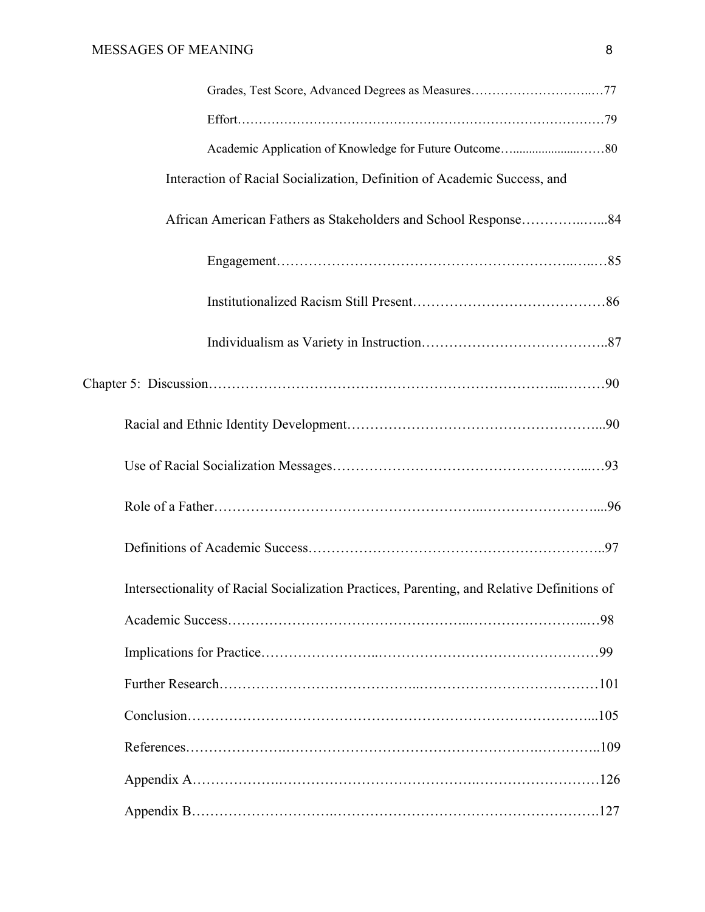Grades, Test Score, Advanced Degrees as Measures……………………..…77

Effort…………………………………………………………………………79

Academic Application of Knowledge for Future Outcome…....................……80

Interaction of Racial Socialization, Definition of Academic Success, and

African American Fathers as Stakeholders and School Response…………..…...84

Engagement……………………………………………………..…..…85

Institutionalized Racism Still Present…………………………………86

Individualism as Variety in Instruction………………………………..87

Chapter 5: Discussion…………………………………………………………………...………90

Racial and Ethnic Identity Development……………………………………………...90

Use of Racial Socialization Messages……………………………………………...…93

Role of a Father…………………………………………………..……………………....96

Definitions of Academic Success……………………………………………………..97

Intersectionality of Racial Socialization Practices, Parenting, and Relative Definitions of

Academic Success…………………………………………..……………………..…98

Implications for Practice……………………..…………………………………………99

Further Research…………………………………..…………………………………101

Conclusion……………………………………………………………………………...105

References…………………..……………………………………………..…………..109

Appendix A……………….………………………………….………………………126

Appendix B……………………….…………………………………………………….127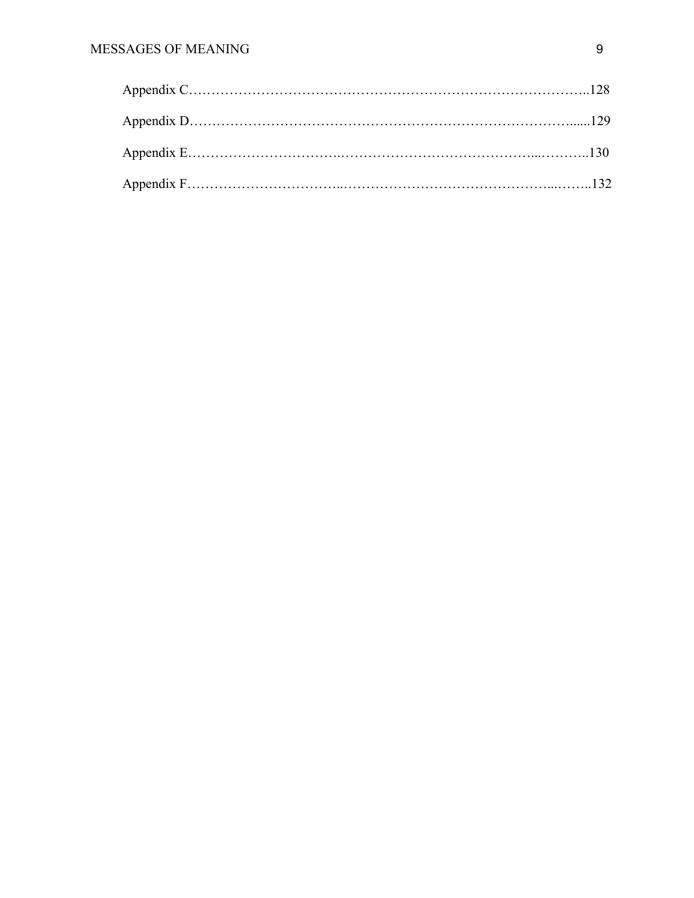Appendix C……………………………………………………………………………..128

Appendix D…………………………………………………………………………......129

Appendix E…………………………..…………………………………...………..130

Appendix F…………………………..…………………………………...……..132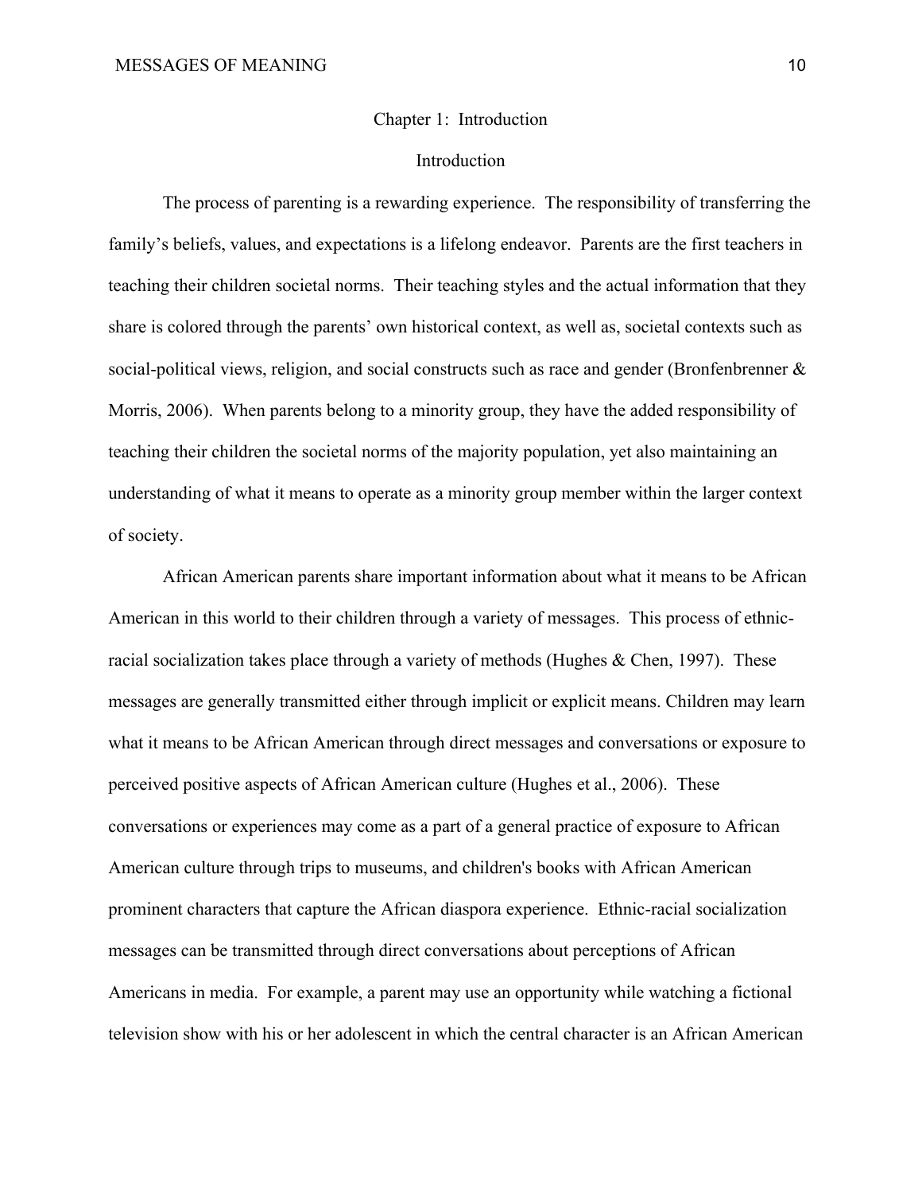# Chapter 1: Introduction

## Introduction

The process of parenting is a rewarding experience. The responsibility of transferring the family's beliefs, values, and expectations is a lifelong endeavor. Parents are the first teachers in teaching their children societal norms. Their teaching styles and the actual information that they share is colored through the parents' own historical context, as well as, societal contexts such as social-political views, religion, and social constructs such as race and gender (Bronfenbrenner & Morris, 2006). When parents belong to a minority group, they have the added responsibility of teaching their children the societal norms of the majority population, yet also maintaining an understanding of what it means to operate as a minority group member within the larger context of society.

African American parents share important information about what it means to be African American in this world to their children through a variety of messages. This process of ethnic-racial socialization takes place through a variety of methods (Hughes & Chen, 1997). These messages are generally transmitted either through implicit or explicit means. Children may learn what it means to be African American through direct messages and conversations or exposure to perceived positive aspects of African American culture (Hughes et al., 2006). These conversations or experiences may come as a part of a general practice of exposure to African American culture through trips to museums, and children's books with African American prominent characters that capture the African diaspora experience. Ethnic-racial socialization messages can be transmitted through direct conversations about perceptions of African Americans in media. For example, a parent may use an opportunity while watching a fictional television show with his or her adolescent in which the central character is an African American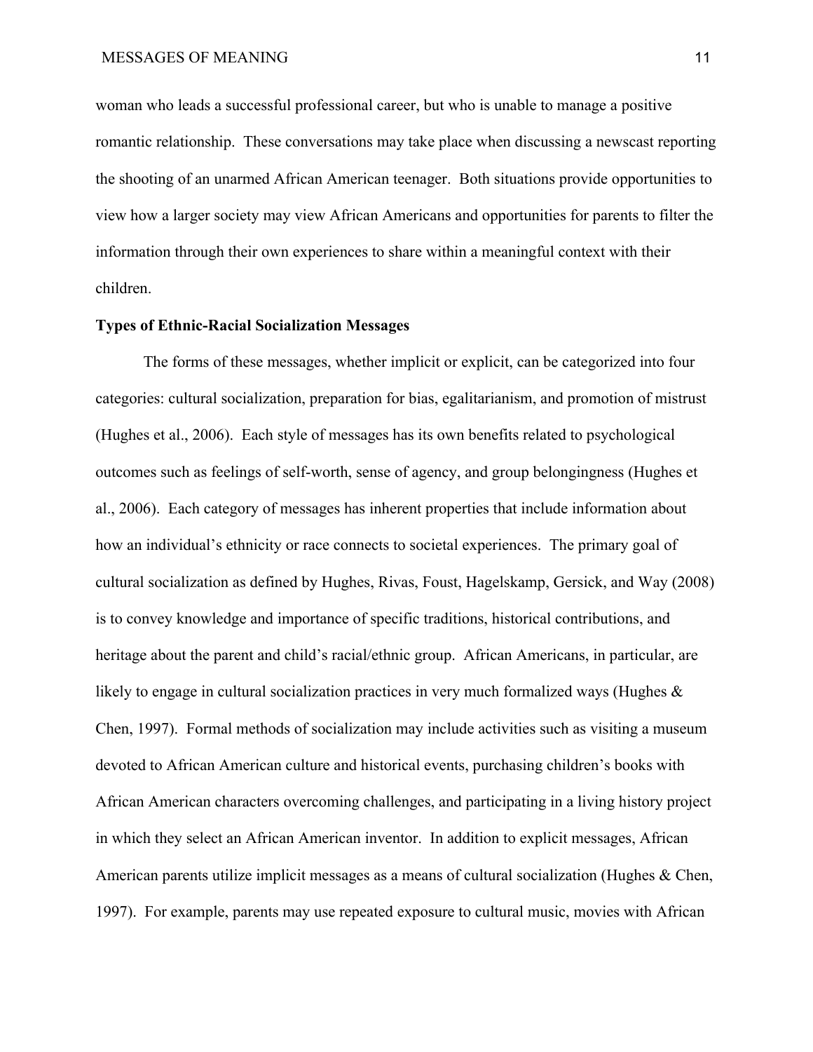woman who leads a successful professional career, but who is unable to manage a positive romantic relationship. These conversations may take place when discussing a newscast reporting the shooting of an unarmed African American teenager. Both situations provide opportunities to view how a larger society may view African Americans and opportunities for parents to filter the information through their own experiences to share within a meaningful context with their children.

**Types of Ethnic-Racial Socialization Messages**

The forms of these messages, whether implicit or explicit, can be categorized into four categories: cultural socialization, preparation for bias, egalitarianism, and promotion of mistrust (Hughes et al., 2006). Each style of messages has its own benefits related to psychological outcomes such as feelings of self-worth, sense of agency, and group belongingness (Hughes et al., 2006). Each category of messages has inherent properties that include information about how an individual's ethnicity or race connects to societal experiences. The primary goal of cultural socialization as defined by Hughes, Rivas, Foust, Hagelskamp, Gersick, and Way (2008) is to convey knowledge and importance of specific traditions, historical contributions, and heritage about the parent and child's racial/ethnic group. African Americans, in particular, are likely to engage in cultural socialization practices in very much formalized ways (Hughes & Chen, 1997). Formal methods of socialization may include activities such as visiting a museum devoted to African American culture and historical events, purchasing children's books with African American characters overcoming challenges, and participating in a living history project in which they select an African American inventor. In addition to explicit messages, African American parents utilize implicit messages as a means of cultural socialization (Hughes & Chen, 1997). For example, parents may use repeated exposure to cultural music, movies with African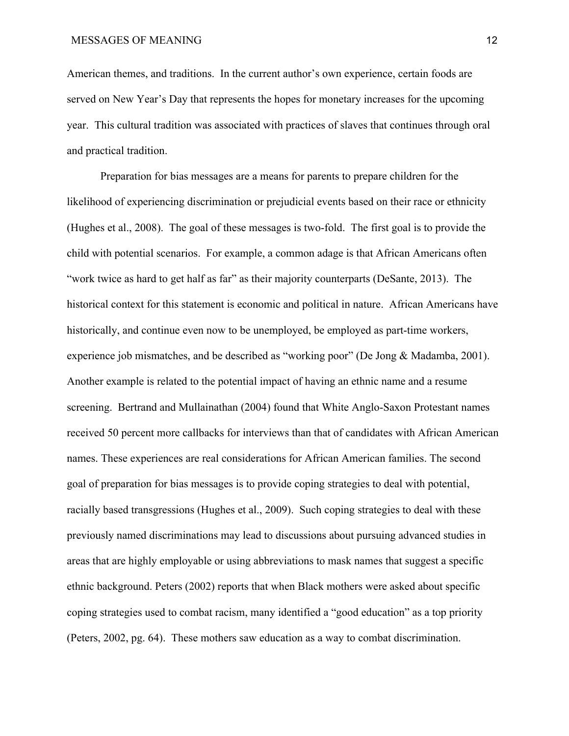American themes, and traditions. In the current author's own experience, certain foods are served on New Year's Day that represents the hopes for monetary increases for the upcoming year. This cultural tradition was associated with practices of slaves that continues through oral and practical tradition.

Preparation for bias messages are a means for parents to prepare children for the likelihood of experiencing discrimination or prejudicial events based on their race or ethnicity (Hughes et al., 2008). The goal of these messages is two-fold. The first goal is to provide the child with potential scenarios. For example, a common adage is that African Americans often "work twice as hard to get half as far" as their majority counterparts (DeSante, 2013). The historical context for this statement is economic and political in nature. African Americans have historically, and continue even now to be unemployed, be employed as part-time workers, experience job mismatches, and be described as "working poor" (De Jong & Madamba, 2001). Another example is related to the potential impact of having an ethnic name and a resume screening. Bertrand and Mullainathan (2004) found that White Anglo-Saxon Protestant names received 50 percent more callbacks for interviews than that of candidates with African American names. These experiences are real considerations for African American families. The second goal of preparation for bias messages is to provide coping strategies to deal with potential, racially based transgressions (Hughes et al., 2009). Such coping strategies to deal with these previously named discriminations may lead to discussions about pursuing advanced studies in areas that are highly employable or using abbreviations to mask names that suggest a specific ethnic background. Peters (2002) reports that when Black mothers were asked about specific coping strategies used to combat racism, many identified a "good education" as a top priority (Peters, 2002, pg. 64). These mothers saw education as a way to combat discrimination.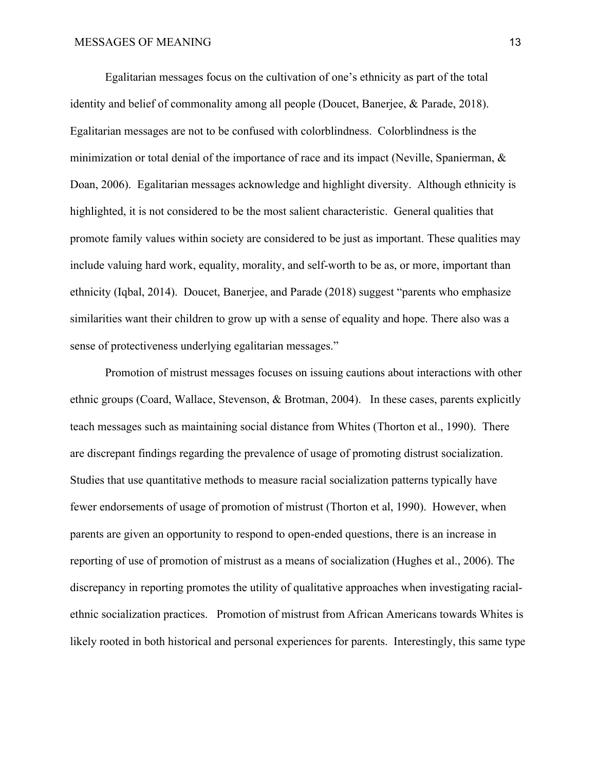Egalitarian messages focus on the cultivation of one's ethnicity as part of the total identity and belief of commonality among all people (Doucet, Banerjee, & Parade, 2018). Egalitarian messages are not to be confused with colorblindness. Colorblindness is the minimization or total denial of the importance of race and its impact (Neville, Spanierman, & Doan, 2006). Egalitarian messages acknowledge and highlight diversity. Although ethnicity is highlighted, it is not considered to be the most salient characteristic. General qualities that promote family values within society are considered to be just as important. These qualities may include valuing hard work, equality, morality, and self-worth to be as, or more, important than ethnicity (Iqbal, 2014). Doucet, Banerjee, and Parade (2018) suggest "parents who emphasize similarities want their children to grow up with a sense of equality and hope. There also was a sense of protectiveness underlying egalitarian messages."

Promotion of mistrust messages focuses on issuing cautions about interactions with other ethnic groups (Coard, Wallace, Stevenson, & Brotman, 2004). In these cases, parents explicitly teach messages such as maintaining social distance from Whites (Thorton et al., 1990). There are discrepant findings regarding the prevalence of usage of promoting distrust socialization. Studies that use quantitative methods to measure racial socialization patterns typically have fewer endorsements of usage of promotion of mistrust (Thorton et al, 1990). However, when parents are given an opportunity to respond to open-ended questions, there is an increase in reporting of use of promotion of mistrust as a means of socialization (Hughes et al., 2006). The discrepancy in reporting promotes the utility of qualitative approaches when investigating racial-ethnic socialization practices. Promotion of mistrust from African Americans towards Whites is likely rooted in both historical and personal experiences for parents. Interestingly, this same type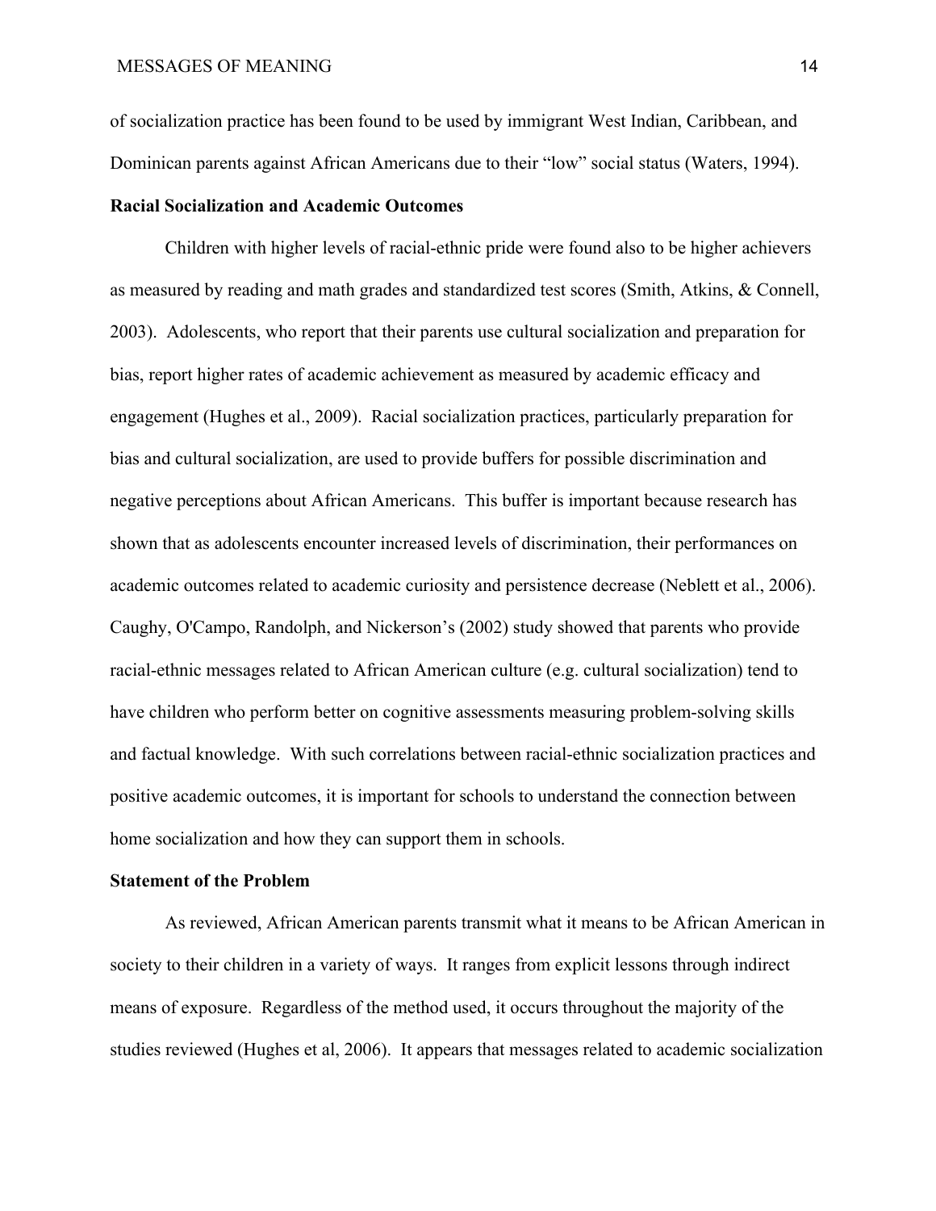of socialization practice has been found to be used by immigrant West Indian, Caribbean, and Dominican parents against African Americans due to their "low" social status (Waters, 1994).

**Racial Socialization and Academic Outcomes**

Children with higher levels of racial-ethnic pride were found also to be higher achievers as measured by reading and math grades and standardized test scores (Smith, Atkins, & Connell, 2003). Adolescents, who report that their parents use cultural socialization and preparation for bias, report higher rates of academic achievement as measured by academic efficacy and engagement (Hughes et al., 2009). Racial socialization practices, particularly preparation for bias and cultural socialization, are used to provide buffers for possible discrimination and negative perceptions about African Americans. This buffer is important because research has shown that as adolescents encounter increased levels of discrimination, their performances on academic outcomes related to academic curiosity and persistence decrease (Neblett et al., 2006). Caughy, O'Campo, Randolph, and Nickerson's (2002) study showed that parents who provide racial-ethnic messages related to African American culture (e.g. cultural socialization) tend to have children who perform better on cognitive assessments measuring problem-solving skills and factual knowledge. With such correlations between racial-ethnic socialization practices and positive academic outcomes, it is important for schools to understand the connection between home socialization and how they can support them in schools.

**Statement of the Problem**

As reviewed, African American parents transmit what it means to be African American in society to their children in a variety of ways. It ranges from explicit lessons through indirect means of exposure. Regardless of the method used, it occurs throughout the majority of the studies reviewed (Hughes et al, 2006). It appears that messages related to academic socialization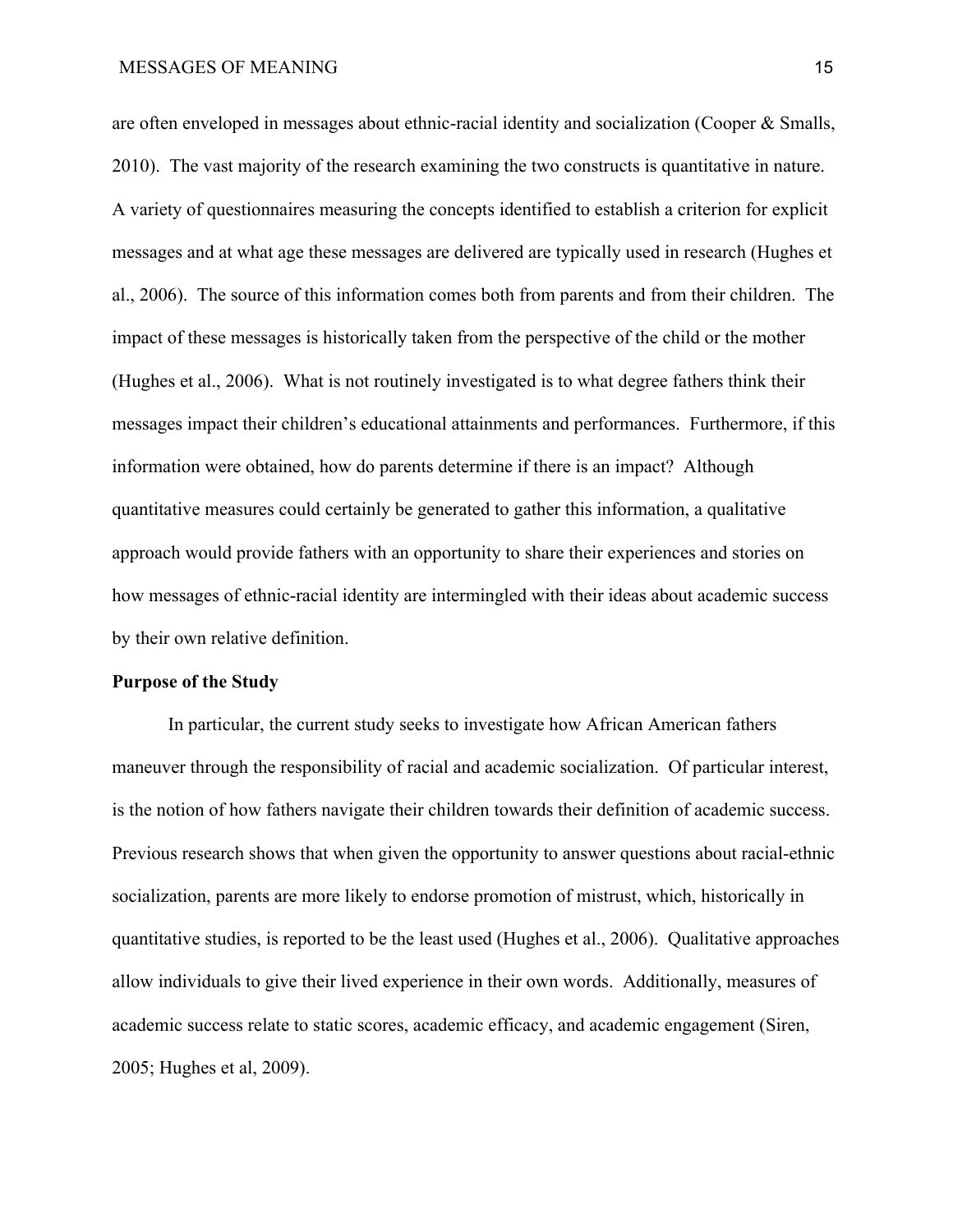are often enveloped in messages about ethnic-racial identity and socialization (Cooper & Smalls, 2010). The vast majority of the research examining the two constructs is quantitative in nature. A variety of questionnaires measuring the concepts identified to establish a criterion for explicit messages and at what age these messages are delivered are typically used in research (Hughes et al., 2006). The source of this information comes both from parents and from their children. The impact of these messages is historically taken from the perspective of the child or the mother (Hughes et al., 2006). What is not routinely investigated is to what degree fathers think their messages impact their children's educational attainments and performances. Furthermore, if this information were obtained, how do parents determine if there is an impact? Although quantitative measures could certainly be generated to gather this information, a qualitative approach would provide fathers with an opportunity to share their experiences and stories on how messages of ethnic-racial identity are intermingled with their ideas about academic success by their own relative definition.

**Purpose of the Study**

In particular, the current study seeks to investigate how African American fathers maneuver through the responsibility of racial and academic socialization. Of particular interest, is the notion of how fathers navigate their children towards their definition of academic success. Previous research shows that when given the opportunity to answer questions about racial-ethnic socialization, parents are more likely to endorse promotion of mistrust, which, historically in quantitative studies, is reported to be the least used (Hughes et al., 2006). Qualitative approaches allow individuals to give their lived experience in their own words. Additionally, measures of academic success relate to static scores, academic efficacy, and academic engagement (Siren, 2005; Hughes et al, 2009).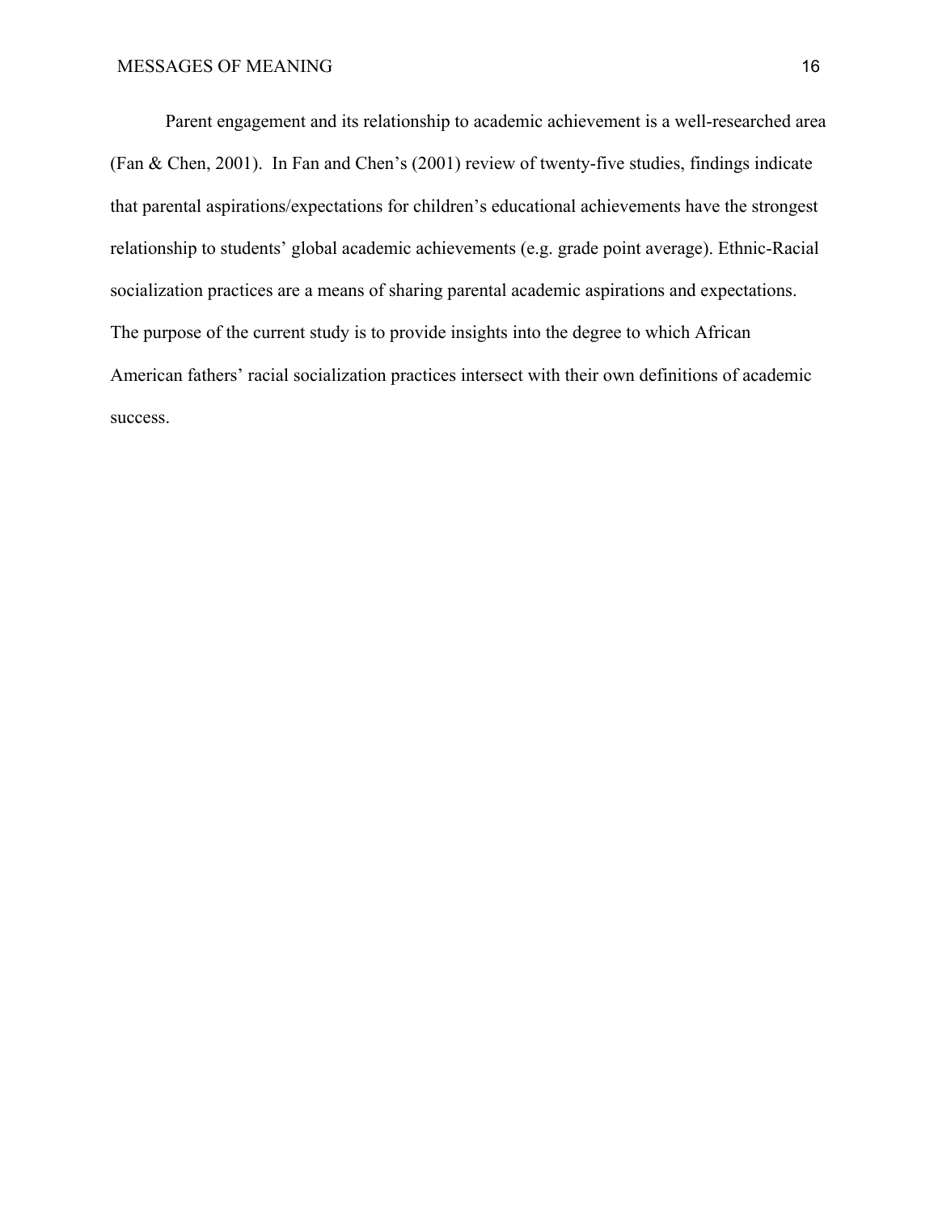Parent engagement and its relationship to academic achievement is a well-researched area (Fan & Chen, 2001). In Fan and Chen's (2001) review of twenty-five studies, findings indicate that parental aspirations/expectations for children's educational achievements have the strongest relationship to students' global academic achievements (e.g. grade point average). Ethnic-Racial socialization practices are a means of sharing parental academic aspirations and expectations. The purpose of the current study is to provide insights into the degree to which African American fathers' racial socialization practices intersect with their own definitions of academic success.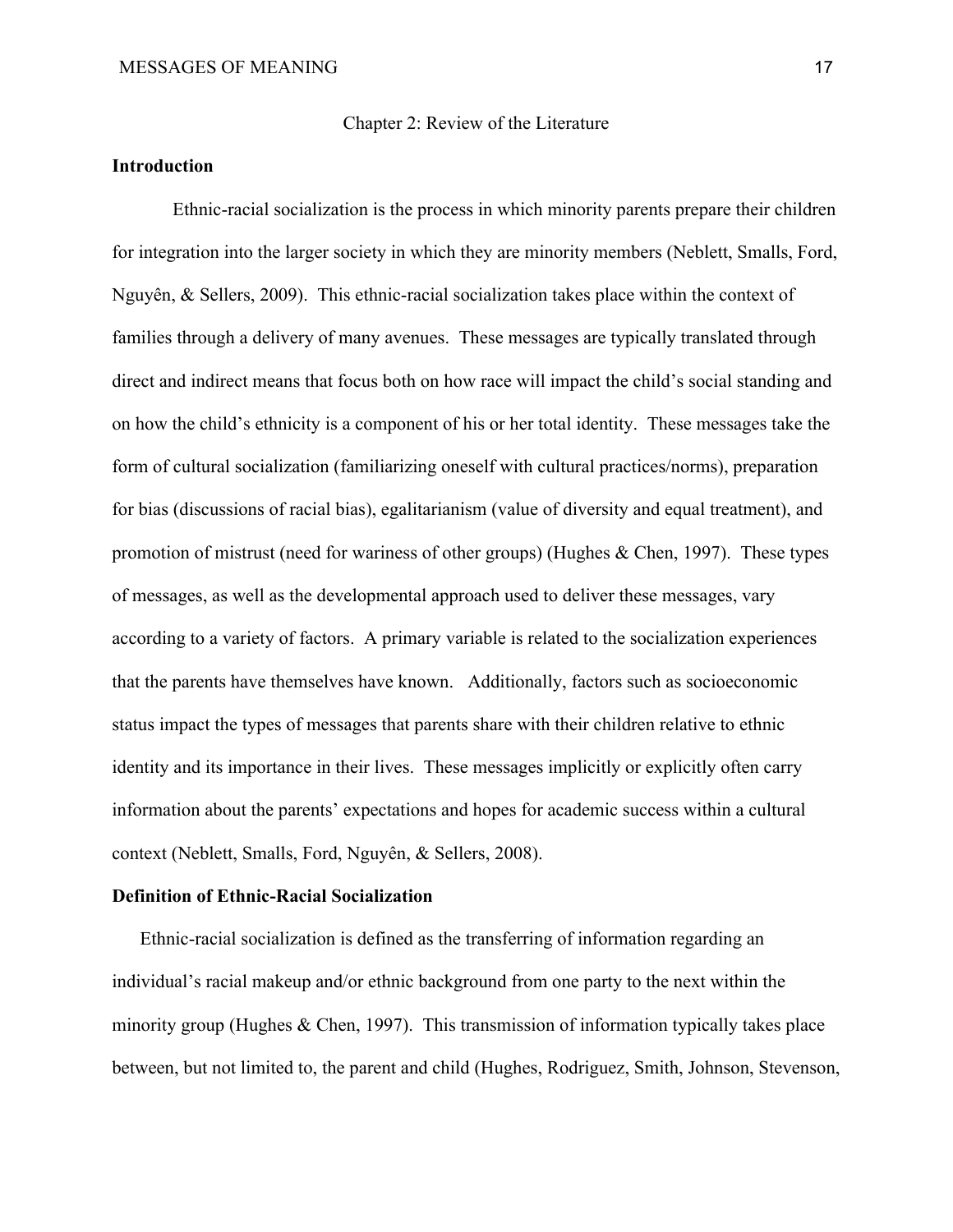# Chapter 2: Review of the Literature

## Introduction

Ethnic-racial socialization is the process in which minority parents prepare their children for integration into the larger society in which they are minority members (Neblett, Smalls, Ford, Nguyên, & Sellers, 2009). This ethnic-racial socialization takes place within the context of families through a delivery of many avenues. These messages are typically translated through direct and indirect means that focus both on how race will impact the child's social standing and on how the child's ethnicity is a component of his or her total identity. These messages take the form of cultural socialization (familiarizing oneself with cultural practices/norms), preparation for bias (discussions of racial bias), egalitarianism (value of diversity and equal treatment), and promotion of mistrust (need for wariness of other groups) (Hughes & Chen, 1997). These types of messages, as well as the developmental approach used to deliver these messages, vary according to a variety of factors. A primary variable is related to the socialization experiences that the parents have themselves have known. Additionally, factors such as socioeconomic status impact the types of messages that parents share with their children relative to ethnic identity and its importance in their lives. These messages implicitly or explicitly often carry information about the parents' expectations and hopes for academic success within a cultural context (Neblett, Smalls, Ford, Nguyên, & Sellers, 2008).

## Definition of Ethnic-Racial Socialization

Ethnic-racial socialization is defined as the transferring of information regarding an individual's racial makeup and/or ethnic background from one party to the next within the minority group (Hughes & Chen, 1997). This transmission of information typically takes place between, but not limited to, the parent and child (Hughes, Rodriguez, Smith, Johnson, Stevenson,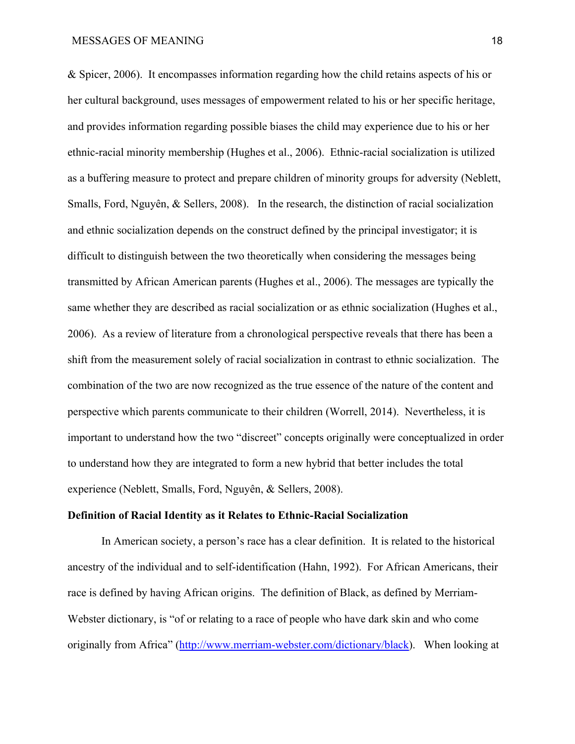& Spicer, 2006). It encompasses information regarding how the child retains aspects of his or her cultural background, uses messages of empowerment related to his or her specific heritage, and provides information regarding possible biases the child may experience due to his or her ethnic-racial minority membership (Hughes et al., 2006). Ethnic-racial socialization is utilized as a buffering measure to protect and prepare children of minority groups for adversity (Neblett, Smalls, Ford, Nguyên, & Sellers, 2008). In the research, the distinction of racial socialization and ethnic socialization depends on the construct defined by the principal investigator; it is difficult to distinguish between the two theoretically when considering the messages being transmitted by African American parents (Hughes et al., 2006). The messages are typically the same whether they are described as racial socialization or as ethnic socialization (Hughes et al., 2006). As a review of literature from a chronological perspective reveals that there has been a shift from the measurement solely of racial socialization in contrast to ethnic socialization. The combination of the two are now recognized as the true essence of the nature of the content and perspective which parents communicate to their children (Worrell, 2014). Nevertheless, it is important to understand how the two "discreet" concepts originally were conceptualized in order to understand how they are integrated to form a new hybrid that better includes the total experience (Neblett, Smalls, Ford, Nguyên, & Sellers, 2008).

**Definition of Racial Identity as it Relates to Ethnic-Racial Socialization**

In American society, a person's race has a clear definition. It is related to the historical ancestry of the individual and to self-identification (Hahn, 1992). For African Americans, their race is defined by having African origins. The definition of Black, as defined by Merriam-Webster dictionary, is "of or relating to a race of people who have dark skin and who come originally from Africa" (http://www.merriam-webster.com/dictionary/black). When looking at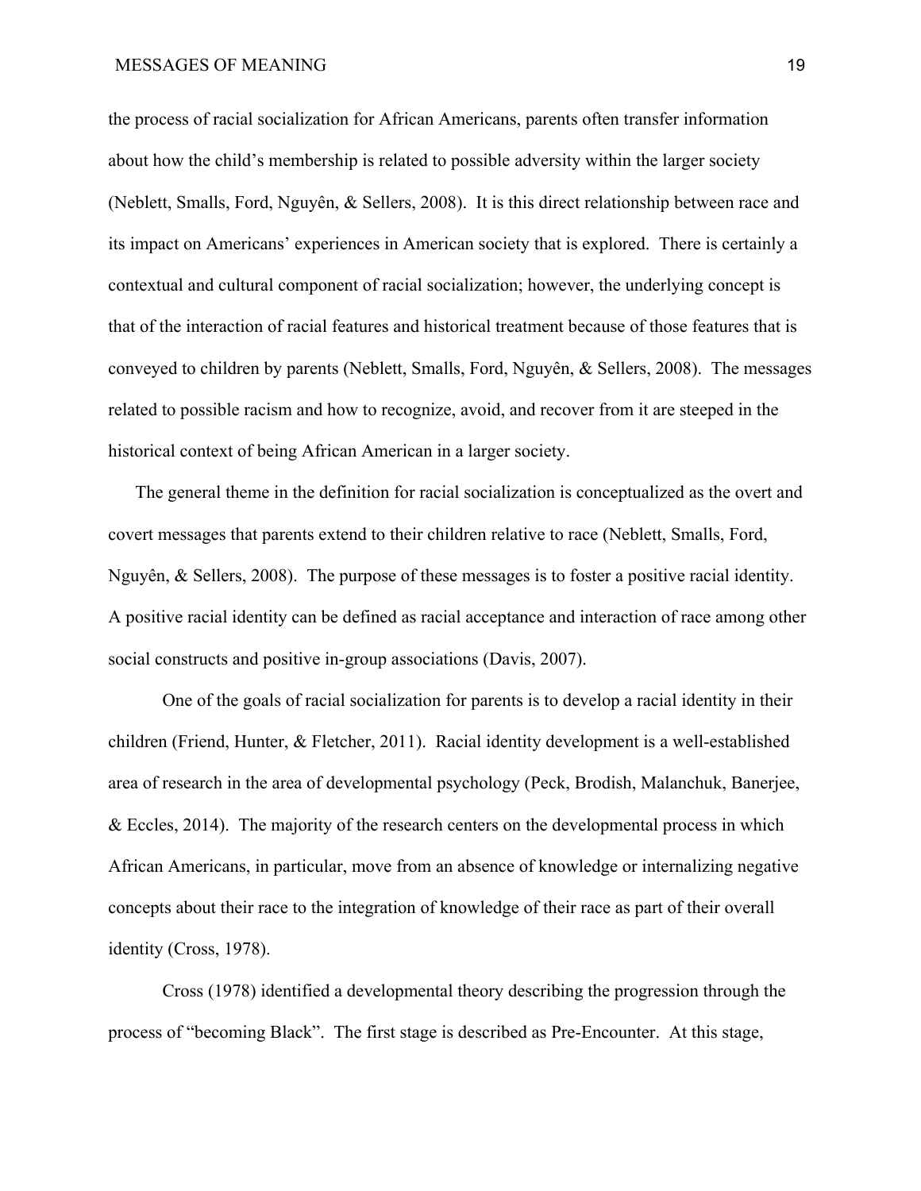the process of racial socialization for African Americans, parents often transfer information about how the child's membership is related to possible adversity within the larger society (Neblett, Smalls, Ford, Nguyên, & Sellers, 2008). It is this direct relationship between race and its impact on Americans' experiences in American society that is explored. There is certainly a contextual and cultural component of racial socialization; however, the underlying concept is that of the interaction of racial features and historical treatment because of those features that is conveyed to children by parents (Neblett, Smalls, Ford, Nguyên, & Sellers, 2008). The messages related to possible racism and how to recognize, avoid, and recover from it are steeped in the historical context of being African American in a larger society.

The general theme in the definition for racial socialization is conceptualized as the overt and covert messages that parents extend to their children relative to race (Neblett, Smalls, Ford, Nguyên, & Sellers, 2008). The purpose of these messages is to foster a positive racial identity. A positive racial identity can be defined as racial acceptance and interaction of race among other social constructs and positive in-group associations (Davis, 2007).

One of the goals of racial socialization for parents is to develop a racial identity in their children (Friend, Hunter, & Fletcher, 2011). Racial identity development is a well-established area of research in the area of developmental psychology (Peck, Brodish, Malanchuk, Banerjee, & Eccles, 2014). The majority of the research centers on the developmental process in which African Americans, in particular, move from an absence of knowledge or internalizing negative concepts about their race to the integration of knowledge of their race as part of their overall identity (Cross, 1978).

Cross (1978) identified a developmental theory describing the progression through the process of "becoming Black". The first stage is described as Pre-Encounter. At this stage,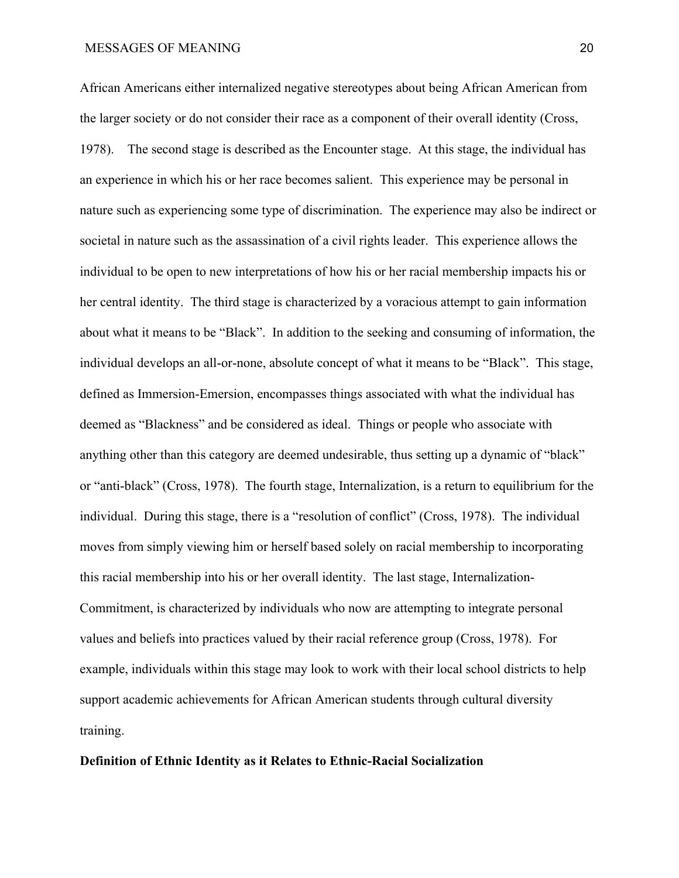African Americans either internalized negative stereotypes about being African American from the larger society or do not consider their race as a component of their overall identity (Cross, 1978). The second stage is described as the Encounter stage. At this stage, the individual has an experience in which his or her race becomes salient. This experience may be personal in nature such as experiencing some type of discrimination. The experience may also be indirect or societal in nature such as the assassination of a civil rights leader. This experience allows the individual to be open to new interpretations of how his or her racial membership impacts his or her central identity. The third stage is characterized by a voracious attempt to gain information about what it means to be "Black". In addition to the seeking and consuming of information, the individual develops an all-or-none, absolute concept of what it means to be "Black". This stage, defined as Immersion-Emersion, encompasses things associated with what the individual has deemed as "Blackness" and be considered as ideal. Things or people who associate with anything other than this category are deemed undesirable, thus setting up a dynamic of "black" or "anti-black" (Cross, 1978). The fourth stage, Internalization, is a return to equilibrium for the individual. During this stage, there is a "resolution of conflict" (Cross, 1978). The individual moves from simply viewing him or herself based solely on racial membership to incorporating this racial membership into his or her overall identity. The last stage, Internalization-Commitment, is characterized by individuals who now are attempting to integrate personal values and beliefs into practices valued by their racial reference group (Cross, 1978). For example, individuals within this stage may look to work with their local school districts to help support academic achievements for African American students through cultural diversity training.

**Definition of Ethnic Identity as it Relates to Ethnic-Racial Socialization**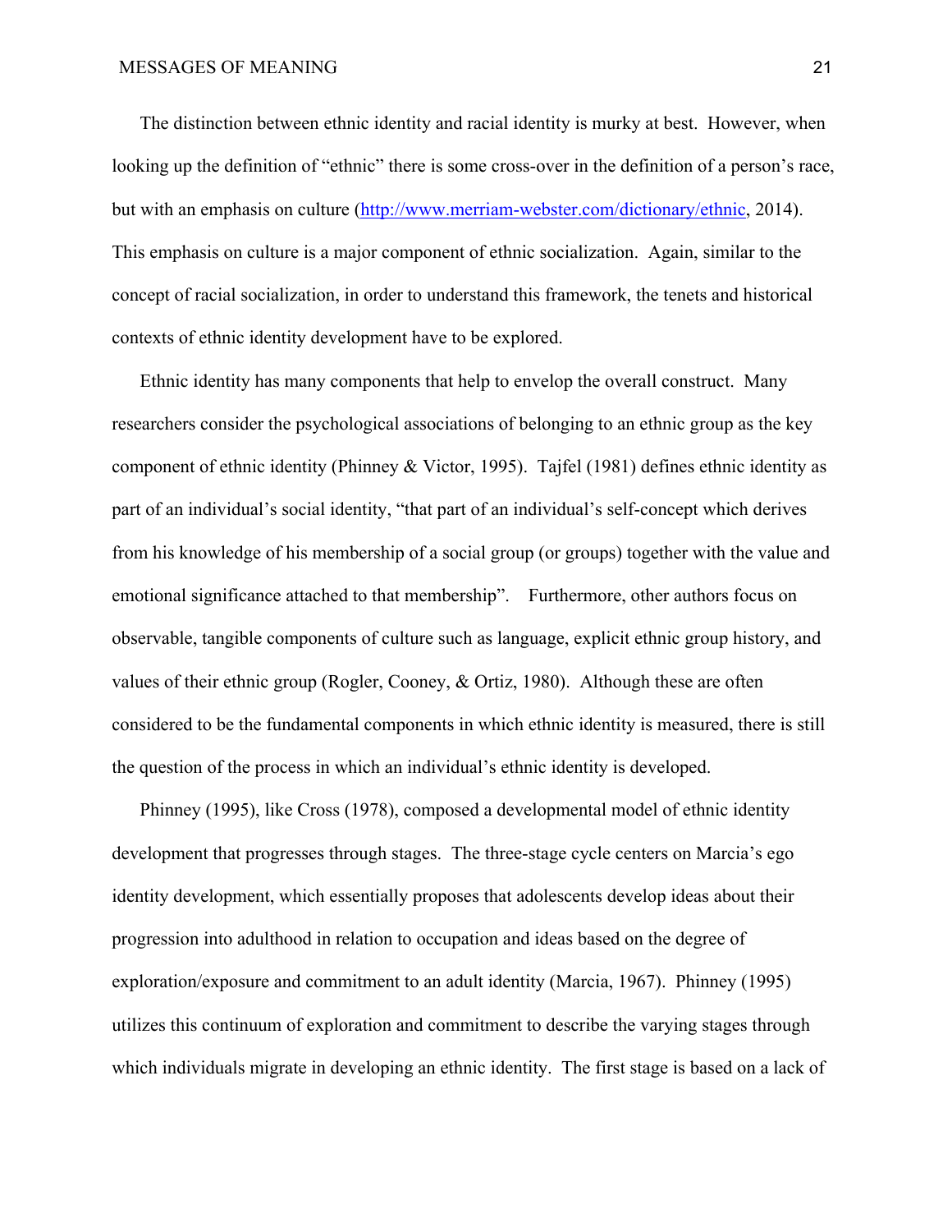The distinction between ethnic identity and racial identity is murky at best. However, when looking up the definition of "ethnic" there is some cross-over in the definition of a person's race, but with an emphasis on culture (http://www.merriam-webster.com/dictionary/ethnic, 2014). This emphasis on culture is a major component of ethnic socialization. Again, similar to the concept of racial socialization, in order to understand this framework, the tenets and historical contexts of ethnic identity development have to be explored.

Ethnic identity has many components that help to envelop the overall construct. Many researchers consider the psychological associations of belonging to an ethnic group as the key component of ethnic identity (Phinney & Victor, 1995). Tajfel (1981) defines ethnic identity as part of an individual's social identity, "that part of an individual's self-concept which derives from his knowledge of his membership of a social group (or groups) together with the value and emotional significance attached to that membership". Furthermore, other authors focus on observable, tangible components of culture such as language, explicit ethnic group history, and values of their ethnic group (Rogler, Cooney, & Ortiz, 1980). Although these are often considered to be the fundamental components in which ethnic identity is measured, there is still the question of the process in which an individual's ethnic identity is developed.

Phinney (1995), like Cross (1978), composed a developmental model of ethnic identity development that progresses through stages. The three-stage cycle centers on Marcia's ego identity development, which essentially proposes that adolescents develop ideas about their progression into adulthood in relation to occupation and ideas based on the degree of exploration/exposure and commitment to an adult identity (Marcia, 1967). Phinney (1995) utilizes this continuum of exploration and commitment to describe the varying stages through which individuals migrate in developing an ethnic identity. The first stage is based on a lack of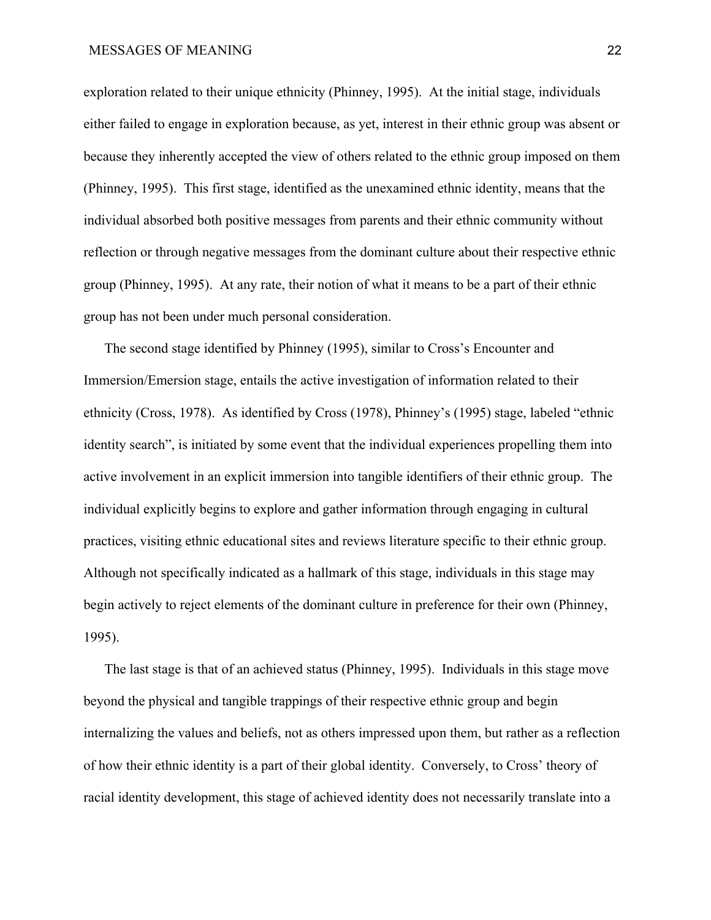exploration related to their unique ethnicity (Phinney, 1995). At the initial stage, individuals either failed to engage in exploration because, as yet, interest in their ethnic group was absent or because they inherently accepted the view of others related to the ethnic group imposed on them (Phinney, 1995). This first stage, identified as the unexamined ethnic identity, means that the individual absorbed both positive messages from parents and their ethnic community without reflection or through negative messages from the dominant culture about their respective ethnic group (Phinney, 1995). At any rate, their notion of what it means to be a part of their ethnic group has not been under much personal consideration.

The second stage identified by Phinney (1995), similar to Cross's Encounter and Immersion/Emersion stage, entails the active investigation of information related to their ethnicity (Cross, 1978). As identified by Cross (1978), Phinney's (1995) stage, labeled "ethnic identity search", is initiated by some event that the individual experiences propelling them into active involvement in an explicit immersion into tangible identifiers of their ethnic group. The individual explicitly begins to explore and gather information through engaging in cultural practices, visiting ethnic educational sites and reviews literature specific to their ethnic group. Although not specifically indicated as a hallmark of this stage, individuals in this stage may begin actively to reject elements of the dominant culture in preference for their own (Phinney, 1995).

The last stage is that of an achieved status (Phinney, 1995). Individuals in this stage move beyond the physical and tangible trappings of their respective ethnic group and begin internalizing the values and beliefs, not as others impressed upon them, but rather as a reflection of how their ethnic identity is a part of their global identity. Conversely, to Cross' theory of racial identity development, this stage of achieved identity does not necessarily translate into a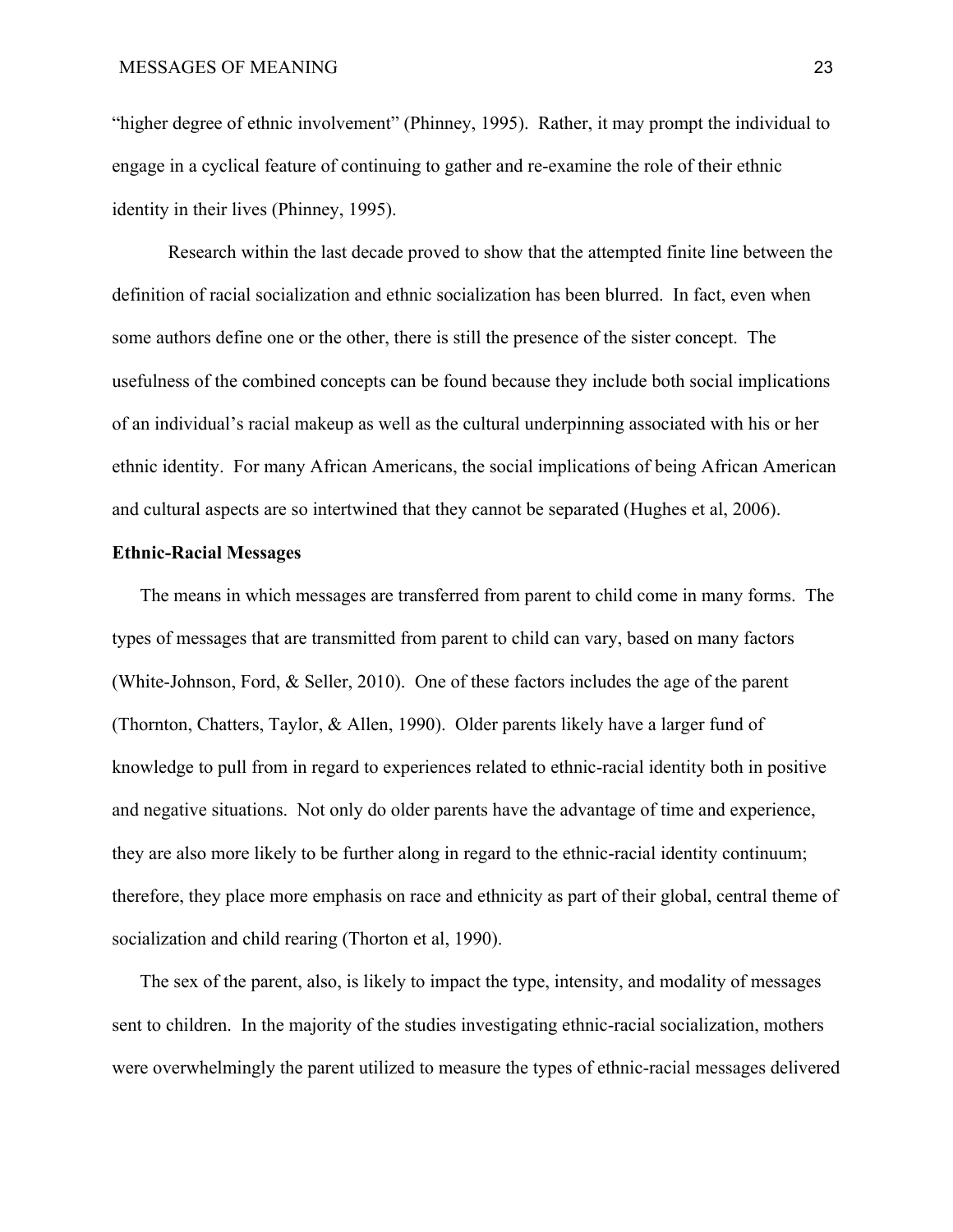"higher degree of ethnic involvement" (Phinney, 1995). Rather, it may prompt the individual to engage in a cyclical feature of continuing to gather and re-examine the role of their ethnic identity in their lives (Phinney, 1995).

Research within the last decade proved to show that the attempted finite line between the definition of racial socialization and ethnic socialization has been blurred. In fact, even when some authors define one or the other, there is still the presence of the sister concept. The usefulness of the combined concepts can be found because they include both social implications of an individual's racial makeup as well as the cultural underpinning associated with his or her ethnic identity. For many African Americans, the social implications of being African American and cultural aspects are so intertwined that they cannot be separated (Hughes et al, 2006).

**Ethnic-Racial Messages**

The means in which messages are transferred from parent to child come in many forms. The types of messages that are transmitted from parent to child can vary, based on many factors (White-Johnson, Ford, & Seller, 2010). One of these factors includes the age of the parent (Thornton, Chatters, Taylor, & Allen, 1990). Older parents likely have a larger fund of knowledge to pull from in regard to experiences related to ethnic-racial identity both in positive and negative situations. Not only do older parents have the advantage of time and experience, they are also more likely to be further along in regard to the ethnic-racial identity continuum; therefore, they place more emphasis on race and ethnicity as part of their global, central theme of socialization and child rearing (Thorton et al, 1990).

The sex of the parent, also, is likely to impact the type, intensity, and modality of messages sent to children. In the majority of the studies investigating ethnic-racial socialization, mothers were overwhelmingly the parent utilized to measure the types of ethnic-racial messages delivered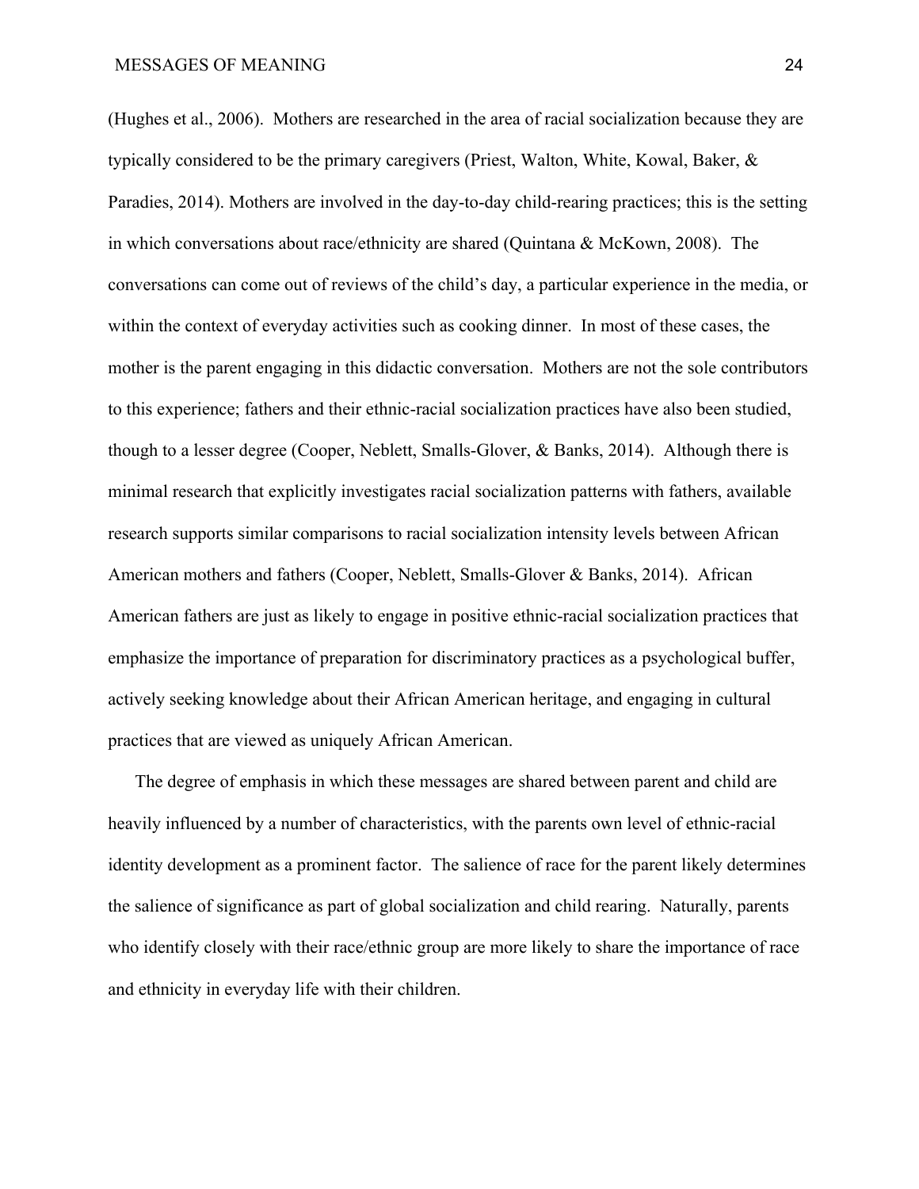(Hughes et al., 2006). Mothers are researched in the area of racial socialization because they are typically considered to be the primary caregivers (Priest, Walton, White, Kowal, Baker, & Paradies, 2014). Mothers are involved in the day-to-day child-rearing practices; this is the setting in which conversations about race/ethnicity are shared (Quintana & McKown, 2008). The conversations can come out of reviews of the child's day, a particular experience in the media, or within the context of everyday activities such as cooking dinner. In most of these cases, the mother is the parent engaging in this didactic conversation. Mothers are not the sole contributors to this experience; fathers and their ethnic-racial socialization practices have also been studied, though to a lesser degree (Cooper, Neblett, Smalls-Glover, & Banks, 2014). Although there is minimal research that explicitly investigates racial socialization patterns with fathers, available research supports similar comparisons to racial socialization intensity levels between African American mothers and fathers (Cooper, Neblett, Smalls-Glover & Banks, 2014). African American fathers are just as likely to engage in positive ethnic-racial socialization practices that emphasize the importance of preparation for discriminatory practices as a psychological buffer, actively seeking knowledge about their African American heritage, and engaging in cultural practices that are viewed as uniquely African American.

The degree of emphasis in which these messages are shared between parent and child are heavily influenced by a number of characteristics, with the parents own level of ethnic-racial identity development as a prominent factor. The salience of race for the parent likely determines the salience of significance as part of global socialization and child rearing. Naturally, parents who identify closely with their race/ethnic group are more likely to share the importance of race and ethnicity in everyday life with their children.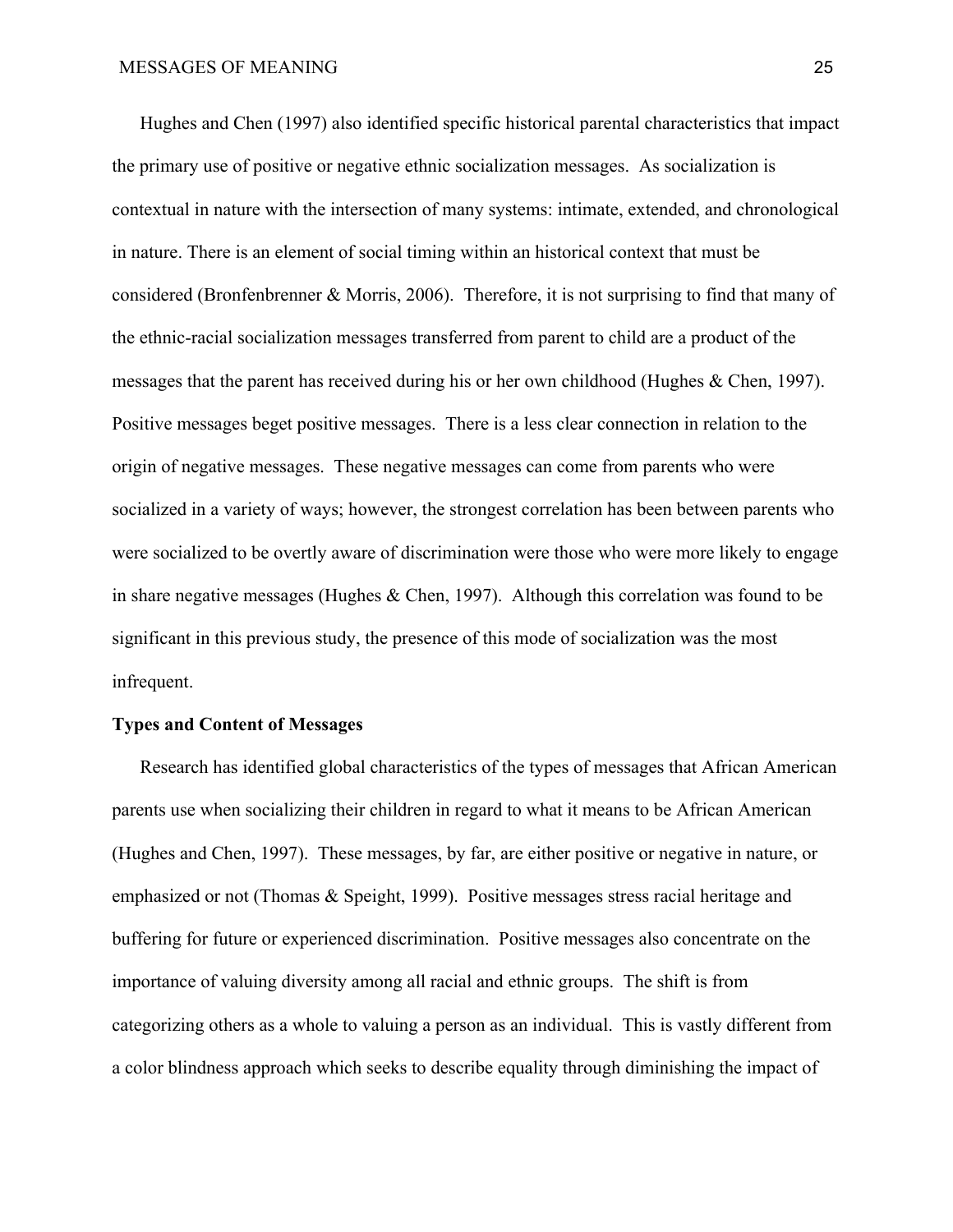Hughes and Chen (1997) also identified specific historical parental characteristics that impact the primary use of positive or negative ethnic socialization messages. As socialization is contextual in nature with the intersection of many systems: intimate, extended, and chronological in nature. There is an element of social timing within an historical context that must be considered (Bronfenbrenner & Morris, 2006). Therefore, it is not surprising to find that many of the ethnic-racial socialization messages transferred from parent to child are a product of the messages that the parent has received during his or her own childhood (Hughes & Chen, 1997). Positive messages beget positive messages. There is a less clear connection in relation to the origin of negative messages. These negative messages can come from parents who were socialized in a variety of ways; however, the strongest correlation has been between parents who were socialized to be overtly aware of discrimination were those who were more likely to engage in share negative messages (Hughes & Chen, 1997). Although this correlation was found to be significant in this previous study, the presence of this mode of socialization was the most infrequent.

**Types and Content of Messages**

Research has identified global characteristics of the types of messages that African American parents use when socializing their children in regard to what it means to be African American (Hughes and Chen, 1997). These messages, by far, are either positive or negative in nature, or emphasized or not (Thomas & Speight, 1999). Positive messages stress racial heritage and buffering for future or experienced discrimination. Positive messages also concentrate on the importance of valuing diversity among all racial and ethnic groups. The shift is from categorizing others as a whole to valuing a person as an individual. This is vastly different from a color blindness approach which seeks to describe equality through diminishing the impact of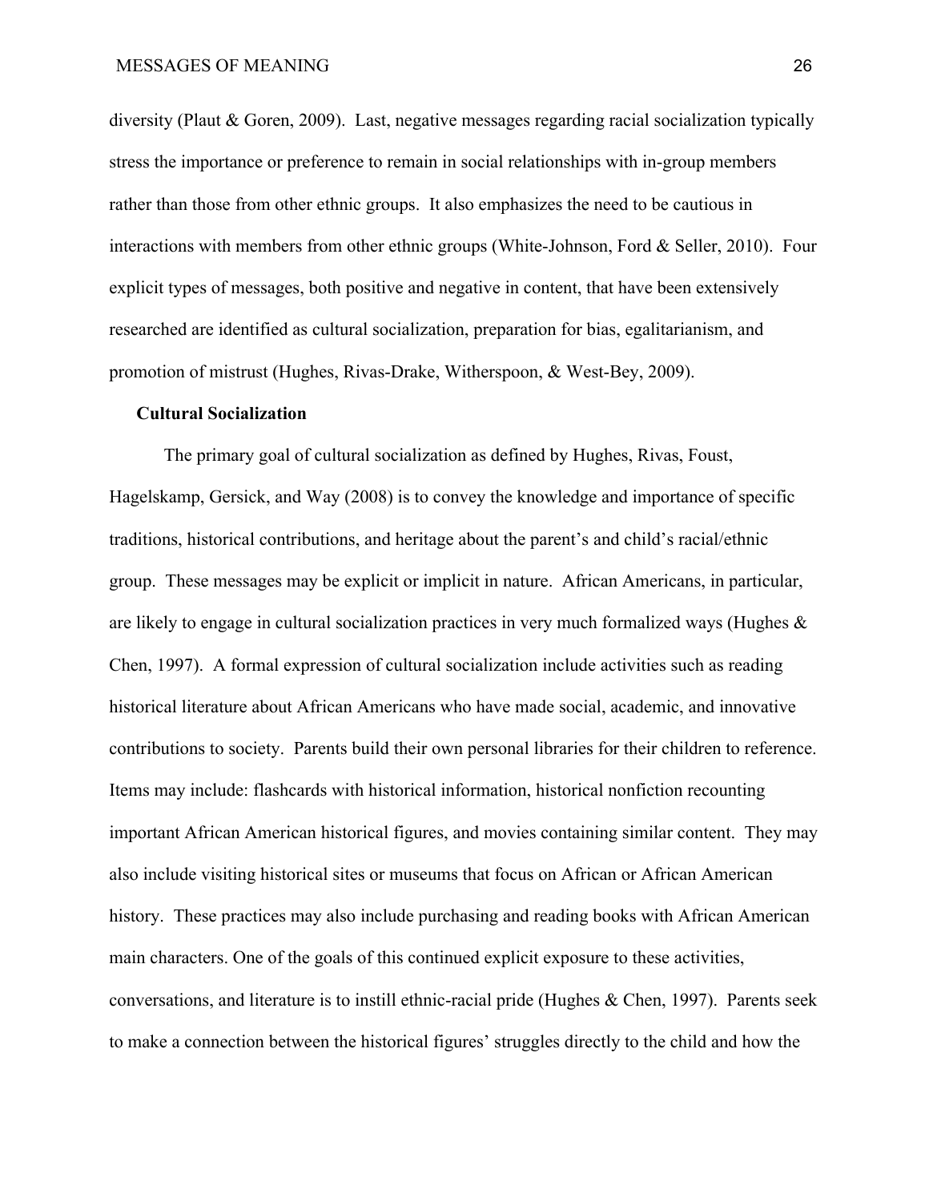diversity (Plaut & Goren, 2009). Last, negative messages regarding racial socialization typically stress the importance or preference to remain in social relationships with in-group members rather than those from other ethnic groups. It also emphasizes the need to be cautious in interactions with members from other ethnic groups (White-Johnson, Ford & Seller, 2010). Four explicit types of messages, both positive and negative in content, that have been extensively researched are identified as cultural socialization, preparation for bias, egalitarianism, and promotion of mistrust (Hughes, Rivas-Drake, Witherspoon, & West-Bey, 2009).

### Cultural Socialization

The primary goal of cultural socialization as defined by Hughes, Rivas, Foust, Hagelskamp, Gersick, and Way (2008) is to convey the knowledge and importance of specific traditions, historical contributions, and heritage about the parent's and child's racial/ethnic group. These messages may be explicit or implicit in nature. African Americans, in particular, are likely to engage in cultural socialization practices in very much formalized ways (Hughes & Chen, 1997). A formal expression of cultural socialization include activities such as reading historical literature about African Americans who have made social, academic, and innovative contributions to society. Parents build their own personal libraries for their children to reference. Items may include: flashcards with historical information, historical nonfiction recounting important African American historical figures, and movies containing similar content. They may also include visiting historical sites or museums that focus on African or African American history. These practices may also include purchasing and reading books with African American main characters. One of the goals of this continued explicit exposure to these activities, conversations, and literature is to instill ethnic-racial pride (Hughes & Chen, 1997). Parents seek to make a connection between the historical figures' struggles directly to the child and how the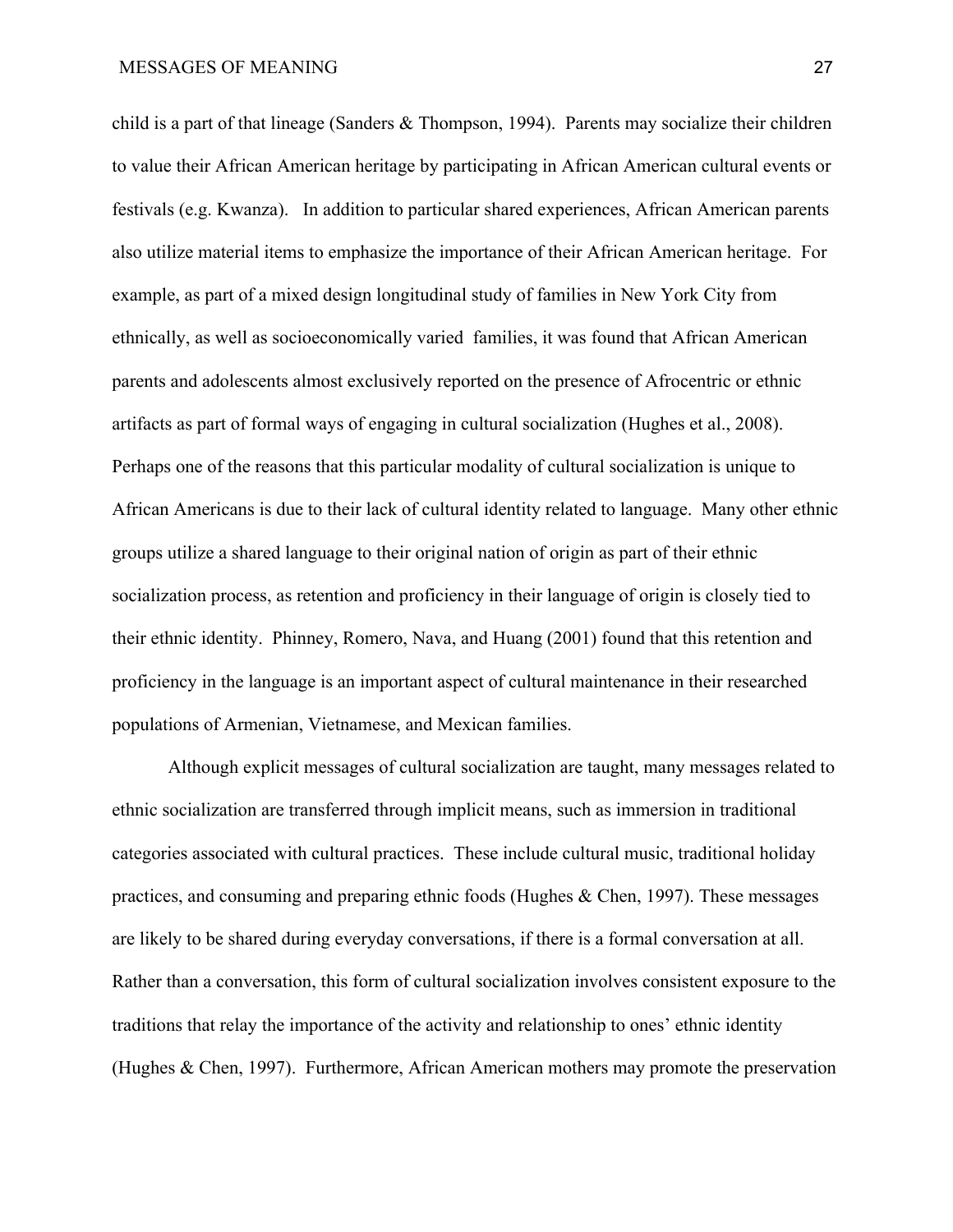child is a part of that lineage (Sanders & Thompson, 1994). Parents may socialize their children to value their African American heritage by participating in African American cultural events or festivals (e.g. Kwanza). In addition to particular shared experiences, African American parents also utilize material items to emphasize the importance of their African American heritage. For example, as part of a mixed design longitudinal study of families in New York City from ethnically, as well as socioeconomically varied families, it was found that African American parents and adolescents almost exclusively reported on the presence of Afrocentric or ethnic artifacts as part of formal ways of engaging in cultural socialization (Hughes et al., 2008). Perhaps one of the reasons that this particular modality of cultural socialization is unique to African Americans is due to their lack of cultural identity related to language. Many other ethnic groups utilize a shared language to their original nation of origin as part of their ethnic socialization process, as retention and proficiency in their language of origin is closely tied to their ethnic identity. Phinney, Romero, Nava, and Huang (2001) found that this retention and proficiency in the language is an important aspect of cultural maintenance in their researched populations of Armenian, Vietnamese, and Mexican families.

Although explicit messages of cultural socialization are taught, many messages related to ethnic socialization are transferred through implicit means, such as immersion in traditional categories associated with cultural practices. These include cultural music, traditional holiday practices, and consuming and preparing ethnic foods (Hughes & Chen, 1997). These messages are likely to be shared during everyday conversations, if there is a formal conversation at all. Rather than a conversation, this form of cultural socialization involves consistent exposure to the traditions that relay the importance of the activity and relationship to ones' ethnic identity (Hughes & Chen, 1997). Furthermore, African American mothers may promote the preservation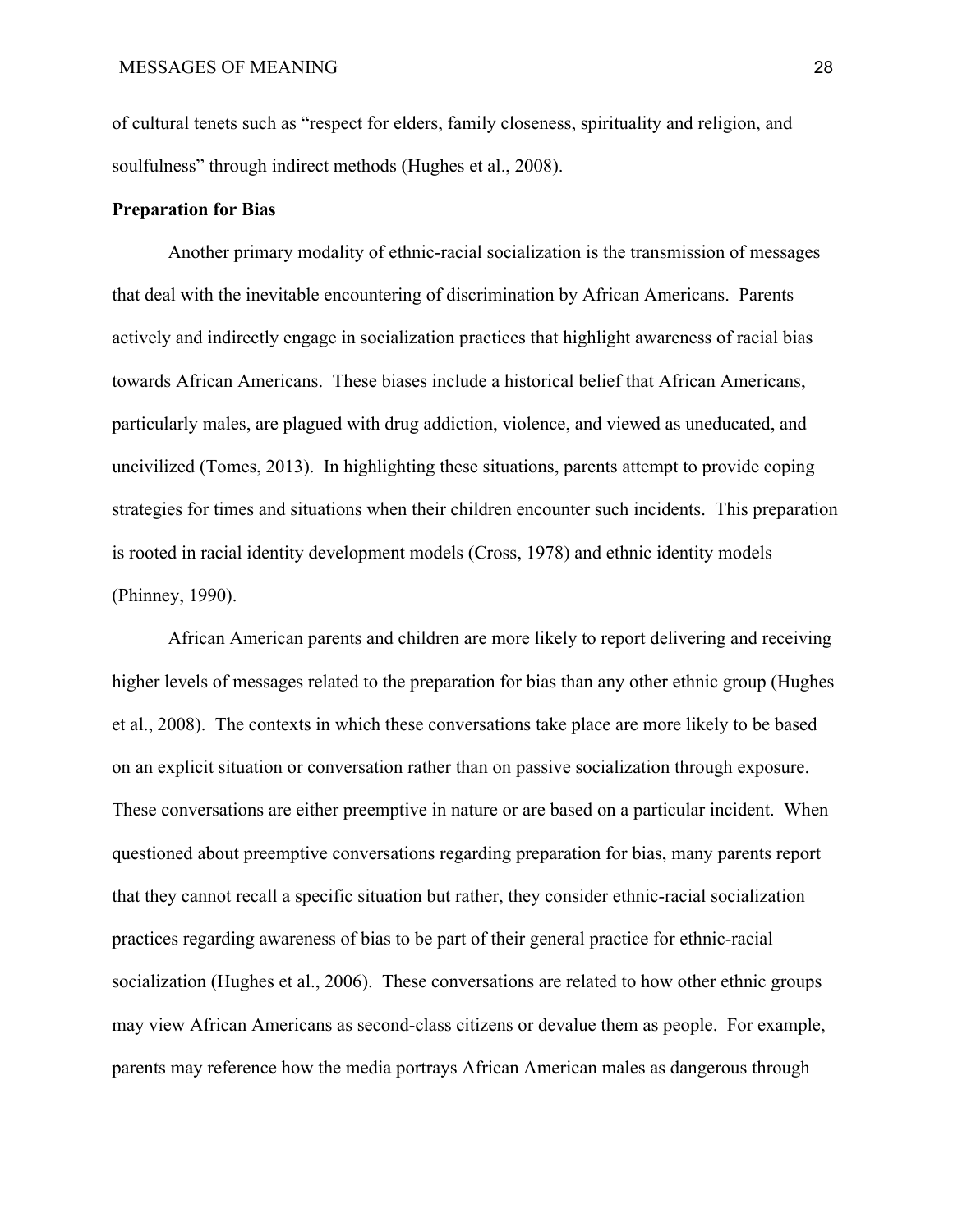of cultural tenets such as "respect for elders, family closeness, spirituality and religion, and soulfulness" through indirect methods (Hughes et al., 2008).

**Preparation for Bias**

Another primary modality of ethnic-racial socialization is the transmission of messages that deal with the inevitable encountering of discrimination by African Americans. Parents actively and indirectly engage in socialization practices that highlight awareness of racial bias towards African Americans. These biases include a historical belief that African Americans, particularly males, are plagued with drug addiction, violence, and viewed as uneducated, and uncivilized (Tomes, 2013). In highlighting these situations, parents attempt to provide coping strategies for times and situations when their children encounter such incidents. This preparation is rooted in racial identity development models (Cross, 1978) and ethnic identity models (Phinney, 1990).

African American parents and children are more likely to report delivering and receiving higher levels of messages related to the preparation for bias than any other ethnic group (Hughes et al., 2008). The contexts in which these conversations take place are more likely to be based on an explicit situation or conversation rather than on passive socialization through exposure. These conversations are either preemptive in nature or are based on a particular incident. When questioned about preemptive conversations regarding preparation for bias, many parents report that they cannot recall a specific situation but rather, they consider ethnic-racial socialization practices regarding awareness of bias to be part of their general practice for ethnic-racial socialization (Hughes et al., 2006). These conversations are related to how other ethnic groups may view African Americans as second-class citizens or devalue them as people. For example, parents may reference how the media portrays African American males as dangerous through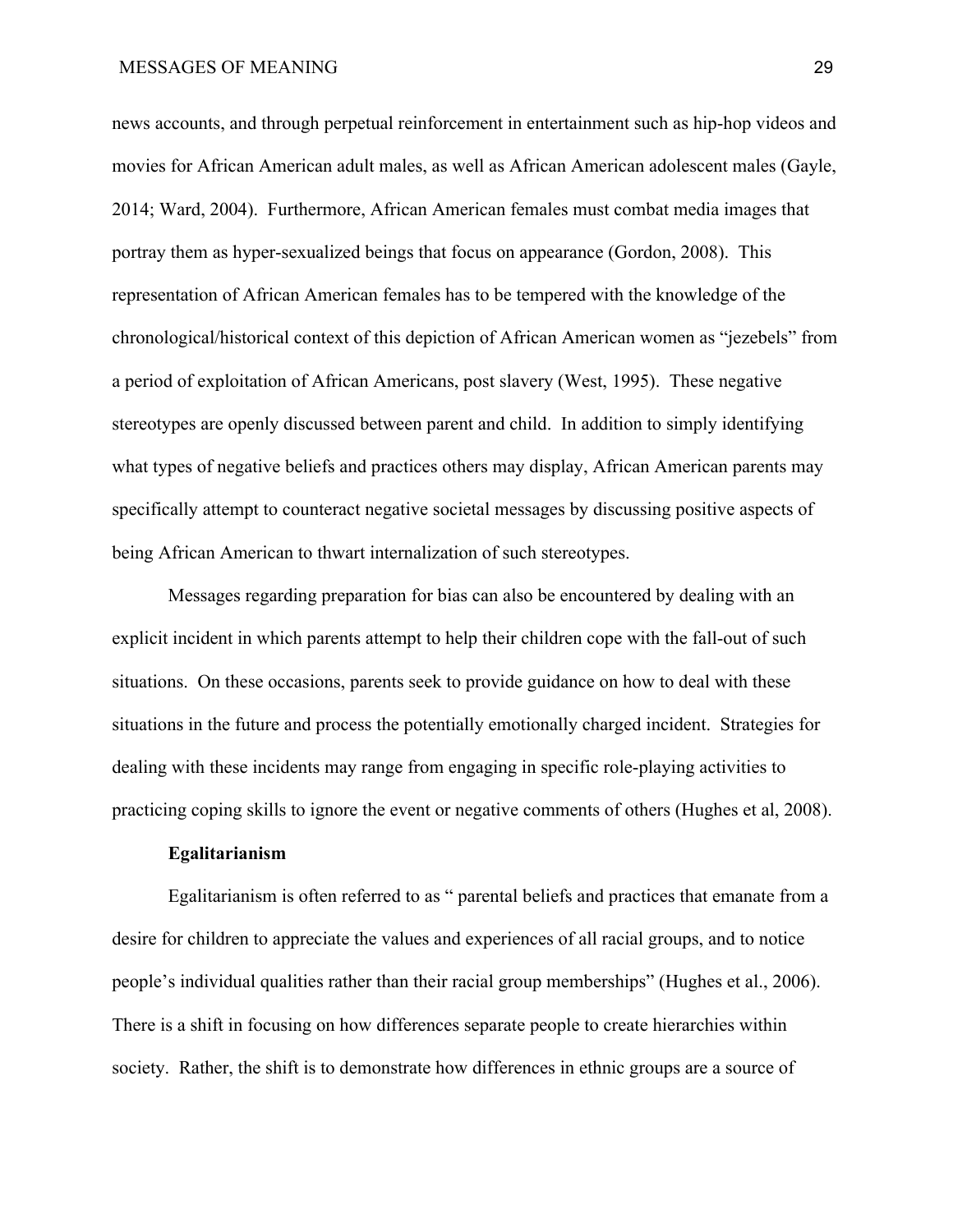news accounts, and through perpetual reinforcement in entertainment such as hip-hop videos and movies for African American adult males, as well as African American adolescent males (Gayle, 2014; Ward, 2004). Furthermore, African American females must combat media images that portray them as hyper-sexualized beings that focus on appearance (Gordon, 2008). This representation of African American females has to be tempered with the knowledge of the chronological/historical context of this depiction of African American women as "jezebels" from a period of exploitation of African Americans, post slavery (West, 1995). These negative stereotypes are openly discussed between parent and child. In addition to simply identifying what types of negative beliefs and practices others may display, African American parents may specifically attempt to counteract negative societal messages by discussing positive aspects of being African American to thwart internalization of such stereotypes.

Messages regarding preparation for bias can also be encountered by dealing with an explicit incident in which parents attempt to help their children cope with the fall-out of such situations. On these occasions, parents seek to provide guidance on how to deal with these situations in the future and process the potentially emotionally charged incident. Strategies for dealing with these incidents may range from engaging in specific role-playing activities to practicing coping skills to ignore the event or negative comments of others (Hughes et al, 2008).

### Egalitarianism

Egalitarianism is often referred to as " parental beliefs and practices that emanate from a desire for children to appreciate the values and experiences of all racial groups, and to notice people's individual qualities rather than their racial group memberships" (Hughes et al., 2006). There is a shift in focusing on how differences separate people to create hierarchies within society. Rather, the shift is to demonstrate how differences in ethnic groups are a source of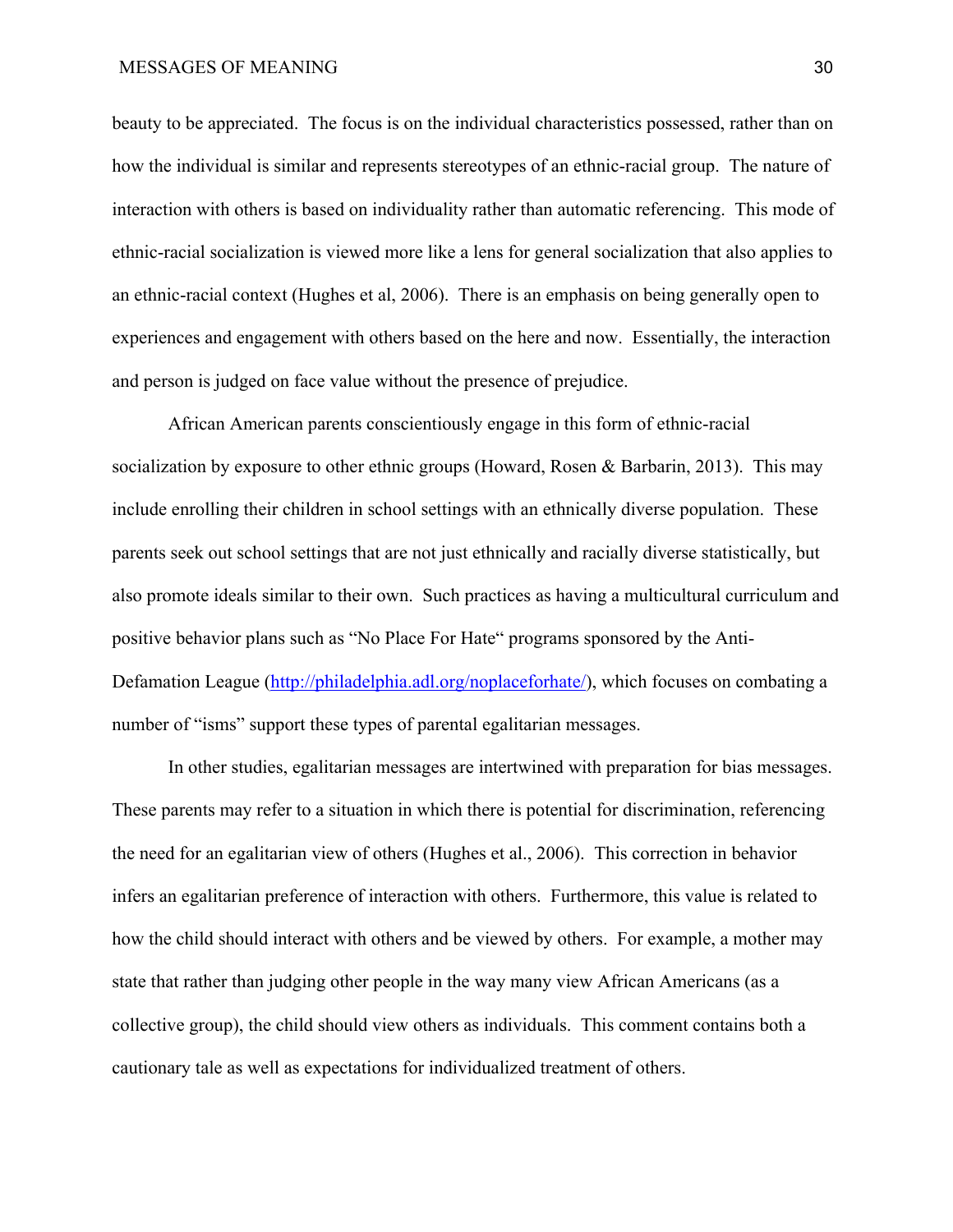beauty to be appreciated. The focus is on the individual characteristics possessed, rather than on how the individual is similar and represents stereotypes of an ethnic-racial group. The nature of interaction with others is based on individuality rather than automatic referencing. This mode of ethnic-racial socialization is viewed more like a lens for general socialization that also applies to an ethnic-racial context (Hughes et al, 2006). There is an emphasis on being generally open to experiences and engagement with others based on the here and now. Essentially, the interaction and person is judged on face value without the presence of prejudice.

African American parents conscientiously engage in this form of ethnic-racial socialization by exposure to other ethnic groups (Howard, Rosen & Barbarin, 2013). This may include enrolling their children in school settings with an ethnically diverse population. These parents seek out school settings that are not just ethnically and racially diverse statistically, but also promote ideals similar to their own. Such practices as having a multicultural curriculum and positive behavior plans such as "No Place For Hate" programs sponsored by the Anti-Defamation League (http://philadelphia.adl.org/noplaceforhate/), which focuses on combating a number of "isms" support these types of parental egalitarian messages.

In other studies, egalitarian messages are intertwined with preparation for bias messages. These parents may refer to a situation in which there is potential for discrimination, referencing the need for an egalitarian view of others (Hughes et al., 2006). This correction in behavior infers an egalitarian preference of interaction with others. Furthermore, this value is related to how the child should interact with others and be viewed by others. For example, a mother may state that rather than judging other people in the way many view African Americans (as a collective group), the child should view others as individuals. This comment contains both a cautionary tale as well as expectations for individualized treatment of others.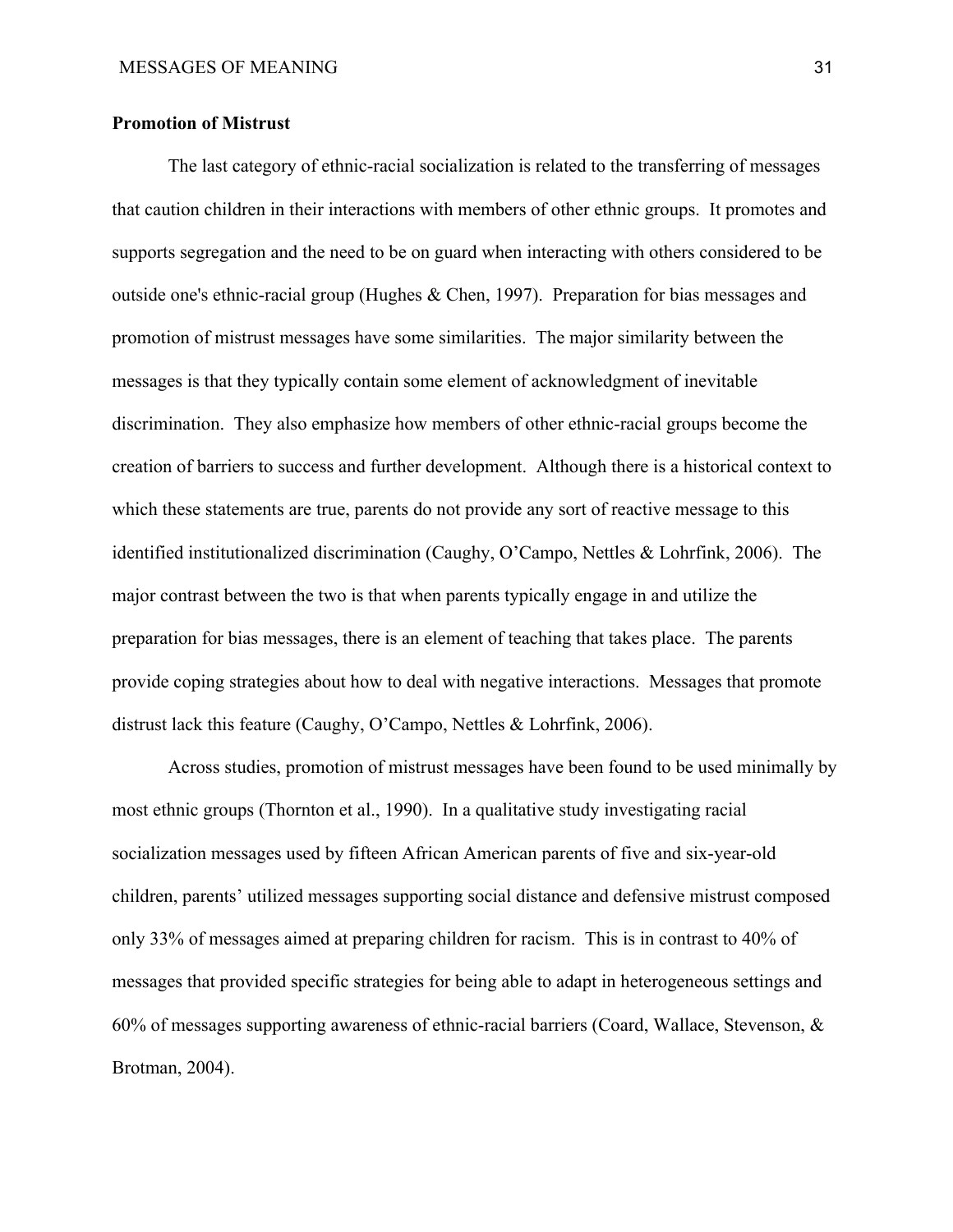**Promotion of Mistrust**

The last category of ethnic-racial socialization is related to the transferring of messages that caution children in their interactions with members of other ethnic groups. It promotes and supports segregation and the need to be on guard when interacting with others considered to be outside one's ethnic-racial group (Hughes & Chen, 1997). Preparation for bias messages and promotion of mistrust messages have some similarities. The major similarity between the messages is that they typically contain some element of acknowledgment of inevitable discrimination. They also emphasize how members of other ethnic-racial groups become the creation of barriers to success and further development. Although there is a historical context to which these statements are true, parents do not provide any sort of reactive message to this identified institutionalized discrimination (Caughy, O'Campo, Nettles & Lohrfink, 2006). The major contrast between the two is that when parents typically engage in and utilize the preparation for bias messages, there is an element of teaching that takes place. The parents provide coping strategies about how to deal with negative interactions. Messages that promote distrust lack this feature (Caughy, O'Campo, Nettles & Lohrfink, 2006).

Across studies, promotion of mistrust messages have been found to be used minimally by most ethnic groups (Thornton et al., 1990). In a qualitative study investigating racial socialization messages used by fifteen African American parents of five and six-year-old children, parents' utilized messages supporting social distance and defensive mistrust composed only 33% of messages aimed at preparing children for racism. This is in contrast to 40% of messages that provided specific strategies for being able to adapt in heterogeneous settings and 60% of messages supporting awareness of ethnic-racial barriers (Coard, Wallace, Stevenson, & Brotman, 2004).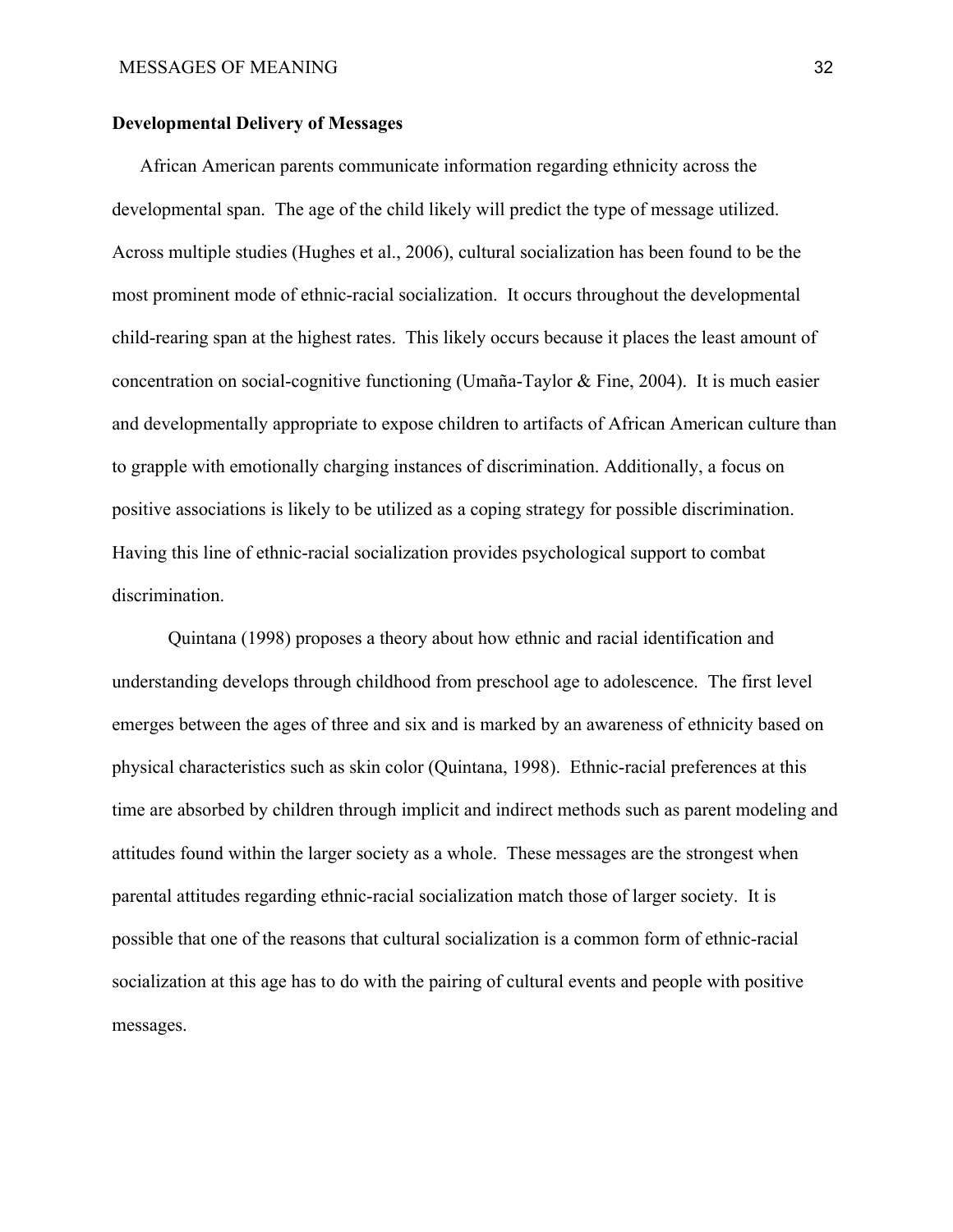**Developmental Delivery of Messages**

African American parents communicate information regarding ethnicity across the developmental span. The age of the child likely will predict the type of message utilized. Across multiple studies (Hughes et al., 2006), cultural socialization has been found to be the most prominent mode of ethnic-racial socialization. It occurs throughout the developmental child-rearing span at the highest rates. This likely occurs because it places the least amount of concentration on social-cognitive functioning (Umaña-Taylor & Fine, 2004). It is much easier and developmentally appropriate to expose children to artifacts of African American culture than to grapple with emotionally charging instances of discrimination. Additionally, a focus on positive associations is likely to be utilized as a coping strategy for possible discrimination. Having this line of ethnic-racial socialization provides psychological support to combat discrimination.

Quintana (1998) proposes a theory about how ethnic and racial identification and understanding develops through childhood from preschool age to adolescence. The first level emerges between the ages of three and six and is marked by an awareness of ethnicity based on physical characteristics such as skin color (Quintana, 1998). Ethnic-racial preferences at this time are absorbed by children through implicit and indirect methods such as parent modeling and attitudes found within the larger society as a whole. These messages are the strongest when parental attitudes regarding ethnic-racial socialization match those of larger society. It is possible that one of the reasons that cultural socialization is a common form of ethnic-racial socialization at this age has to do with the pairing of cultural events and people with positive messages.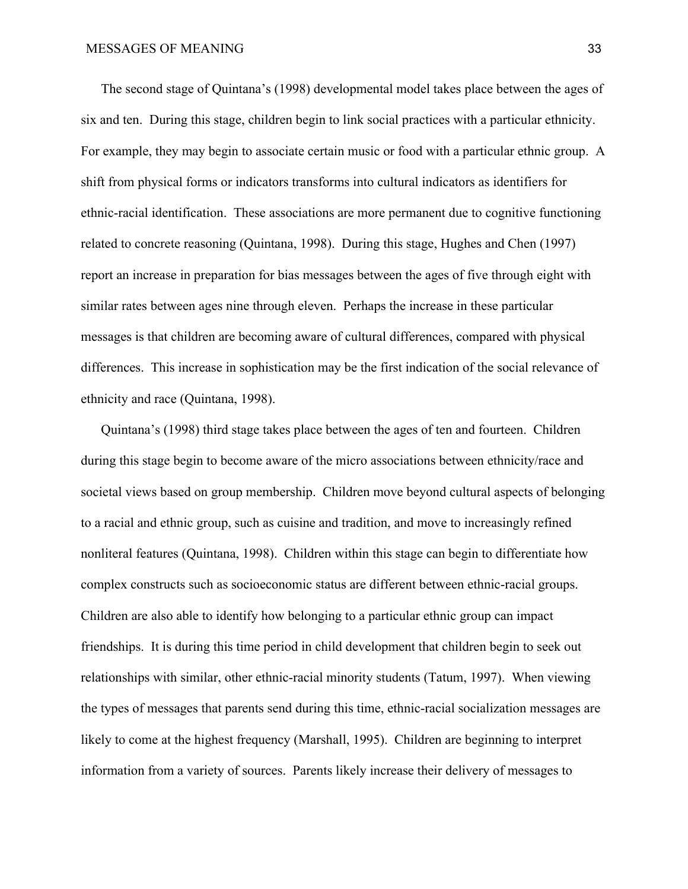The second stage of Quintana's (1998) developmental model takes place between the ages of six and ten. During this stage, children begin to link social practices with a particular ethnicity. For example, they may begin to associate certain music or food with a particular ethnic group. A shift from physical forms or indicators transforms into cultural indicators as identifiers for ethnic-racial identification. These associations are more permanent due to cognitive functioning related to concrete reasoning (Quintana, 1998). During this stage, Hughes and Chen (1997) report an increase in preparation for bias messages between the ages of five through eight with similar rates between ages nine through eleven. Perhaps the increase in these particular messages is that children are becoming aware of cultural differences, compared with physical differences. This increase in sophistication may be the first indication of the social relevance of ethnicity and race (Quintana, 1998).

Quintana's (1998) third stage takes place between the ages of ten and fourteen. Children during this stage begin to become aware of the micro associations between ethnicity/race and societal views based on group membership. Children move beyond cultural aspects of belonging to a racial and ethnic group, such as cuisine and tradition, and move to increasingly refined nonliteral features (Quintana, 1998). Children within this stage can begin to differentiate how complex constructs such as socioeconomic status are different between ethnic-racial groups. Children are also able to identify how belonging to a particular ethnic group can impact friendships. It is during this time period in child development that children begin to seek out relationships with similar, other ethnic-racial minority students (Tatum, 1997). When viewing the types of messages that parents send during this time, ethnic-racial socialization messages are likely to come at the highest frequency (Marshall, 1995). Children are beginning to interpret information from a variety of sources. Parents likely increase their delivery of messages to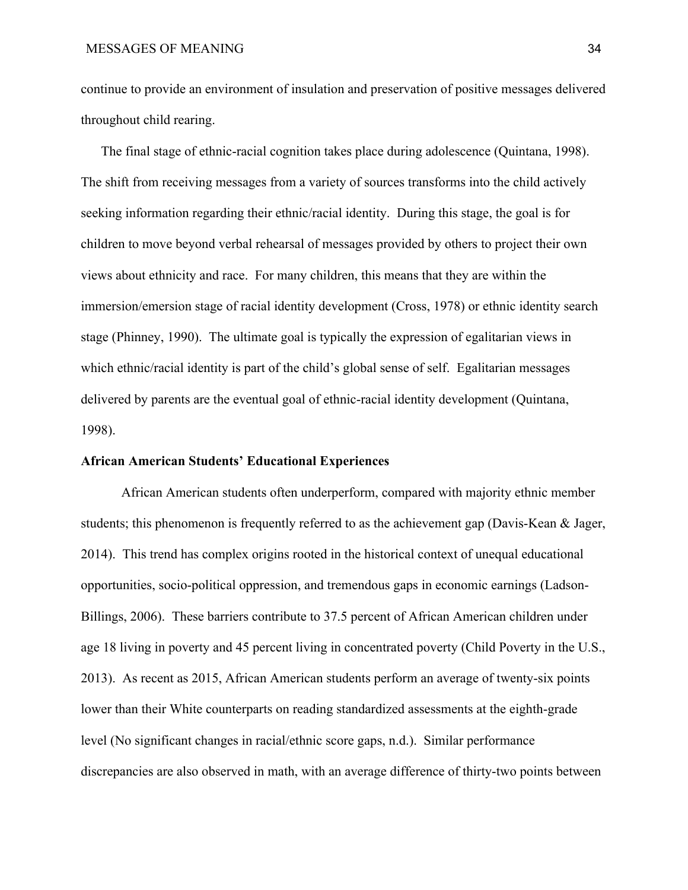continue to provide an environment of insulation and preservation of positive messages delivered throughout child rearing.

The final stage of ethnic-racial cognition takes place during adolescence (Quintana, 1998). The shift from receiving messages from a variety of sources transforms into the child actively seeking information regarding their ethnic/racial identity. During this stage, the goal is for children to move beyond verbal rehearsal of messages provided by others to project their own views about ethnicity and race. For many children, this means that they are within the immersion/emersion stage of racial identity development (Cross, 1978) or ethnic identity search stage (Phinney, 1990). The ultimate goal is typically the expression of egalitarian views in which ethnic/racial identity is part of the child's global sense of self. Egalitarian messages delivered by parents are the eventual goal of ethnic-racial identity development (Quintana, 1998).

**African American Students' Educational Experiences**

African American students often underperform, compared with majority ethnic member students; this phenomenon is frequently referred to as the achievement gap (Davis-Kean & Jager, 2014). This trend has complex origins rooted in the historical context of unequal educational opportunities, socio-political oppression, and tremendous gaps in economic earnings (Ladson-Billings, 2006). These barriers contribute to 37.5 percent of African American children under age 18 living in poverty and 45 percent living in concentrated poverty (Child Poverty in the U.S., 2013). As recent as 2015, African American students perform an average of twenty-six points lower than their White counterparts on reading standardized assessments at the eighth-grade level (No significant changes in racial/ethnic score gaps, n.d.). Similar performance discrepancies are also observed in math, with an average difference of thirty-two points between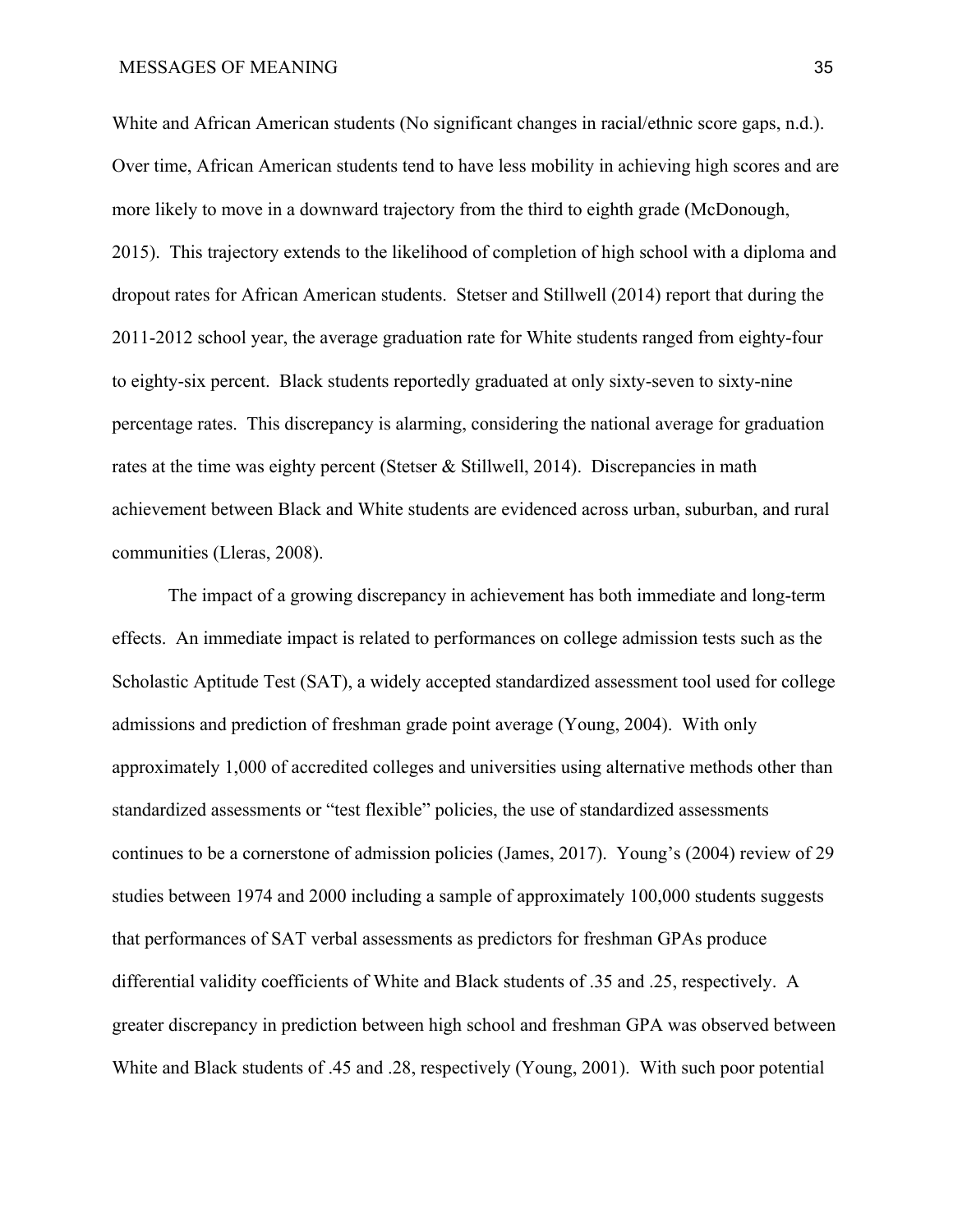White and African American students (No significant changes in racial/ethnic score gaps, n.d.). Over time, African American students tend to have less mobility in achieving high scores and are more likely to move in a downward trajectory from the third to eighth grade (McDonough, 2015). This trajectory extends to the likelihood of completion of high school with a diploma and dropout rates for African American students. Stetser and Stillwell (2014) report that during the 2011-2012 school year, the average graduation rate for White students ranged from eighty-four to eighty-six percent. Black students reportedly graduated at only sixty-seven to sixty-nine percentage rates. This discrepancy is alarming, considering the national average for graduation rates at the time was eighty percent (Stetser & Stillwell, 2014). Discrepancies in math achievement between Black and White students are evidenced across urban, suburban, and rural communities (Lleras, 2008).

The impact of a growing discrepancy in achievement has both immediate and long-term effects. An immediate impact is related to performances on college admission tests such as the Scholastic Aptitude Test (SAT), a widely accepted standardized assessment tool used for college admissions and prediction of freshman grade point average (Young, 2004). With only approximately 1,000 of accredited colleges and universities using alternative methods other than standardized assessments or "test flexible" policies, the use of standardized assessments continues to be a cornerstone of admission policies (James, 2017). Young's (2004) review of 29 studies between 1974 and 2000 including a sample of approximately 100,000 students suggests that performances of SAT verbal assessments as predictors for freshman GPAs produce differential validity coefficients of White and Black students of .35 and .25, respectively. A greater discrepancy in prediction between high school and freshman GPA was observed between White and Black students of .45 and .28, respectively (Young, 2001). With such poor potential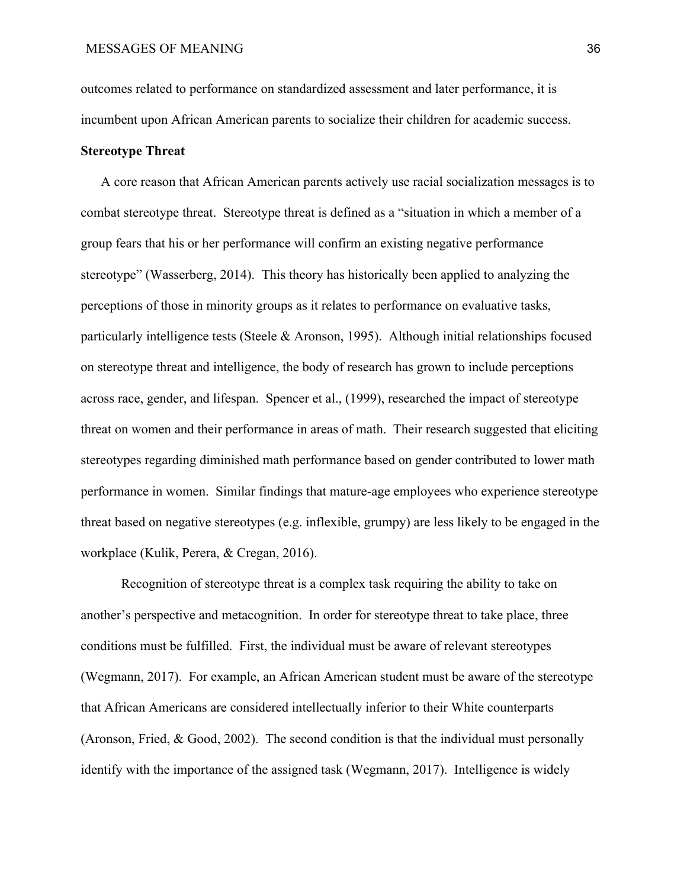outcomes related to performance on standardized assessment and later performance, it is incumbent upon African American parents to socialize their children for academic success.

**Stereotype Threat**

A core reason that African American parents actively use racial socialization messages is to combat stereotype threat. Stereotype threat is defined as a "situation in which a member of a group fears that his or her performance will confirm an existing negative performance stereotype" (Wasserberg, 2014). This theory has historically been applied to analyzing the perceptions of those in minority groups as it relates to performance on evaluative tasks, particularly intelligence tests (Steele & Aronson, 1995). Although initial relationships focused on stereotype threat and intelligence, the body of research has grown to include perceptions across race, gender, and lifespan. Spencer et al., (1999), researched the impact of stereotype threat on women and their performance in areas of math. Their research suggested that eliciting stereotypes regarding diminished math performance based on gender contributed to lower math performance in women. Similar findings that mature-age employees who experience stereotype threat based on negative stereotypes (e.g. inflexible, grumpy) are less likely to be engaged in the workplace (Kulik, Perera, & Cregan, 2016).

Recognition of stereotype threat is a complex task requiring the ability to take on another's perspective and metacognition. In order for stereotype threat to take place, three conditions must be fulfilled. First, the individual must be aware of relevant stereotypes (Wegmann, 2017). For example, an African American student must be aware of the stereotype that African Americans are considered intellectually inferior to their White counterparts (Aronson, Fried, & Good, 2002). The second condition is that the individual must personally identify with the importance of the assigned task (Wegmann, 2017). Intelligence is widely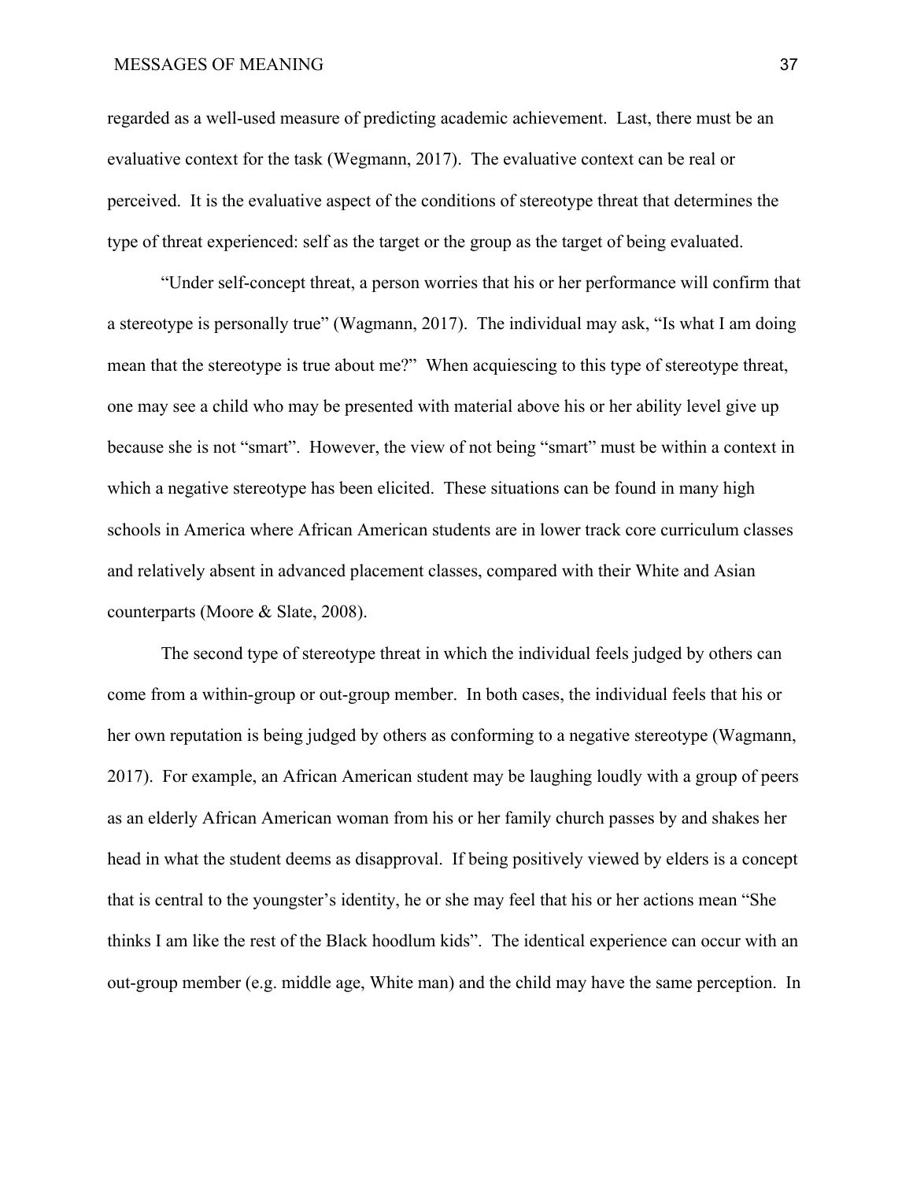regarded as a well-used measure of predicting academic achievement. Last, there must be an evaluative context for the task (Wegmann, 2017). The evaluative context can be real or perceived. It is the evaluative aspect of the conditions of stereotype threat that determines the type of threat experienced: self as the target or the group as the target of being evaluated.

"Under self-concept threat, a person worries that his or her performance will confirm that a stereotype is personally true" (Wagmann, 2017). The individual may ask, "Is what I am doing mean that the stereotype is true about me?" When acquiescing to this type of stereotype threat, one may see a child who may be presented with material above his or her ability level give up because she is not "smart". However, the view of not being "smart" must be within a context in which a negative stereotype has been elicited. These situations can be found in many high schools in America where African American students are in lower track core curriculum classes and relatively absent in advanced placement classes, compared with their White and Asian counterparts (Moore & Slate, 2008).

The second type of stereotype threat in which the individual feels judged by others can come from a within-group or out-group member. In both cases, the individual feels that his or her own reputation is being judged by others as conforming to a negative stereotype (Wagmann, 2017). For example, an African American student may be laughing loudly with a group of peers as an elderly African American woman from his or her family church passes by and shakes her head in what the student deems as disapproval. If being positively viewed by elders is a concept that is central to the youngster's identity, he or she may feel that his or her actions mean "She thinks I am like the rest of the Black hoodlum kids". The identical experience can occur with an out-group member (e.g. middle age, White man) and the child may have the same perception. In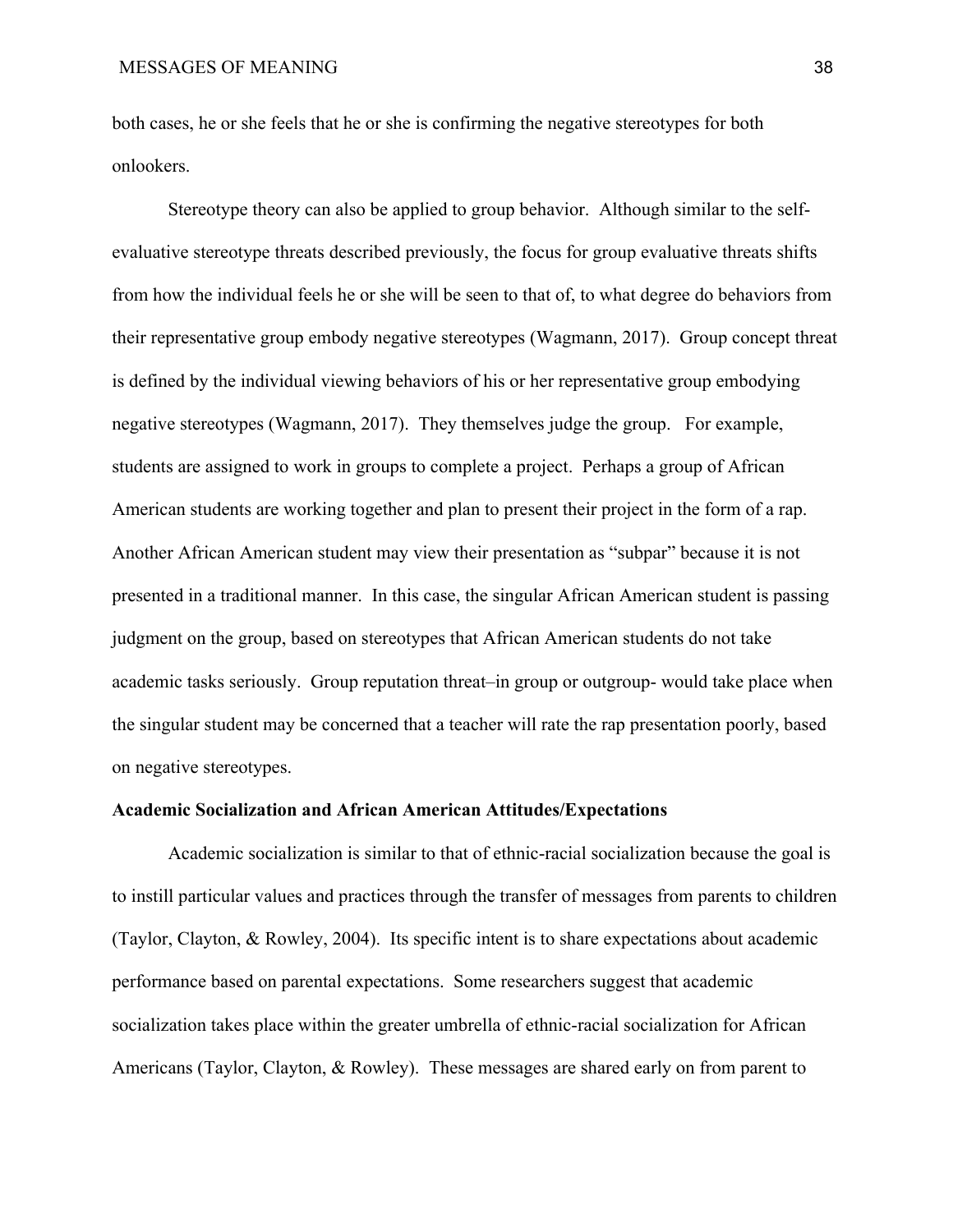both cases, he or she feels that he or she is confirming the negative stereotypes for both onlookers.

Stereotype theory can also be applied to group behavior. Although similar to the self-evaluative stereotype threats described previously, the focus for group evaluative threats shifts from how the individual feels he or she will be seen to that of, to what degree do behaviors from their representative group embody negative stereotypes (Wagmann, 2017). Group concept threat is defined by the individual viewing behaviors of his or her representative group embodying negative stereotypes (Wagmann, 2017). They themselves judge the group. For example, students are assigned to work in groups to complete a project. Perhaps a group of African American students are working together and plan to present their project in the form of a rap. Another African American student may view their presentation as "subpar" because it is not presented in a traditional manner. In this case, the singular African American student is passing judgment on the group, based on stereotypes that African American students do not take academic tasks seriously. Group reputation threat–in group or outgroup- would take place when the singular student may be concerned that a teacher will rate the rap presentation poorly, based on negative stereotypes.

**Academic Socialization and African American Attitudes/Expectations**

Academic socialization is similar to that of ethnic-racial socialization because the goal is to instill particular values and practices through the transfer of messages from parents to children (Taylor, Clayton, & Rowley, 2004). Its specific intent is to share expectations about academic performance based on parental expectations. Some researchers suggest that academic socialization takes place within the greater umbrella of ethnic-racial socialization for African Americans (Taylor, Clayton, & Rowley). These messages are shared early on from parent to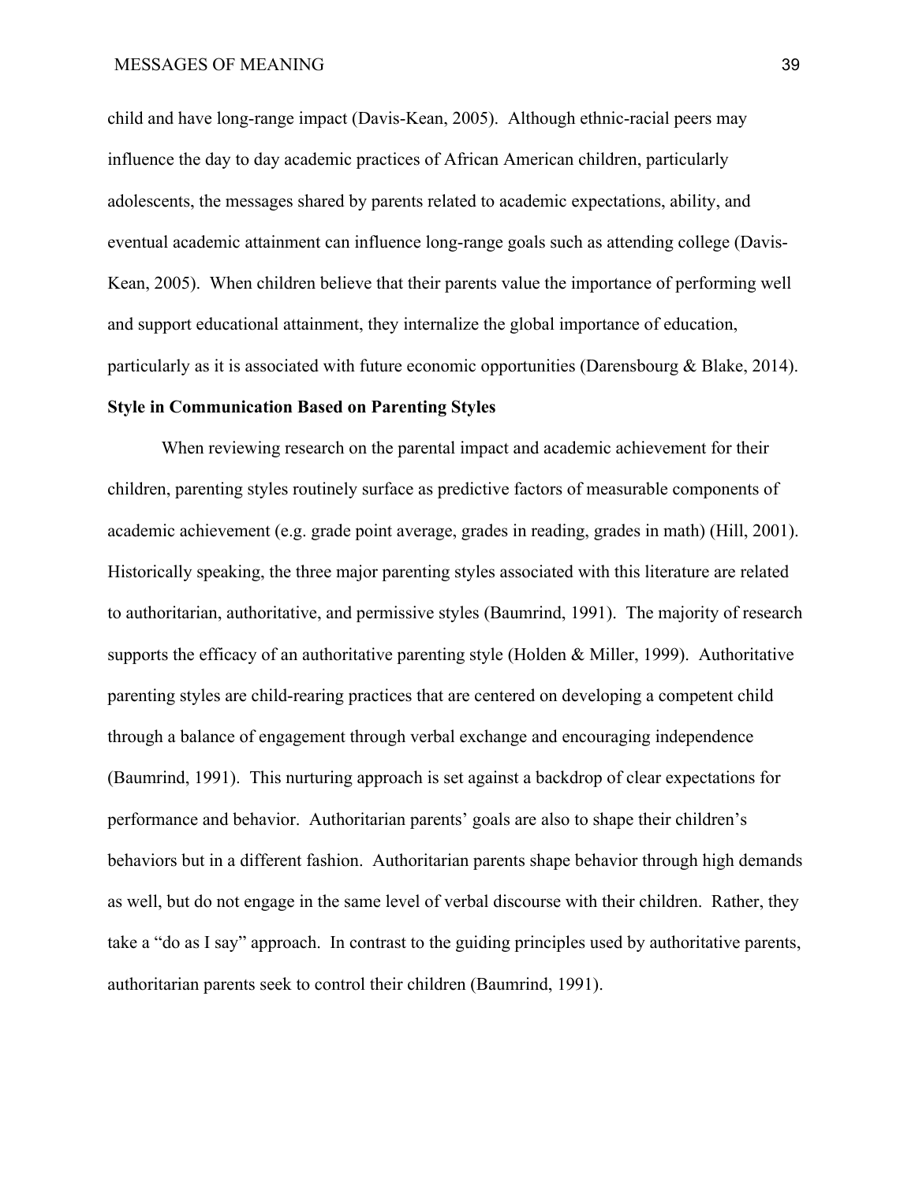child and have long-range impact (Davis-Kean, 2005). Although ethnic-racial peers may influence the day to day academic practices of African American children, particularly adolescents, the messages shared by parents related to academic expectations, ability, and eventual academic attainment can influence long-range goals such as attending college (Davis-Kean, 2005). When children believe that their parents value the importance of performing well and support educational attainment, they internalize the global importance of education, particularly as it is associated with future economic opportunities (Darensbourg & Blake, 2014).

**Style in Communication Based on Parenting Styles**

When reviewing research on the parental impact and academic achievement for their children, parenting styles routinely surface as predictive factors of measurable components of academic achievement (e.g. grade point average, grades in reading, grades in math) (Hill, 2001). Historically speaking, the three major parenting styles associated with this literature are related to authoritarian, authoritative, and permissive styles (Baumrind, 1991). The majority of research supports the efficacy of an authoritative parenting style (Holden & Miller, 1999). Authoritative parenting styles are child-rearing practices that are centered on developing a competent child through a balance of engagement through verbal exchange and encouraging independence (Baumrind, 1991). This nurturing approach is set against a backdrop of clear expectations for performance and behavior. Authoritarian parents' goals are also to shape their children's behaviors but in a different fashion. Authoritarian parents shape behavior through high demands as well, but do not engage in the same level of verbal discourse with their children. Rather, they take a "do as I say" approach. In contrast to the guiding principles used by authoritative parents, authoritarian parents seek to control their children (Baumrind, 1991).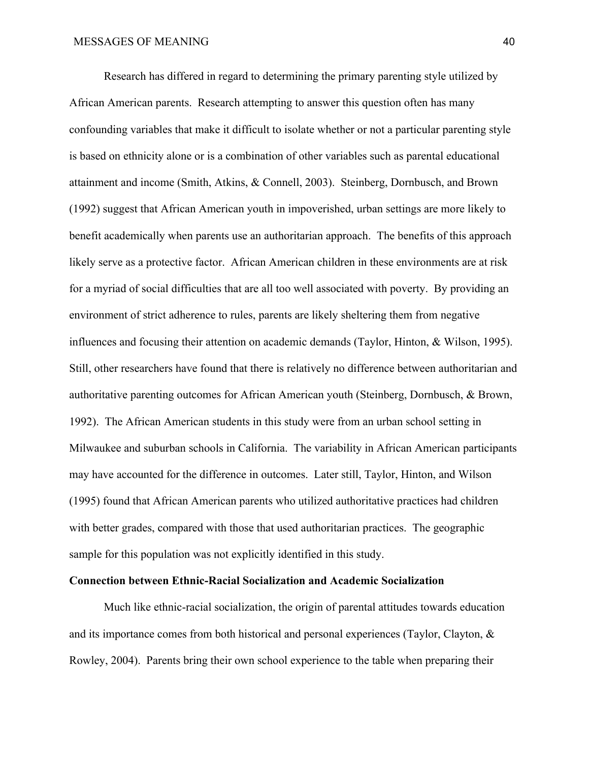Research has differed in regard to determining the primary parenting style utilized by African American parents. Research attempting to answer this question often has many confounding variables that make it difficult to isolate whether or not a particular parenting style is based on ethnicity alone or is a combination of other variables such as parental educational attainment and income (Smith, Atkins, & Connell, 2003). Steinberg, Dornbusch, and Brown (1992) suggest that African American youth in impoverished, urban settings are more likely to benefit academically when parents use an authoritarian approach. The benefits of this approach likely serve as a protective factor. African American children in these environments are at risk for a myriad of social difficulties that are all too well associated with poverty. By providing an environment of strict adherence to rules, parents are likely sheltering them from negative influences and focusing their attention on academic demands (Taylor, Hinton, & Wilson, 1995). Still, other researchers have found that there is relatively no difference between authoritarian and authoritative parenting outcomes for African American youth (Steinberg, Dornbusch, & Brown, 1992). The African American students in this study were from an urban school setting in Milwaukee and suburban schools in California. The variability in African American participants may have accounted for the difference in outcomes. Later still, Taylor, Hinton, and Wilson (1995) found that African American parents who utilized authoritative practices had children with better grades, compared with those that used authoritarian practices. The geographic sample for this population was not explicitly identified in this study.

**Connection between Ethnic-Racial Socialization and Academic Socialization**

Much like ethnic-racial socialization, the origin of parental attitudes towards education and its importance comes from both historical and personal experiences (Taylor, Clayton, & Rowley, 2004). Parents bring their own school experience to the table when preparing their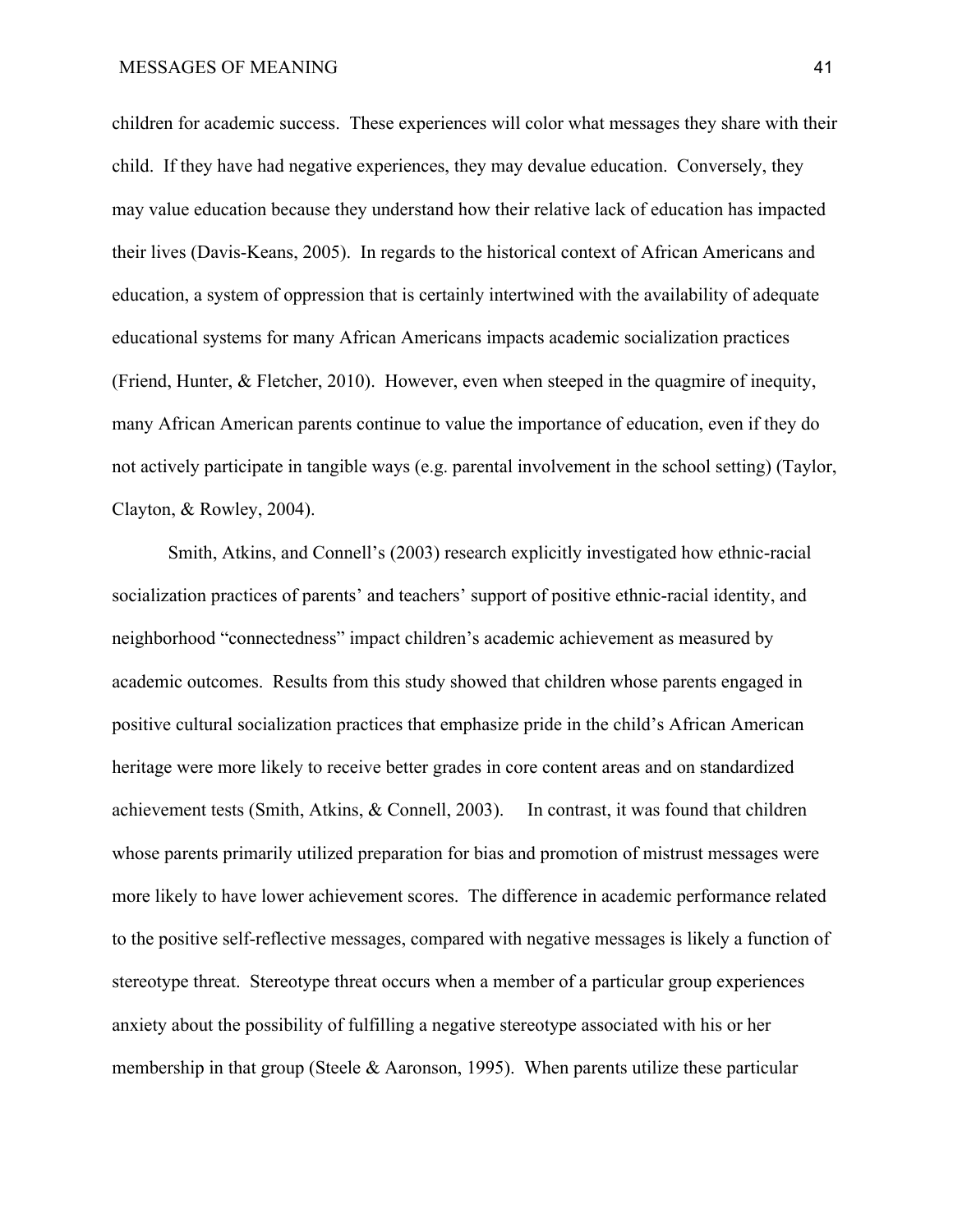children for academic success. These experiences will color what messages they share with their child. If they have had negative experiences, they may devalue education. Conversely, they may value education because they understand how their relative lack of education has impacted their lives (Davis-Keans, 2005). In regards to the historical context of African Americans and education, a system of oppression that is certainly intertwined with the availability of adequate educational systems for many African Americans impacts academic socialization practices (Friend, Hunter, & Fletcher, 2010). However, even when steeped in the quagmire of inequity, many African American parents continue to value the importance of education, even if they do not actively participate in tangible ways (e.g. parental involvement in the school setting) (Taylor, Clayton, & Rowley, 2004).

Smith, Atkins, and Connell's (2003) research explicitly investigated how ethnic-racial socialization practices of parents' and teachers' support of positive ethnic-racial identity, and neighborhood "connectedness" impact children's academic achievement as measured by academic outcomes. Results from this study showed that children whose parents engaged in positive cultural socialization practices that emphasize pride in the child's African American heritage were more likely to receive better grades in core content areas and on standardized achievement tests (Smith, Atkins, & Connell, 2003). In contrast, it was found that children whose parents primarily utilized preparation for bias and promotion of mistrust messages were more likely to have lower achievement scores. The difference in academic performance related to the positive self-reflective messages, compared with negative messages is likely a function of stereotype threat. Stereotype threat occurs when a member of a particular group experiences anxiety about the possibility of fulfilling a negative stereotype associated with his or her membership in that group (Steele & Aaronson, 1995). When parents utilize these particular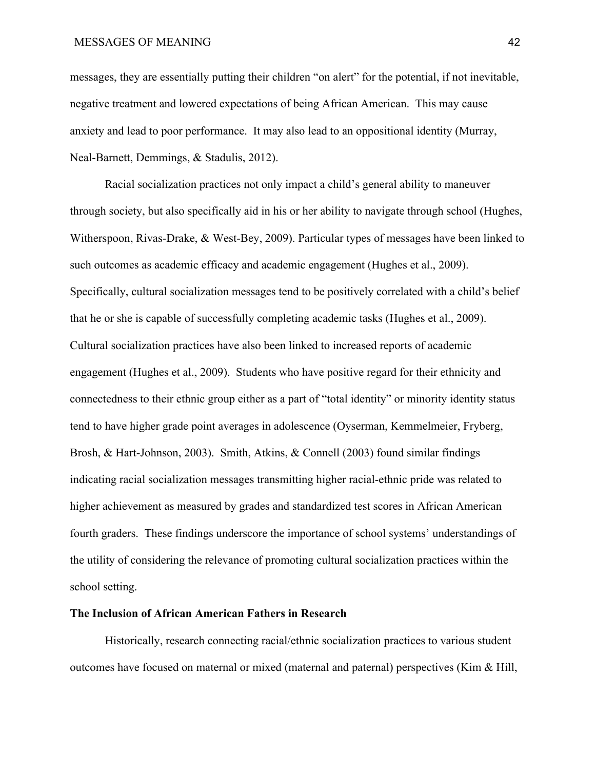messages, they are essentially putting their children "on alert" for the potential, if not inevitable, negative treatment and lowered expectations of being African American. This may cause anxiety and lead to poor performance. It may also lead to an oppositional identity (Murray, Neal-Barnett, Demmings, & Stadulis, 2012).

Racial socialization practices not only impact a child's general ability to maneuver through society, but also specifically aid in his or her ability to navigate through school (Hughes, Witherspoon, Rivas-Drake, & West-Bey, 2009). Particular types of messages have been linked to such outcomes as academic efficacy and academic engagement (Hughes et al., 2009). Specifically, cultural socialization messages tend to be positively correlated with a child's belief that he or she is capable of successfully completing academic tasks (Hughes et al., 2009). Cultural socialization practices have also been linked to increased reports of academic engagement (Hughes et al., 2009). Students who have positive regard for their ethnicity and connectedness to their ethnic group either as a part of "total identity" or minority identity status tend to have higher grade point averages in adolescence (Oyserman, Kemmelmeier, Fryberg, Brosh, & Hart-Johnson, 2003). Smith, Atkins, & Connell (2003) found similar findings indicating racial socialization messages transmitting higher racial-ethnic pride was related to higher achievement as measured by grades and standardized test scores in African American fourth graders. These findings underscore the importance of school systems' understandings of the utility of considering the relevance of promoting cultural socialization practices within the school setting.

**The Inclusion of African American Fathers in Research**

Historically, research connecting racial/ethnic socialization practices to various student outcomes have focused on maternal or mixed (maternal and paternal) perspectives (Kim & Hill,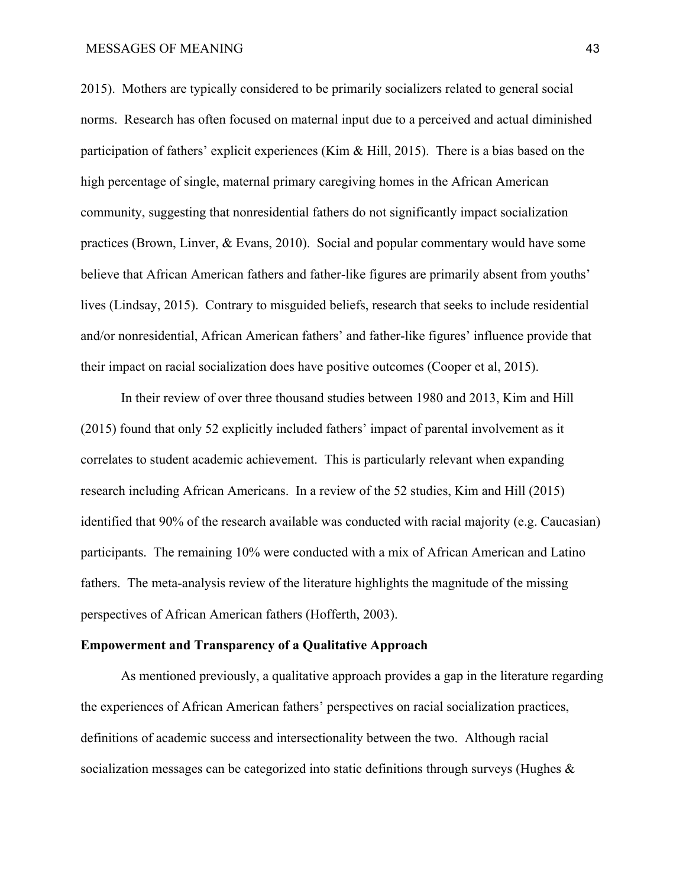2015). Mothers are typically considered to be primarily socializers related to general social norms. Research has often focused on maternal input due to a perceived and actual diminished participation of fathers' explicit experiences (Kim & Hill, 2015). There is a bias based on the high percentage of single, maternal primary caregiving homes in the African American community, suggesting that nonresidential fathers do not significantly impact socialization practices (Brown, Linver, & Evans, 2010). Social and popular commentary would have some believe that African American fathers and father-like figures are primarily absent from youths' lives (Lindsay, 2015). Contrary to misguided beliefs, research that seeks to include residential and/or nonresidential, African American fathers' and father-like figures' influence provide that their impact on racial socialization does have positive outcomes (Cooper et al, 2015).

In their review of over three thousand studies between 1980 and 2013, Kim and Hill (2015) found that only 52 explicitly included fathers' impact of parental involvement as it correlates to student academic achievement. This is particularly relevant when expanding research including African Americans. In a review of the 52 studies, Kim and Hill (2015) identified that 90% of the research available was conducted with racial majority (e.g. Caucasian) participants. The remaining 10% were conducted with a mix of African American and Latino fathers. The meta-analysis review of the literature highlights the magnitude of the missing perspectives of African American fathers (Hofferth, 2003).

**Empowerment and Transparency of a Qualitative Approach**

As mentioned previously, a qualitative approach provides a gap in the literature regarding the experiences of African American fathers' perspectives on racial socialization practices, definitions of academic success and intersectionality between the two. Although racial socialization messages can be categorized into static definitions through surveys (Hughes &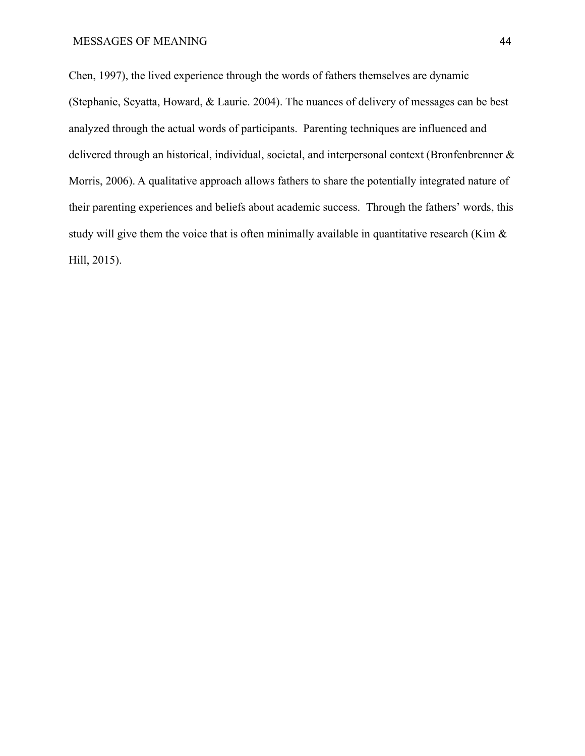Chen, 1997), the lived experience through the words of fathers themselves are dynamic (Stephanie, Scyatta, Howard, & Laurie. 2004). The nuances of delivery of messages can be best analyzed through the actual words of participants. Parenting techniques are influenced and delivered through an historical, individual, societal, and interpersonal context (Bronfenbrenner & Morris, 2006). A qualitative approach allows fathers to share the potentially integrated nature of their parenting experiences and beliefs about academic success. Through the fathers' words, this study will give them the voice that is often minimally available in quantitative research (Kim & Hill, 2015).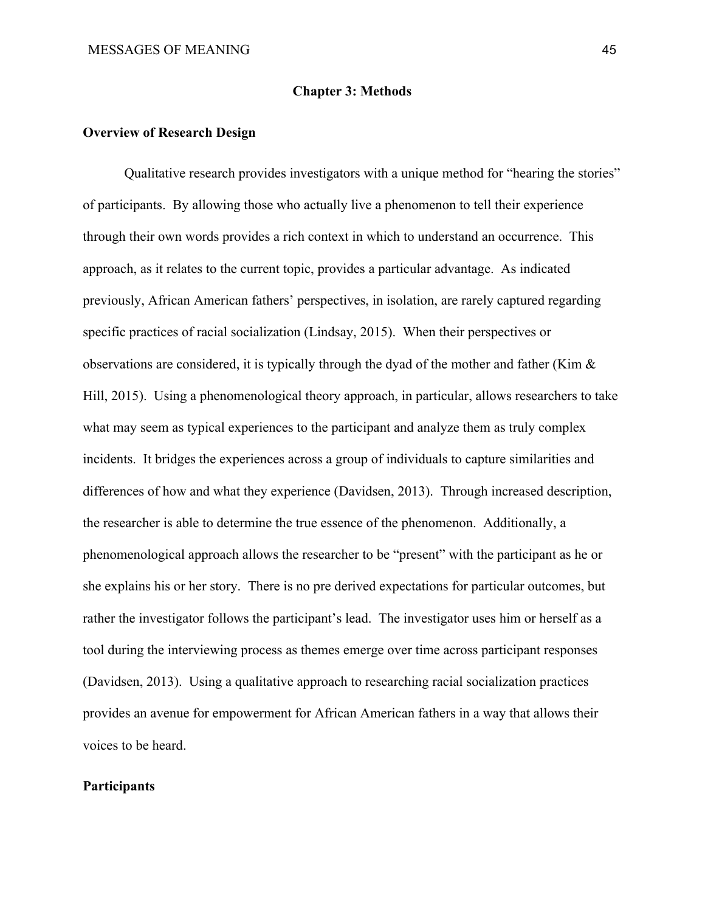# Chapter 3: Methods

## Overview of Research Design

Qualitative research provides investigators with a unique method for "hearing the stories" of participants. By allowing those who actually live a phenomenon to tell their experience through their own words provides a rich context in which to understand an occurrence. This approach, as it relates to the current topic, provides a particular advantage. As indicated previously, African American fathers' perspectives, in isolation, are rarely captured regarding specific practices of racial socialization (Lindsay, 2015). When their perspectives or observations are considered, it is typically through the dyad of the mother and father (Kim & Hill, 2015). Using a phenomenological theory approach, in particular, allows researchers to take what may seem as typical experiences to the participant and analyze them as truly complex incidents. It bridges the experiences across a group of individuals to capture similarities and differences of how and what they experience (Davidsen, 2013). Through increased description, the researcher is able to determine the true essence of the phenomenon. Additionally, a phenomenological approach allows the researcher to be "present" with the participant as he or she explains his or her story. There is no pre derived expectations for particular outcomes, but rather the investigator follows the participant's lead. The investigator uses him or herself as a tool during the interviewing process as themes emerge over time across participant responses (Davidsen, 2013). Using a qualitative approach to researching racial socialization practices provides an avenue for empowerment for African American fathers in a way that allows their voices to be heard.

## Participants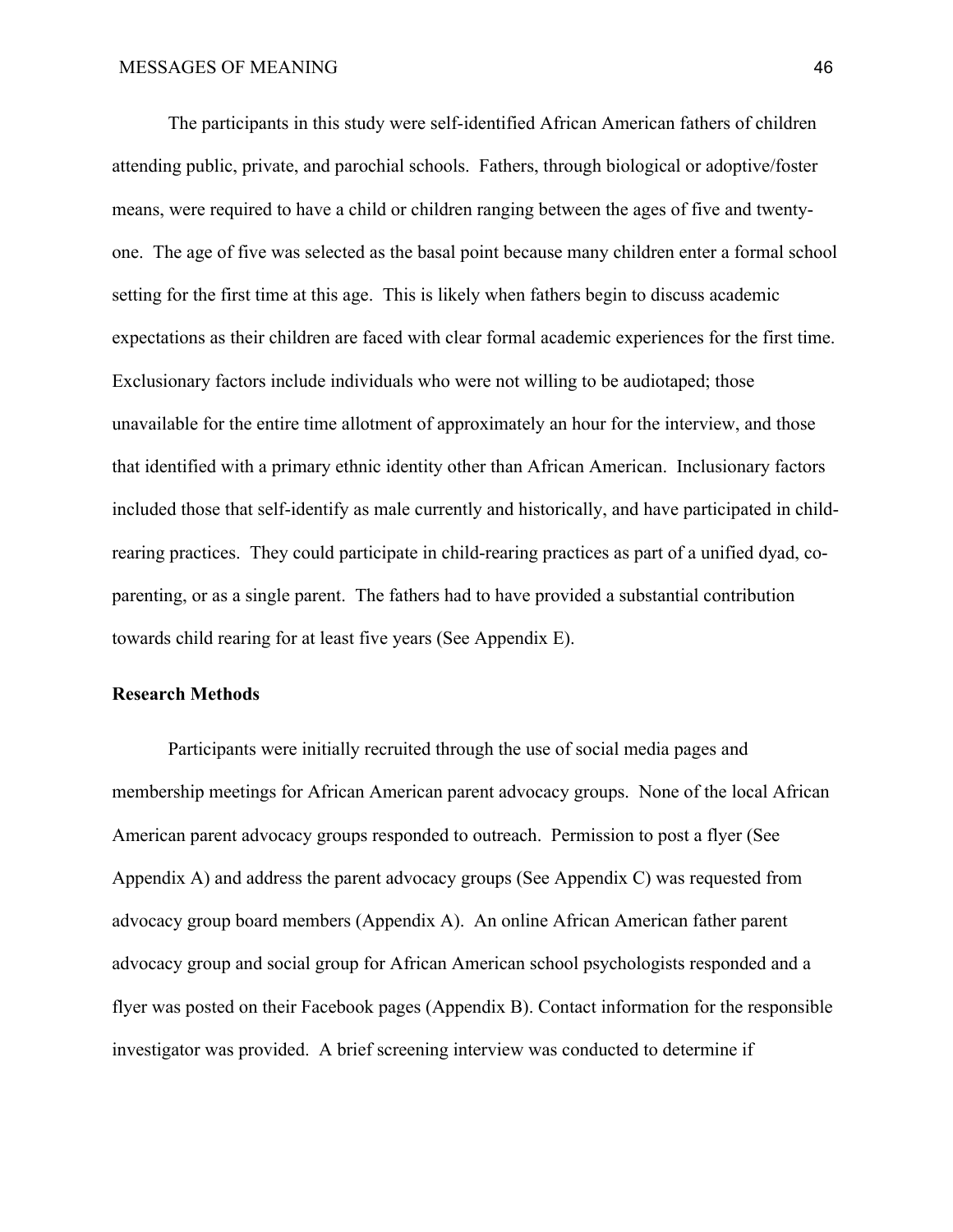The participants in this study were self-identified African American fathers of children attending public, private, and parochial schools. Fathers, through biological or adoptive/foster means, were required to have a child or children ranging between the ages of five and twenty-one. The age of five was selected as the basal point because many children enter a formal school setting for the first time at this age. This is likely when fathers begin to discuss academic expectations as their children are faced with clear formal academic experiences for the first time. Exclusionary factors include individuals who were not willing to be audiotaped; those unavailable for the entire time allotment of approximately an hour for the interview, and those that identified with a primary ethnic identity other than African American. Inclusionary factors included those that self-identify as male currently and historically, and have participated in child-rearing practices. They could participate in child-rearing practices as part of a unified dyad, co-parenting, or as a single parent. The fathers had to have provided a substantial contribution towards child rearing for at least five years (See Appendix E).

**Research Methods**

Participants were initially recruited through the use of social media pages and membership meetings for African American parent advocacy groups. None of the local African American parent advocacy groups responded to outreach. Permission to post a flyer (See Appendix A) and address the parent advocacy groups (See Appendix C) was requested from advocacy group board members (Appendix A). An online African American father parent advocacy group and social group for African American school psychologists responded and a flyer was posted on their Facebook pages (Appendix B). Contact information for the responsible investigator was provided. A brief screening interview was conducted to determine if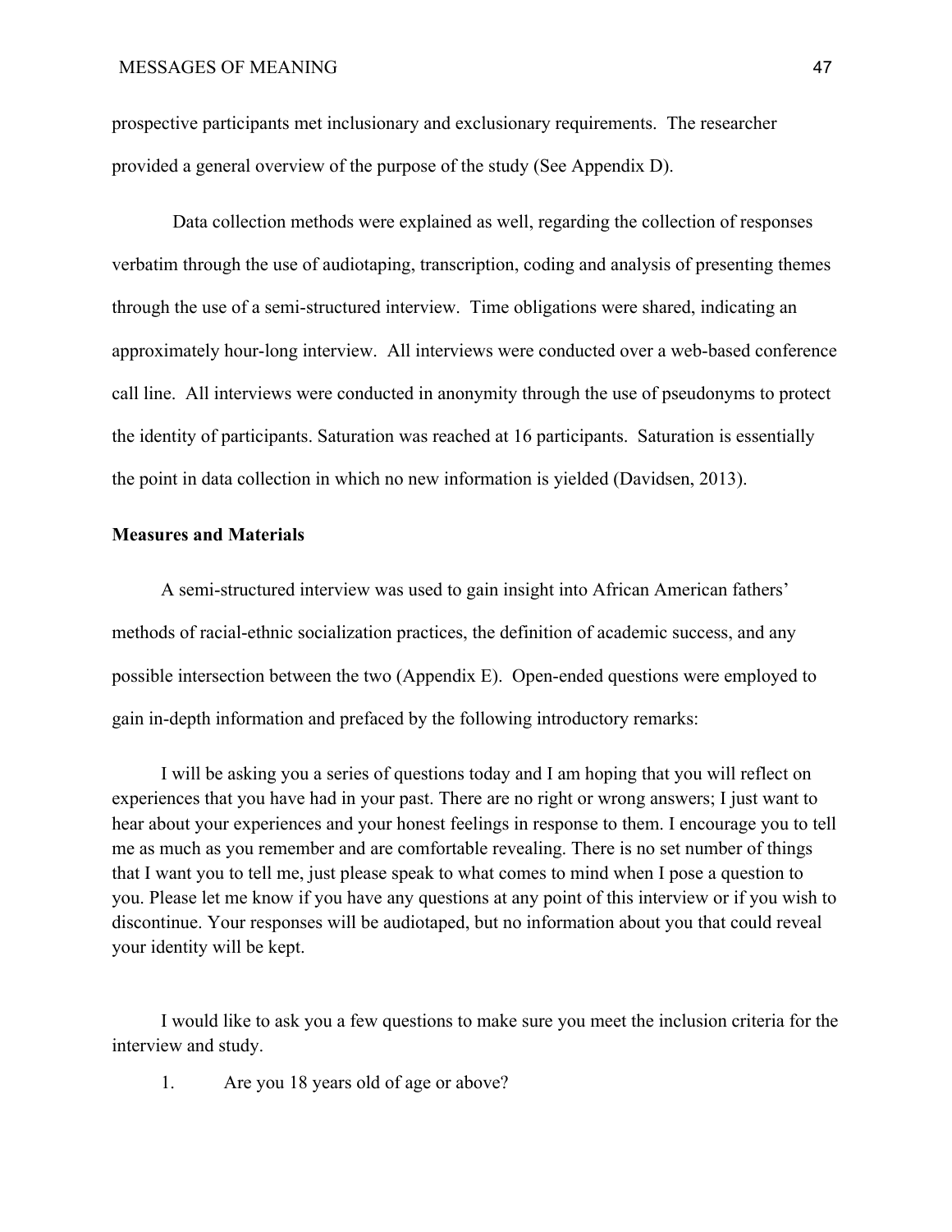prospective participants met inclusionary and exclusionary requirements. The researcher provided a general overview of the purpose of the study (See Appendix D).

Data collection methods were explained as well, regarding the collection of responses verbatim through the use of audiotaping, transcription, coding and analysis of presenting themes through the use of a semi-structured interview. Time obligations were shared, indicating an approximately hour-long interview. All interviews were conducted over a web-based conference call line. All interviews were conducted in anonymity through the use of pseudonyms to protect the identity of participants. Saturation was reached at 16 participants. Saturation is essentially the point in data collection in which no new information is yielded (Davidsen, 2013).

**Measures and Materials**

A semi-structured interview was used to gain insight into African American fathers' methods of racial-ethnic socialization practices, the definition of academic success, and any possible intersection between the two (Appendix E). Open-ended questions were employed to gain in-depth information and prefaced by the following introductory remarks:

I will be asking you a series of questions today and I am hoping that you will reflect on experiences that you have had in your past. There are no right or wrong answers; I just want to hear about your experiences and your honest feelings in response to them. I encourage you to tell me as much as you remember and are comfortable revealing. There is no set number of things that I want you to tell me, just please speak to what comes to mind when I pose a question to you. Please let me know if you have any questions at any point of this interview or if you wish to discontinue. Your responses will be audiotaped, but no information about you that could reveal your identity will be kept.

I would like to ask you a few questions to make sure you meet the inclusion criteria for the interview and study.

1. Are you 18 years old of age or above?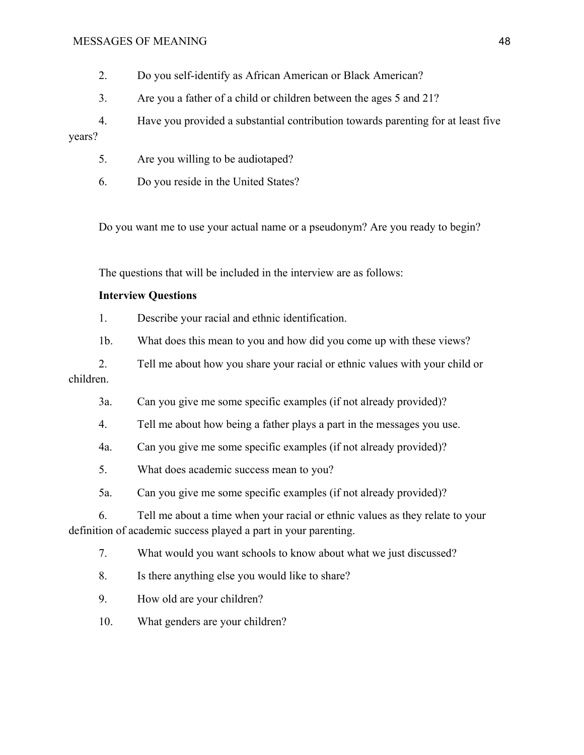2. Do you self-identify as African American or Black American?

3. Are you a father of a child or children between the ages 5 and 21?

4. Have you provided a substantial contribution towards parenting for at least five years?

5. Are you willing to be audiotaped?

6. Do you reside in the United States?

Do you want me to use your actual name or a pseudonym? Are you ready to begin?

The questions that will be included in the interview are as follows:

**Interview Questions**

1. Describe your racial and ethnic identification.

1b. What does this mean to you and how did you come up with these views?

2. Tell me about how you share your racial or ethnic values with your child or children.

3a. Can you give me some specific examples (if not already provided)?

4. Tell me about how being a father plays a part in the messages you use.

4a. Can you give me some specific examples (if not already provided)?

5. What does academic success mean to you?

5a. Can you give me some specific examples (if not already provided)?

6. Tell me about a time when your racial or ethnic values as they relate to your definition of academic success played a part in your parenting.

7. What would you want schools to know about what we just discussed?

8. Is there anything else you would like to share?

9. How old are your children?

10. What genders are your children?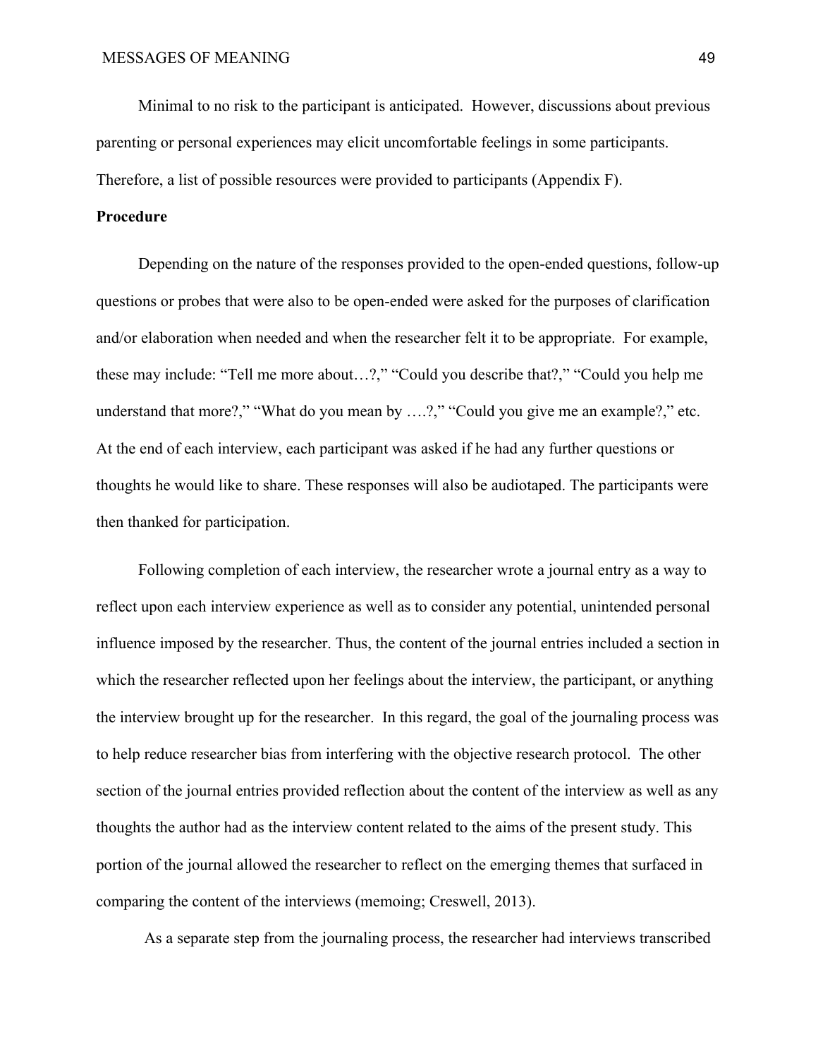Minimal to no risk to the participant is anticipated. However, discussions about previous parenting or personal experiences may elicit uncomfortable feelings in some participants. Therefore, a list of possible resources were provided to participants (Appendix F).

**Procedure**

Depending on the nature of the responses provided to the open-ended questions, follow-up questions or probes that were also to be open-ended were asked for the purposes of clarification and/or elaboration when needed and when the researcher felt it to be appropriate. For example, these may include: "Tell me more about…?," "Could you describe that?," "Could you help me understand that more?," "What do you mean by ….?," "Could you give me an example?," etc. At the end of each interview, each participant was asked if he had any further questions or thoughts he would like to share. These responses will also be audiotaped. The participants were then thanked for participation.

Following completion of each interview, the researcher wrote a journal entry as a way to reflect upon each interview experience as well as to consider any potential, unintended personal influence imposed by the researcher. Thus, the content of the journal entries included a section in which the researcher reflected upon her feelings about the interview, the participant, or anything the interview brought up for the researcher. In this regard, the goal of the journaling process was to help reduce researcher bias from interfering with the objective research protocol. The other section of the journal entries provided reflection about the content of the interview as well as any thoughts the author had as the interview content related to the aims of the present study. This portion of the journal allowed the researcher to reflect on the emerging themes that surfaced in comparing the content of the interviews (memoing; Creswell, 2013).

As a separate step from the journaling process, the researcher had interviews transcribed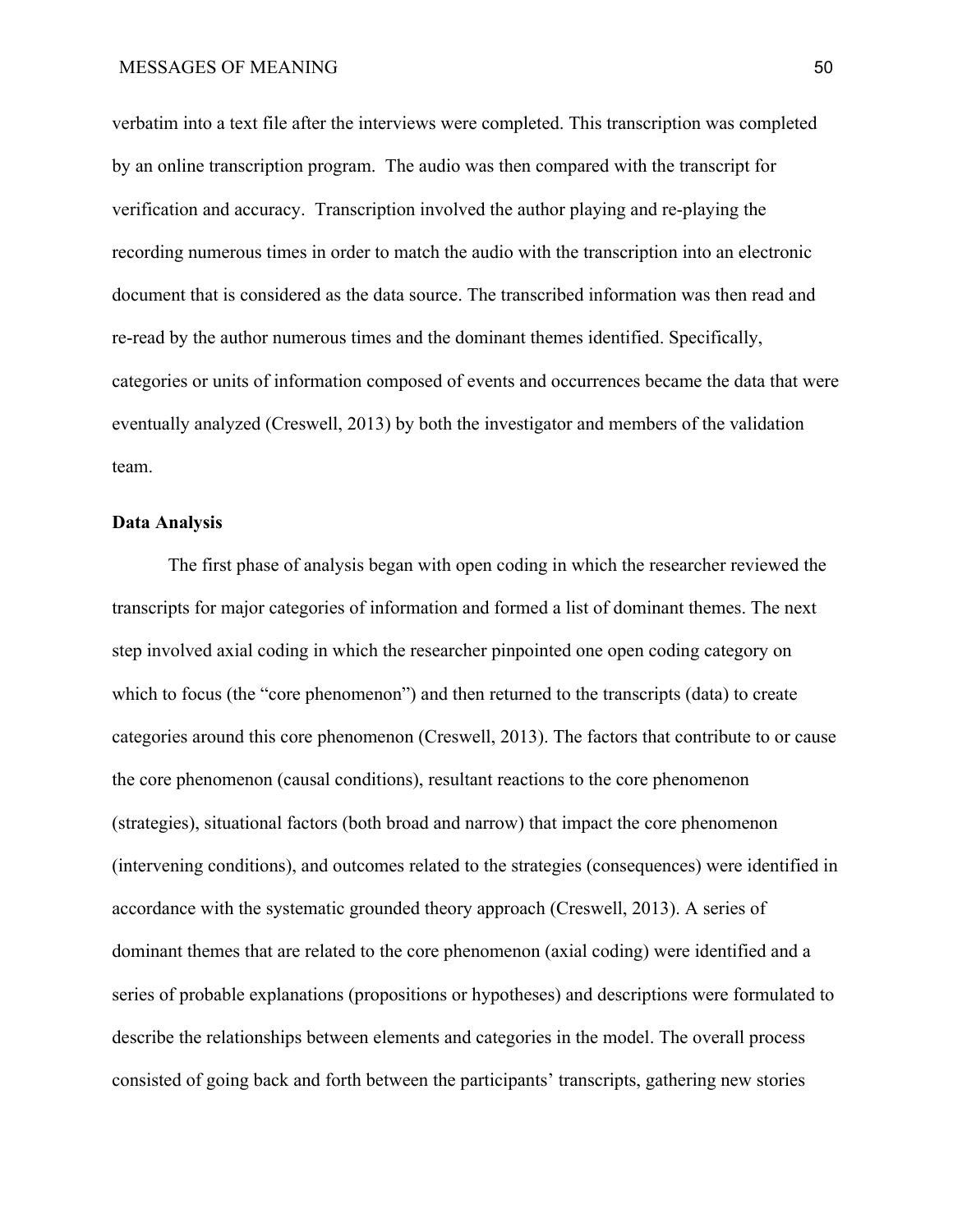verbatim into a text file after the interviews were completed. This transcription was completed by an online transcription program. The audio was then compared with the transcript for verification and accuracy. Transcription involved the author playing and re-playing the recording numerous times in order to match the audio with the transcription into an electronic document that is considered as the data source. The transcribed information was then read and re-read by the author numerous times and the dominant themes identified. Specifically, categories or units of information composed of events and occurrences became the data that were eventually analyzed (Creswell, 2013) by both the investigator and members of the validation team.

**Data Analysis**

The first phase of analysis began with open coding in which the researcher reviewed the transcripts for major categories of information and formed a list of dominant themes. The next step involved axial coding in which the researcher pinpointed one open coding category on which to focus (the "core phenomenon") and then returned to the transcripts (data) to create categories around this core phenomenon (Creswell, 2013). The factors that contribute to or cause the core phenomenon (causal conditions), resultant reactions to the core phenomenon (strategies), situational factors (both broad and narrow) that impact the core phenomenon (intervening conditions), and outcomes related to the strategies (consequences) were identified in accordance with the systematic grounded theory approach (Creswell, 2013). A series of dominant themes that are related to the core phenomenon (axial coding) were identified and a series of probable explanations (propositions or hypotheses) and descriptions were formulated to describe the relationships between elements and categories in the model. The overall process consisted of going back and forth between the participants' transcripts, gathering new stories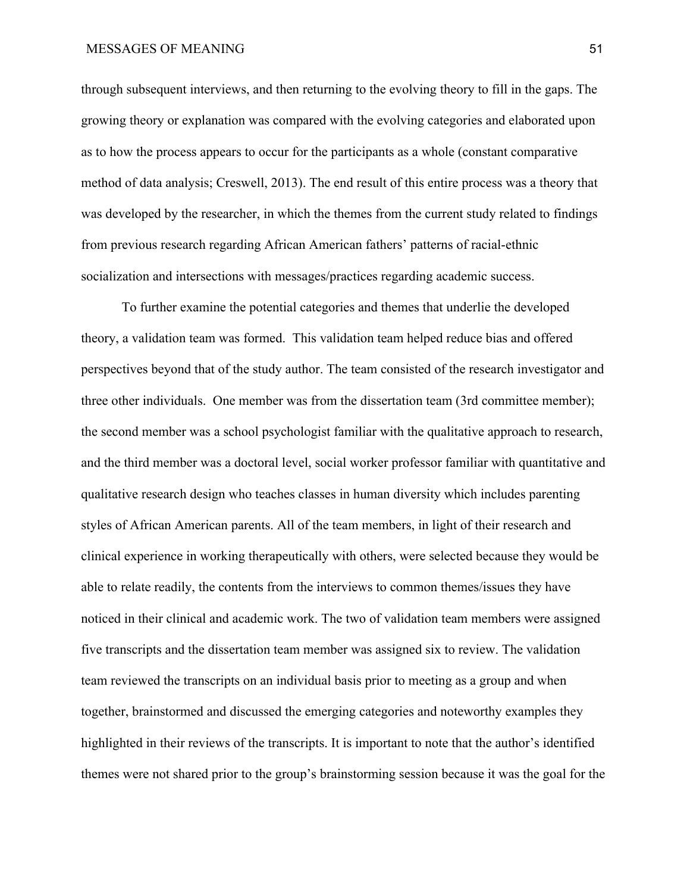through subsequent interviews, and then returning to the evolving theory to fill in the gaps. The growing theory or explanation was compared with the evolving categories and elaborated upon as to how the process appears to occur for the participants as a whole (constant comparative method of data analysis; Creswell, 2013). The end result of this entire process was a theory that was developed by the researcher, in which the themes from the current study related to findings from previous research regarding African American fathers' patterns of racial-ethnic socialization and intersections with messages/practices regarding academic success.

To further examine the potential categories and themes that underlie the developed theory, a validation team was formed. This validation team helped reduce bias and offered perspectives beyond that of the study author. The team consisted of the research investigator and three other individuals. One member was from the dissertation team (3rd committee member); the second member was a school psychologist familiar with the qualitative approach to research, and the third member was a doctoral level, social worker professor familiar with quantitative and qualitative research design who teaches classes in human diversity which includes parenting styles of African American parents. All of the team members, in light of their research and clinical experience in working therapeutically with others, were selected because they would be able to relate readily, the contents from the interviews to common themes/issues they have noticed in their clinical and academic work. The two of validation team members were assigned five transcripts and the dissertation team member was assigned six to review. The validation team reviewed the transcripts on an individual basis prior to meeting as a group and when together, brainstormed and discussed the emerging categories and noteworthy examples they highlighted in their reviews of the transcripts. It is important to note that the author's identified themes were not shared prior to the group's brainstorming session because it was the goal for the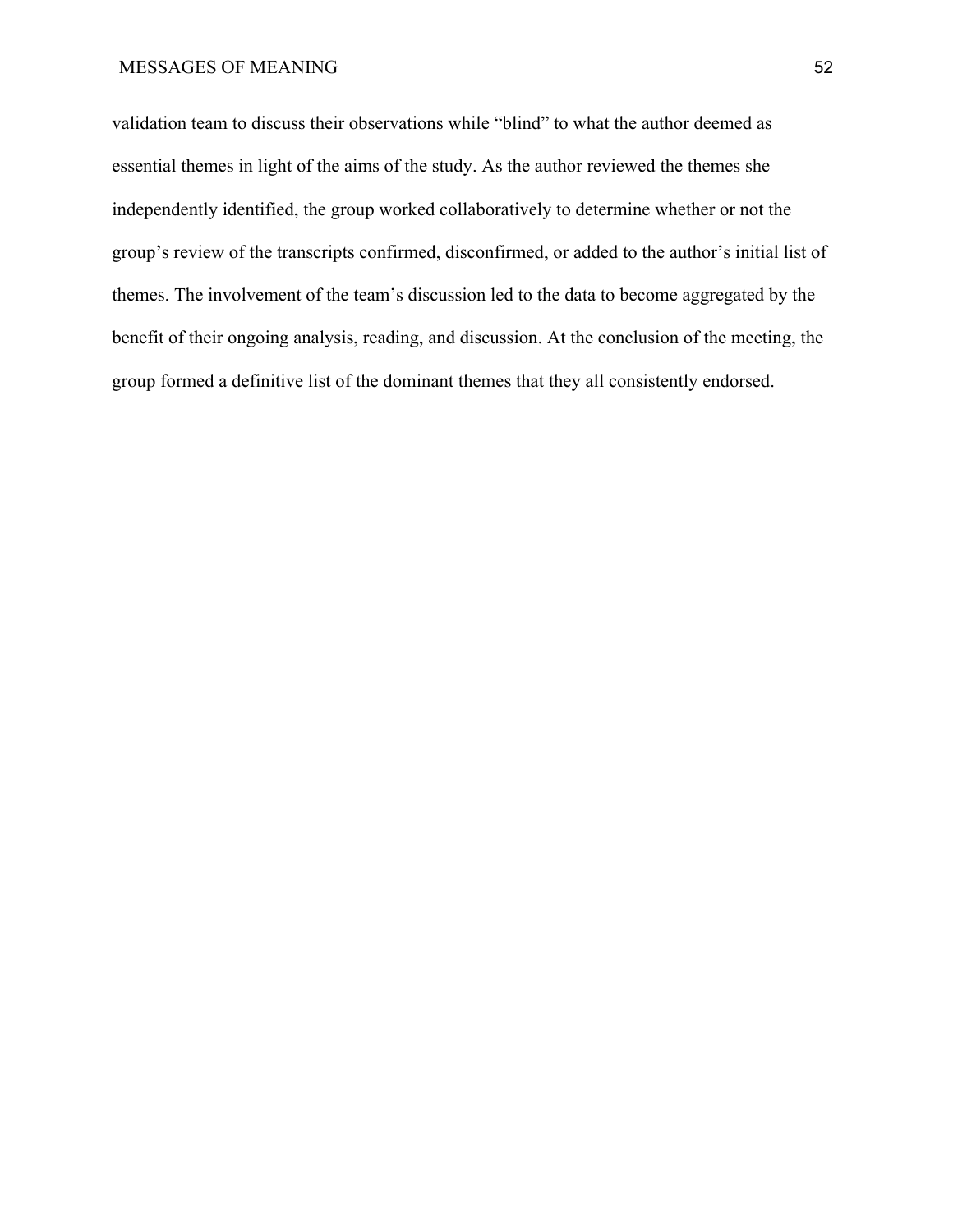validation team to discuss their observations while "blind" to what the author deemed as essential themes in light of the aims of the study. As the author reviewed the themes she independently identified, the group worked collaboratively to determine whether or not the group's review of the transcripts confirmed, disconfirmed, or added to the author's initial list of themes. The involvement of the team's discussion led to the data to become aggregated by the benefit of their ongoing analysis, reading, and discussion. At the conclusion of the meeting, the group formed a definitive list of the dominant themes that they all consistently endorsed.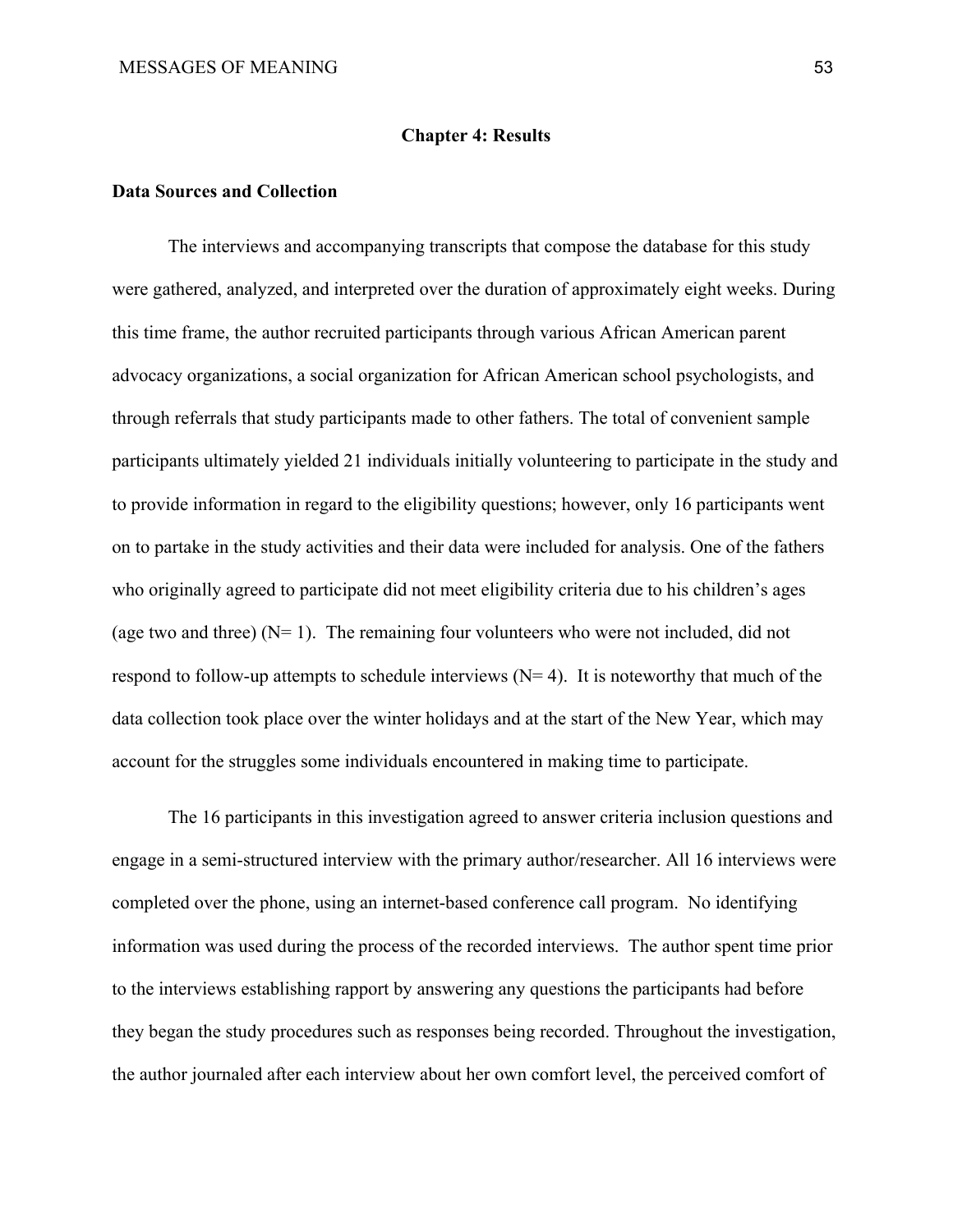# Chapter 4: Results

## Data Sources and Collection

The interviews and accompanying transcripts that compose the database for this study were gathered, analyzed, and interpreted over the duration of approximately eight weeks. During this time frame, the author recruited participants through various African American parent advocacy organizations, a social organization for African American school psychologists, and through referrals that study participants made to other fathers. The total of convenient sample participants ultimately yielded 21 individuals initially volunteering to participate in the study and to provide information in regard to the eligibility questions; however, only 16 participants went on to partake in the study activities and their data were included for analysis. One of the fathers who originally agreed to participate did not meet eligibility criteria due to his children's ages (age two and three) (N= 1). The remaining four volunteers who were not included, did not respond to follow-up attempts to schedule interviews (N= 4). It is noteworthy that much of the data collection took place over the winter holidays and at the start of the New Year, which may account for the struggles some individuals encountered in making time to participate.

The 16 participants in this investigation agreed to answer criteria inclusion questions and engage in a semi-structured interview with the primary author/researcher. All 16 interviews were completed over the phone, using an internet-based conference call program. No identifying information was used during the process of the recorded interviews. The author spent time prior to the interviews establishing rapport by answering any questions the participants had before they began the study procedures such as responses being recorded. Throughout the investigation, the author journaled after each interview about her own comfort level, the perceived comfort of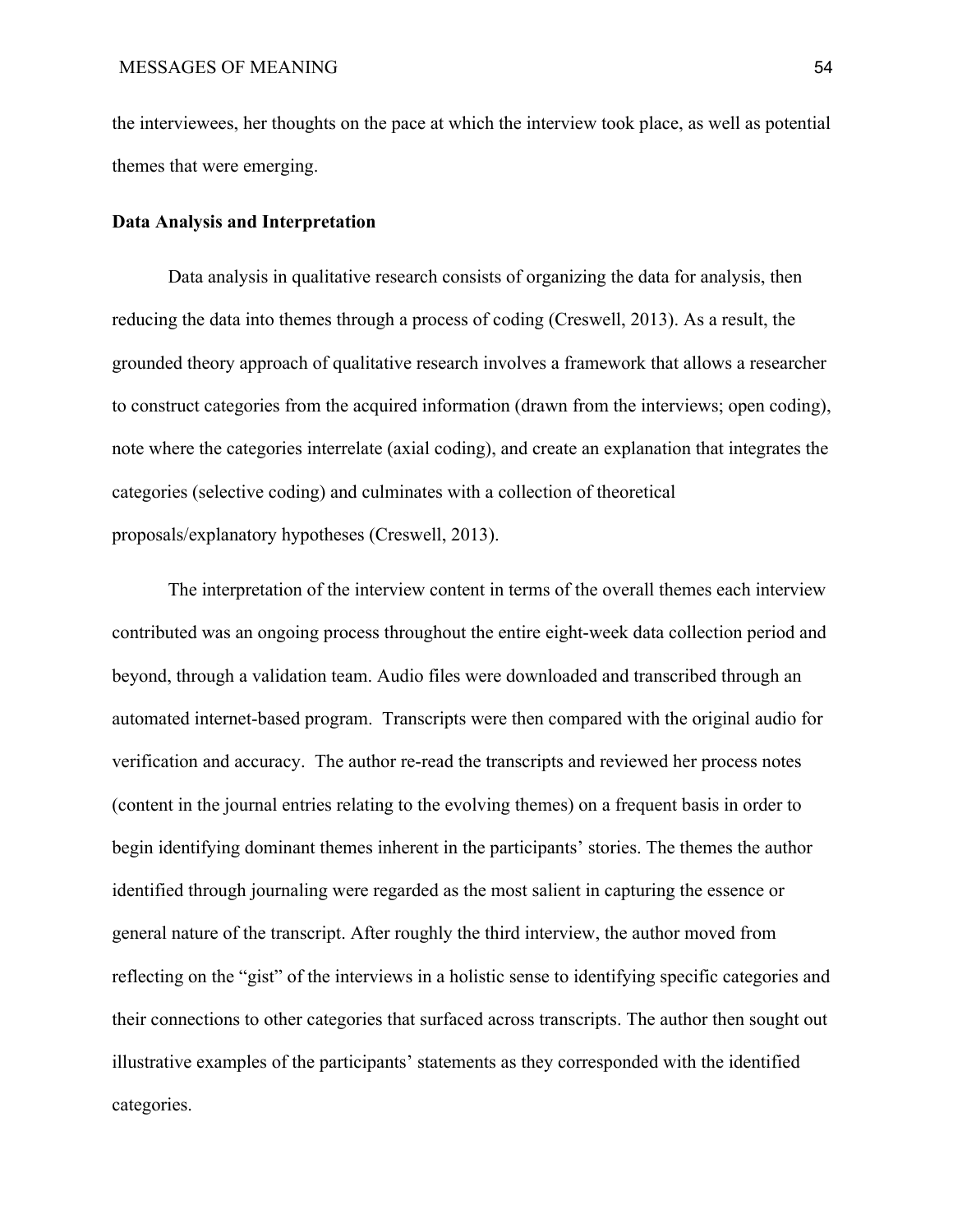the interviewees, her thoughts on the pace at which the interview took place, as well as potential themes that were emerging.

**Data Analysis and Interpretation**

Data analysis in qualitative research consists of organizing the data for analysis, then reducing the data into themes through a process of coding (Creswell, 2013). As a result, the grounded theory approach of qualitative research involves a framework that allows a researcher to construct categories from the acquired information (drawn from the interviews; open coding), note where the categories interrelate (axial coding), and create an explanation that integrates the categories (selective coding) and culminates with a collection of theoretical proposals/explanatory hypotheses (Creswell, 2013).

The interpretation of the interview content in terms of the overall themes each interview contributed was an ongoing process throughout the entire eight-week data collection period and beyond, through a validation team. Audio files were downloaded and transcribed through an automated internet-based program. Transcripts were then compared with the original audio for verification and accuracy. The author re-read the transcripts and reviewed her process notes (content in the journal entries relating to the evolving themes) on a frequent basis in order to begin identifying dominant themes inherent in the participants' stories. The themes the author identified through journaling were regarded as the most salient in capturing the essence or general nature of the transcript. After roughly the third interview, the author moved from reflecting on the "gist" of the interviews in a holistic sense to identifying specific categories and their connections to other categories that surfaced across transcripts. The author then sought out illustrative examples of the participants' statements as they corresponded with the identified categories.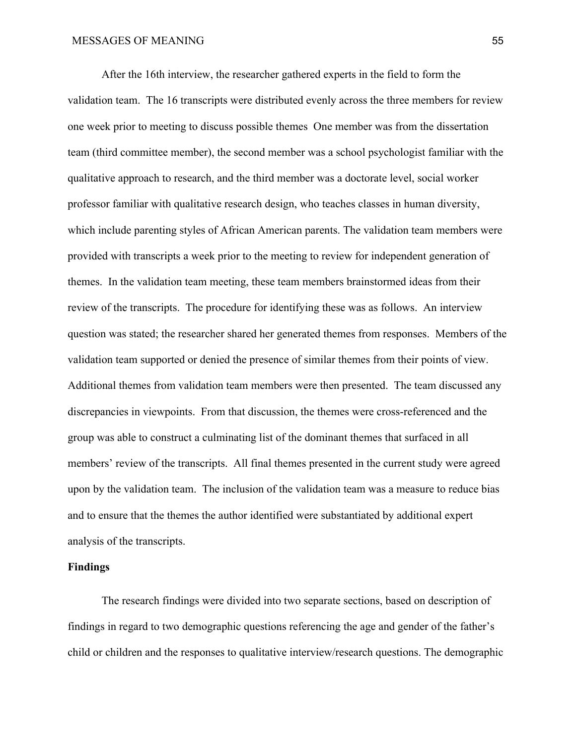After the 16th interview, the researcher gathered experts in the field to form the validation team. The 16 transcripts were distributed evenly across the three members for review one week prior to meeting to discuss possible themes One member was from the dissertation team (third committee member), the second member was a school psychologist familiar with the qualitative approach to research, and the third member was a doctorate level, social worker professor familiar with qualitative research design, who teaches classes in human diversity, which include parenting styles of African American parents. The validation team members were provided with transcripts a week prior to the meeting to review for independent generation of themes. In the validation team meeting, these team members brainstormed ideas from their review of the transcripts. The procedure for identifying these was as follows. An interview question was stated; the researcher shared her generated themes from responses. Members of the validation team supported or denied the presence of similar themes from their points of view. Additional themes from validation team members were then presented. The team discussed any discrepancies in viewpoints. From that discussion, the themes were cross-referenced and the group was able to construct a culminating list of the dominant themes that surfaced in all members' review of the transcripts. All final themes presented in the current study were agreed upon by the validation team. The inclusion of the validation team was a measure to reduce bias and to ensure that the themes the author identified were substantiated by additional expert analysis of the transcripts.

**Findings**

The research findings were divided into two separate sections, based on description of findings in regard to two demographic questions referencing the age and gender of the father's child or children and the responses to qualitative interview/research questions. The demographic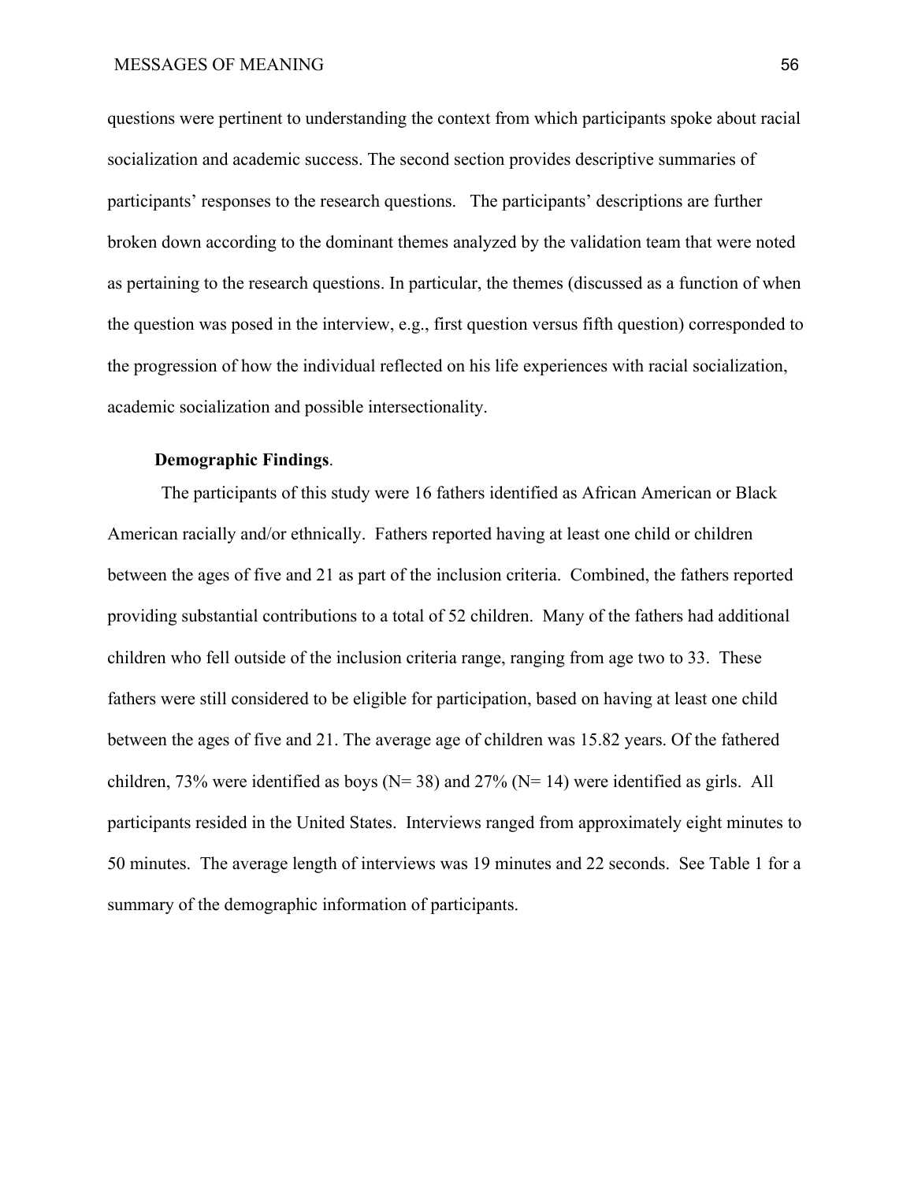questions were pertinent to understanding the context from which participants spoke about racial socialization and academic success. The second section provides descriptive summaries of participants' responses to the research questions. The participants' descriptions are further broken down according to the dominant themes analyzed by the validation team that were noted as pertaining to the research questions. In particular, the themes (discussed as a function of when the question was posed in the interview, e.g., first question versus fifth question) corresponded to the progression of how the individual reflected on his life experiences with racial socialization, academic socialization and possible intersectionality.

**Demographic Findings**.

The participants of this study were 16 fathers identified as African American or Black American racially and/or ethnically. Fathers reported having at least one child or children between the ages of five and 21 as part of the inclusion criteria. Combined, the fathers reported providing substantial contributions to a total of 52 children. Many of the fathers had additional children who fell outside of the inclusion criteria range, ranging from age two to 33. These fathers were still considered to be eligible for participation, based on having at least one child between the ages of five and 21. The average age of children was 15.82 years. Of the fathered children, 73% were identified as boys (N= 38) and 27% (N= 14) were identified as girls. All participants resided in the United States. Interviews ranged from approximately eight minutes to 50 minutes. The average length of interviews was 19 minutes and 22 seconds. See Table 1 for a summary of the demographic information of participants.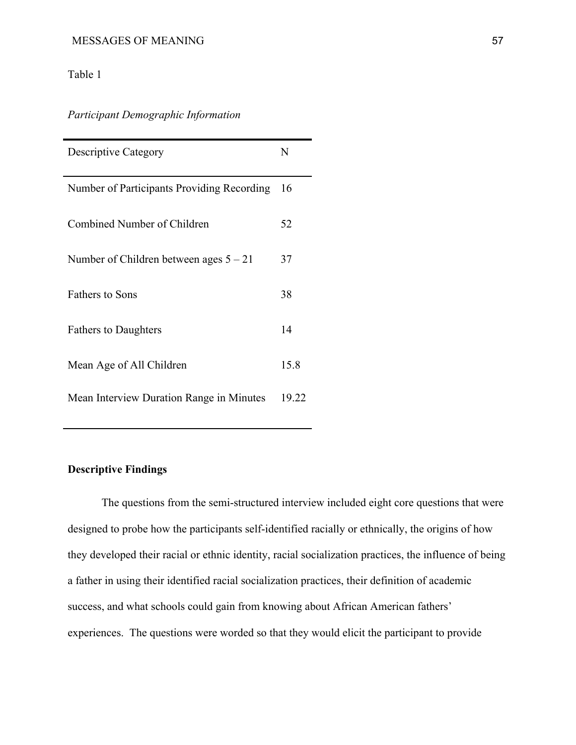Table 1

*Participant Demographic Information*

| Descriptive Category | N |
|---|---|
| Number of Participants Providing Recording | 16 |
| Combined Number of Children | 52 |
| Number of Children between ages 5 – 21 | 37 |
| Fathers to Sons | 38 |
| Fathers to Daughters | 14 |
| Mean Age of All Children | 15.8 |
| Mean Interview Duration Range in Minutes | 19.22 |

**Descriptive Findings**

The questions from the semi-structured interview included eight core questions that were designed to probe how the participants self-identified racially or ethnically, the origins of how they developed their racial or ethnic identity, racial socialization practices, the influence of being a father in using their identified racial socialization practices, their definition of academic success, and what schools could gain from knowing about African American fathers' experiences. The questions were worded so that they would elicit the participant to provide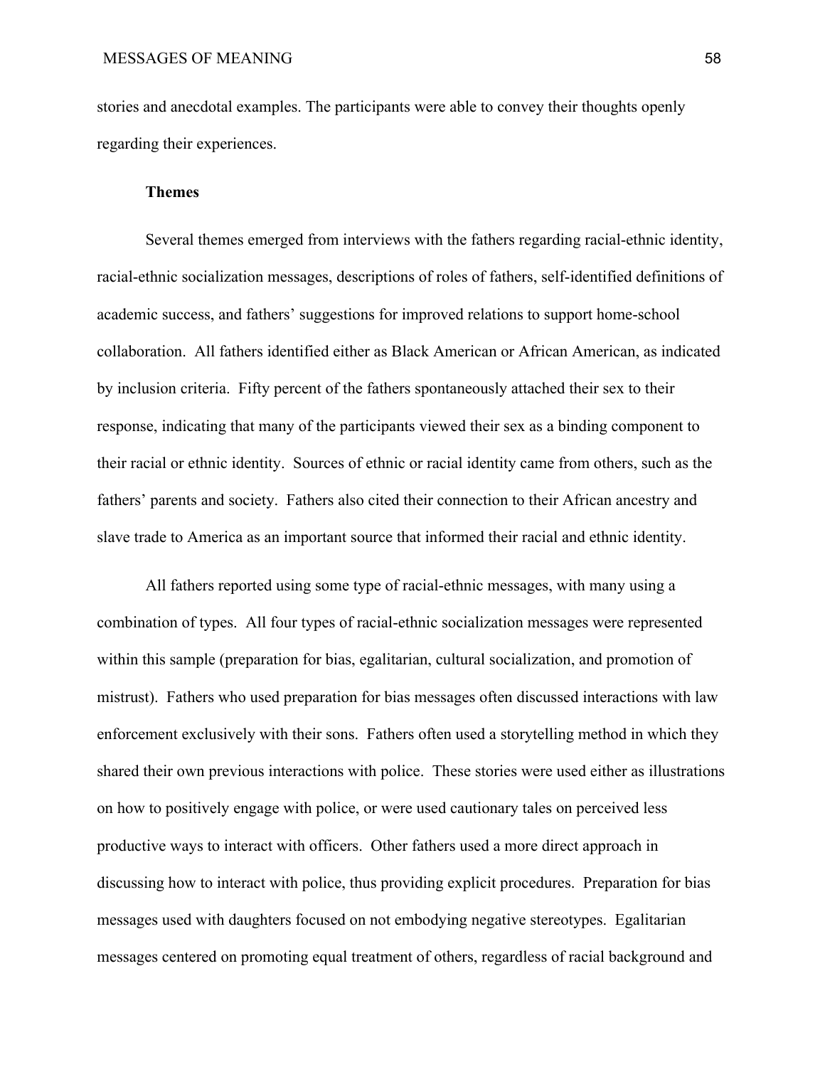stories and anecdotal examples. The participants were able to convey their thoughts openly regarding their experiences.

**Themes**

Several themes emerged from interviews with the fathers regarding racial-ethnic identity, racial-ethnic socialization messages, descriptions of roles of fathers, self-identified definitions of academic success, and fathers' suggestions for improved relations to support home-school collaboration. All fathers identified either as Black American or African American, as indicated by inclusion criteria. Fifty percent of the fathers spontaneously attached their sex to their response, indicating that many of the participants viewed their sex as a binding component to their racial or ethnic identity. Sources of ethnic or racial identity came from others, such as the fathers' parents and society. Fathers also cited their connection to their African ancestry and slave trade to America as an important source that informed their racial and ethnic identity.

All fathers reported using some type of racial-ethnic messages, with many using a combination of types. All four types of racial-ethnic socialization messages were represented within this sample (preparation for bias, egalitarian, cultural socialization, and promotion of mistrust). Fathers who used preparation for bias messages often discussed interactions with law enforcement exclusively with their sons. Fathers often used a storytelling method in which they shared their own previous interactions with police. These stories were used either as illustrations on how to positively engage with police, or were used cautionary tales on perceived less productive ways to interact with officers. Other fathers used a more direct approach in discussing how to interact with police, thus providing explicit procedures. Preparation for bias messages used with daughters focused on not embodying negative stereotypes. Egalitarian messages centered on promoting equal treatment of others, regardless of racial background and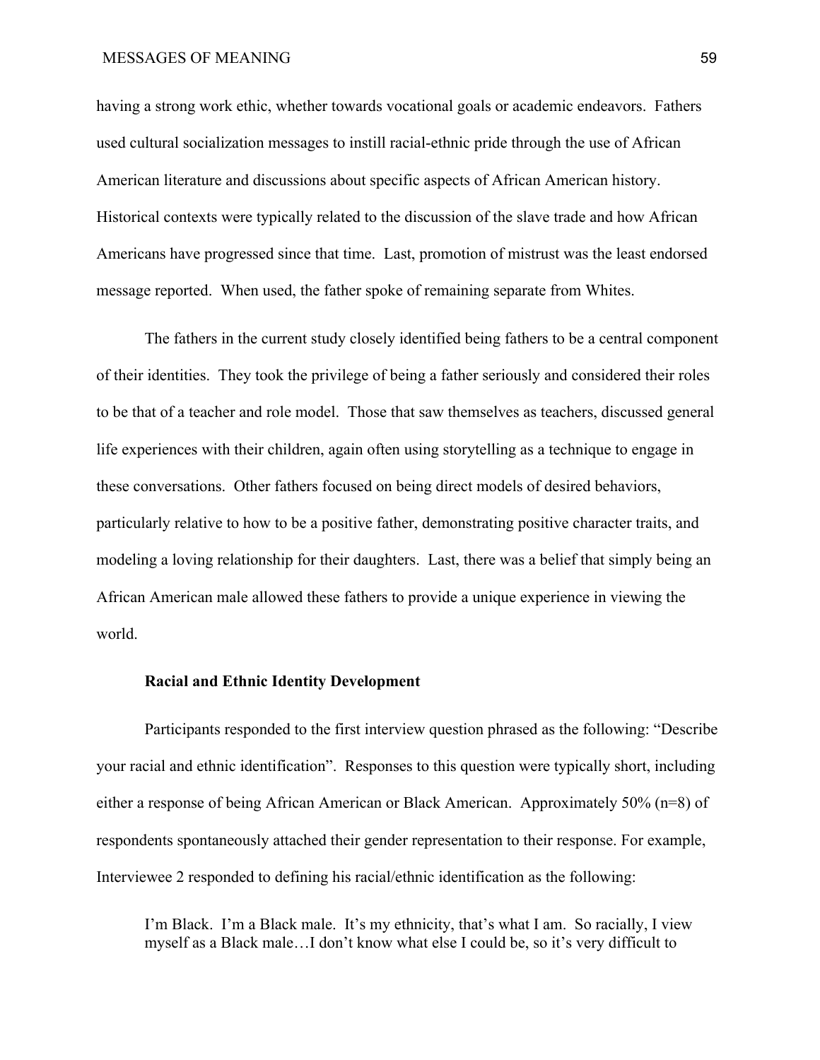having a strong work ethic, whether towards vocational goals or academic endeavors. Fathers used cultural socialization messages to instill racial-ethnic pride through the use of African American literature and discussions about specific aspects of African American history. Historical contexts were typically related to the discussion of the slave trade and how African Americans have progressed since that time. Last, promotion of mistrust was the least endorsed message reported. When used, the father spoke of remaining separate from Whites.

The fathers in the current study closely identified being fathers to be a central component of their identities. They took the privilege of being a father seriously and considered their roles to be that of a teacher and role model. Those that saw themselves as teachers, discussed general life experiences with their children, again often using storytelling as a technique to engage in these conversations. Other fathers focused on being direct models of desired behaviors, particularly relative to how to be a positive father, demonstrating positive character traits, and modeling a loving relationship for their daughters. Last, there was a belief that simply being an African American male allowed these fathers to provide a unique experience in viewing the world.

### Racial and Ethnic Identity Development

Participants responded to the first interview question phrased as the following: "Describe your racial and ethnic identification". Responses to this question were typically short, including either a response of being African American or Black American. Approximately 50% (n=8) of respondents spontaneously attached their gender representation to their response. For example, Interviewee 2 responded to defining his racial/ethnic identification as the following:

> I'm Black. I'm a Black male. It's my ethnicity, that's what I am. So racially, I view myself as a Black male…I don't know what else I could be, so it's very difficult to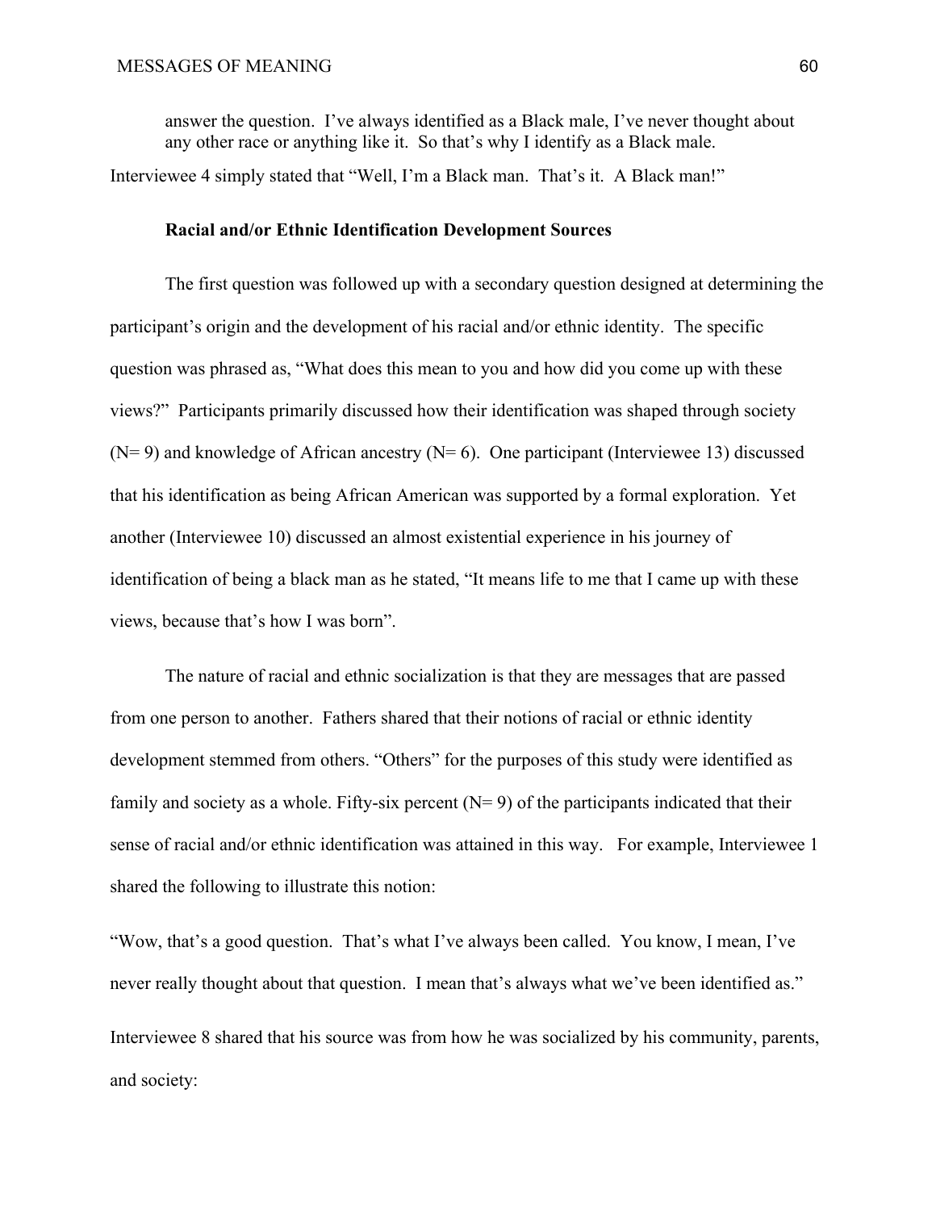> answer the question. I've always identified as a Black male, I've never thought about any other race or anything like it. So that's why I identify as a Black male.

Interviewee 4 simply stated that "Well, I'm a Black man. That's it. A Black man!"

**Racial and/or Ethnic Identification Development Sources**

The first question was followed up with a secondary question designed at determining the participant's origin and the development of his racial and/or ethnic identity. The specific question was phrased as, "What does this mean to you and how did you come up with these views?" Participants primarily discussed how their identification was shaped through society (N= 9) and knowledge of African ancestry (N= 6). One participant (Interviewee 13) discussed that his identification as being African American was supported by a formal exploration. Yet another (Interviewee 10) discussed an almost existential experience in his journey of identification of being a black man as he stated, "It means life to me that I came up with these views, because that's how I was born".

The nature of racial and ethnic socialization is that they are messages that are passed from one person to another. Fathers shared that their notions of racial or ethnic identity development stemmed from others. "Others" for the purposes of this study were identified as family and society as a whole. Fifty-six percent (N= 9) of the participants indicated that their sense of racial and/or ethnic identification was attained in this way. For example, Interviewee 1 shared the following to illustrate this notion:

"Wow, that's a good question. That's what I've always been called. You know, I mean, I've never really thought about that question. I mean that's always what we've been identified as."

Interviewee 8 shared that his source was from how he was socialized by his community, parents, and society: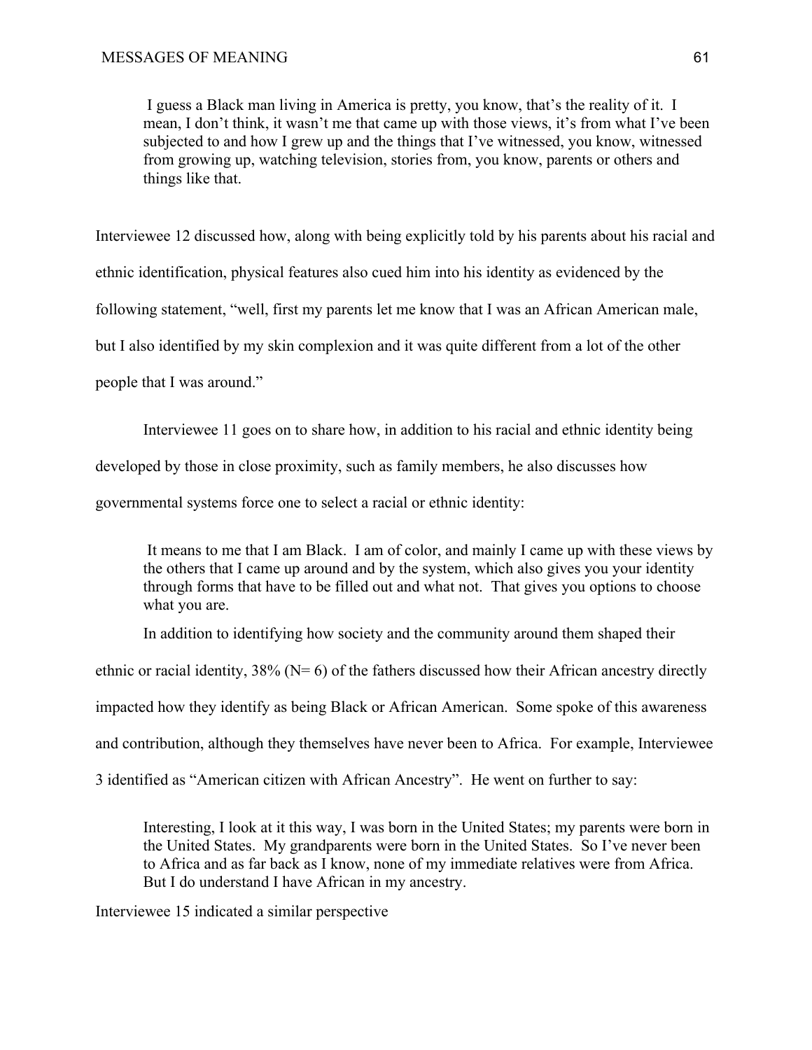> I guess a Black man living in America is pretty, you know, that's the reality of it. I mean, I don't think, it wasn't me that came up with those views, it's from what I've been subjected to and how I grew up and the things that I've witnessed, you know, witnessed from growing up, watching television, stories from, you know, parents or others and things like that.

Interviewee 12 discussed how, along with being explicitly told by his parents about his racial and ethnic identification, physical features also cued him into his identity as evidenced by the following statement, "well, first my parents let me know that I was an African American male, but I also identified by my skin complexion and it was quite different from a lot of the other people that I was around."

Interviewee 11 goes on to share how, in addition to his racial and ethnic identity being developed by those in close proximity, such as family members, he also discusses how governmental systems force one to select a racial or ethnic identity:

> It means to me that I am Black. I am of color, and mainly I came up with these views by the others that I came up around and by the system, which also gives you your identity through forms that have to be filled out and what not. That gives you options to choose what you are.

In addition to identifying how society and the community around them shaped their ethnic or racial identity, 38% (N= 6) of the fathers discussed how their African ancestry directly impacted how they identify as being Black or African American. Some spoke of this awareness and contribution, although they themselves have never been to Africa. For example, Interviewee 3 identified as "American citizen with African Ancestry". He went on further to say:

> Interesting, I look at it this way, I was born in the United States; my parents were born in the United States. My grandparents were born in the United States. So I've never been to Africa and as far back as I know, none of my immediate relatives were from Africa. But I do understand I have African in my ancestry.

Interviewee 15 indicated a similar perspective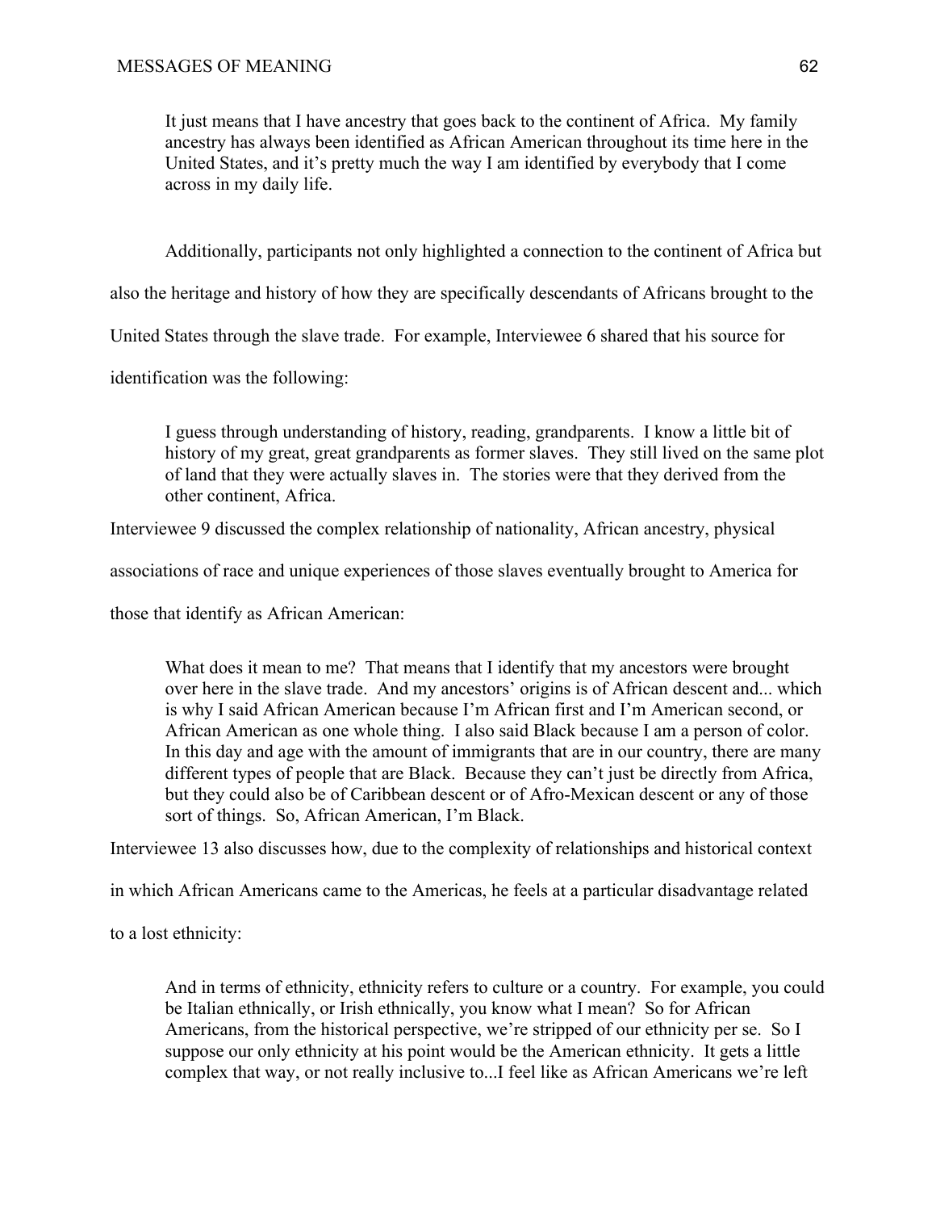> It just means that I have ancestry that goes back to the continent of Africa. My family ancestry has always been identified as African American throughout its time here in the United States, and it's pretty much the way I am identified by everybody that I come across in my daily life.

Additionally, participants not only highlighted a connection to the continent of Africa but also the heritage and history of how they are specifically descendants of Africans brought to the United States through the slave trade. For example, Interviewee 6 shared that his source for identification was the following:

> I guess through understanding of history, reading, grandparents. I know a little bit of history of my great, great grandparents as former slaves. They still lived on the same plot of land that they were actually slaves in. The stories were that they derived from the other continent, Africa.

Interviewee 9 discussed the complex relationship of nationality, African ancestry, physical associations of race and unique experiences of those slaves eventually brought to America for those that identify as African American:

> What does it mean to me? That means that I identify that my ancestors were brought over here in the slave trade. And my ancestors' origins is of African descent and... which is why I said African American because I'm African first and I'm American second, or African American as one whole thing. I also said Black because I am a person of color. In this day and age with the amount of immigrants that are in our country, there are many different types of people that are Black. Because they can't just be directly from Africa, but they could also be of Caribbean descent or of Afro-Mexican descent or any of those sort of things. So, African American, I'm Black.

Interviewee 13 also discusses how, due to the complexity of relationships and historical context in which African Americans came to the Americas, he feels at a particular disadvantage related to a lost ethnicity:

> And in terms of ethnicity, ethnicity refers to culture or a country. For example, you could be Italian ethnically, or Irish ethnically, you know what I mean? So for African Americans, from the historical perspective, we're stripped of our ethnicity per se. So I suppose our only ethnicity at his point would be the American ethnicity. It gets a little complex that way, or not really inclusive to...I feel like as African Americans we're left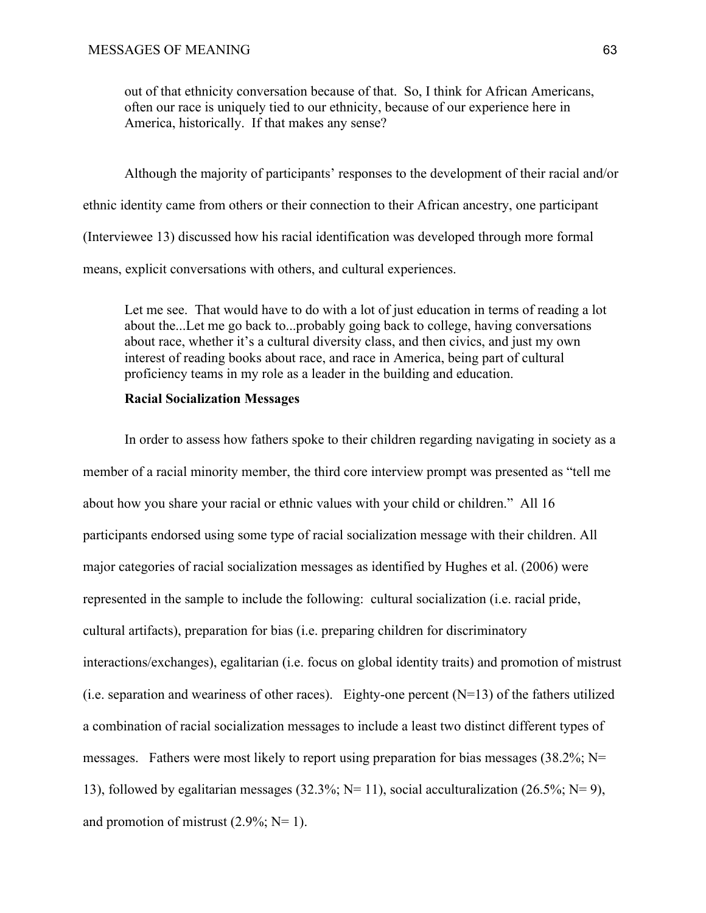> out of that ethnicity conversation because of that. So, I think for African Americans, often our race is uniquely tied to our ethnicity, because of our experience here in America, historically. If that makes any sense?

Although the majority of participants' responses to the development of their racial and/or ethnic identity came from others or their connection to their African ancestry, one participant (Interviewee 13) discussed how his racial identification was developed through more formal means, explicit conversations with others, and cultural experiences.

> Let me see. That would have to do with a lot of just education in terms of reading a lot about the...Let me go back to...probably going back to college, having conversations about race, whether it's a cultural diversity class, and then civics, and just my own interest of reading books about race, and race in America, being part of cultural proficiency teams in my role as a leader in the building and education.

### Racial Socialization Messages

In order to assess how fathers spoke to their children regarding navigating in society as a member of a racial minority member, the third core interview prompt was presented as "tell me about how you share your racial or ethnic values with your child or children." All 16 participants endorsed using some type of racial socialization message with their children. All major categories of racial socialization messages as identified by Hughes et al. (2006) were represented in the sample to include the following: cultural socialization (i.e. racial pride, cultural artifacts), preparation for bias (i.e. preparing children for discriminatory interactions/exchanges), egalitarian (i.e. focus on global identity traits) and promotion of mistrust (i.e. separation and weariness of other races). Eighty-one percent (N=13) of the fathers utilized a combination of racial socialization messages to include a least two distinct different types of messages. Fathers were most likely to report using preparation for bias messages (38.2%; N= 13), followed by egalitarian messages (32.3%; N= 11), social acculturalization (26.5%; N= 9), and promotion of mistrust (2.9%; N= 1).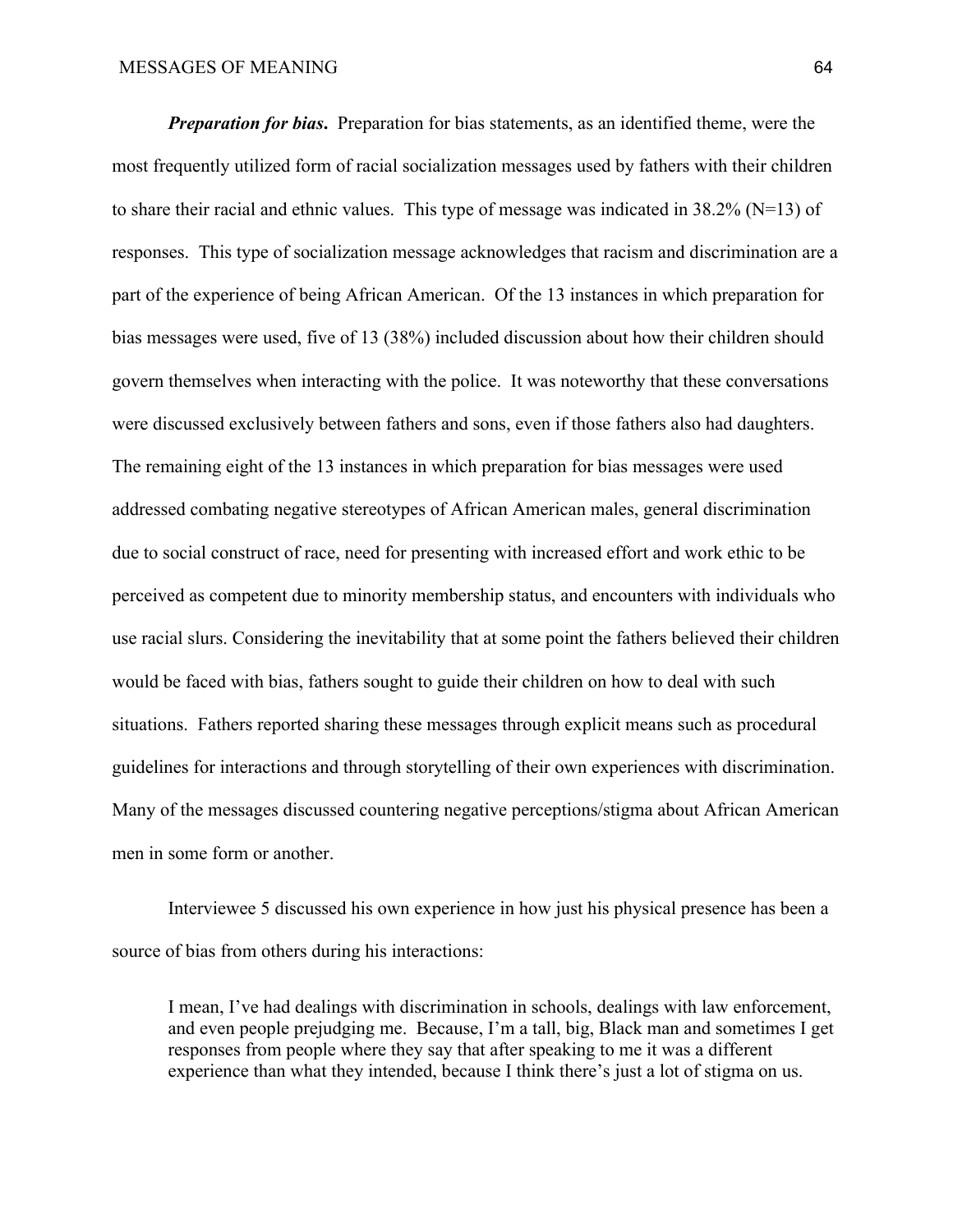***Preparation for bias.*** Preparation for bias statements, as an identified theme, were the most frequently utilized form of racial socialization messages used by fathers with their children to share their racial and ethnic values. This type of message was indicated in 38.2% (N=13) of responses. This type of socialization message acknowledges that racism and discrimination are a part of the experience of being African American. Of the 13 instances in which preparation for bias messages were used, five of 13 (38%) included discussion about how their children should govern themselves when interacting with the police. It was noteworthy that these conversations were discussed exclusively between fathers and sons, even if those fathers also had daughters. The remaining eight of the 13 instances in which preparation for bias messages were used addressed combating negative stereotypes of African American males, general discrimination due to social construct of race, need for presenting with increased effort and work ethic to be perceived as competent due to minority membership status, and encounters with individuals who use racial slurs. Considering the inevitability that at some point the fathers believed their children would be faced with bias, fathers sought to guide their children on how to deal with such situations. Fathers reported sharing these messages through explicit means such as procedural guidelines for interactions and through storytelling of their own experiences with discrimination. Many of the messages discussed countering negative perceptions/stigma about African American men in some form or another.

Interviewee 5 discussed his own experience in how just his physical presence has been a source of bias from others during his interactions:

> I mean, I've had dealings with discrimination in schools, dealings with law enforcement, and even people prejudging me. Because, I'm a tall, big, Black man and sometimes I get responses from people where they say that after speaking to me it was a different experience than what they intended, because I think there's just a lot of stigma on us.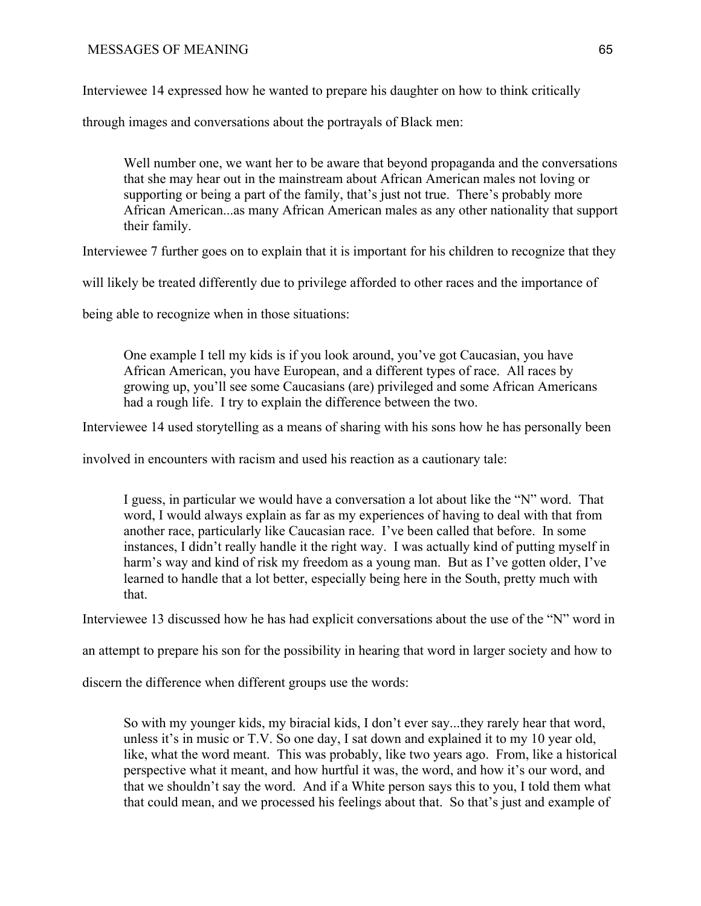Interviewee 14 expressed how he wanted to prepare his daughter on how to think critically through images and conversations about the portrayals of Black men:

> Well number one, we want her to be aware that beyond propaganda and the conversations that she may hear out in the mainstream about African American males not loving or supporting or being a part of the family, that's just not true. There's probably more African American...as many African American males as any other nationality that support their family.

Interviewee 7 further goes on to explain that it is important for his children to recognize that they will likely be treated differently due to privilege afforded to other races and the importance of being able to recognize when in those situations:

> One example I tell my kids is if you look around, you've got Caucasian, you have African American, you have European, and a different types of race. All races by growing up, you'll see some Caucasians (are) privileged and some African Americans had a rough life. I try to explain the difference between the two.

Interviewee 14 used storytelling as a means of sharing with his sons how he has personally been involved in encounters with racism and used his reaction as a cautionary tale:

> I guess, in particular we would have a conversation a lot about like the "N" word. That word, I would always explain as far as my experiences of having to deal with that from another race, particularly like Caucasian race. I've been called that before. In some instances, I didn't really handle it the right way. I was actually kind of putting myself in harm's way and kind of risk my freedom as a young man. But as I've gotten older, I've learned to handle that a lot better, especially being here in the South, pretty much with that.

Interviewee 13 discussed how he has had explicit conversations about the use of the "N" word in an attempt to prepare his son for the possibility in hearing that word in larger society and how to discern the difference when different groups use the words:

> So with my younger kids, my biracial kids, I don't ever say...they rarely hear that word, unless it's in music or T.V. So one day, I sat down and explained it to my 10 year old, like, what the word meant. This was probably, like two years ago. From, like a historical perspective what it meant, and how hurtful it was, the word, and how it's our word, and that we shouldn't say the word. And if a White person says this to you, I told them what that could mean, and we processed his feelings about that. So that's just and example of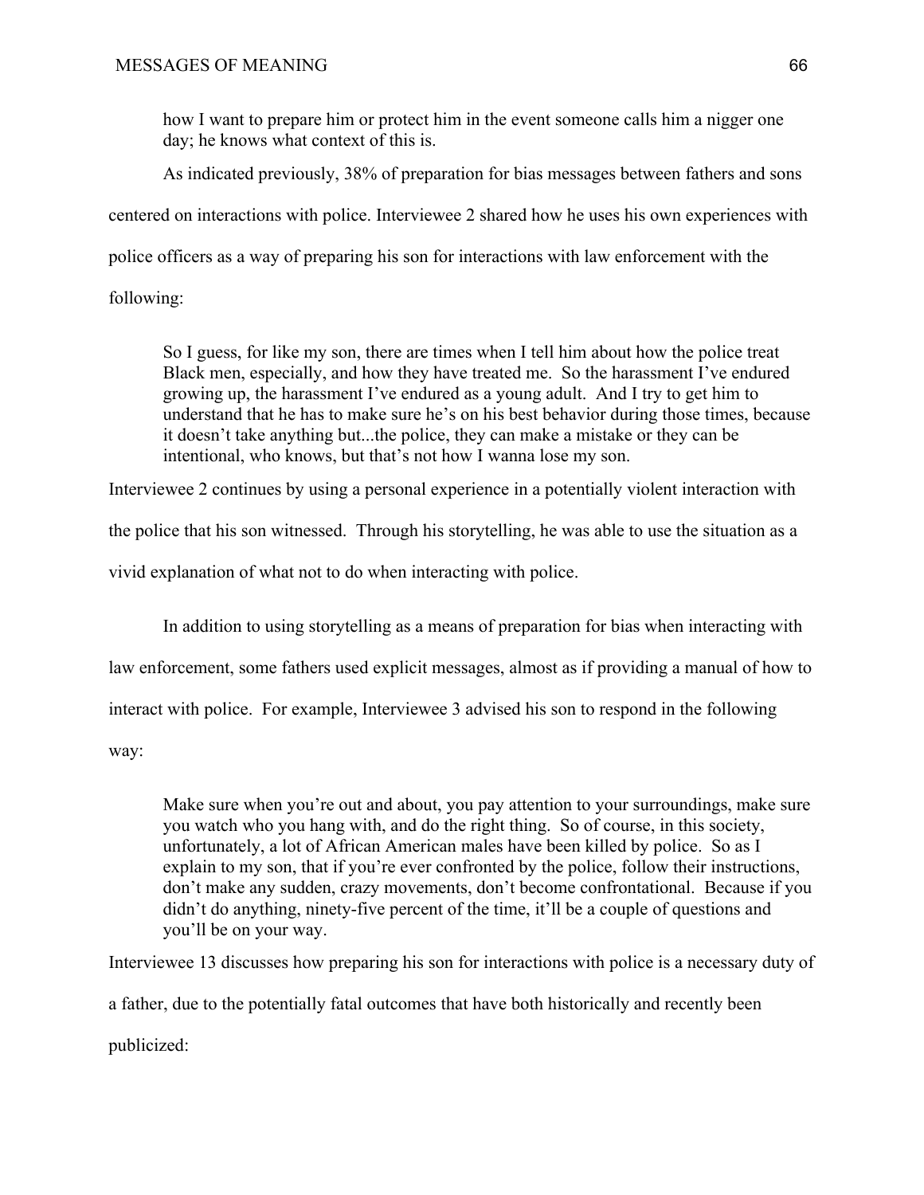> how I want to prepare him or protect him in the event someone calls him a nigger one day; he knows what context of this is.

As indicated previously, 38% of preparation for bias messages between fathers and sons centered on interactions with police. Interviewee 2 shared how he uses his own experiences with police officers as a way of preparing his son for interactions with law enforcement with the following:

> So I guess, for like my son, there are times when I tell him about how the police treat Black men, especially, and how they have treated me. So the harassment I've endured growing up, the harassment I've endured as a young adult. And I try to get him to understand that he has to make sure he's on his best behavior during those times, because it doesn't take anything but...the police, they can make a mistake or they can be intentional, who knows, but that's not how I wanna lose my son.

Interviewee 2 continues by using a personal experience in a potentially violent interaction with the police that his son witnessed. Through his storytelling, he was able to use the situation as a vivid explanation of what not to do when interacting with police.

In addition to using storytelling as a means of preparation for bias when interacting with law enforcement, some fathers used explicit messages, almost as if providing a manual of how to interact with police. For example, Interviewee 3 advised his son to respond in the following way:

> Make sure when you're out and about, you pay attention to your surroundings, make sure you watch who you hang with, and do the right thing. So of course, in this society, unfortunately, a lot of African American males have been killed by police. So as I explain to my son, that if you're ever confronted by the police, follow their instructions, don't make any sudden, crazy movements, don't become confrontational. Because if you didn't do anything, ninety-five percent of the time, it'll be a couple of questions and you'll be on your way.

Interviewee 13 discusses how preparing his son for interactions with police is a necessary duty of a father, due to the potentially fatal outcomes that have both historically and recently been publicized: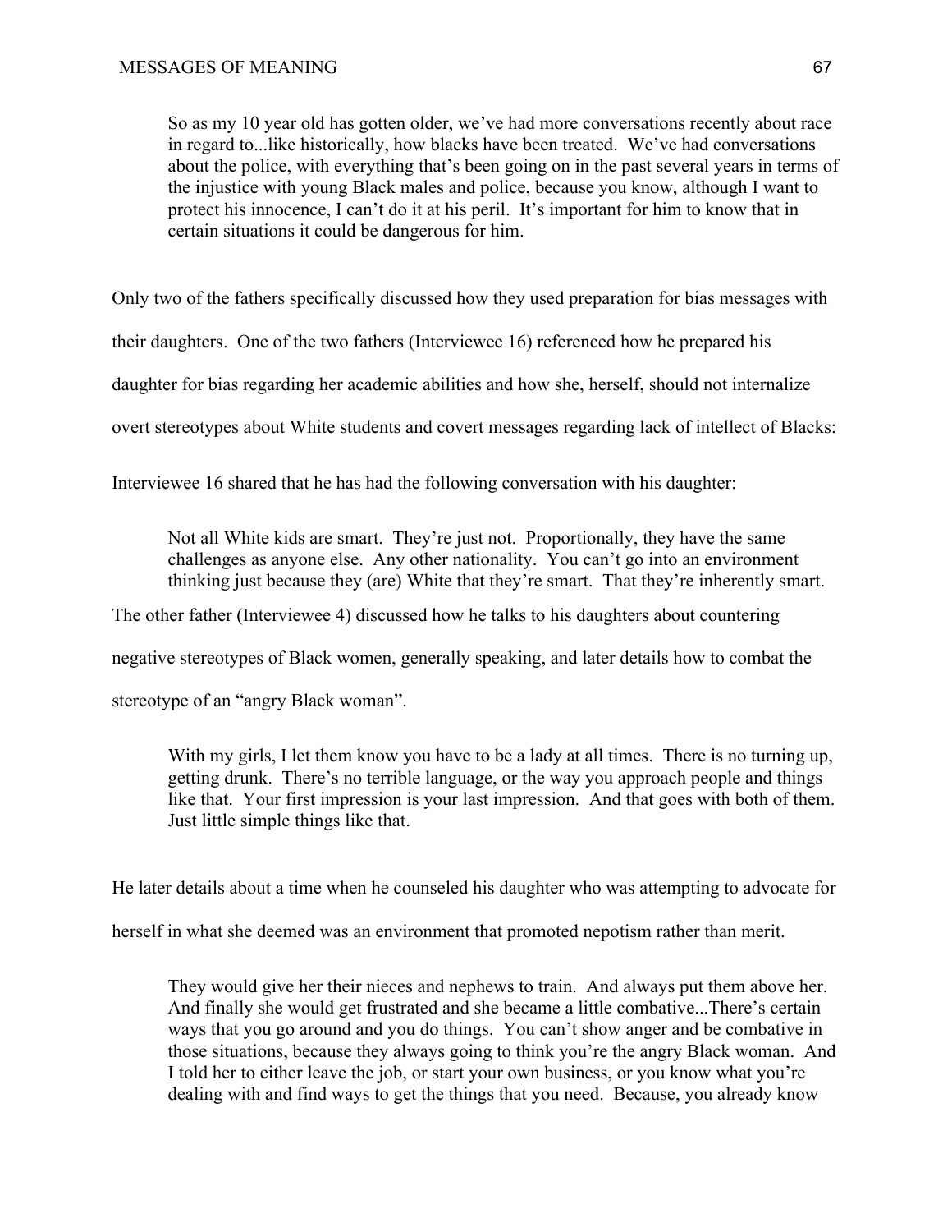> So as my 10 year old has gotten older, we've had more conversations recently about race in regard to...like historically, how blacks have been treated. We've had conversations about the police, with everything that's been going on in the past several years in terms of the injustice with young Black males and police, because you know, although I want to protect his innocence, I can't do it at his peril. It's important for him to know that in certain situations it could be dangerous for him.

Only two of the fathers specifically discussed how they used preparation for bias messages with their daughters. One of the two fathers (Interviewee 16) referenced how he prepared his daughter for bias regarding her academic abilities and how she, herself, should not internalize overt stereotypes about White students and covert messages regarding lack of intellect of Blacks:

Interviewee 16 shared that he has had the following conversation with his daughter:

> Not all White kids are smart. They're just not. Proportionally, they have the same challenges as anyone else. Any other nationality. You can't go into an environment thinking just because they (are) White that they're smart. That they're inherently smart.

The other father (Interviewee 4) discussed how he talks to his daughters about countering negative stereotypes of Black women, generally speaking, and later details how to combat the stereotype of an "angry Black woman".

> With my girls, I let them know you have to be a lady at all times. There is no turning up, getting drunk. There's no terrible language, or the way you approach people and things like that. Your first impression is your last impression. And that goes with both of them. Just little simple things like that.

He later details about a time when he counseled his daughter who was attempting to advocate for herself in what she deemed was an environment that promoted nepotism rather than merit.

> They would give her their nieces and nephews to train. And always put them above her. And finally she would get frustrated and she became a little combative...There's certain ways that you go around and you do things. You can't show anger and be combative in those situations, because they always going to think you're the angry Black woman. And I told her to either leave the job, or start your own business, or you know what you're dealing with and find ways to get the things that you need. Because, you already know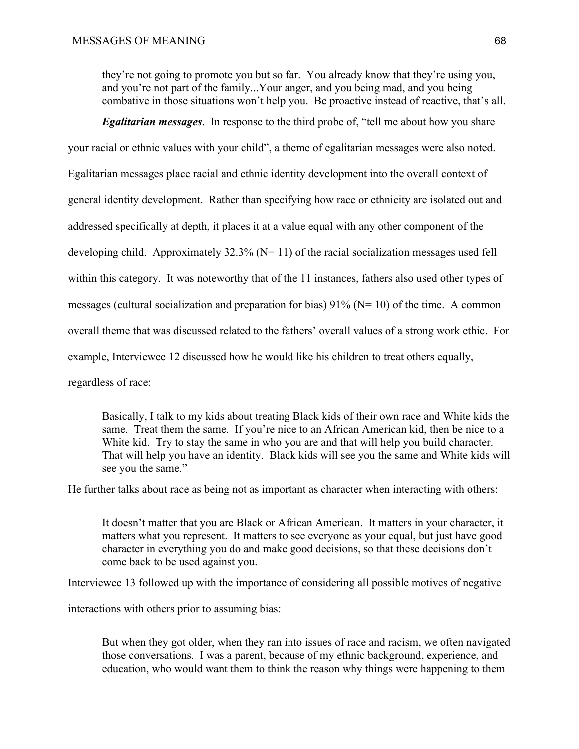> they're not going to promote you but so far. You already know that they're using you, and you're not part of the family...Your anger, and you being mad, and you being combative in those situations won't help you. Be proactive instead of reactive, that's all.

***Egalitarian messages***. In response to the third probe of, "tell me about how you share your racial or ethnic values with your child", a theme of egalitarian messages were also noted. Egalitarian messages place racial and ethnic identity development into the overall context of general identity development. Rather than specifying how race or ethnicity are isolated out and addressed specifically at depth, it places it at a value equal with any other component of the developing child. Approximately 32.3% (N= 11) of the racial socialization messages used fell within this category. It was noteworthy that of the 11 instances, fathers also used other types of messages (cultural socialization and preparation for bias) 91% (N= 10) of the time. A common overall theme that was discussed related to the fathers' overall values of a strong work ethic. For example, Interviewee 12 discussed how he would like his children to treat others equally, regardless of race:

> Basically, I talk to my kids about treating Black kids of their own race and White kids the same. Treat them the same. If you're nice to an African American kid, then be nice to a White kid. Try to stay the same in who you are and that will help you build character. That will help you have an identity. Black kids will see you the same and White kids will see you the same."

He further talks about race as being not as important as character when interacting with others:

> It doesn't matter that you are Black or African American. It matters in your character, it matters what you represent. It matters to see everyone as your equal, but just have good character in everything you do and make good decisions, so that these decisions don't come back to be used against you.

Interviewee 13 followed up with the importance of considering all possible motives of negative interactions with others prior to assuming bias:

> But when they got older, when they ran into issues of race and racism, we often navigated those conversations. I was a parent, because of my ethnic background, experience, and education, who would want them to think the reason why things were happening to them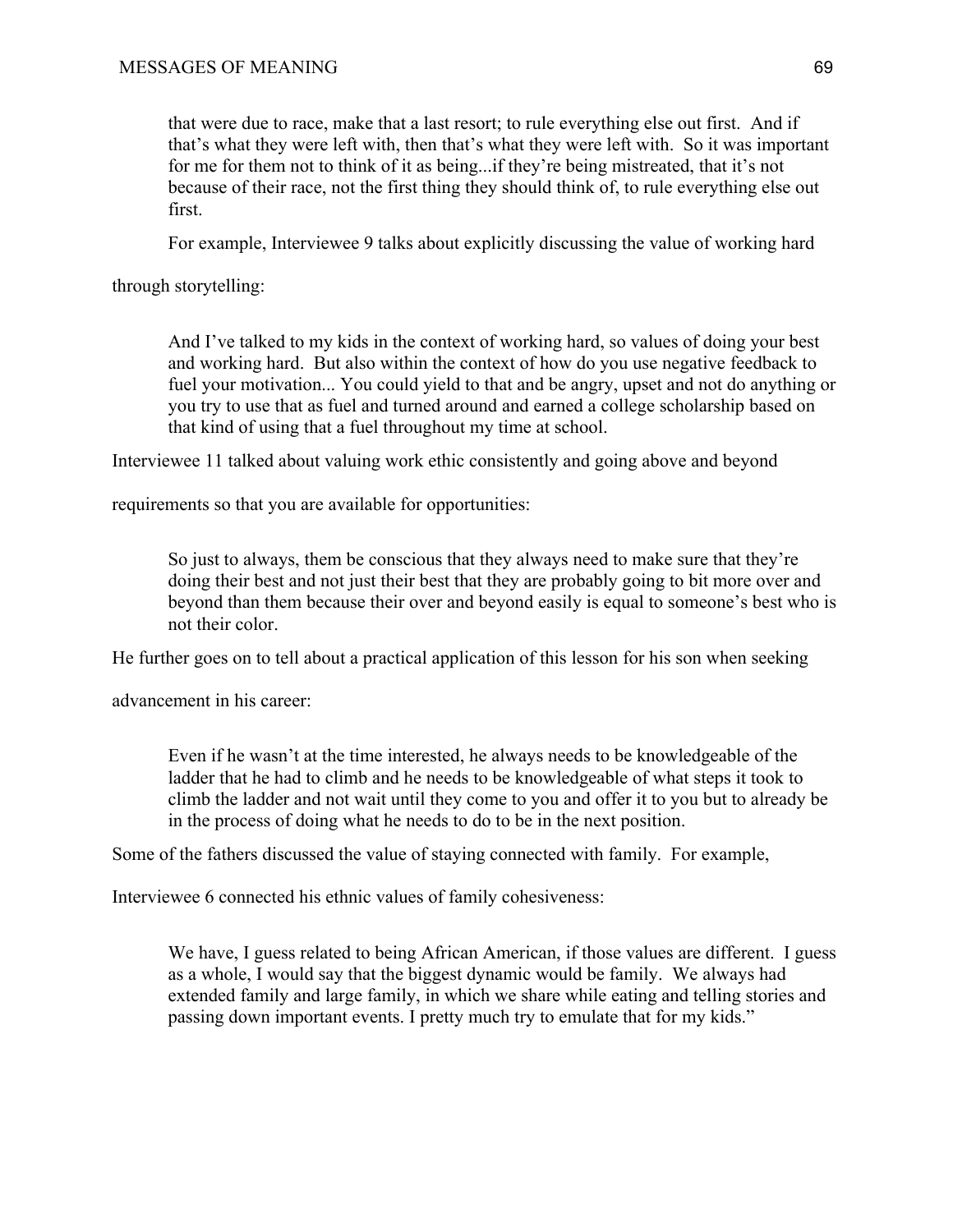> that were due to race, make that a last resort; to rule everything else out first. And if that's what they were left with, then that's what they were left with. So it was important for me for them not to think of it as being...if they're being mistreated, that it's not because of their race, not the first thing they should think of, to rule everything else out first.

For example, Interviewee 9 talks about explicitly discussing the value of working hard through storytelling:

> And I've talked to my kids in the context of working hard, so values of doing your best and working hard. But also within the context of how do you use negative feedback to fuel your motivation... You could yield to that and be angry, upset and not do anything or you try to use that as fuel and turned around and earned a college scholarship based on that kind of using that a fuel throughout my time at school.

Interviewee 11 talked about valuing work ethic consistently and going above and beyond requirements so that you are available for opportunities:

> So just to always, them be conscious that they always need to make sure that they're doing their best and not just their best that they are probably going to bit more over and beyond than them because their over and beyond easily is equal to someone's best who is not their color.

He further goes on to tell about a practical application of this lesson for his son when seeking advancement in his career:

> Even if he wasn't at the time interested, he always needs to be knowledgeable of the ladder that he had to climb and he needs to be knowledgeable of what steps it took to climb the ladder and not wait until they come to you and offer it to you but to already be in the process of doing what he needs to do to be in the next position.

Some of the fathers discussed the value of staying connected with family. For example, Interviewee 6 connected his ethnic values of family cohesiveness:

> We have, I guess related to being African American, if those values are different. I guess as a whole, I would say that the biggest dynamic would be family. We always had extended family and large family, in which we share while eating and telling stories and passing down important events. I pretty much try to emulate that for my kids."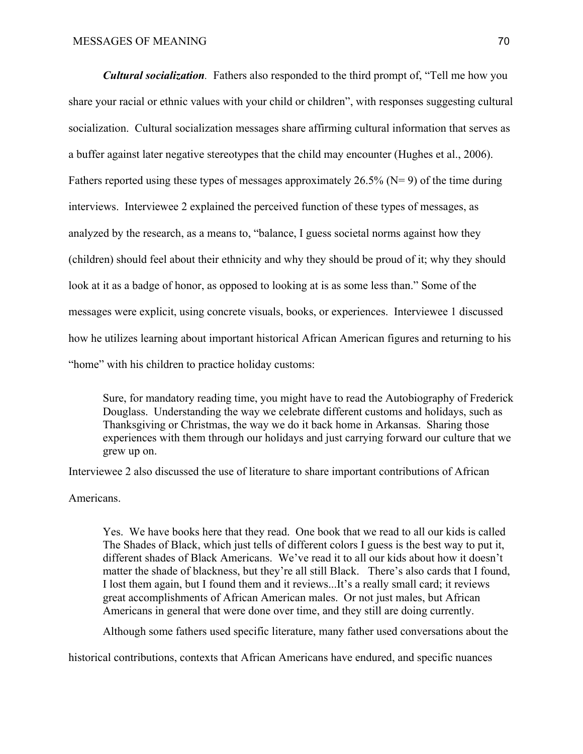***Cultural socialization***. Fathers also responded to the third prompt of, "Tell me how you share your racial or ethnic values with your child or children", with responses suggesting cultural socialization. Cultural socialization messages share affirming cultural information that serves as a buffer against later negative stereotypes that the child may encounter (Hughes et al., 2006). Fathers reported using these types of messages approximately 26.5% (N= 9) of the time during interviews. Interviewee 2 explained the perceived function of these types of messages, as analyzed by the research, as a means to, "balance, I guess societal norms against how they (children) should feel about their ethnicity and why they should be proud of it; why they should look at it as a badge of honor, as opposed to looking at is as some less than." Some of the messages were explicit, using concrete visuals, books, or experiences. Interviewee 1 discussed how he utilizes learning about important historical African American figures and returning to his "home" with his children to practice holiday customs:

> Sure, for mandatory reading time, you might have to read the Autobiography of Frederick Douglass. Understanding the way we celebrate different customs and holidays, such as Thanksgiving or Christmas, the way we do it back home in Arkansas. Sharing those experiences with them through our holidays and just carrying forward our culture that we grew up on.

Interviewee 2 also discussed the use of literature to share important contributions of African Americans.

> Yes. We have books here that they read. One book that we read to all our kids is called The Shades of Black, which just tells of different colors I guess is the best way to put it, different shades of Black Americans. We've read it to all our kids about how it doesn't matter the shade of blackness, but they're all still Black. There's also cards that I found, I lost them again, but I found them and it reviews...It's a really small card; it reviews great accomplishments of African American males. Or not just males, but African Americans in general that were done over time, and they still are doing currently.

Although some fathers used specific literature, many father used conversations about the historical contributions, contexts that African Americans have endured, and specific nuances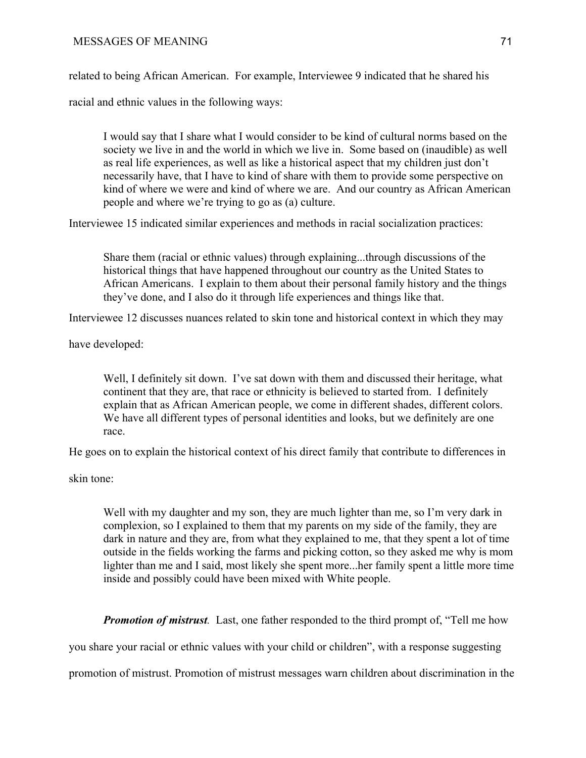related to being African American. For example, Interviewee 9 indicated that he shared his racial and ethnic values in the following ways:

> I would say that I share what I would consider to be kind of cultural norms based on the society we live in and the world in which we live in. Some based on (inaudible) as well as real life experiences, as well as like a historical aspect that my children just don't necessarily have, that I have to kind of share with them to provide some perspective on kind of where we were and kind of where we are. And our country as African American people and where we're trying to go as (a) culture.

Interviewee 15 indicated similar experiences and methods in racial socialization practices:

> Share them (racial or ethnic values) through explaining...through discussions of the historical things that have happened throughout our country as the United States to African Americans. I explain to them about their personal family history and the things they've done, and I also do it through life experiences and things like that.

Interviewee 12 discusses nuances related to skin tone and historical context in which they may have developed:

> Well, I definitely sit down. I've sat down with them and discussed their heritage, what continent that they are, that race or ethnicity is believed to started from. I definitely explain that as African American people, we come in different shades, different colors. We have all different types of personal identities and looks, but we definitely are one race.

He goes on to explain the historical context of his direct family that contribute to differences in skin tone:

> Well with my daughter and my son, they are much lighter than me, so I'm very dark in complexion, so I explained to them that my parents on my side of the family, they are dark in nature and they are, from what they explained to me, that they spent a lot of time outside in the fields working the farms and picking cotton, so they asked me why is mom lighter than me and I said, most likely she spent more...her family spent a little more time inside and possibly could have been mixed with White people.

***Promotion of mistrust.*** Last, one father responded to the third prompt of, "Tell me how you share your racial or ethnic values with your child or children", with a response suggesting promotion of mistrust. Promotion of mistrust messages warn children about discrimination in the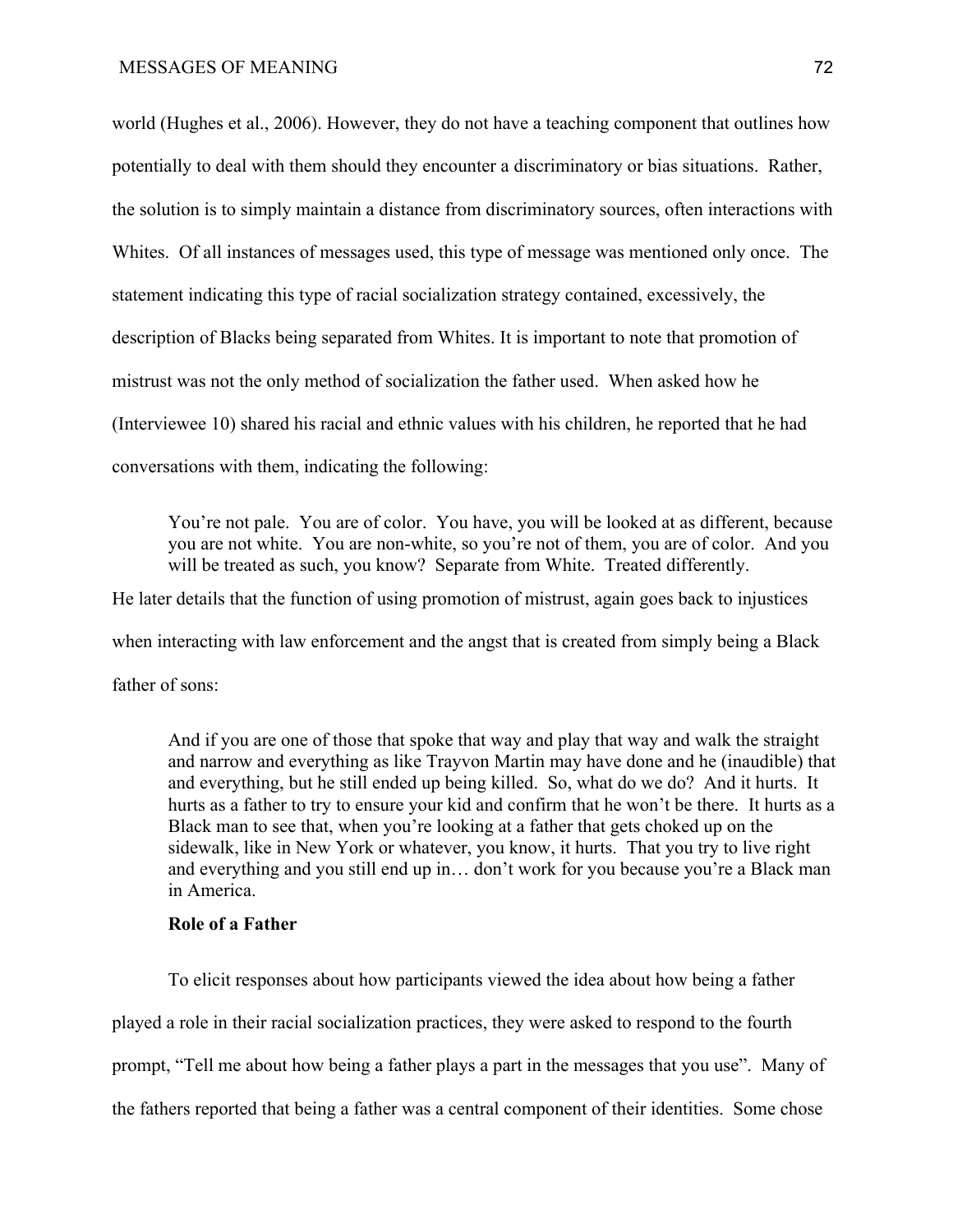world (Hughes et al., 2006). However, they do not have a teaching component that outlines how potentially to deal with them should they encounter a discriminatory or bias situations. Rather, the solution is to simply maintain a distance from discriminatory sources, often interactions with Whites. Of all instances of messages used, this type of message was mentioned only once. The statement indicating this type of racial socialization strategy contained, excessively, the description of Blacks being separated from Whites. It is important to note that promotion of mistrust was not the only method of socialization the father used. When asked how he (Interviewee 10) shared his racial and ethnic values with his children, he reported that he had conversations with them, indicating the following:

> You're not pale. You are of color. You have, you will be looked at as different, because you are not white. You are non-white, so you're not of them, you are of color. And you will be treated as such, you know? Separate from White. Treated differently.

He later details that the function of using promotion of mistrust, again goes back to injustices when interacting with law enforcement and the angst that is created from simply being a Black father of sons:

> And if you are one of those that spoke that way and play that way and walk the straight and narrow and everything as like Trayvon Martin may have done and he (inaudible) that and everything, but he still ended up being killed. So, what do we do? And it hurts. It hurts as a father to try to ensure your kid and confirm that he won't be there. It hurts as a Black man to see that, when you're looking at a father that gets choked up on the sidewalk, like in New York or whatever, you know, it hurts. That you try to live right and everything and you still end up in… don't work for you because you're a Black man in America.

**Role of a Father**

To elicit responses about how participants viewed the idea about how being a father played a role in their racial socialization practices, they were asked to respond to the fourth prompt, "Tell me about how being a father plays a part in the messages that you use". Many of the fathers reported that being a father was a central component of their identities. Some chose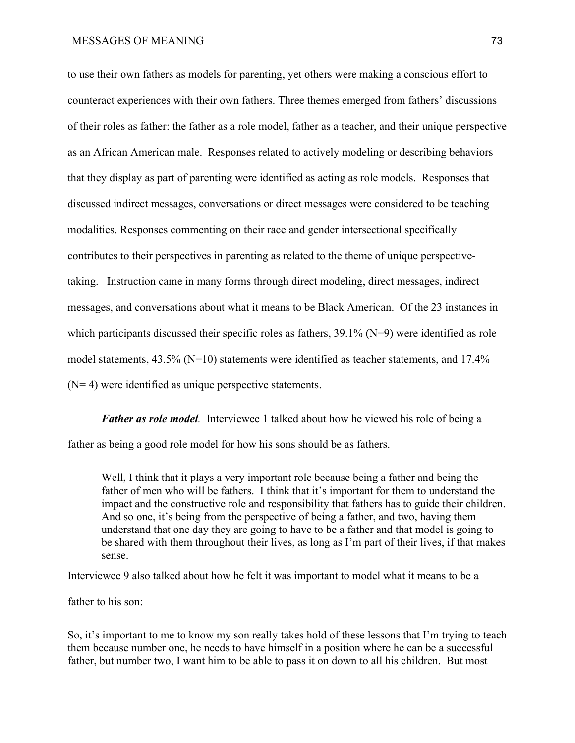to use their own fathers as models for parenting, yet others were making a conscious effort to counteract experiences with their own fathers. Three themes emerged from fathers' discussions of their roles as father: the father as a role model, father as a teacher, and their unique perspective as an African American male. Responses related to actively modeling or describing behaviors that they display as part of parenting were identified as acting as role models. Responses that discussed indirect messages, conversations or direct messages were considered to be teaching modalities. Responses commenting on their race and gender intersectional specifically contributes to their perspectives in parenting as related to the theme of unique perspective-taking. Instruction came in many forms through direct modeling, direct messages, indirect messages, and conversations about what it means to be Black American. Of the 23 instances in which participants discussed their specific roles as fathers, 39.1% (N=9) were identified as role model statements, 43.5% (N=10) statements were identified as teacher statements, and 17.4% (N= 4) were identified as unique perspective statements.

***Father as role model***. Interviewee 1 talked about how he viewed his role of being a father as being a good role model for how his sons should be as fathers.

> Well, I think that it plays a very important role because being a father and being the father of men who will be fathers. I think that it's important for them to understand the impact and the constructive role and responsibility that fathers has to guide their children. And so one, it's being from the perspective of being a father, and two, having them understand that one day they are going to have to be a father and that model is going to be shared with them throughout their lives, as long as I'm part of their lives, if that makes sense.

Interviewee 9 also talked about how he felt it was important to model what it means to be a father to his son:

So, it's important to me to know my son really takes hold of these lessons that I'm trying to teach them because number one, he needs to have himself in a position where he can be a successful father, but number two, I want him to be able to pass it on down to all his children. But most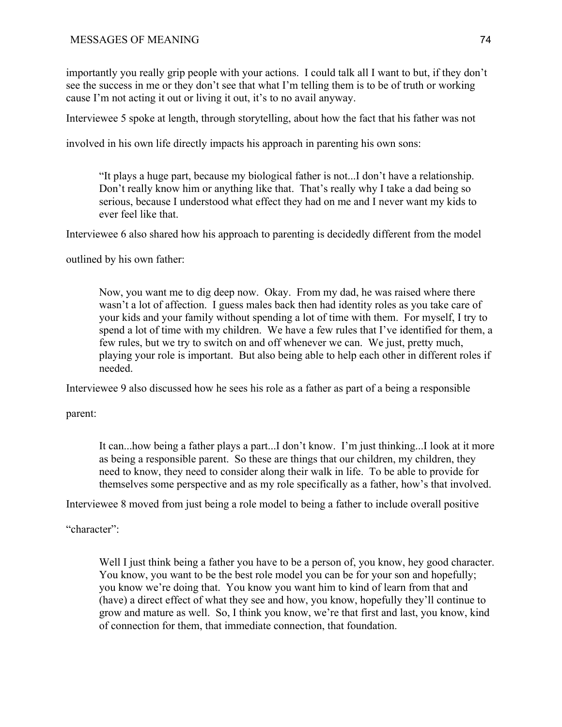importantly you really grip people with your actions. I could talk all I want to but, if they don't see the success in me or they don't see that what I'm telling them is to be of truth or working cause I'm not acting it out or living it out, it's to no avail anyway.

Interviewee 5 spoke at length, through storytelling, about how the fact that his father was not involved in his own life directly impacts his approach in parenting his own sons:

> "It plays a huge part, because my biological father is not...I don't have a relationship. Don't really know him or anything like that. That's really why I take a dad being so serious, because I understood what effect they had on me and I never want my kids to ever feel like that.

Interviewee 6 also shared how his approach to parenting is decidedly different from the model outlined by his own father:

> Now, you want me to dig deep now. Okay. From my dad, he was raised where there wasn't a lot of affection. I guess males back then had identity roles as you take care of your kids and your family without spending a lot of time with them. For myself, I try to spend a lot of time with my children. We have a few rules that I've identified for them, a few rules, but we try to switch on and off whenever we can. We just, pretty much, playing your role is important. But also being able to help each other in different roles if needed.

Interviewee 9 also discussed how he sees his role as a father as part of a being a responsible parent:

> It can...how being a father plays a part...I don't know. I'm just thinking...I look at it more as being a responsible parent. So these are things that our children, my children, they need to know, they need to consider along their walk in life. To be able to provide for themselves some perspective and as my role specifically as a father, how's that involved.

Interviewee 8 moved from just being a role model to being a father to include overall positive "character":

> Well I just think being a father you have to be a person of, you know, hey good character. You know, you want to be the best role model you can be for your son and hopefully; you know we're doing that. You know you want him to kind of learn from that and (have) a direct effect of what they see and how, you know, hopefully they'll continue to grow and mature as well. So, I think you know, we're that first and last, you know, kind of connection for them, that immediate connection, that foundation.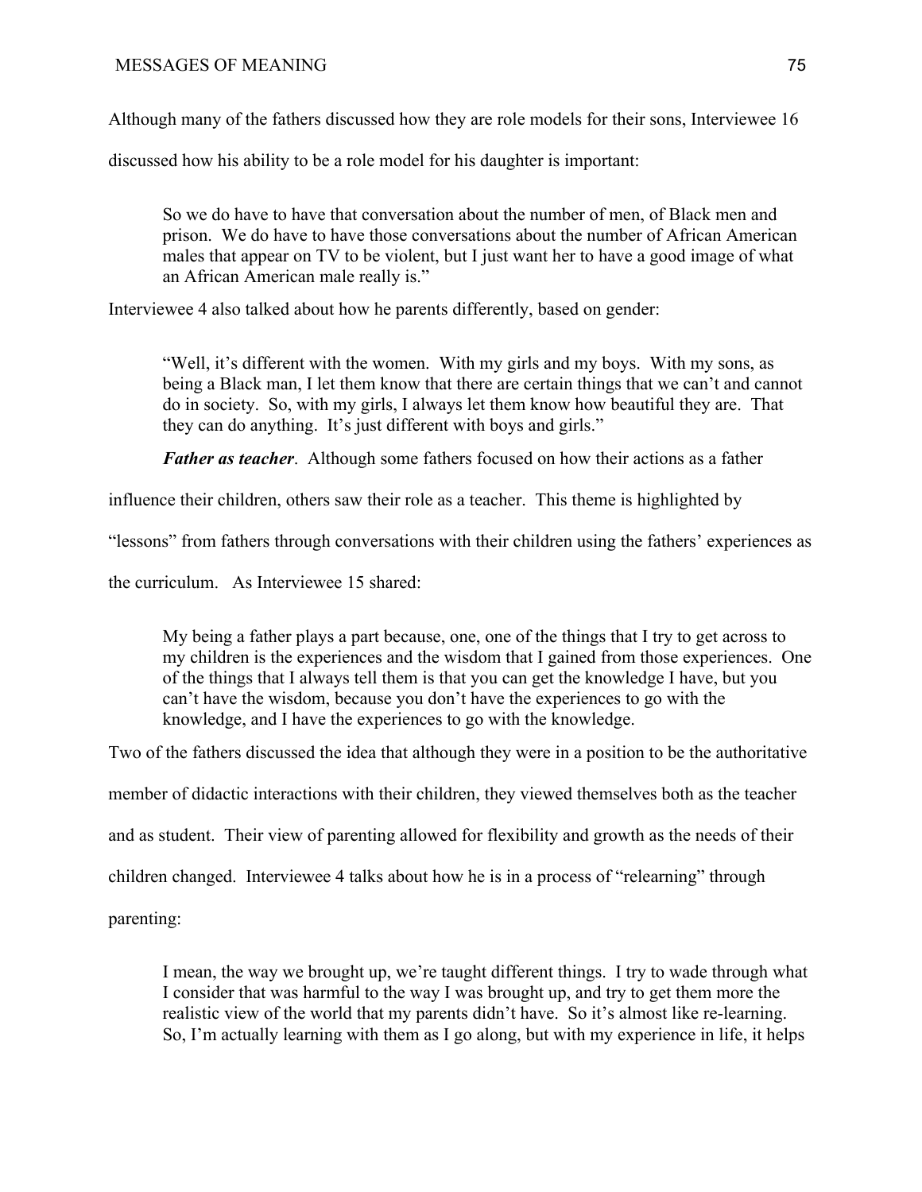Although many of the fathers discussed how they are role models for their sons, Interviewee 16 discussed how his ability to be a role model for his daughter is important:

> So we do have to have that conversation about the number of men, of Black men and prison. We do have to have those conversations about the number of African American males that appear on TV to be violent, but I just want her to have a good image of what an African American male really is."

Interviewee 4 also talked about how he parents differently, based on gender:

> "Well, it's different with the women. With my girls and my boys. With my sons, as being a Black man, I let them know that there are certain things that we can't and cannot do in society. So, with my girls, I always let them know how beautiful they are. That they can do anything. It's just different with boys and girls."

***Father as teacher***. Although some fathers focused on how their actions as a father influence their children, others saw their role as a teacher. This theme is highlighted by "lessons" from fathers through conversations with their children using the fathers' experiences as the curriculum. As Interviewee 15 shared:

> My being a father plays a part because, one, one of the things that I try to get across to my children is the experiences and the wisdom that I gained from those experiences. One of the things that I always tell them is that you can get the knowledge I have, but you can't have the wisdom, because you don't have the experiences to go with the knowledge, and I have the experiences to go with the knowledge.

Two of the fathers discussed the idea that although they were in a position to be the authoritative member of didactic interactions with their children, they viewed themselves both as the teacher and as student. Their view of parenting allowed for flexibility and growth as the needs of their children changed. Interviewee 4 talks about how he is in a process of "relearning" through parenting:

> I mean, the way we brought up, we're taught different things. I try to wade through what I consider that was harmful to the way I was brought up, and try to get them more the realistic view of the world that my parents didn't have. So it's almost like re-learning. So, I'm actually learning with them as I go along, but with my experience in life, it helps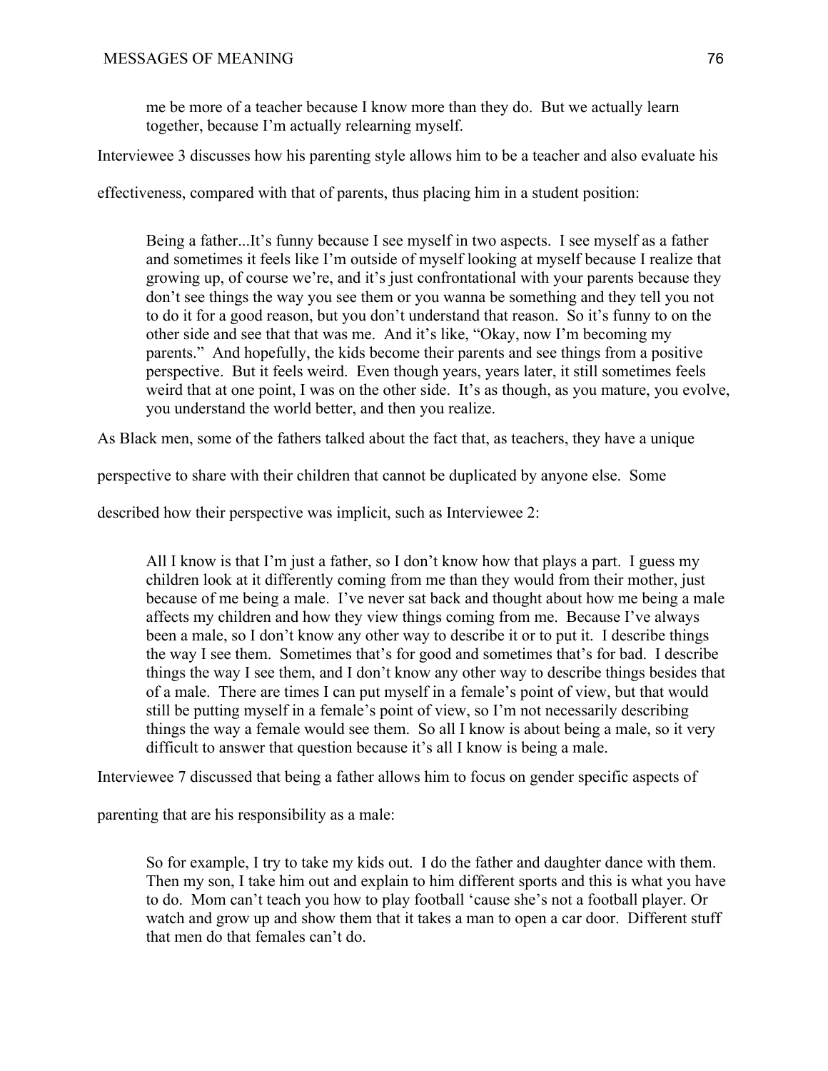> me be more of a teacher because I know more than they do. But we actually learn together, because I'm actually relearning myself.

Interviewee 3 discusses how his parenting style allows him to be a teacher and also evaluate his effectiveness, compared with that of parents, thus placing him in a student position:

> Being a father...It's funny because I see myself in two aspects. I see myself as a father and sometimes it feels like I'm outside of myself looking at myself because I realize that growing up, of course we're, and it's just confrontational with your parents because they don't see things the way you see them or you wanna be something and they tell you not to do it for a good reason, but you don't understand that reason. So it's funny to on the other side and see that that was me. And it's like, "Okay, now I'm becoming my parents." And hopefully, the kids become their parents and see things from a positive perspective. But it feels weird. Even though years, years later, it still sometimes feels weird that at one point, I was on the other side. It's as though, as you mature, you evolve, you understand the world better, and then you realize.

As Black men, some of the fathers talked about the fact that, as teachers, they have a unique perspective to share with their children that cannot be duplicated by anyone else. Some described how their perspective was implicit, such as Interviewee 2:

> All I know is that I'm just a father, so I don't know how that plays a part. I guess my children look at it differently coming from me than they would from their mother, just because of me being a male. I've never sat back and thought about how me being a male affects my children and how they view things coming from me. Because I've always been a male, so I don't know any other way to describe it or to put it. I describe things the way I see them. Sometimes that's for good and sometimes that's for bad. I describe things the way I see them, and I don't know any other way to describe things besides that of a male. There are times I can put myself in a female's point of view, but that would still be putting myself in a female's point of view, so I'm not necessarily describing things the way a female would see them. So all I know is about being a male, so it very difficult to answer that question because it's all I know is being a male.

Interviewee 7 discussed that being a father allows him to focus on gender specific aspects of parenting that are his responsibility as a male:

> So for example, I try to take my kids out. I do the father and daughter dance with them. Then my son, I take him out and explain to him different sports and this is what you have to do. Mom can't teach you how to play football 'cause she's not a football player. Or watch and grow up and show them that it takes a man to open a car door. Different stuff that men do that females can't do.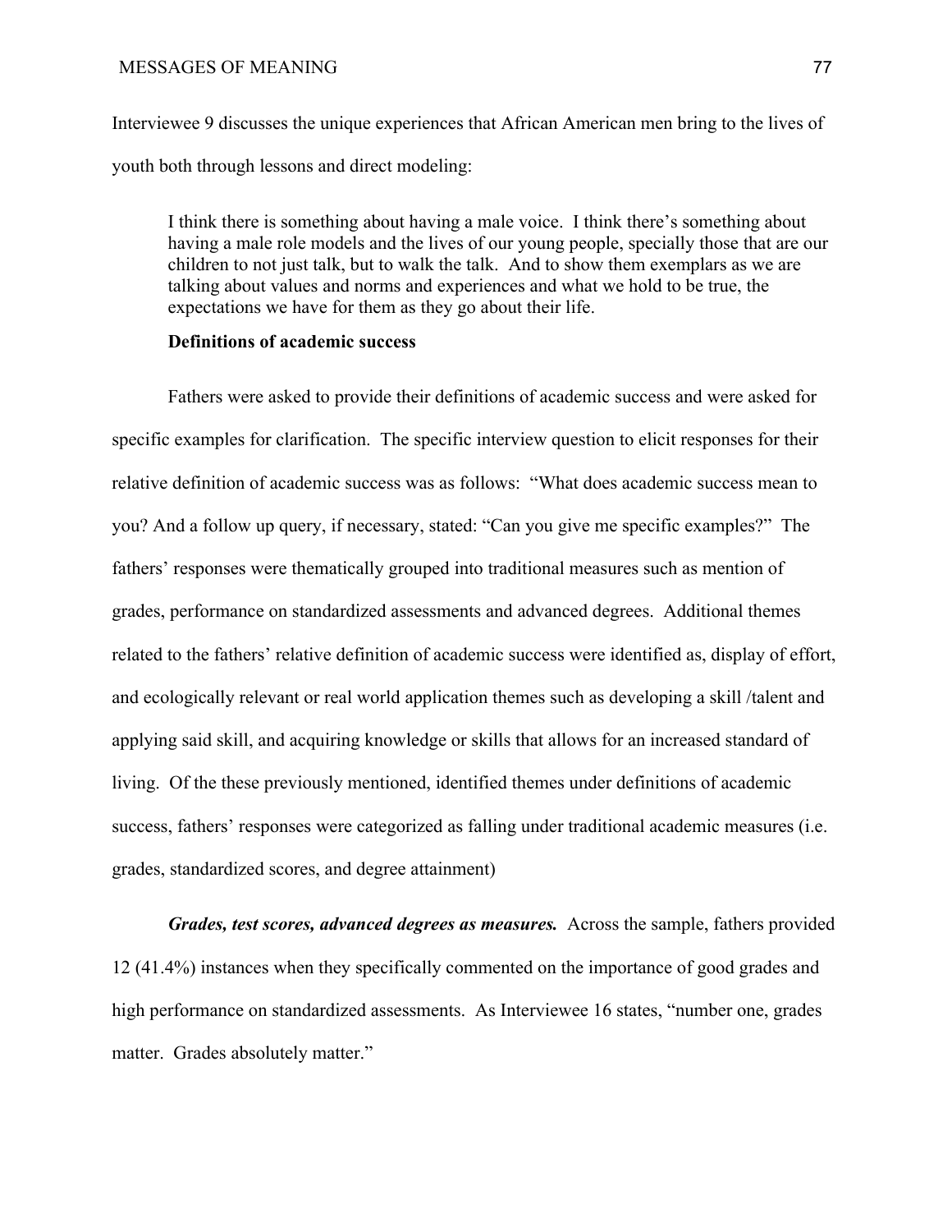Interviewee 9 discusses the unique experiences that African American men bring to the lives of youth both through lessons and direct modeling:

> I think there is something about having a male voice. I think there's something about having a male role models and the lives of our young people, specially those that are our children to not just talk, but to walk the talk. And to show them exemplars as we are talking about values and norms and experiences and what we hold to be true, the expectations we have for them as they go about their life.

### Definitions of academic success

Fathers were asked to provide their definitions of academic success and were asked for specific examples for clarification. The specific interview question to elicit responses for their relative definition of academic success was as follows: "What does academic success mean to you? And a follow up query, if necessary, stated: "Can you give me specific examples?" The fathers' responses were thematically grouped into traditional measures such as mention of grades, performance on standardized assessments and advanced degrees. Additional themes related to the fathers' relative definition of academic success were identified as, display of effort, and ecologically relevant or real world application themes such as developing a skill /talent and applying said skill, and acquiring knowledge or skills that allows for an increased standard of living. Of the these previously mentioned, identified themes under definitions of academic success, fathers' responses were categorized as falling under traditional academic measures (i.e. grades, standardized scores, and degree attainment)

***Grades, test scores, advanced degrees as measures.*** Across the sample, fathers provided 12 (41.4%) instances when they specifically commented on the importance of good grades and high performance on standardized assessments. As Interviewee 16 states, "number one, grades matter. Grades absolutely matter."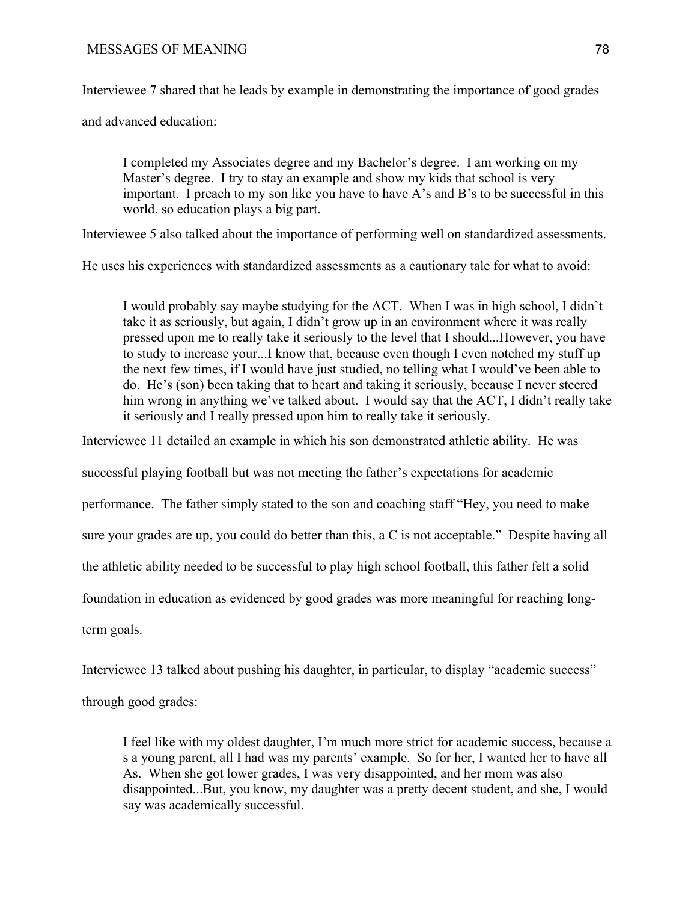Interviewee 7 shared that he leads by example in demonstrating the importance of good grades and advanced education:

> I completed my Associates degree and my Bachelor's degree. I am working on my Master's degree. I try to stay an example and show my kids that school is very important. I preach to my son like you have to have A's and B's to be successful in this world, so education plays a big part.

Interviewee 5 also talked about the importance of performing well on standardized assessments. He uses his experiences with standardized assessments as a cautionary tale for what to avoid:

> I would probably say maybe studying for the ACT. When I was in high school, I didn't take it as seriously, but again, I didn't grow up in an environment where it was really pressed upon me to really take it seriously to the level that I should...However, you have to study to increase your...I know that, because even though I even notched my stuff up the next few times, if I would have just studied, no telling what I would've been able to do. He's (son) been taking that to heart and taking it seriously, because I never steered him wrong in anything we've talked about. I would say that the ACT, I didn't really take it seriously and I really pressed upon him to really take it seriously.

Interviewee 11 detailed an example in which his son demonstrated athletic ability. He was successful playing football but was not meeting the father's expectations for academic performance. The father simply stated to the son and coaching staff "Hey, you need to make sure your grades are up, you could do better than this, a C is not acceptable." Despite having all the athletic ability needed to be successful to play high school football, this father felt a solid foundation in education as evidenced by good grades was more meaningful for reaching long-term goals.

Interviewee 13 talked about pushing his daughter, in particular, to display "academic success" through good grades:

> I feel like with my oldest daughter, I'm much more strict for academic success, because a s a young parent, all I had was my parents' example. So for her, I wanted her to have all As. When she got lower grades, I was very disappointed, and her mom was also disappointed...But, you know, my daughter was a pretty decent student, and she, I would say was academically successful.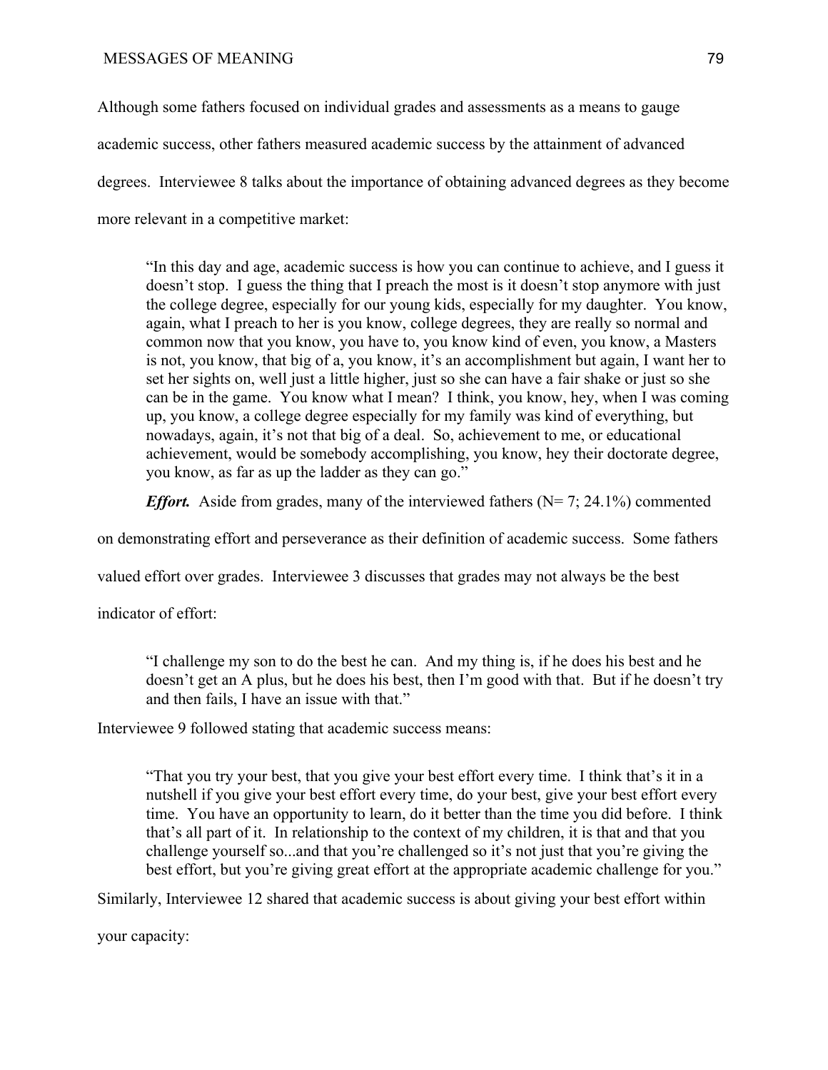Although some fathers focused on individual grades and assessments as a means to gauge academic success, other fathers measured academic success by the attainment of advanced degrees. Interviewee 8 talks about the importance of obtaining advanced degrees as they become more relevant in a competitive market:

> "In this day and age, academic success is how you can continue to achieve, and I guess it doesn't stop. I guess the thing that I preach the most is it doesn't stop anymore with just the college degree, especially for our young kids, especially for my daughter. You know, again, what I preach to her is you know, college degrees, they are really so normal and common now that you know, you have to, you know kind of even, you know, a Masters is not, you know, that big of a, you know, it's an accomplishment but again, I want her to set her sights on, well just a little higher, just so she can have a fair shake or just so she can be in the game. You know what I mean? I think, you know, hey, when I was coming up, you know, a college degree especially for my family was kind of everything, but nowadays, again, it's not that big of a deal. So, achievement to me, or educational achievement, would be somebody accomplishing, you know, hey their doctorate degree, you know, as far as up the ladder as they can go."

***Effort.*** Aside from grades, many of the interviewed fathers (N= 7; 24.1%) commented on demonstrating effort and perseverance as their definition of academic success. Some fathers valued effort over grades. Interviewee 3 discusses that grades may not always be the best indicator of effort:

> "I challenge my son to do the best he can. And my thing is, if he does his best and he doesn't get an A plus, but he does his best, then I'm good with that. But if he doesn't try and then fails, I have an issue with that."

Interviewee 9 followed stating that academic success means:

> "That you try your best, that you give your best effort every time. I think that's it in a nutshell if you give your best effort every time, do your best, give your best effort every time. You have an opportunity to learn, do it better than the time you did before. I think that's all part of it. In relationship to the context of my children, it is that and that you challenge yourself so...and that you're challenged so it's not just that you're giving the best effort, but you're giving great effort at the appropriate academic challenge for you."

Similarly, Interviewee 12 shared that academic success is about giving your best effort within your capacity: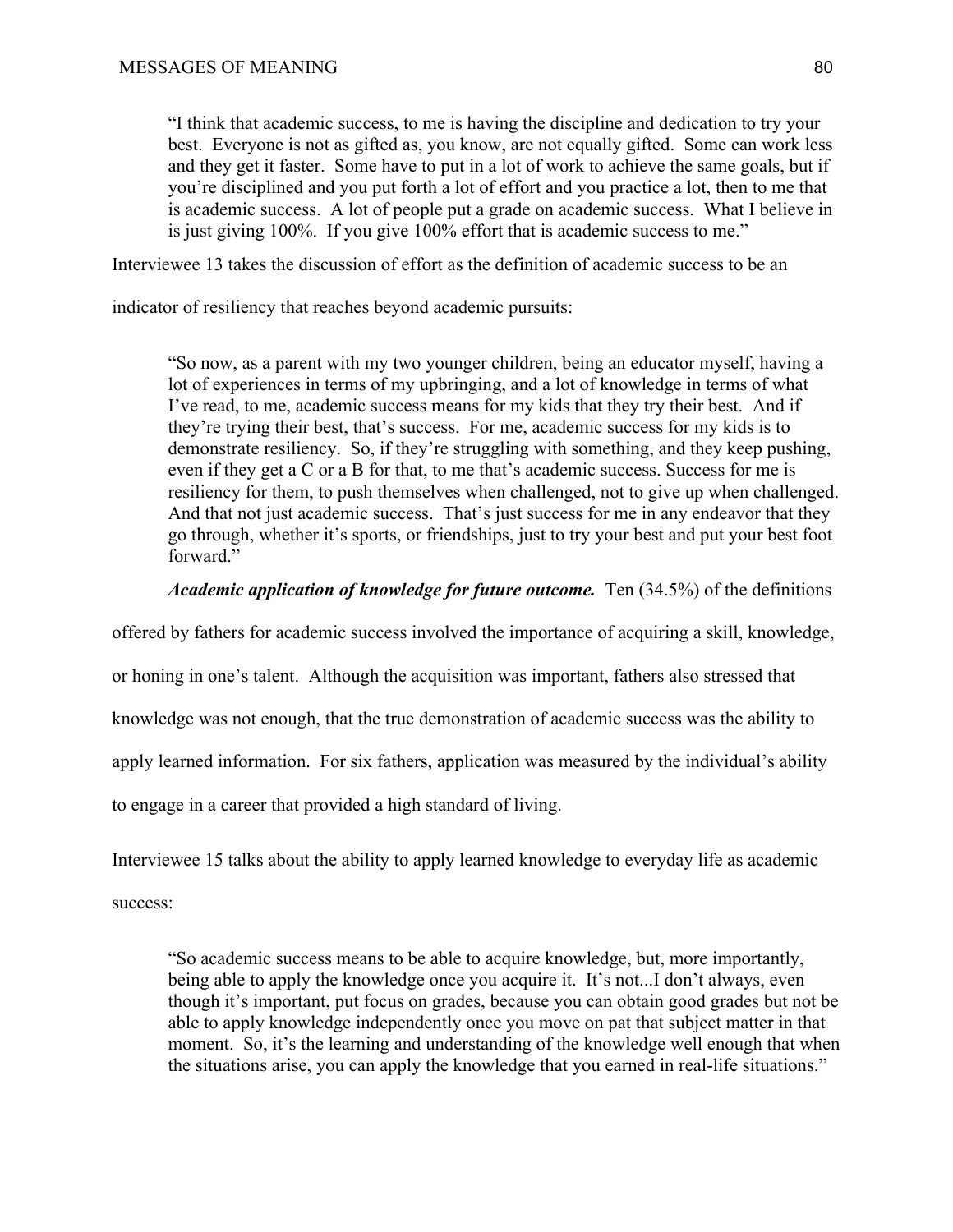> "I think that academic success, to me is having the discipline and dedication to try your best. Everyone is not as gifted as, you know, are not equally gifted. Some can work less and they get it faster. Some have to put in a lot of work to achieve the same goals, but if you're disciplined and you put forth a lot of effort and you practice a lot, then to me that is academic success. A lot of people put a grade on academic success. What I believe in is just giving 100%. If you give 100% effort that is academic success to me."

Interviewee 13 takes the discussion of effort as the definition of academic success to be an indicator of resiliency that reaches beyond academic pursuits:

> "So now, as a parent with my two younger children, being an educator myself, having a lot of experiences in terms of my upbringing, and a lot of knowledge in terms of what I've read, to me, academic success means for my kids that they try their best. And if they're trying their best, that's success. For me, academic success for my kids is to demonstrate resiliency. So, if they're struggling with something, and they keep pushing, even if they get a C or a B for that, to me that's academic success. Success for me is resiliency for them, to push themselves when challenged, not to give up when challenged. And that not just academic success. That's just success for me in any endeavor that they go through, whether it's sports, or friendships, just to try your best and put your best foot forward."

***Academic application of knowledge for future outcome.*** Ten (34.5%) of the definitions offered by fathers for academic success involved the importance of acquiring a skill, knowledge, or honing in one's talent. Although the acquisition was important, fathers also stressed that knowledge was not enough, that the true demonstration of academic success was the ability to apply learned information. For six fathers, application was measured by the individual's ability to engage in a career that provided a high standard of living.

Interviewee 15 talks about the ability to apply learned knowledge to everyday life as academic success:

> "So academic success means to be able to acquire knowledge, but, more importantly, being able to apply the knowledge once you acquire it. It's not...I don't always, even though it's important, put focus on grades, because you can obtain good grades but not be able to apply knowledge independently once you move on pat that subject matter in that moment. So, it's the learning and understanding of the knowledge well enough that when the situations arise, you can apply the knowledge that you earned in real-life situations."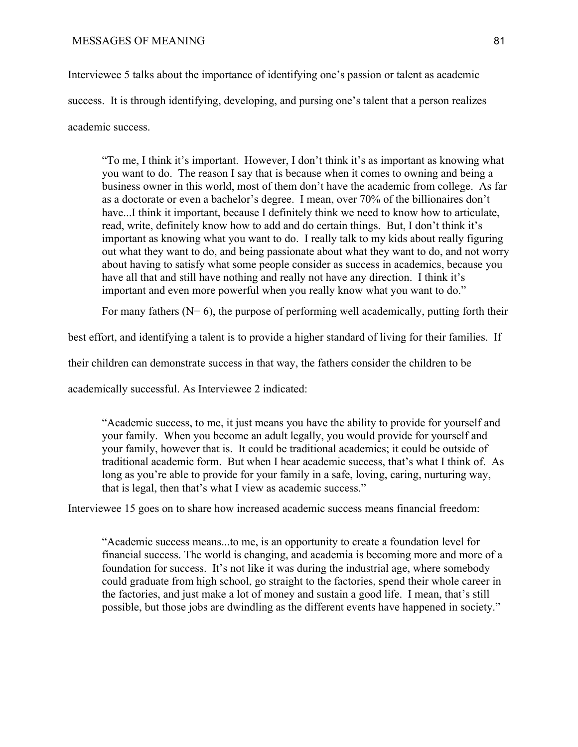Interviewee 5 talks about the importance of identifying one's passion or talent as academic success. It is through identifying, developing, and pursing one's talent that a person realizes academic success.

> "To me, I think it's important. However, I don't think it's as important as knowing what you want to do. The reason I say that is because when it comes to owning and being a business owner in this world, most of them don't have the academic from college. As far as a doctorate or even a bachelor's degree. I mean, over 70% of the billionaires don't have...I think it important, because I definitely think we need to know how to articulate, read, write, definitely know how to add and do certain things. But, I don't think it's important as knowing what you want to do. I really talk to my kids about really figuring out what they want to do, and being passionate about what they want to do, and not worry about having to satisfy what some people consider as success in academics, because you have all that and still have nothing and really not have any direction. I think it's important and even more powerful when you really know what you want to do."

For many fathers (N= 6), the purpose of performing well academically, putting forth their best effort, and identifying a talent is to provide a higher standard of living for their families. If their children can demonstrate success in that way, the fathers consider the children to be academically successful. As Interviewee 2 indicated:

> "Academic success, to me, it just means you have the ability to provide for yourself and your family. When you become an adult legally, you would provide for yourself and your family, however that is. It could be traditional academics; it could be outside of traditional academic form. But when I hear academic success, that's what I think of. As long as you're able to provide for your family in a safe, loving, caring, nurturing way, that is legal, then that's what I view as academic success."

Interviewee 15 goes on to share how increased academic success means financial freedom:

> "Academic success means...to me, is an opportunity to create a foundation level for financial success. The world is changing, and academia is becoming more and more of a foundation for success. It's not like it was during the industrial age, where somebody could graduate from high school, go straight to the factories, spend their whole career in the factories, and just make a lot of money and sustain a good life. I mean, that's still possible, but those jobs are dwindling as the different events have happened in society."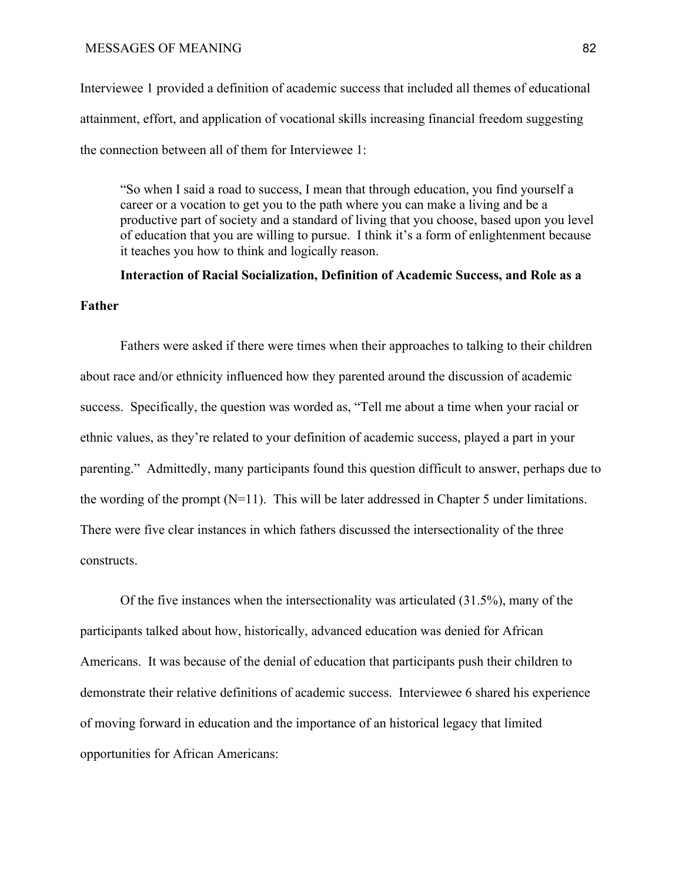Interviewee 1 provided a definition of academic success that included all themes of educational attainment, effort, and application of vocational skills increasing financial freedom suggesting the connection between all of them for Interviewee 1:

> "So when I said a road to success, I mean that through education, you find yourself a career or a vocation to get you to the path where you can make a living and be a productive part of society and a standard of living that you choose, based upon you level of education that you are willing to pursue. I think it's a form of enlightenment because it teaches you how to think and logically reason.

**Interaction of Racial Socialization, Definition of Academic Success, and Role as a Father**

Fathers were asked if there were times when their approaches to talking to their children about race and/or ethnicity influenced how they parented around the discussion of academic success. Specifically, the question was worded as, "Tell me about a time when your racial or ethnic values, as they're related to your definition of academic success, played a part in your parenting." Admittedly, many participants found this question difficult to answer, perhaps due to the wording of the prompt (N=11). This will be later addressed in Chapter 5 under limitations. There were five clear instances in which fathers discussed the intersectionality of the three constructs.

Of the five instances when the intersectionality was articulated (31.5%), many of the participants talked about how, historically, advanced education was denied for African Americans. It was because of the denial of education that participants push their children to demonstrate their relative definitions of academic success. Interviewee 6 shared his experience of moving forward in education and the importance of an historical legacy that limited opportunities for African Americans: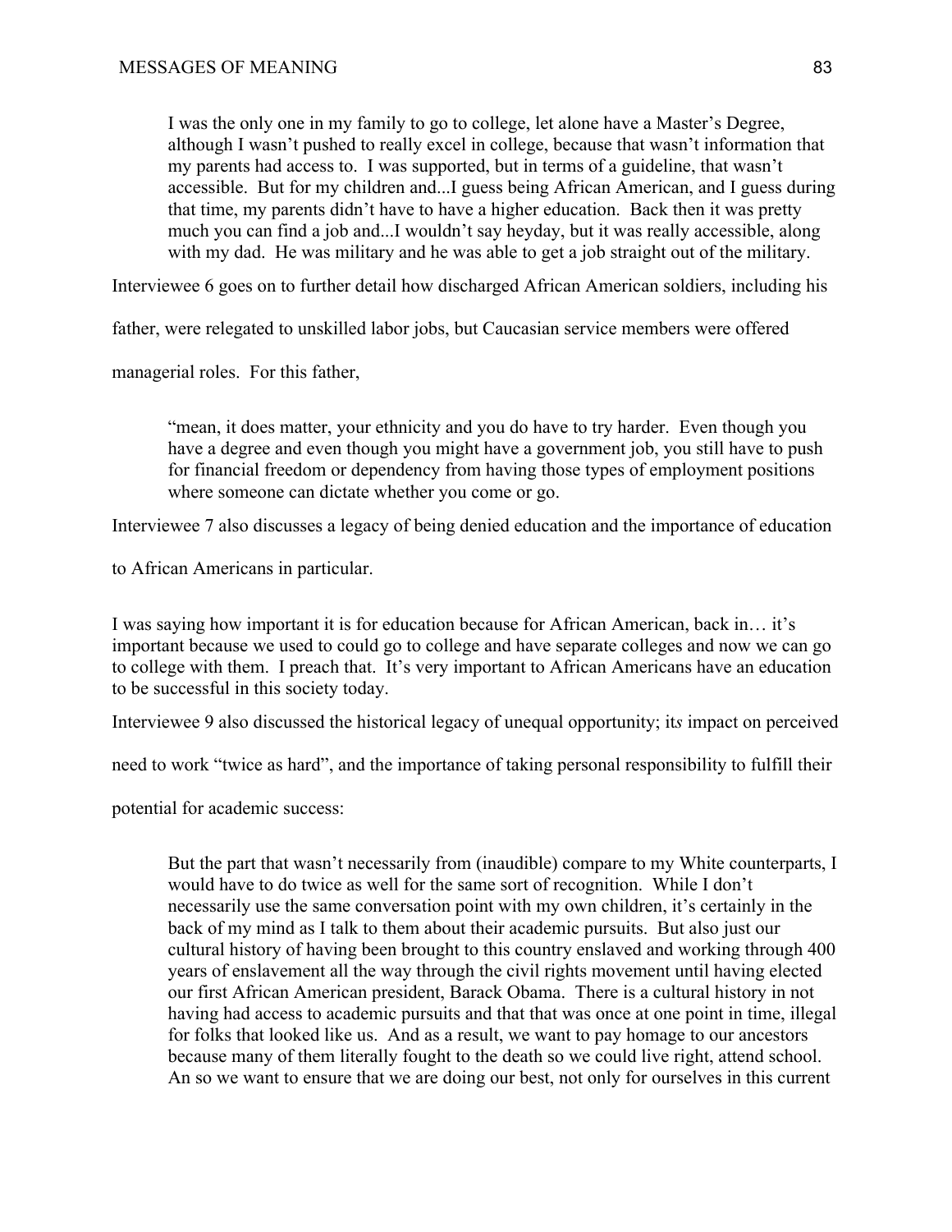> I was the only one in my family to go to college, let alone have a Master's Degree, although I wasn't pushed to really excel in college, because that wasn't information that my parents had access to. I was supported, but in terms of a guideline, that wasn't accessible. But for my children and...I guess being African American, and I guess during that time, my parents didn't have to have a higher education. Back then it was pretty much you can find a job and...I wouldn't say heyday, but it was really accessible, along with my dad. He was military and he was able to get a job straight out of the military.

Interviewee 6 goes on to further detail how discharged African American soldiers, including his father, were relegated to unskilled labor jobs, but Caucasian service members were offered managerial roles. For this father,

> "mean, it does matter, your ethnicity and you do have to try harder. Even though you have a degree and even though you might have a government job, you still have to push for financial freedom or dependency from having those types of employment positions where someone can dictate whether you come or go.

Interviewee 7 also discusses a legacy of being denied education and the importance of education to African Americans in particular.

I was saying how important it is for education because for African American, back in… it's important because we used to could go to college and have separate colleges and now we can go to college with them. I preach that. It's very important to African Americans have an education to be successful in this society today.

Interviewee 9 also discussed the historical legacy of unequal opportunity; it*s* impact on perceived need to work "twice as hard", and the importance of taking personal responsibility to fulfill their potential for academic success:

> But the part that wasn't necessarily from (inaudible) compare to my White counterparts, I would have to do twice as well for the same sort of recognition. While I don't necessarily use the same conversation point with my own children, it's certainly in the back of my mind as I talk to them about their academic pursuits. But also just our cultural history of having been brought to this country enslaved and working through 400 years of enslavement all the way through the civil rights movement until having elected our first African American president, Barack Obama. There is a cultural history in not having had access to academic pursuits and that that was once at one point in time, illegal for folks that looked like us. And as a result, we want to pay homage to our ancestors because many of them literally fought to the death so we could live right, attend school. An so we want to ensure that we are doing our best, not only for ourselves in this current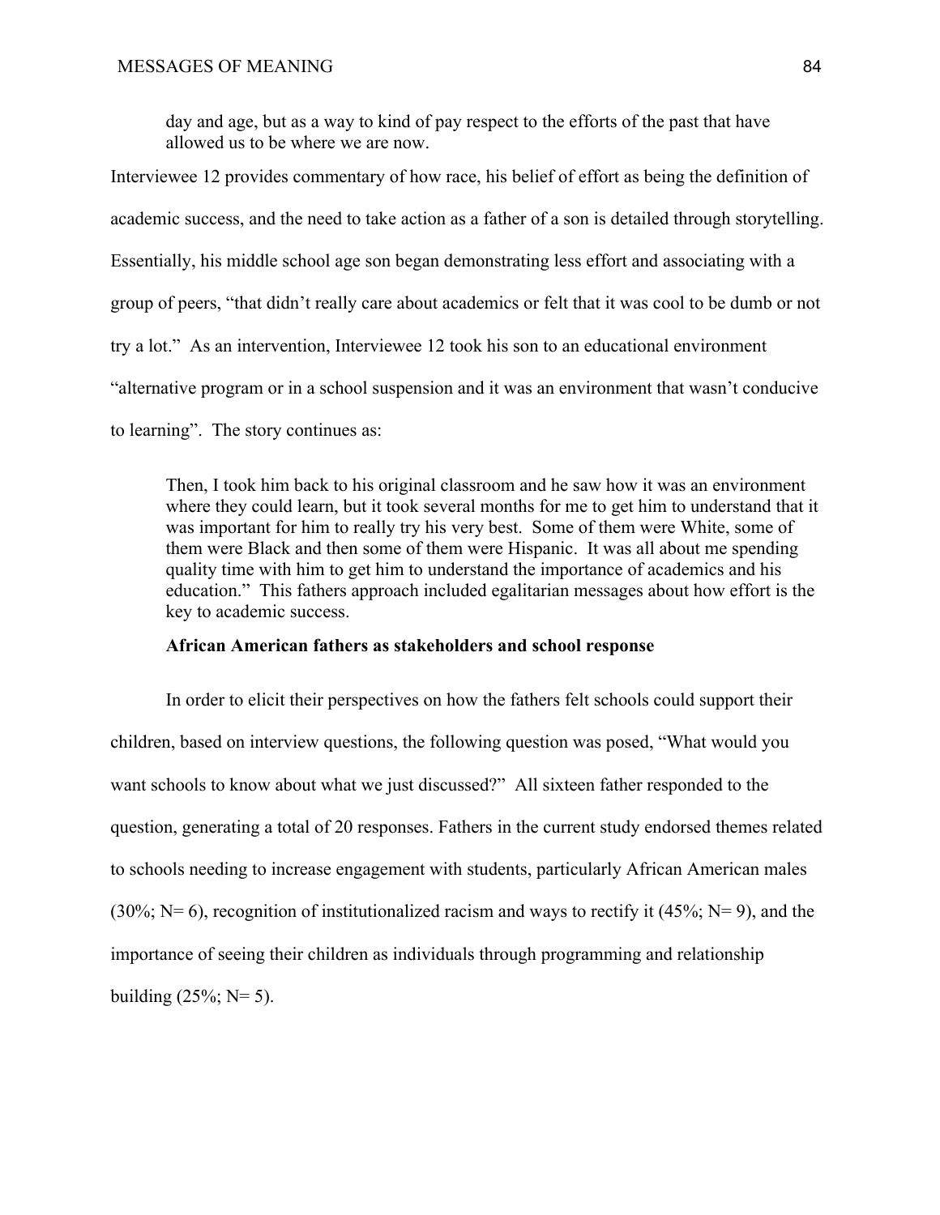> day and age, but as a way to kind of pay respect to the efforts of the past that have allowed us to be where we are now.

Interviewee 12 provides commentary of how race, his belief of effort as being the definition of academic success, and the need to take action as a father of a son is detailed through storytelling. Essentially, his middle school age son began demonstrating less effort and associating with a group of peers, "that didn't really care about academics or felt that it was cool to be dumb or not try a lot." As an intervention, Interviewee 12 took his son to an educational environment "alternative program or in a school suspension and it was an environment that wasn't conducive to learning". The story continues as:

> Then, I took him back to his original classroom and he saw how it was an environment where they could learn, but it took several months for me to get him to understand that it was important for him to really try his very best. Some of them were White, some of them were Black and then some of them were Hispanic. It was all about me spending quality time with him to get him to understand the importance of academics and his education." This fathers approach included egalitarian messages about how effort is the key to academic success.

**African American fathers as stakeholders and school response**

In order to elicit their perspectives on how the fathers felt schools could support their children, based on interview questions, the following question was posed, "What would you want schools to know about what we just discussed?" All sixteen father responded to the question, generating a total of 20 responses. Fathers in the current study endorsed themes related to schools needing to increase engagement with students, particularly African American males (30%; N= 6), recognition of institutionalized racism and ways to rectify it (45%; N= 9), and the importance of seeing their children as individuals through programming and relationship building (25%; N= 5).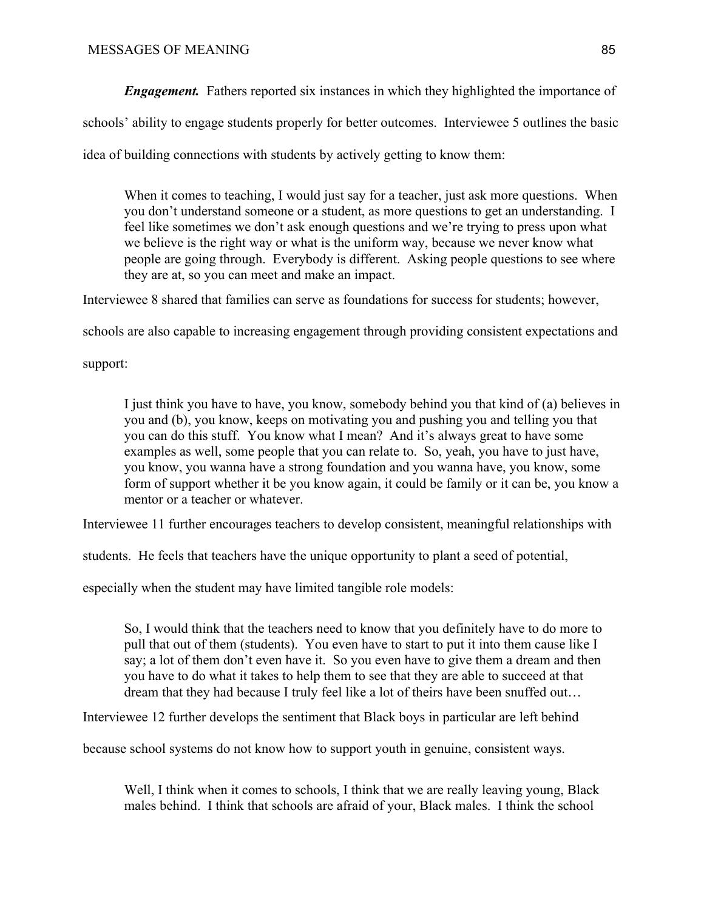***Engagement.*** Fathers reported six instances in which they highlighted the importance of schools' ability to engage students properly for better outcomes. Interviewee 5 outlines the basic idea of building connections with students by actively getting to know them:

> When it comes to teaching, I would just say for a teacher, just ask more questions. When you don't understand someone or a student, as more questions to get an understanding. I feel like sometimes we don't ask enough questions and we're trying to press upon what we believe is the right way or what is the uniform way, because we never know what people are going through. Everybody is different. Asking people questions to see where they are at, so you can meet and make an impact.

Interviewee 8 shared that families can serve as foundations for success for students; however, schools are also capable to increasing engagement through providing consistent expectations and support:

> I just think you have to have, you know, somebody behind you that kind of (a) believes in you and (b), you know, keeps on motivating you and pushing you and telling you that you can do this stuff. You know what I mean? And it's always great to have some examples as well, some people that you can relate to. So, yeah, you have to just have, you know, you wanna have a strong foundation and you wanna have, you know, some form of support whether it be you know again, it could be family or it can be, you know a mentor or a teacher or whatever.

Interviewee 11 further encourages teachers to develop consistent, meaningful relationships with students. He feels that teachers have the unique opportunity to plant a seed of potential, especially when the student may have limited tangible role models:

> So, I would think that the teachers need to know that you definitely have to do more to pull that out of them (students). You even have to start to put it into them cause like I say; a lot of them don't even have it. So you even have to give them a dream and then you have to do what it takes to help them to see that they are able to succeed at that dream that they had because I truly feel like a lot of theirs have been snuffed out…

Interviewee 12 further develops the sentiment that Black boys in particular are left behind because school systems do not know how to support youth in genuine, consistent ways.

> Well, I think when it comes to schools, I think that we are really leaving young, Black males behind. I think that schools are afraid of your, Black males. I think the school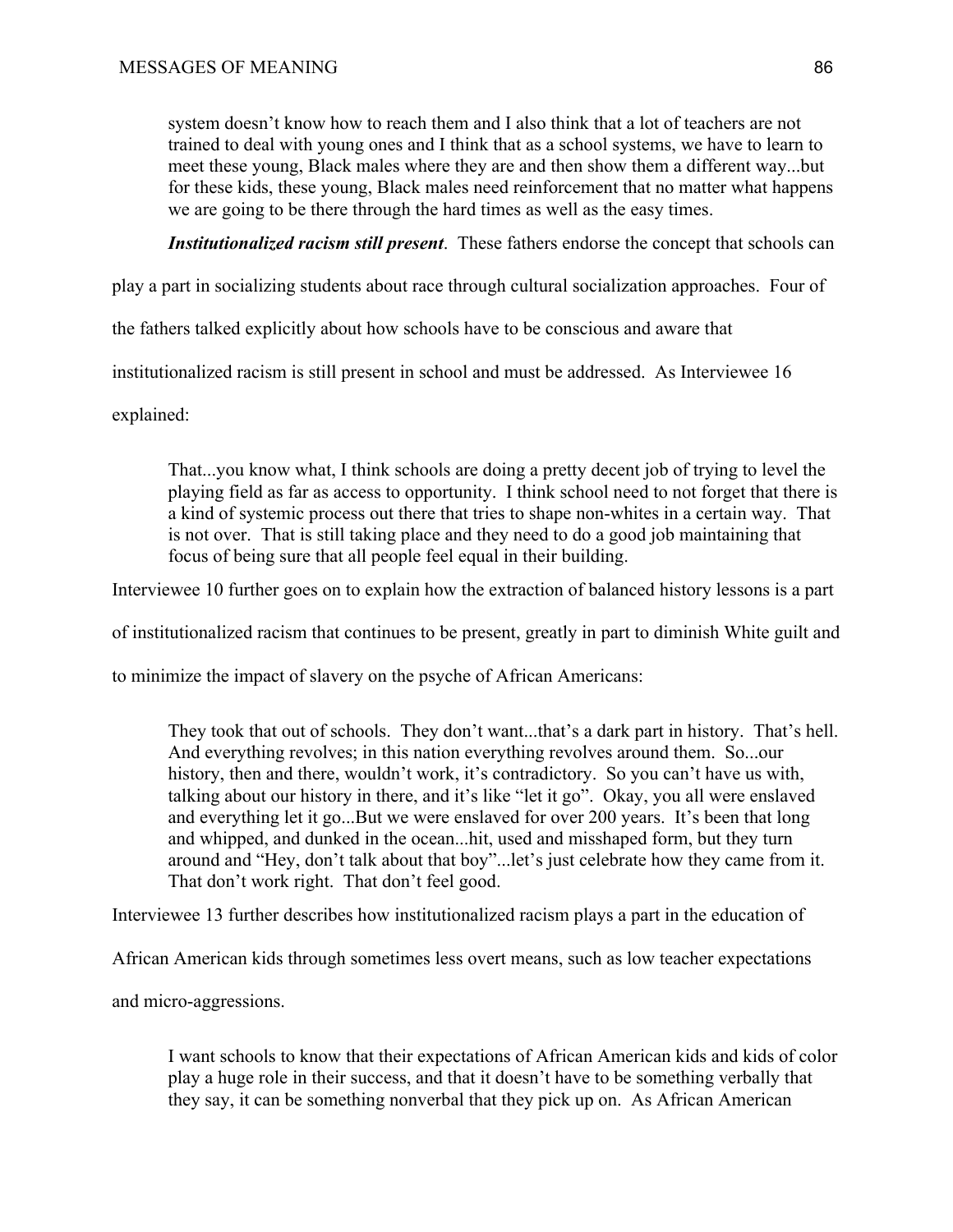> system doesn't know how to reach them and I also think that a lot of teachers are not trained to deal with young ones and I think that as a school systems, we have to learn to meet these young, Black males where they are and then show them a different way...but for these kids, these young, Black males need reinforcement that no matter what happens we are going to be there through the hard times as well as the easy times.

***Institutionalized racism still present***. These fathers endorse the concept that schools can play a part in socializing students about race through cultural socialization approaches. Four of the fathers talked explicitly about how schools have to be conscious and aware that institutionalized racism is still present in school and must be addressed. As Interviewee 16 explained:

> That...you know what, I think schools are doing a pretty decent job of trying to level the playing field as far as access to opportunity. I think school need to not forget that there is a kind of systemic process out there that tries to shape non-whites in a certain way. That is not over. That is still taking place and they need to do a good job maintaining that focus of being sure that all people feel equal in their building.

Interviewee 10 further goes on to explain how the extraction of balanced history lessons is a part of institutionalized racism that continues to be present, greatly in part to diminish White guilt and to minimize the impact of slavery on the psyche of African Americans:

> They took that out of schools. They don't want...that's a dark part in history. That's hell. And everything revolves; in this nation everything revolves around them. So...our history, then and there, wouldn't work, it's contradictory. So you can't have us with, talking about our history in there, and it's like "let it go". Okay, you all were enslaved and everything let it go...But we were enslaved for over 200 years. It's been that long and whipped, and dunked in the ocean...hit, used and misshaped form, but they turn around and "Hey, don't talk about that boy"...let's just celebrate how they came from it. That don't work right. That don't feel good.

Interviewee 13 further describes how institutionalized racism plays a part in the education of African American kids through sometimes less overt means, such as low teacher expectations and micro-aggressions.

> I want schools to know that their expectations of African American kids and kids of color play a huge role in their success, and that it doesn't have to be something verbally that they say, it can be something nonverbal that they pick up on. As African American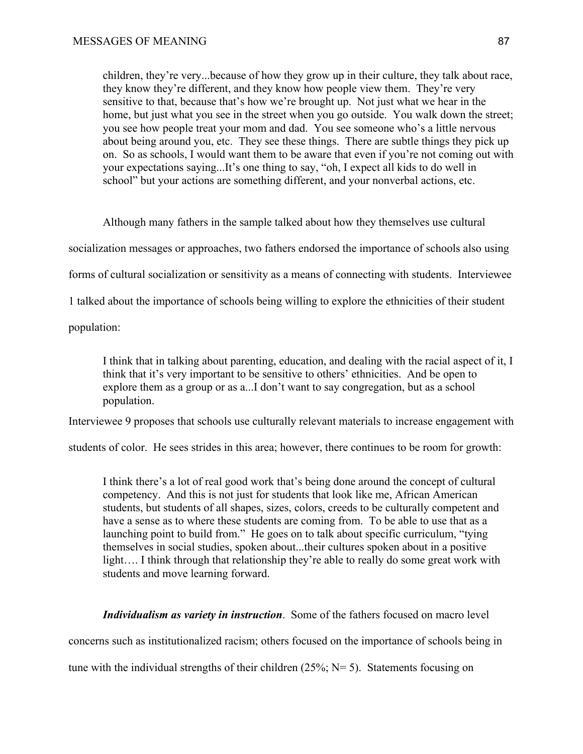> children, they're very...because of how they grow up in their culture, they talk about race, they know they're different, and they know how people view them. They're very sensitive to that, because that's how we're brought up. Not just what we hear in the home, but just what you see in the street when you go outside. You walk down the street; you see how people treat your mom and dad. You see someone who's a little nervous about being around you, etc. They see these things. There are subtle things they pick up on. So as schools, I would want them to be aware that even if you're not coming out with your expectations saying...It's one thing to say, "oh, I expect all kids to do well in school" but your actions are something different, and your nonverbal actions, etc.

Although many fathers in the sample talked about how they themselves use cultural socialization messages or approaches, two fathers endorsed the importance of schools also using forms of cultural socialization or sensitivity as a means of connecting with students. Interviewee 1 talked about the importance of schools being willing to explore the ethnicities of their student population:

> I think that in talking about parenting, education, and dealing with the racial aspect of it, I think that it's very important to be sensitive to others' ethnicities. And be open to explore them as a group or as a...I don't want to say congregation, but as a school population.

Interviewee 9 proposes that schools use culturally relevant materials to increase engagement with students of color. He sees strides in this area; however, there continues to be room for growth:

> I think there's a lot of real good work that's being done around the concept of cultural competency. And this is not just for students that look like me, African American students, but students of all shapes, sizes, colors, creeds to be culturally competent and have a sense as to where these students are coming from. To be able to use that as a launching point to build from." He goes on to talk about specific curriculum, "tying themselves in social studies, spoken about...their cultures spoken about in a positive light…. I think through that relationship they're able to really do some great work with students and move learning forward.

***Individualism as variety in instruction***. Some of the fathers focused on macro level concerns such as institutionalized racism; others focused on the importance of schools being in tune with the individual strengths of their children (25%; N= 5). Statements focusing on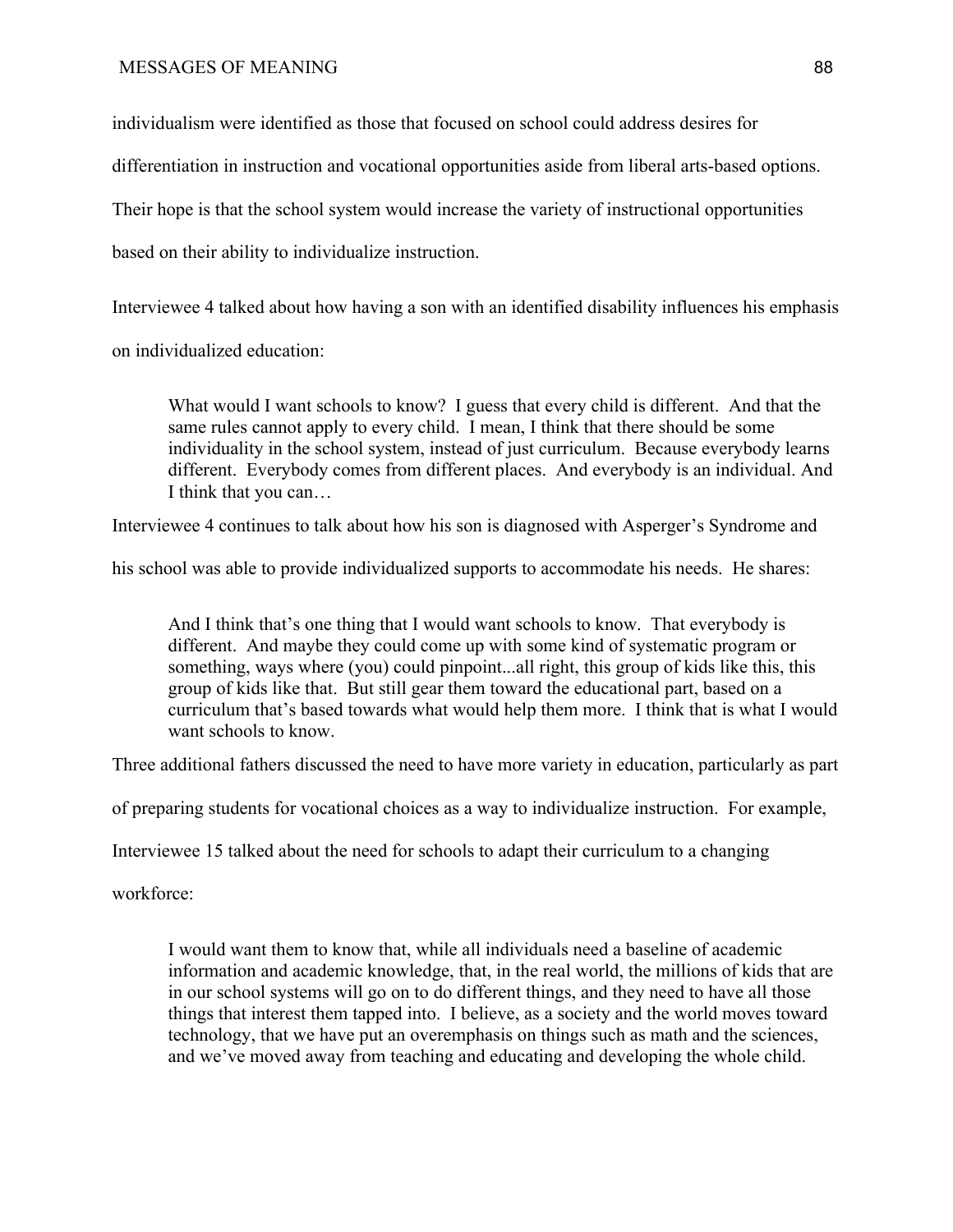individualism were identified as those that focused on school could address desires for differentiation in instruction and vocational opportunities aside from liberal arts-based options. Their hope is that the school system would increase the variety of instructional opportunities based on their ability to individualize instruction.

Interviewee 4 talked about how having a son with an identified disability influences his emphasis on individualized education:

> What would I want schools to know? I guess that every child is different. And that the same rules cannot apply to every child. I mean, I think that there should be some individuality in the school system, instead of just curriculum. Because everybody learns different. Everybody comes from different places. And everybody is an individual. And I think that you can…

Interviewee 4 continues to talk about how his son is diagnosed with Asperger's Syndrome and his school was able to provide individualized supports to accommodate his needs. He shares:

> And I think that's one thing that I would want schools to know. That everybody is different. And maybe they could come up with some kind of systematic program or something, ways where (you) could pinpoint...all right, this group of kids like this, this group of kids like that. But still gear them toward the educational part, based on a curriculum that's based towards what would help them more. I think that is what I would want schools to know.

Three additional fathers discussed the need to have more variety in education, particularly as part of preparing students for vocational choices as a way to individualize instruction. For example, Interviewee 15 talked about the need for schools to adapt their curriculum to a changing workforce:

> I would want them to know that, while all individuals need a baseline of academic information and academic knowledge, that, in the real world, the millions of kids that are in our school systems will go on to do different things, and they need to have all those things that interest them tapped into. I believe, as a society and the world moves toward technology, that we have put an overemphasis on things such as math and the sciences, and we've moved away from teaching and educating and developing the whole child.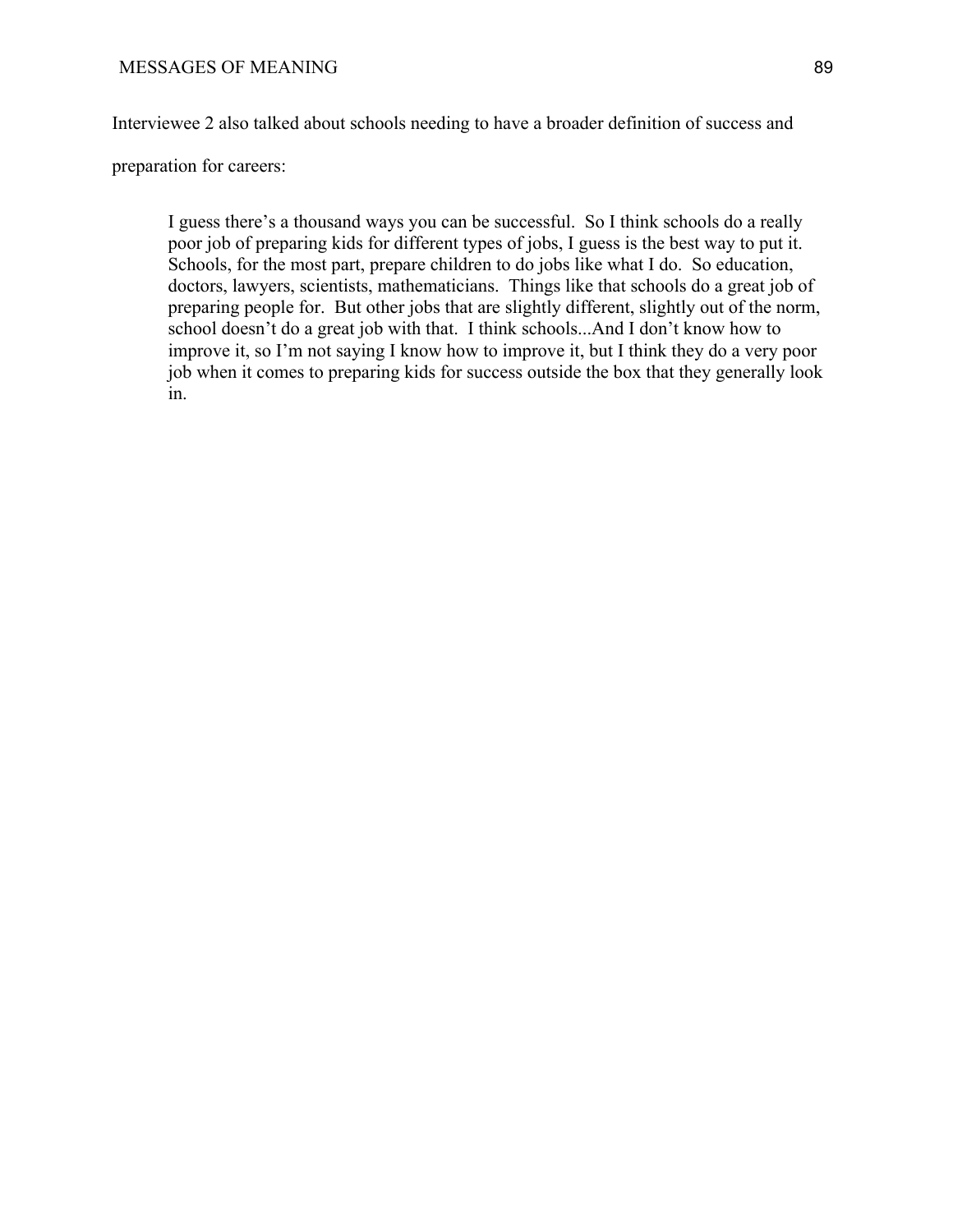Interviewee 2 also talked about schools needing to have a broader definition of success and preparation for careers:

> I guess there's a thousand ways you can be successful. So I think schools do a really poor job of preparing kids for different types of jobs, I guess is the best way to put it. Schools, for the most part, prepare children to do jobs like what I do. So education, doctors, lawyers, scientists, mathematicians. Things like that schools do a great job of preparing people for. But other jobs that are slightly different, slightly out of the norm, school doesn't do a great job with that. I think schools...And I don't know how to improve it, so I'm not saying I know how to improve it, but I think they do a very poor job when it comes to preparing kids for success outside the box that they generally look in.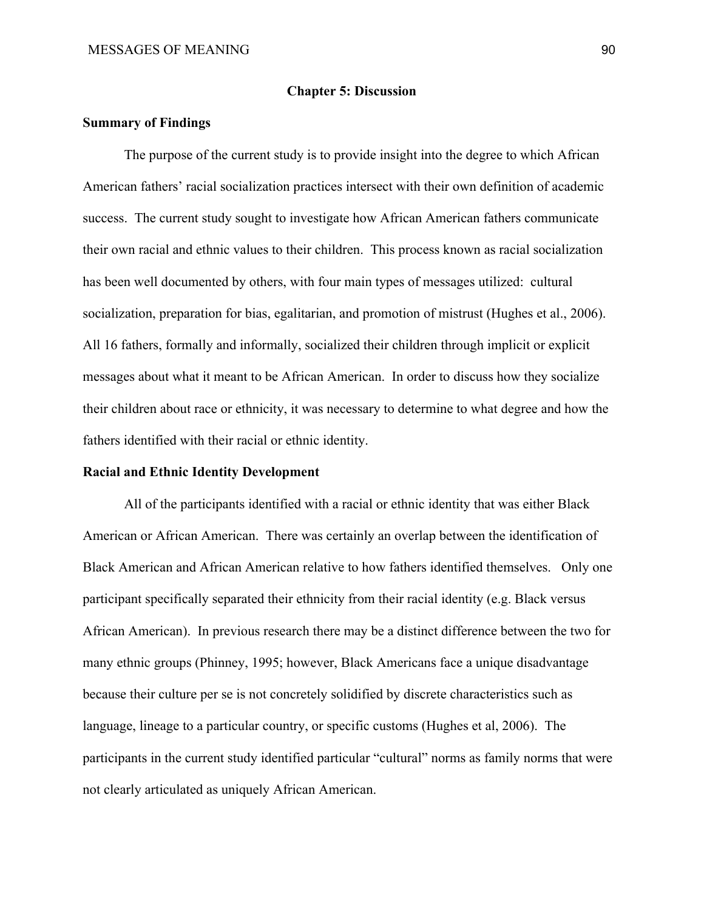## Chapter 5: Discussion

**Summary of Findings**

The purpose of the current study is to provide insight into the degree to which African American fathers' racial socialization practices intersect with their own definition of academic success. The current study sought to investigate how African American fathers communicate their own racial and ethnic values to their children. This process known as racial socialization has been well documented by others, with four main types of messages utilized: cultural socialization, preparation for bias, egalitarian, and promotion of mistrust (Hughes et al., 2006). All 16 fathers, formally and informally, socialized their children through implicit or explicit messages about what it meant to be African American. In order to discuss how they socialize their children about race or ethnicity, it was necessary to determine to what degree and how the fathers identified with their racial or ethnic identity.

**Racial and Ethnic Identity Development**

All of the participants identified with a racial or ethnic identity that was either Black American or African American. There was certainly an overlap between the identification of Black American and African American relative to how fathers identified themselves. Only one participant specifically separated their ethnicity from their racial identity (e.g. Black versus African American). In previous research there may be a distinct difference between the two for many ethnic groups (Phinney, 1995; however, Black Americans face a unique disadvantage because their culture per se is not concretely solidified by discrete characteristics such as language, lineage to a particular country, or specific customs (Hughes et al, 2006). The participants in the current study identified particular "cultural" norms as family norms that were not clearly articulated as uniquely African American.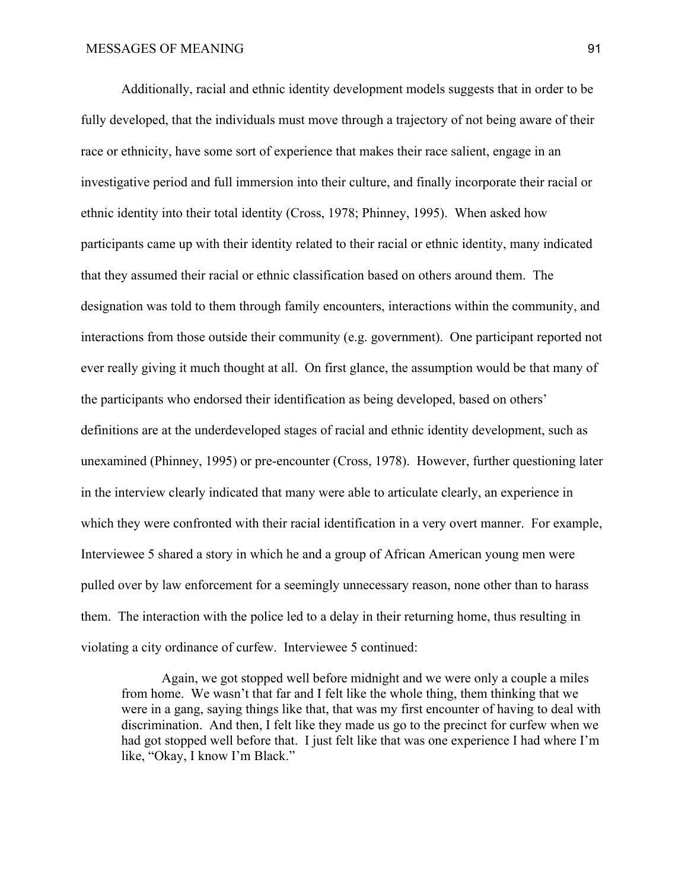Additionally, racial and ethnic identity development models suggests that in order to be fully developed, that the individuals must move through a trajectory of not being aware of their race or ethnicity, have some sort of experience that makes their race salient, engage in an investigative period and full immersion into their culture, and finally incorporate their racial or ethnic identity into their total identity (Cross, 1978; Phinney, 1995). When asked how participants came up with their identity related to their racial or ethnic identity, many indicated that they assumed their racial or ethnic classification based on others around them. The designation was told to them through family encounters, interactions within the community, and interactions from those outside their community (e.g. government). One participant reported not ever really giving it much thought at all. On first glance, the assumption would be that many of the participants who endorsed their identification as being developed, based on others' definitions are at the underdeveloped stages of racial and ethnic identity development, such as unexamined (Phinney, 1995) or pre-encounter (Cross, 1978). However, further questioning later in the interview clearly indicated that many were able to articulate clearly, an experience in which they were confronted with their racial identification in a very overt manner. For example, Interviewee 5 shared a story in which he and a group of African American young men were pulled over by law enforcement for a seemingly unnecessary reason, none other than to harass them. The interaction with the police led to a delay in their returning home, thus resulting in violating a city ordinance of curfew. Interviewee 5 continued:

> Again, we got stopped well before midnight and we were only a couple a miles from home. We wasn't that far and I felt like the whole thing, them thinking that we were in a gang, saying things like that, that was my first encounter of having to deal with discrimination. And then, I felt like they made us go to the precinct for curfew when we had got stopped well before that. I just felt like that was one experience I had where I'm like, "Okay, I know I'm Black."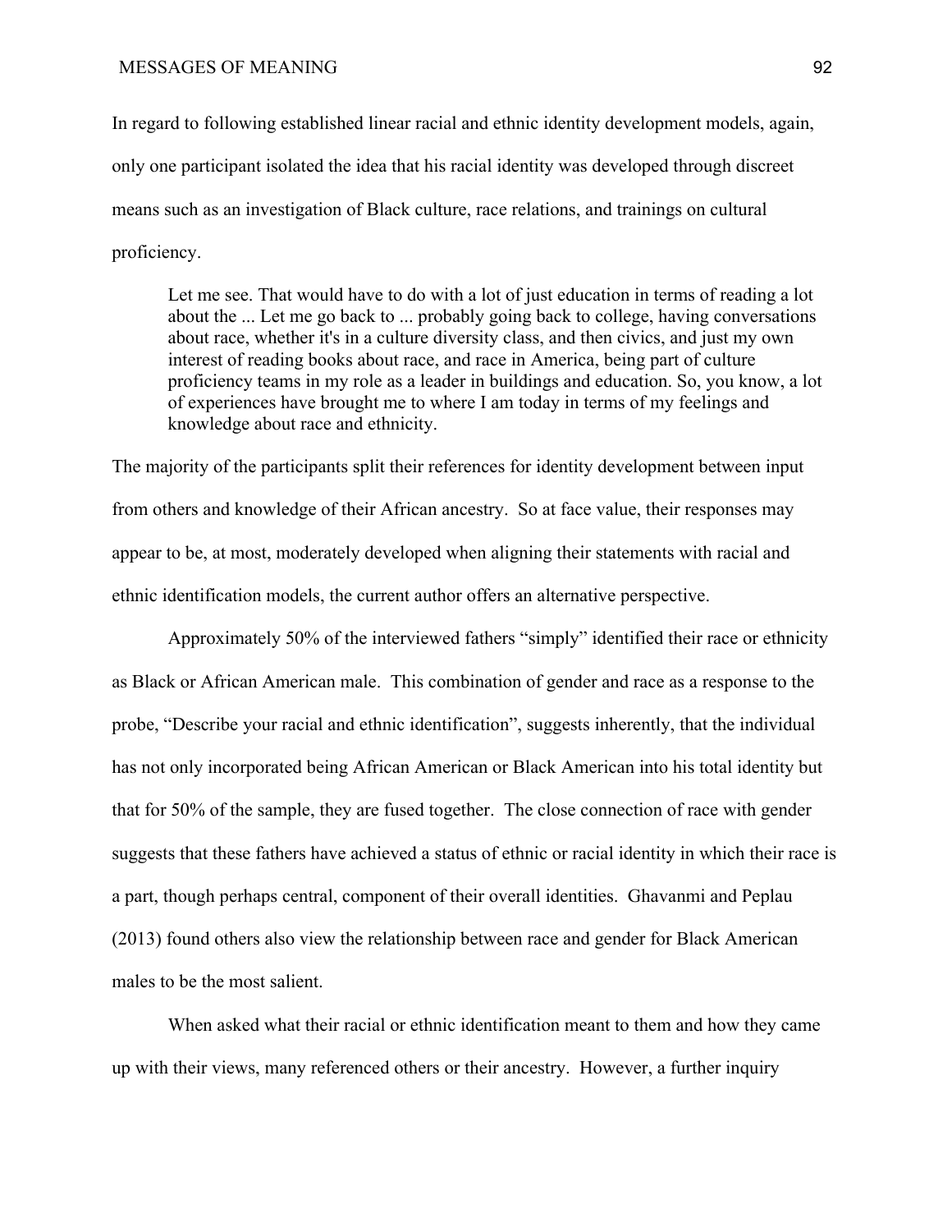In regard to following established linear racial and ethnic identity development models, again, only one participant isolated the idea that his racial identity was developed through discreet means such as an investigation of Black culture, race relations, and trainings on cultural proficiency.

> Let me see. That would have to do with a lot of just education in terms of reading a lot about the ... Let me go back to ... probably going back to college, having conversations about race, whether it's in a culture diversity class, and then civics, and just my own interest of reading books about race, and race in America, being part of culture proficiency teams in my role as a leader in buildings and education. So, you know, a lot of experiences have brought me to where I am today in terms of my feelings and knowledge about race and ethnicity.

The majority of the participants split their references for identity development between input from others and knowledge of their African ancestry. So at face value, their responses may appear to be, at most, moderately developed when aligning their statements with racial and ethnic identification models, the current author offers an alternative perspective.

Approximately 50% of the interviewed fathers "simply" identified their race or ethnicity as Black or African American male. This combination of gender and race as a response to the probe, "Describe your racial and ethnic identification", suggests inherently, that the individual has not only incorporated being African American or Black American into his total identity but that for 50% of the sample, they are fused together. The close connection of race with gender suggests that these fathers have achieved a status of ethnic or racial identity in which their race is a part, though perhaps central, component of their overall identities. Ghavanmi and Peplau (2013) found others also view the relationship between race and gender for Black American males to be the most salient.

When asked what their racial or ethnic identification meant to them and how they came up with their views, many referenced others or their ancestry. However, a further inquiry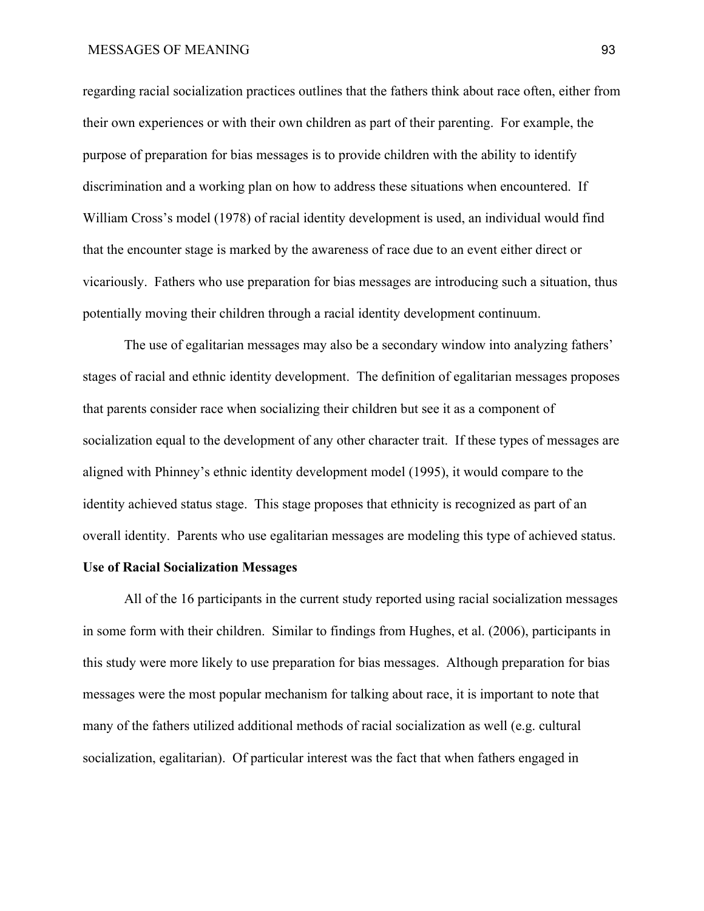regarding racial socialization practices outlines that the fathers think about race often, either from their own experiences or with their own children as part of their parenting. For example, the purpose of preparation for bias messages is to provide children with the ability to identify discrimination and a working plan on how to address these situations when encountered. If William Cross's model (1978) of racial identity development is used, an individual would find that the encounter stage is marked by the awareness of race due to an event either direct or vicariously. Fathers who use preparation for bias messages are introducing such a situation, thus potentially moving their children through a racial identity development continuum.

The use of egalitarian messages may also be a secondary window into analyzing fathers' stages of racial and ethnic identity development. The definition of egalitarian messages proposes that parents consider race when socializing their children but see it as a component of socialization equal to the development of any other character trait. If these types of messages are aligned with Phinney's ethnic identity development model (1995), it would compare to the identity achieved status stage. This stage proposes that ethnicity is recognized as part of an overall identity. Parents who use egalitarian messages are modeling this type of achieved status.

**Use of Racial Socialization Messages**

All of the 16 participants in the current study reported using racial socialization messages in some form with their children. Similar to findings from Hughes, et al. (2006), participants in this study were more likely to use preparation for bias messages. Although preparation for bias messages were the most popular mechanism for talking about race, it is important to note that many of the fathers utilized additional methods of racial socialization as well (e.g. cultural socialization, egalitarian). Of particular interest was the fact that when fathers engaged in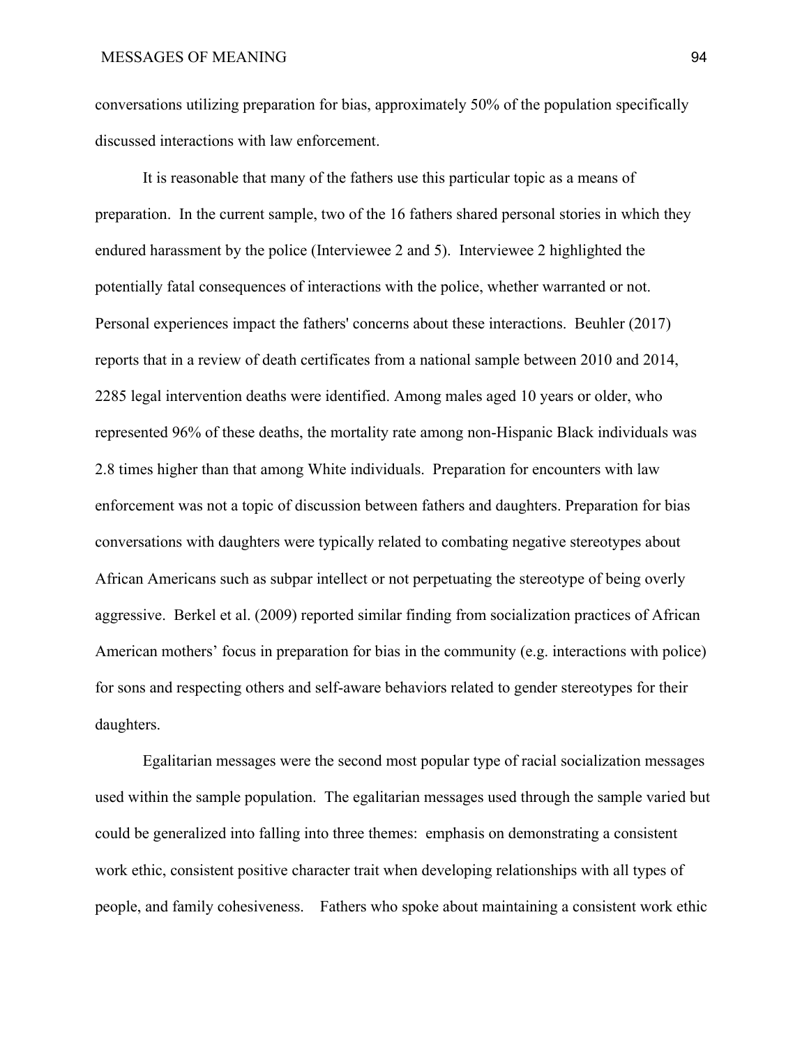conversations utilizing preparation for bias, approximately 50% of the population specifically discussed interactions with law enforcement.

It is reasonable that many of the fathers use this particular topic as a means of preparation. In the current sample, two of the 16 fathers shared personal stories in which they endured harassment by the police (Interviewee 2 and 5). Interviewee 2 highlighted the potentially fatal consequences of interactions with the police, whether warranted or not. Personal experiences impact the fathers' concerns about these interactions. Beuhler (2017) reports that in a review of death certificates from a national sample between 2010 and 2014, 2285 legal intervention deaths were identified. Among males aged 10 years or older, who represented 96% of these deaths, the mortality rate among non-Hispanic Black individuals was 2.8 times higher than that among White individuals. Preparation for encounters with law enforcement was not a topic of discussion between fathers and daughters. Preparation for bias conversations with daughters were typically related to combating negative stereotypes about African Americans such as subpar intellect or not perpetuating the stereotype of being overly aggressive. Berkel et al. (2009) reported similar finding from socialization practices of African American mothers' focus in preparation for bias in the community (e.g. interactions with police) for sons and respecting others and self-aware behaviors related to gender stereotypes for their daughters.

Egalitarian messages were the second most popular type of racial socialization messages used within the sample population. The egalitarian messages used through the sample varied but could be generalized into falling into three themes: emphasis on demonstrating a consistent work ethic, consistent positive character trait when developing relationships with all types of people, and family cohesiveness. Fathers who spoke about maintaining a consistent work ethic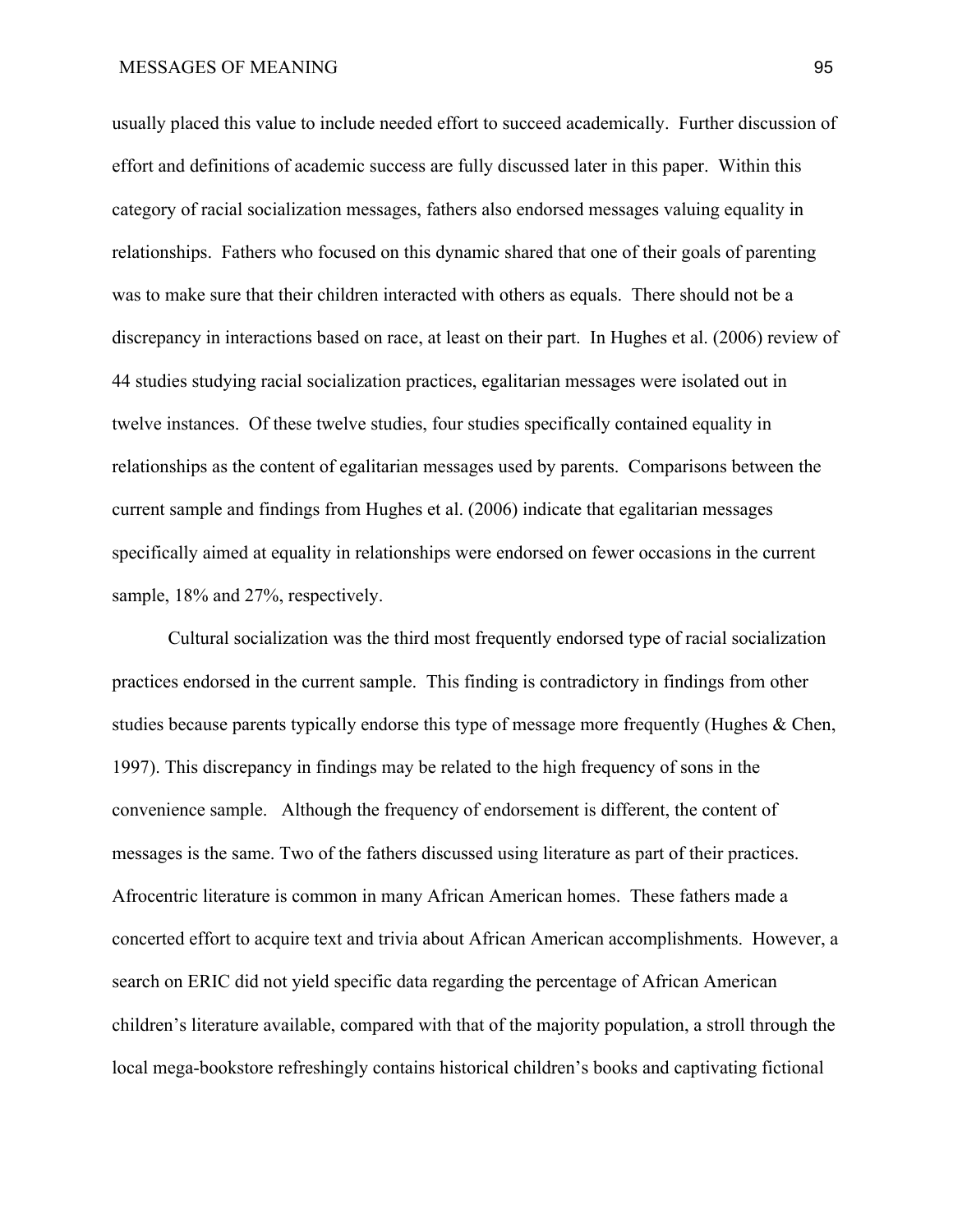usually placed this value to include needed effort to succeed academically. Further discussion of effort and definitions of academic success are fully discussed later in this paper. Within this category of racial socialization messages, fathers also endorsed messages valuing equality in relationships. Fathers who focused on this dynamic shared that one of their goals of parenting was to make sure that their children interacted with others as equals. There should not be a discrepancy in interactions based on race, at least on their part. In Hughes et al. (2006) review of 44 studies studying racial socialization practices, egalitarian messages were isolated out in twelve instances. Of these twelve studies, four studies specifically contained equality in relationships as the content of egalitarian messages used by parents. Comparisons between the current sample and findings from Hughes et al. (2006) indicate that egalitarian messages specifically aimed at equality in relationships were endorsed on fewer occasions in the current sample, 18% and 27%, respectively.

Cultural socialization was the third most frequently endorsed type of racial socialization practices endorsed in the current sample. This finding is contradictory in findings from other studies because parents typically endorse this type of message more frequently (Hughes & Chen, 1997). This discrepancy in findings may be related to the high frequency of sons in the convenience sample. Although the frequency of endorsement is different, the content of messages is the same. Two of the fathers discussed using literature as part of their practices. Afrocentric literature is common in many African American homes. These fathers made a concerted effort to acquire text and trivia about African American accomplishments. However, a search on ERIC did not yield specific data regarding the percentage of African American children's literature available, compared with that of the majority population, a stroll through the local mega-bookstore refreshingly contains historical children's books and captivating fictional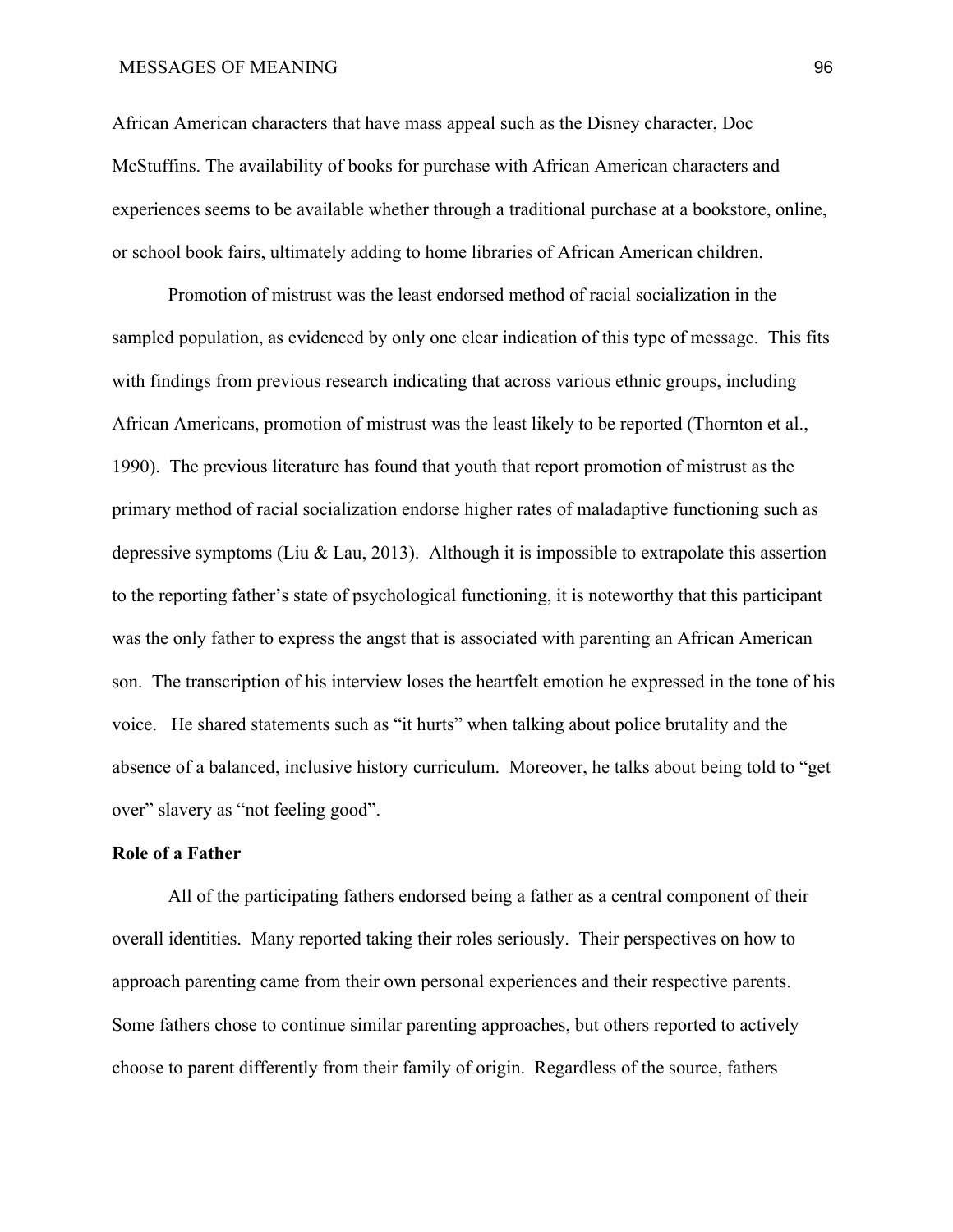African American characters that have mass appeal such as the Disney character, Doc McStuffins. The availability of books for purchase with African American characters and experiences seems to be available whether through a traditional purchase at a bookstore, online, or school book fairs, ultimately adding to home libraries of African American children.

Promotion of mistrust was the least endorsed method of racial socialization in the sampled population, as evidenced by only one clear indication of this type of message. This fits with findings from previous research indicating that across various ethnic groups, including African Americans, promotion of mistrust was the least likely to be reported (Thornton et al., 1990). The previous literature has found that youth that report promotion of mistrust as the primary method of racial socialization endorse higher rates of maladaptive functioning such as depressive symptoms (Liu & Lau, 2013). Although it is impossible to extrapolate this assertion to the reporting father's state of psychological functioning, it is noteworthy that this participant was the only father to express the angst that is associated with parenting an African American son. The transcription of his interview loses the heartfelt emotion he expressed in the tone of his voice. He shared statements such as "it hurts" when talking about police brutality and the absence of a balanced, inclusive history curriculum. Moreover, he talks about being told to "get over" slavery as "not feeling good".

**Role of a Father**

All of the participating fathers endorsed being a father as a central component of their overall identities. Many reported taking their roles seriously. Their perspectives on how to approach parenting came from their own personal experiences and their respective parents. Some fathers chose to continue similar parenting approaches, but others reported to actively choose to parent differently from their family of origin. Regardless of the source, fathers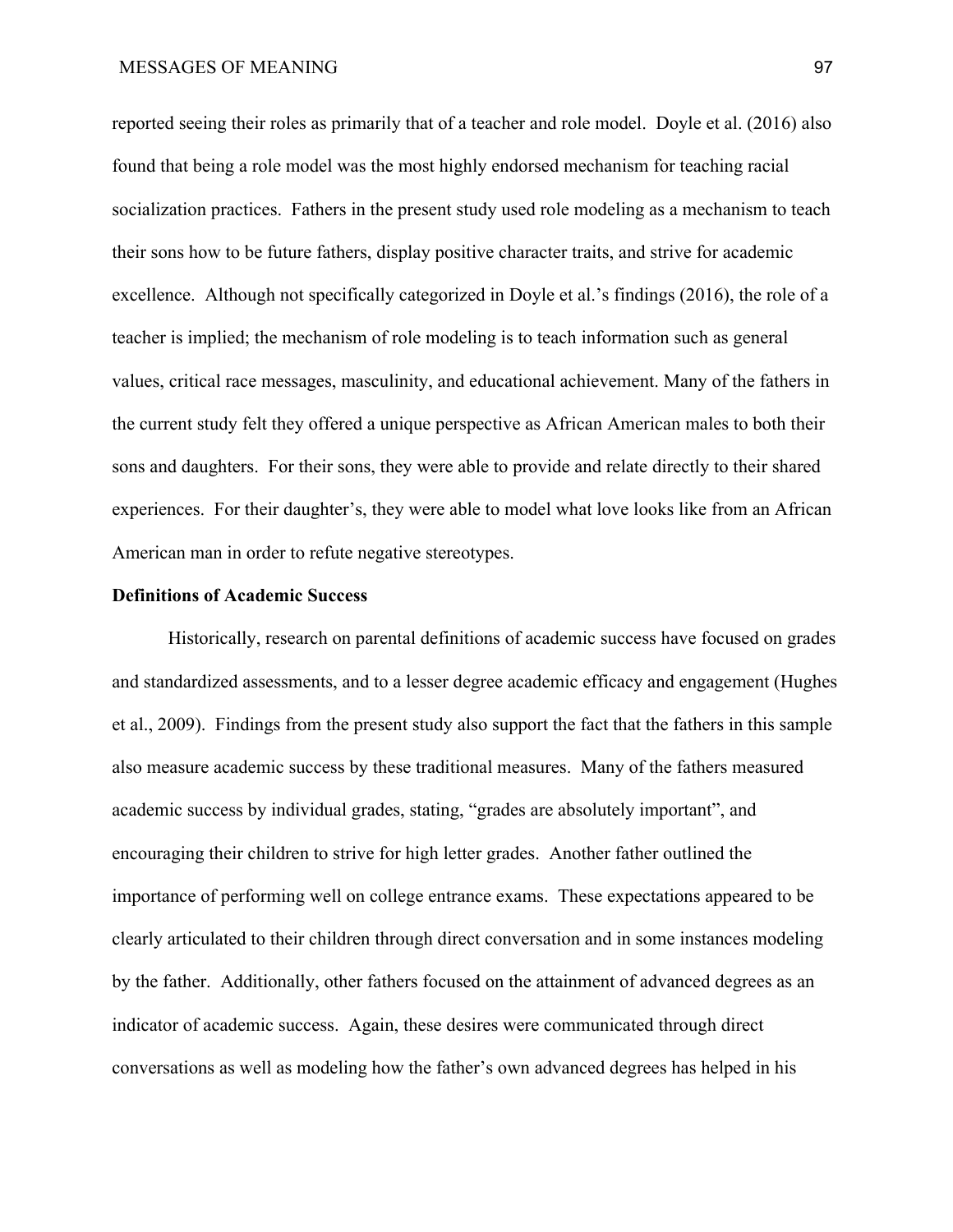reported seeing their roles as primarily that of a teacher and role model. Doyle et al. (2016) also found that being a role model was the most highly endorsed mechanism for teaching racial socialization practices. Fathers in the present study used role modeling as a mechanism to teach their sons how to be future fathers, display positive character traits, and strive for academic excellence. Although not specifically categorized in Doyle et al.'s findings (2016), the role of a teacher is implied; the mechanism of role modeling is to teach information such as general values, critical race messages, masculinity, and educational achievement. Many of the fathers in the current study felt they offered a unique perspective as African American males to both their sons and daughters. For their sons, they were able to provide and relate directly to their shared experiences. For their daughter's, they were able to model what love looks like from an African American man in order to refute negative stereotypes.

**Definitions of Academic Success**

Historically, research on parental definitions of academic success have focused on grades and standardized assessments, and to a lesser degree academic efficacy and engagement (Hughes et al., 2009). Findings from the present study also support the fact that the fathers in this sample also measure academic success by these traditional measures. Many of the fathers measured academic success by individual grades, stating, "grades are absolutely important", and encouraging their children to strive for high letter grades. Another father outlined the importance of performing well on college entrance exams. These expectations appeared to be clearly articulated to their children through direct conversation and in some instances modeling by the father. Additionally, other fathers focused on the attainment of advanced degrees as an indicator of academic success. Again, these desires were communicated through direct conversations as well as modeling how the father's own advanced degrees has helped in his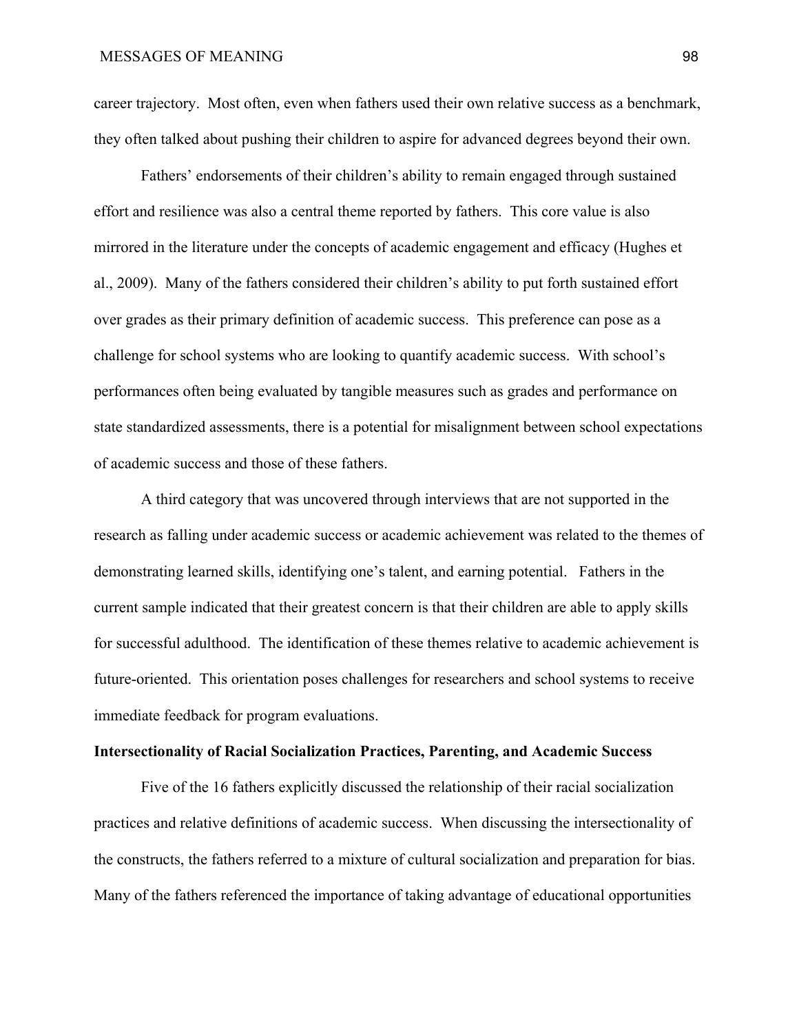career trajectory. Most often, even when fathers used their own relative success as a benchmark, they often talked about pushing their children to aspire for advanced degrees beyond their own.

Fathers' endorsements of their children's ability to remain engaged through sustained effort and resilience was also a central theme reported by fathers. This core value is also mirrored in the literature under the concepts of academic engagement and efficacy (Hughes et al., 2009). Many of the fathers considered their children's ability to put forth sustained effort over grades as their primary definition of academic success. This preference can pose as a challenge for school systems who are looking to quantify academic success. With school's performances often being evaluated by tangible measures such as grades and performance on state standardized assessments, there is a potential for misalignment between school expectations of academic success and those of these fathers.

A third category that was uncovered through interviews that are not supported in the research as falling under academic success or academic achievement was related to the themes of demonstrating learned skills, identifying one's talent, and earning potential. Fathers in the current sample indicated that their greatest concern is that their children are able to apply skills for successful adulthood. The identification of these themes relative to academic achievement is future-oriented. This orientation poses challenges for researchers and school systems to receive immediate feedback for program evaluations.

**Intersectionality of Racial Socialization Practices, Parenting, and Academic Success**

Five of the 16 fathers explicitly discussed the relationship of their racial socialization practices and relative definitions of academic success. When discussing the intersectionality of the constructs, the fathers referred to a mixture of cultural socialization and preparation for bias. Many of the fathers referenced the importance of taking advantage of educational opportunities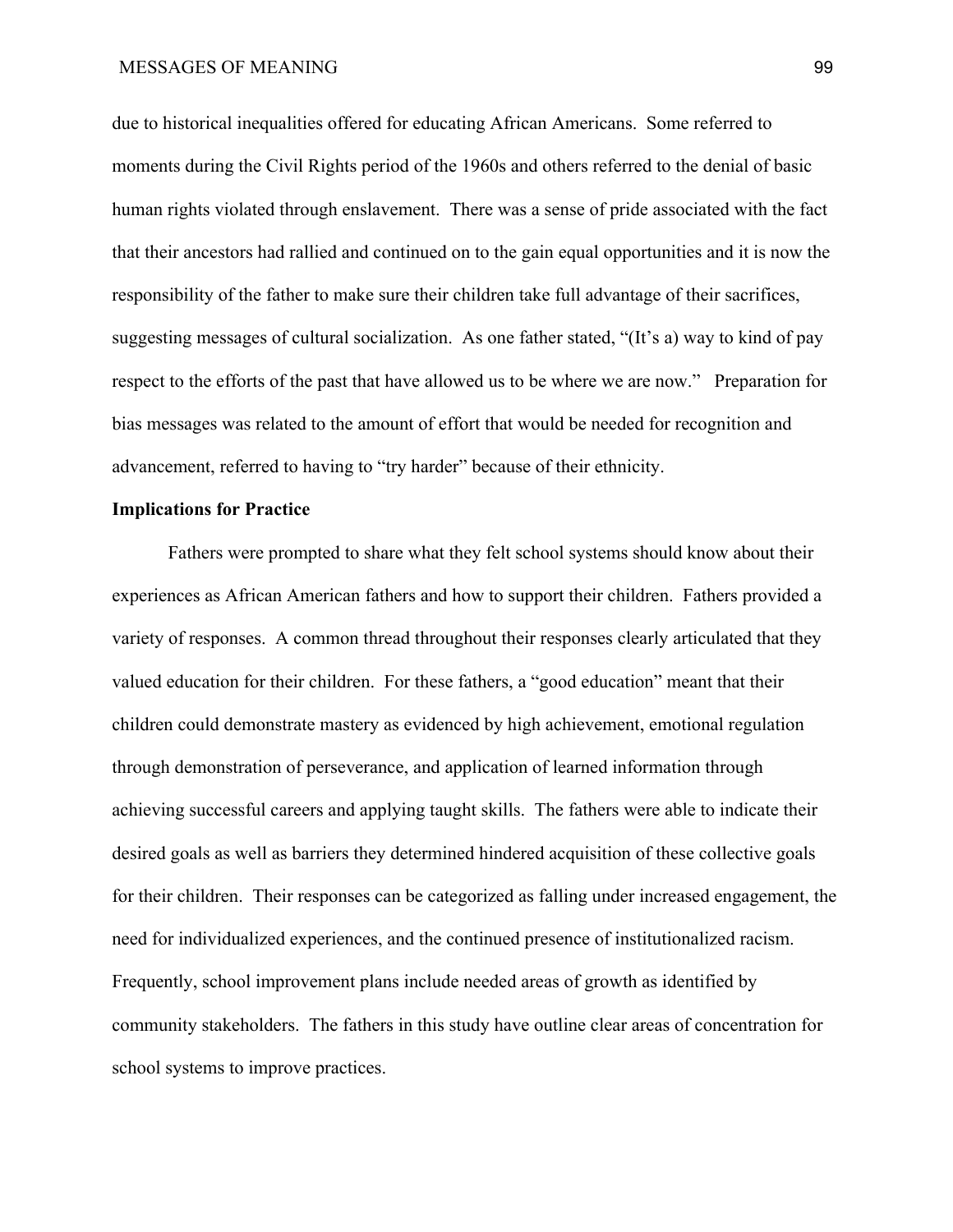due to historical inequalities offered for educating African Americans. Some referred to moments during the Civil Rights period of the 1960s and others referred to the denial of basic human rights violated through enslavement. There was a sense of pride associated with the fact that their ancestors had rallied and continued on to the gain equal opportunities and it is now the responsibility of the father to make sure their children take full advantage of their sacrifices, suggesting messages of cultural socialization. As one father stated, "(It's a) way to kind of pay respect to the efforts of the past that have allowed us to be where we are now." Preparation for bias messages was related to the amount of effort that would be needed for recognition and advancement, referred to having to "try harder" because of their ethnicity.

**Implications for Practice**

Fathers were prompted to share what they felt school systems should know about their experiences as African American fathers and how to support their children. Fathers provided a variety of responses. A common thread throughout their responses clearly articulated that they valued education for their children. For these fathers, a "good education" meant that their children could demonstrate mastery as evidenced by high achievement, emotional regulation through demonstration of perseverance, and application of learned information through achieving successful careers and applying taught skills. The fathers were able to indicate their desired goals as well as barriers they determined hindered acquisition of these collective goals for their children. Their responses can be categorized as falling under increased engagement, the need for individualized experiences, and the continued presence of institutionalized racism. Frequently, school improvement plans include needed areas of growth as identified by community stakeholders. The fathers in this study have outline clear areas of concentration for school systems to improve practices.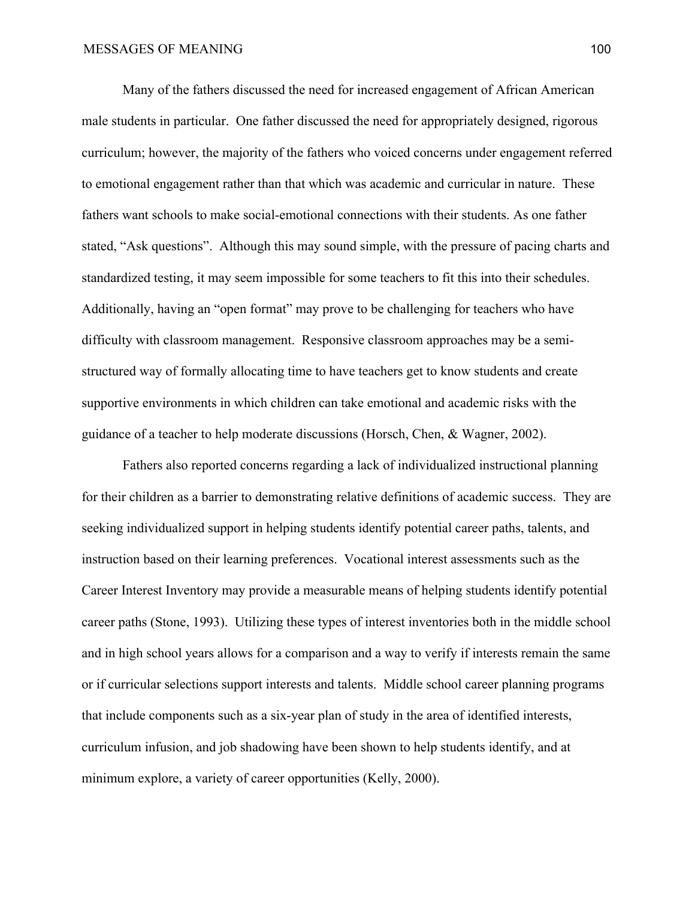Many of the fathers discussed the need for increased engagement of African American male students in particular. One father discussed the need for appropriately designed, rigorous curriculum; however, the majority of the fathers who voiced concerns under engagement referred to emotional engagement rather than that which was academic and curricular in nature. These fathers want schools to make social-emotional connections with their students. As one father stated, "Ask questions". Although this may sound simple, with the pressure of pacing charts and standardized testing, it may seem impossible for some teachers to fit this into their schedules. Additionally, having an "open format" may prove to be challenging for teachers who have difficulty with classroom management. Responsive classroom approaches may be a semi-structured way of formally allocating time to have teachers get to know students and create supportive environments in which children can take emotional and academic risks with the guidance of a teacher to help moderate discussions (Horsch, Chen, & Wagner, 2002).

Fathers also reported concerns regarding a lack of individualized instructional planning for their children as a barrier to demonstrating relative definitions of academic success. They are seeking individualized support in helping students identify potential career paths, talents, and instruction based on their learning preferences. Vocational interest assessments such as the Career Interest Inventory may provide a measurable means of helping students identify potential career paths (Stone, 1993). Utilizing these types of interest inventories both in the middle school and in high school years allows for a comparison and a way to verify if interests remain the same or if curricular selections support interests and talents. Middle school career planning programs that include components such as a six-year plan of study in the area of identified interests, curriculum infusion, and job shadowing have been shown to help students identify, and at minimum explore, a variety of career opportunities (Kelly, 2000).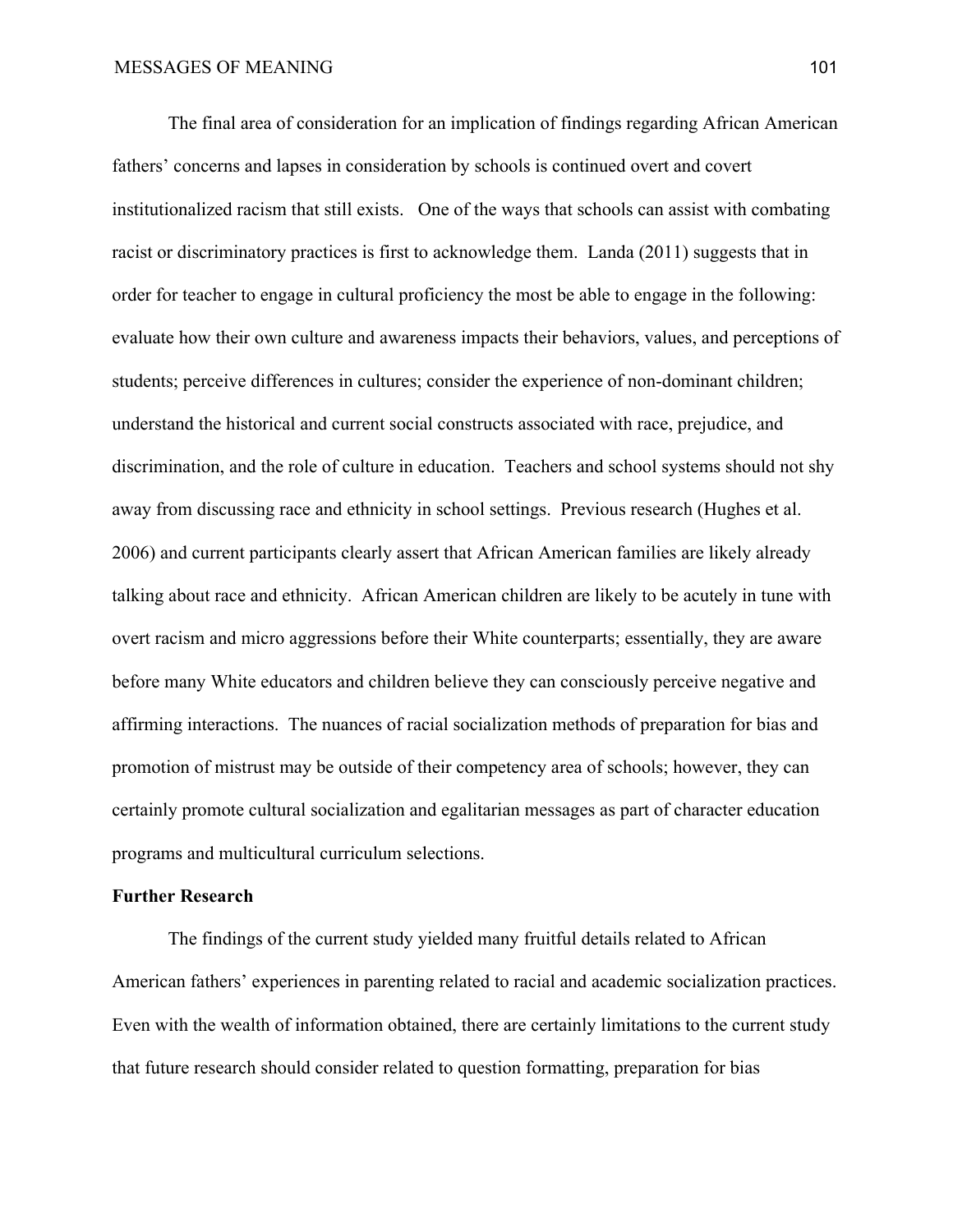The final area of consideration for an implication of findings regarding African American fathers' concerns and lapses in consideration by schools is continued overt and covert institutionalized racism that still exists. One of the ways that schools can assist with combating racist or discriminatory practices is first to acknowledge them. Landa (2011) suggests that in order for teacher to engage in cultural proficiency the most be able to engage in the following: evaluate how their own culture and awareness impacts their behaviors, values, and perceptions of students; perceive differences in cultures; consider the experience of non-dominant children; understand the historical and current social constructs associated with race, prejudice, and discrimination, and the role of culture in education. Teachers and school systems should not shy away from discussing race and ethnicity in school settings. Previous research (Hughes et al. 2006) and current participants clearly assert that African American families are likely already talking about race and ethnicity. African American children are likely to be acutely in tune with overt racism and micro aggressions before their White counterparts; essentially, they are aware before many White educators and children believe they can consciously perceive negative and affirming interactions. The nuances of racial socialization methods of preparation for bias and promotion of mistrust may be outside of their competency area of schools; however, they can certainly promote cultural socialization and egalitarian messages as part of character education programs and multicultural curriculum selections.

**Further Research**

The findings of the current study yielded many fruitful details related to African American fathers' experiences in parenting related to racial and academic socialization practices. Even with the wealth of information obtained, there are certainly limitations to the current study that future research should consider related to question formatting, preparation for bias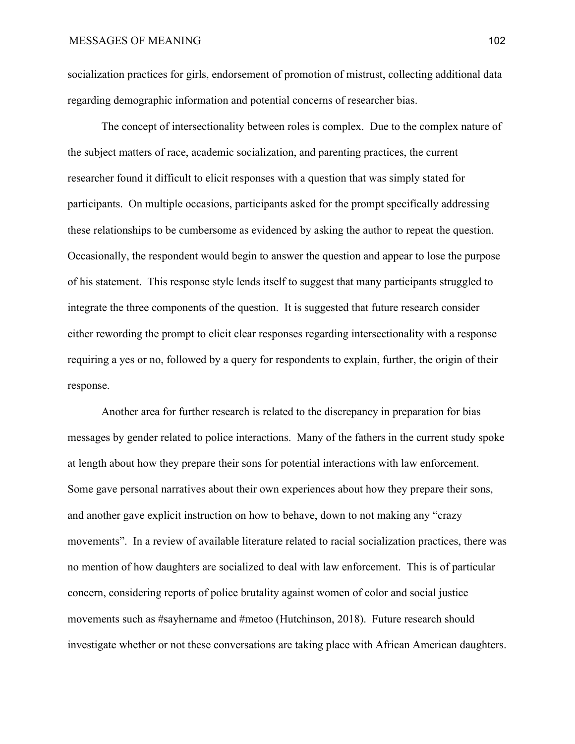socialization practices for girls, endorsement of promotion of mistrust, collecting additional data regarding demographic information and potential concerns of researcher bias.

The concept of intersectionality between roles is complex. Due to the complex nature of the subject matters of race, academic socialization, and parenting practices, the current researcher found it difficult to elicit responses with a question that was simply stated for participants. On multiple occasions, participants asked for the prompt specifically addressing these relationships to be cumbersome as evidenced by asking the author to repeat the question. Occasionally, the respondent would begin to answer the question and appear to lose the purpose of his statement. This response style lends itself to suggest that many participants struggled to integrate the three components of the question. It is suggested that future research consider either rewording the prompt to elicit clear responses regarding intersectionality with a response requiring a yes or no, followed by a query for respondents to explain, further, the origin of their response.

Another area for further research is related to the discrepancy in preparation for bias messages by gender related to police interactions. Many of the fathers in the current study spoke at length about how they prepare their sons for potential interactions with law enforcement. Some gave personal narratives about their own experiences about how they prepare their sons, and another gave explicit instruction on how to behave, down to not making any "crazy movements". In a review of available literature related to racial socialization practices, there was no mention of how daughters are socialized to deal with law enforcement. This is of particular concern, considering reports of police brutality against women of color and social justice movements such as #sayhername and #metoo (Hutchinson, 2018). Future research should investigate whether or not these conversations are taking place with African American daughters.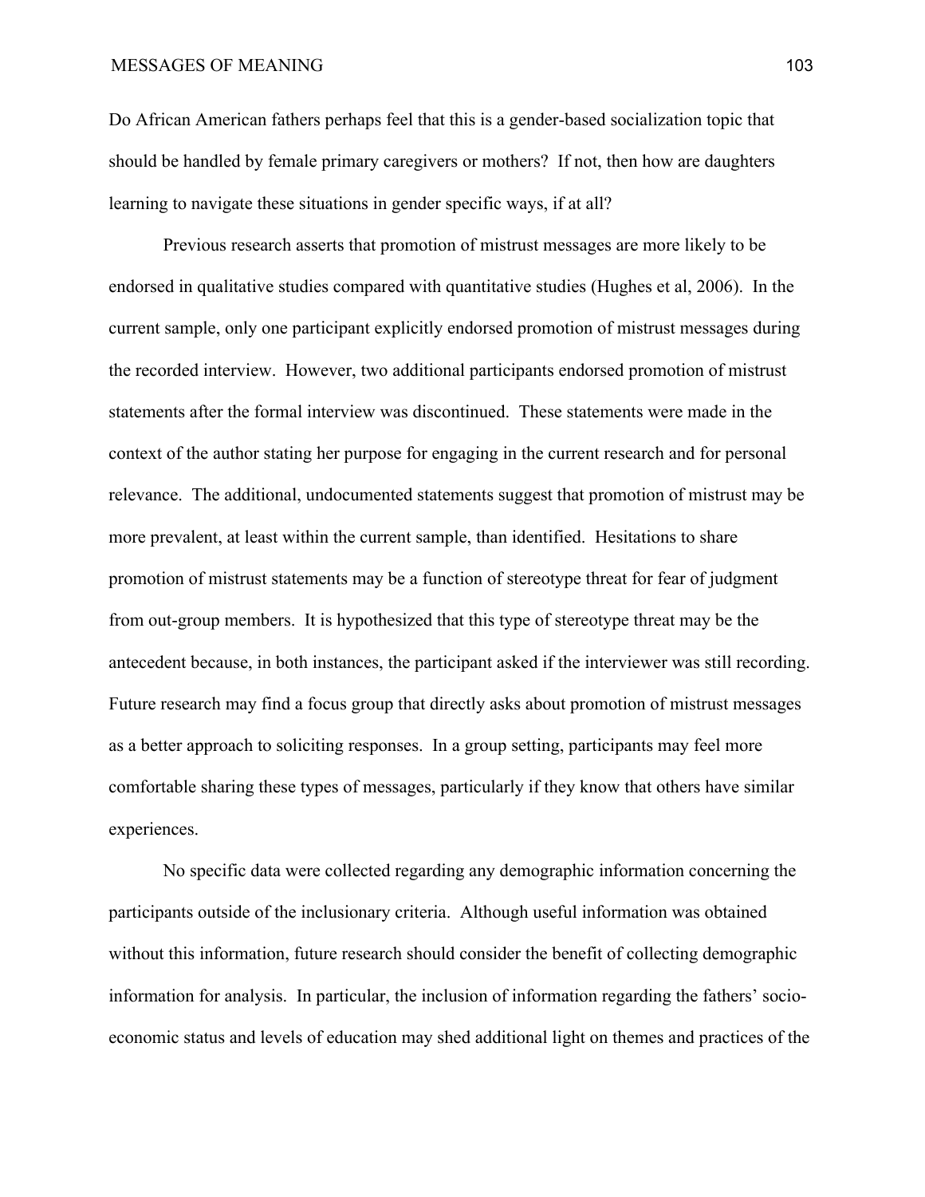Do African American fathers perhaps feel that this is a gender-based socialization topic that should be handled by female primary caregivers or mothers? If not, then how are daughters learning to navigate these situations in gender specific ways, if at all?

Previous research asserts that promotion of mistrust messages are more likely to be endorsed in qualitative studies compared with quantitative studies (Hughes et al, 2006). In the current sample, only one participant explicitly endorsed promotion of mistrust messages during the recorded interview. However, two additional participants endorsed promotion of mistrust statements after the formal interview was discontinued. These statements were made in the context of the author stating her purpose for engaging in the current research and for personal relevance. The additional, undocumented statements suggest that promotion of mistrust may be more prevalent, at least within the current sample, than identified. Hesitations to share promotion of mistrust statements may be a function of stereotype threat for fear of judgment from out-group members. It is hypothesized that this type of stereotype threat may be the antecedent because, in both instances, the participant asked if the interviewer was still recording. Future research may find a focus group that directly asks about promotion of mistrust messages as a better approach to soliciting responses. In a group setting, participants may feel more comfortable sharing these types of messages, particularly if they know that others have similar experiences.

No specific data were collected regarding any demographic information concerning the participants outside of the inclusionary criteria. Although useful information was obtained without this information, future research should consider the benefit of collecting demographic information for analysis. In particular, the inclusion of information regarding the fathers' socio-economic status and levels of education may shed additional light on themes and practices of the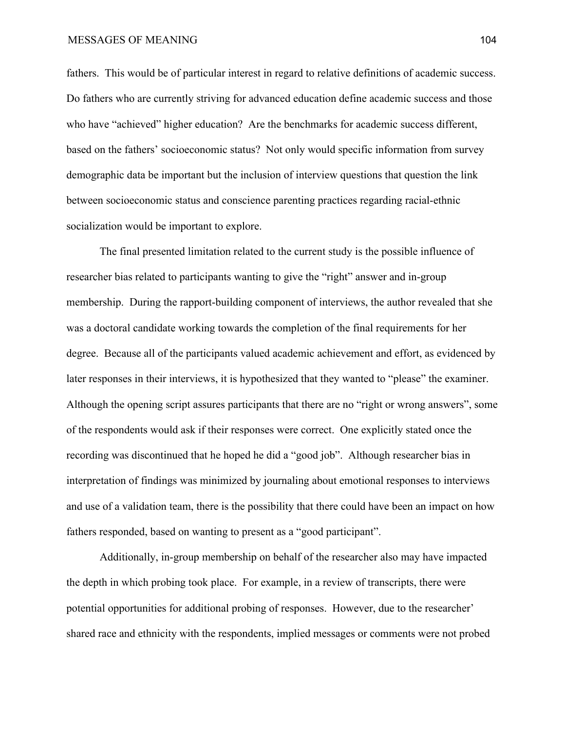fathers. This would be of particular interest in regard to relative definitions of academic success. Do fathers who are currently striving for advanced education define academic success and those who have "achieved" higher education? Are the benchmarks for academic success different, based on the fathers' socioeconomic status? Not only would specific information from survey demographic data be important but the inclusion of interview questions that question the link between socioeconomic status and conscience parenting practices regarding racial-ethnic socialization would be important to explore.

The final presented limitation related to the current study is the possible influence of researcher bias related to participants wanting to give the "right" answer and in-group membership. During the rapport-building component of interviews, the author revealed that she was a doctoral candidate working towards the completion of the final requirements for her degree. Because all of the participants valued academic achievement and effort, as evidenced by later responses in their interviews, it is hypothesized that they wanted to "please" the examiner. Although the opening script assures participants that there are no "right or wrong answers", some of the respondents would ask if their responses were correct. One explicitly stated once the recording was discontinued that he hoped he did a "good job". Although researcher bias in interpretation of findings was minimized by journaling about emotional responses to interviews and use of a validation team, there is the possibility that there could have been an impact on how fathers responded, based on wanting to present as a "good participant".

Additionally, in-group membership on behalf of the researcher also may have impacted the depth in which probing took place. For example, in a review of transcripts, there were potential opportunities for additional probing of responses. However, due to the researcher' shared race and ethnicity with the respondents, implied messages or comments were not probed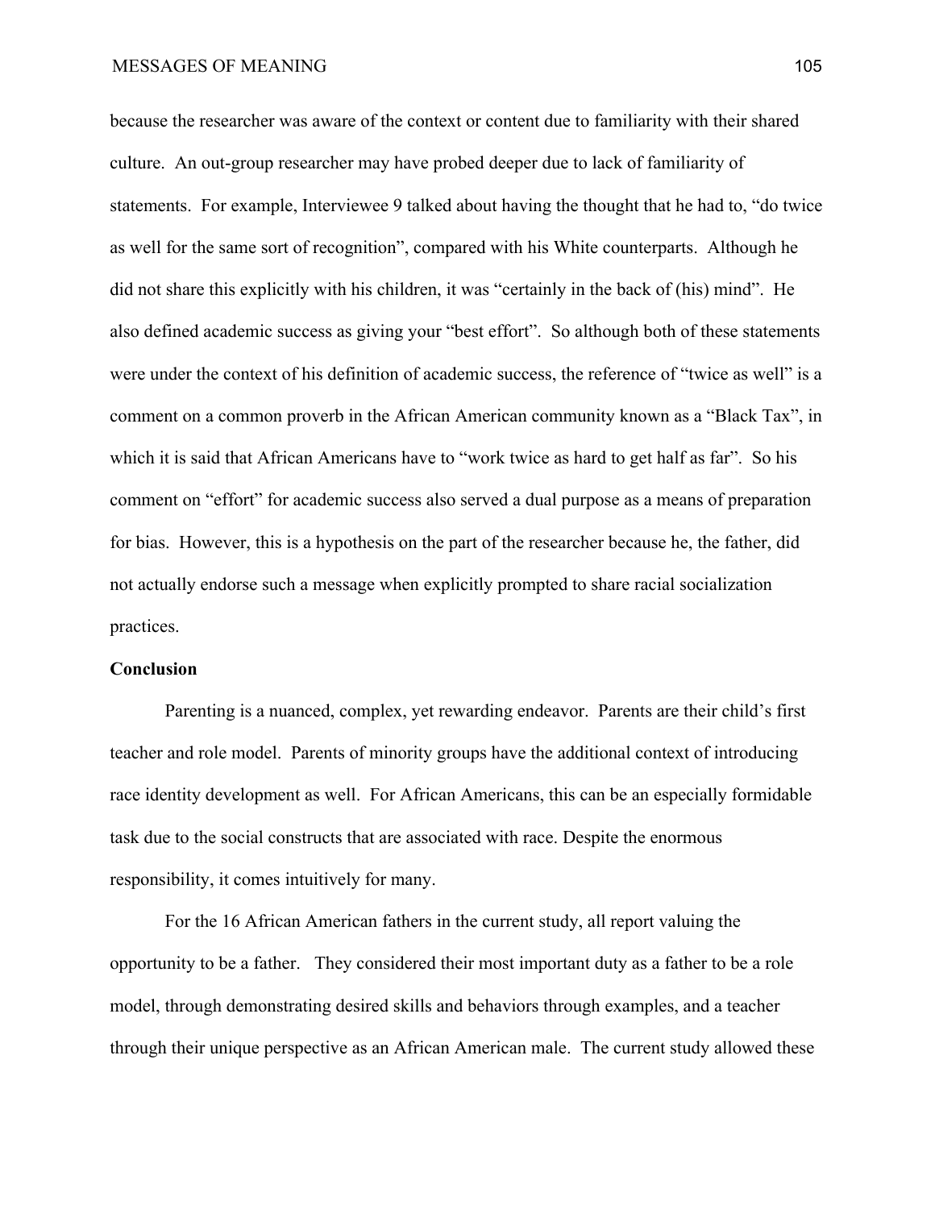because the researcher was aware of the context or content due to familiarity with their shared culture. An out-group researcher may have probed deeper due to lack of familiarity of statements. For example, Interviewee 9 talked about having the thought that he had to, "do twice as well for the same sort of recognition", compared with his White counterparts. Although he did not share this explicitly with his children, it was "certainly in the back of (his) mind". He also defined academic success as giving your "best effort". So although both of these statements were under the context of his definition of academic success, the reference of "twice as well" is a comment on a common proverb in the African American community known as a "Black Tax", in which it is said that African Americans have to "work twice as hard to get half as far". So his comment on "effort" for academic success also served a dual purpose as a means of preparation for bias. However, this is a hypothesis on the part of the researcher because he, the father, did not actually endorse such a message when explicitly prompted to share racial socialization practices.

**Conclusion**

Parenting is a nuanced, complex, yet rewarding endeavor. Parents are their child's first teacher and role model. Parents of minority groups have the additional context of introducing race identity development as well. For African Americans, this can be an especially formidable task due to the social constructs that are associated with race. Despite the enormous responsibility, it comes intuitively for many.

For the 16 African American fathers in the current study, all report valuing the opportunity to be a father. They considered their most important duty as a father to be a role model, through demonstrating desired skills and behaviors through examples, and a teacher through their unique perspective as an African American male. The current study allowed these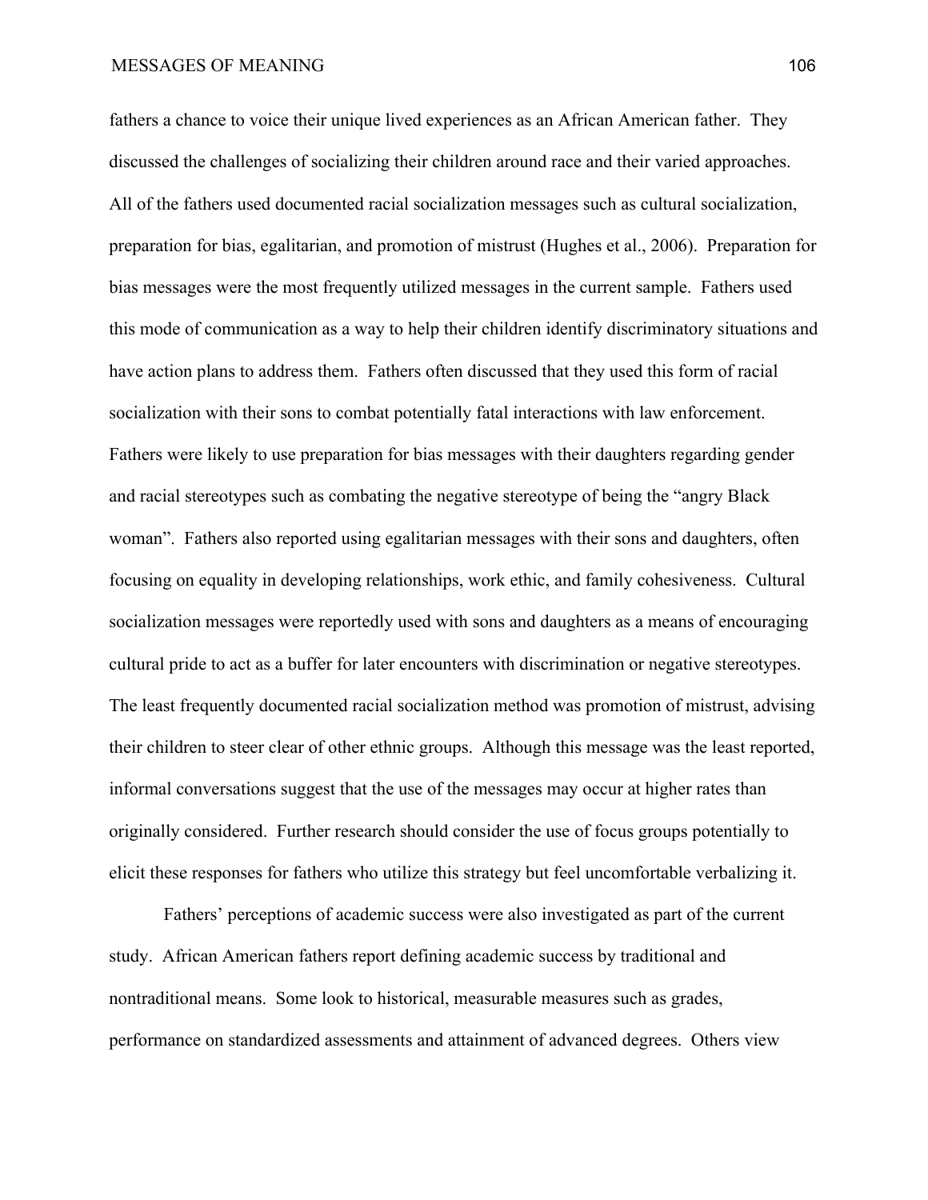fathers a chance to voice their unique lived experiences as an African American father. They discussed the challenges of socializing their children around race and their varied approaches. All of the fathers used documented racial socialization messages such as cultural socialization, preparation for bias, egalitarian, and promotion of mistrust (Hughes et al., 2006). Preparation for bias messages were the most frequently utilized messages in the current sample. Fathers used this mode of communication as a way to help their children identify discriminatory situations and have action plans to address them. Fathers often discussed that they used this form of racial socialization with their sons to combat potentially fatal interactions with law enforcement. Fathers were likely to use preparation for bias messages with their daughters regarding gender and racial stereotypes such as combating the negative stereotype of being the "angry Black woman". Fathers also reported using egalitarian messages with their sons and daughters, often focusing on equality in developing relationships, work ethic, and family cohesiveness. Cultural socialization messages were reportedly used with sons and daughters as a means of encouraging cultural pride to act as a buffer for later encounters with discrimination or negative stereotypes. The least frequently documented racial socialization method was promotion of mistrust, advising their children to steer clear of other ethnic groups. Although this message was the least reported, informal conversations suggest that the use of the messages may occur at higher rates than originally considered. Further research should consider the use of focus groups potentially to elicit these responses for fathers who utilize this strategy but feel uncomfortable verbalizing it.

Fathers' perceptions of academic success were also investigated as part of the current study. African American fathers report defining academic success by traditional and nontraditional means. Some look to historical, measurable measures such as grades, performance on standardized assessments and attainment of advanced degrees. Others view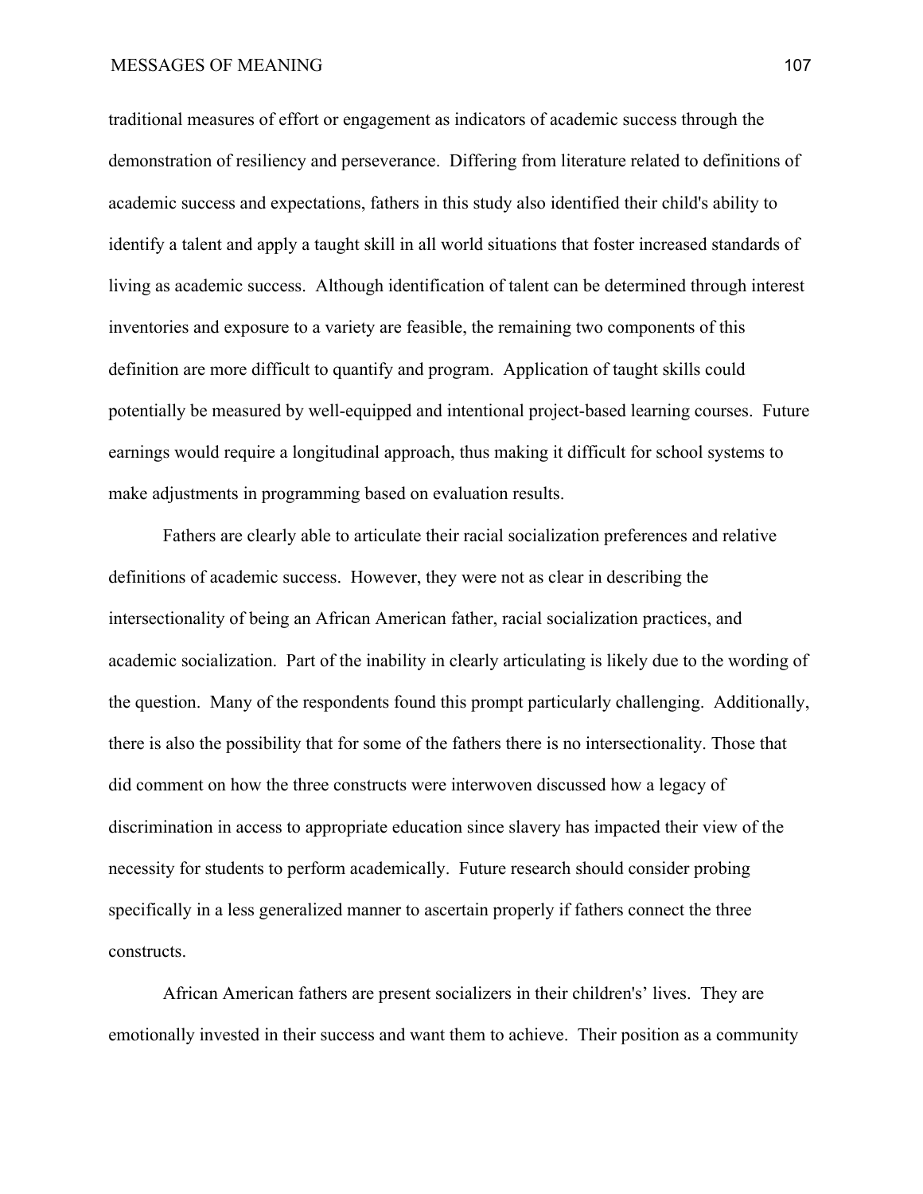traditional measures of effort or engagement as indicators of academic success through the demonstration of resiliency and perseverance. Differing from literature related to definitions of academic success and expectations, fathers in this study also identified their child's ability to identify a talent and apply a taught skill in all world situations that foster increased standards of living as academic success. Although identification of talent can be determined through interest inventories and exposure to a variety are feasible, the remaining two components of this definition are more difficult to quantify and program. Application of taught skills could potentially be measured by well-equipped and intentional project-based learning courses. Future earnings would require a longitudinal approach, thus making it difficult for school systems to make adjustments in programming based on evaluation results.

Fathers are clearly able to articulate their racial socialization preferences and relative definitions of academic success. However, they were not as clear in describing the intersectionality of being an African American father, racial socialization practices, and academic socialization. Part of the inability in clearly articulating is likely due to the wording of the question. Many of the respondents found this prompt particularly challenging. Additionally, there is also the possibility that for some of the fathers there is no intersectionality. Those that did comment on how the three constructs were interwoven discussed how a legacy of discrimination in access to appropriate education since slavery has impacted their view of the necessity for students to perform academically. Future research should consider probing specifically in a less generalized manner to ascertain properly if fathers connect the three constructs.

African American fathers are present socializers in their children's' lives. They are emotionally invested in their success and want them to achieve. Their position as a community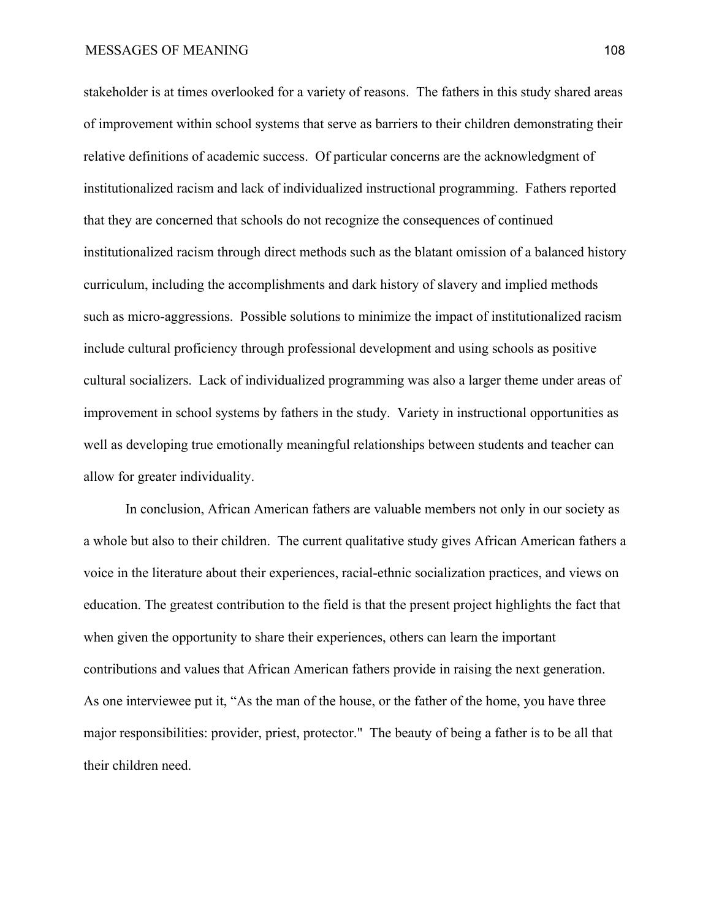stakeholder is at times overlooked for a variety of reasons. The fathers in this study shared areas of improvement within school systems that serve as barriers to their children demonstrating their relative definitions of academic success. Of particular concerns are the acknowledgment of institutionalized racism and lack of individualized instructional programming. Fathers reported that they are concerned that schools do not recognize the consequences of continued institutionalized racism through direct methods such as the blatant omission of a balanced history curriculum, including the accomplishments and dark history of slavery and implied methods such as micro-aggressions. Possible solutions to minimize the impact of institutionalized racism include cultural proficiency through professional development and using schools as positive cultural socializers. Lack of individualized programming was also a larger theme under areas of improvement in school systems by fathers in the study. Variety in instructional opportunities as well as developing true emotionally meaningful relationships between students and teacher can allow for greater individuality.

In conclusion, African American fathers are valuable members not only in our society as a whole but also to their children. The current qualitative study gives African American fathers a voice in the literature about their experiences, racial-ethnic socialization practices, and views on education. The greatest contribution to the field is that the present project highlights the fact that when given the opportunity to share their experiences, others can learn the important contributions and values that African American fathers provide in raising the next generation. As one interviewee put it, “As the man of the house, or the father of the home, you have three major responsibilities: provider, priest, protector." The beauty of being a father is to be all that their children need.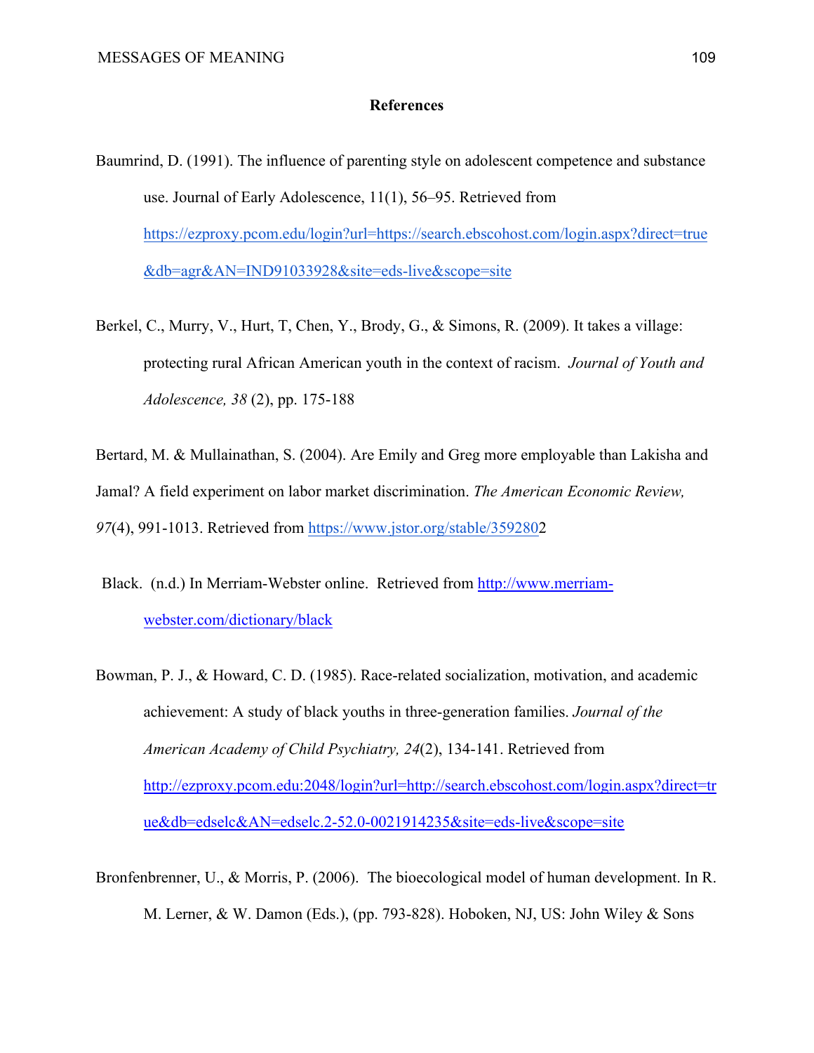## References

Baumrind, D. (1991). The influence of parenting style on adolescent competence and substance use. Journal of Early Adolescence, 11(1), 56–95. Retrieved from https://ezproxy.pcom.edu/login?url=https://search.ebscohost.com/login.aspx?direct=true&db=agr&AN=IND91033928&site=eds-live&scope=site

Berkel, C., Murry, V., Hurt, T, Chen, Y., Brody, G., & Simons, R. (2009). It takes a village: protecting rural African American youth in the context of racism. *Journal of Youth and Adolescence, 38* (2), pp. 175-188

Bertard, M. & Mullainathan, S. (2004). Are Emily and Greg more employable than Lakisha and Jamal? A field experiment on labor market discrimination. *The American Economic Review, 97*(4), 991-1013. Retrieved from https://www.jstor.org/stable/3592802

Black. (n.d.) In Merriam-Webster online. Retrieved from http://www.merriam-webster.com/dictionary/black

Bowman, P. J., & Howard, C. D. (1985). Race-related socialization, motivation, and academic achievement: A study of black youths in three-generation families. *Journal of the American Academy of Child Psychiatry, 24*(2), 134-141. Retrieved from http://ezproxy.pcom.edu:2048/login?url=http://search.ebscohost.com/login.aspx?direct=true&db=edselc&AN=edselc.2-52.0-0021914235&site=eds-live&scope=site

Bronfenbrenner, U., & Morris, P. (2006). The bioecological model of human development. In R. M. Lerner, & W. Damon (Eds.), (pp. 793-828). Hoboken, NJ, US: John Wiley & Sons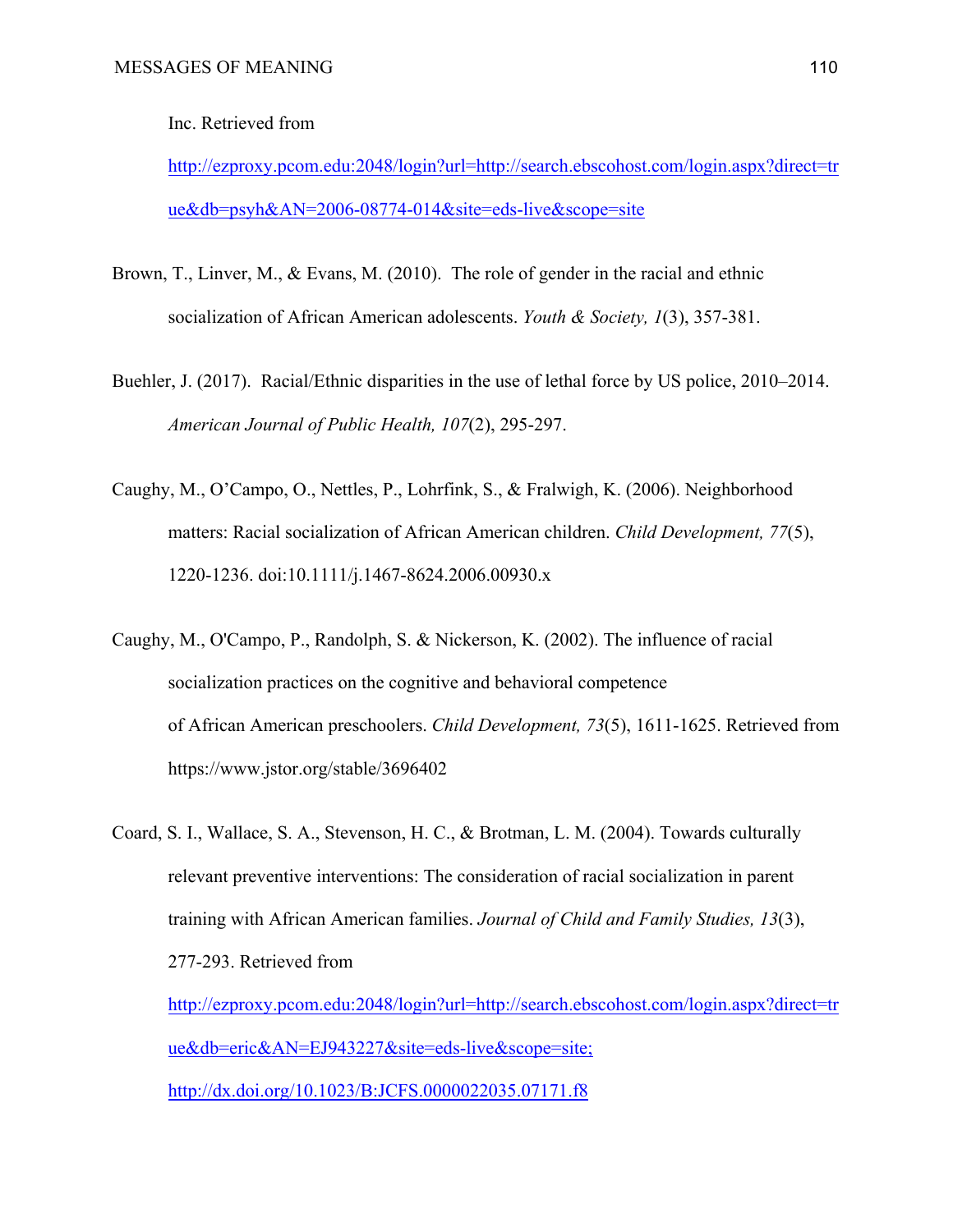Inc. Retrieved from http://ezproxy.pcom.edu:2048/login?url=http://search.ebscohost.com/login.aspx?direct=true&db=psyh&AN=2006-08774-014&site=eds-live&scope=site

Brown, T., Linver, M., & Evans, M. (2010). The role of gender in the racial and ethnic socialization of African American adolescents. *Youth & Society, 1*(3), 357-381.

Buehler, J. (2017). Racial/Ethnic disparities in the use of lethal force by US police, 2010–2014. *American Journal of Public Health, 107*(2), 295-297.

Caughy, M., O'Campo, O., Nettles, P., Lohrfink, S., & Fralwigh, K. (2006). Neighborhood matters: Racial socialization of African American children. *Child Development, 77*(5), 1220-1236. doi:10.1111/j.1467-8624.2006.00930.x

Caughy, M., O'Campo, P., Randolph, S. & Nickerson, K. (2002). The influence of racial socialization practices on the cognitive and behavioral competence of African American preschoolers. *Child Development, 73*(5), 1611-1625. Retrieved from https://www.jstor.org/stable/3696402

Coard, S. I., Wallace, S. A., Stevenson, H. C., & Brotman, L. M. (2004). Towards culturally relevant preventive interventions: The consideration of racial socialization in parent training with African American families. *Journal of Child and Family Studies, 13*(3), 277-293. Retrieved from http://ezproxy.pcom.edu:2048/login?url=http://search.ebscohost.com/login.aspx?direct=true&db=eric&AN=EJ943227&site=eds-live&scope=site; http://dx.doi.org/10.1023/B:JCFS.0000022035.07171.f8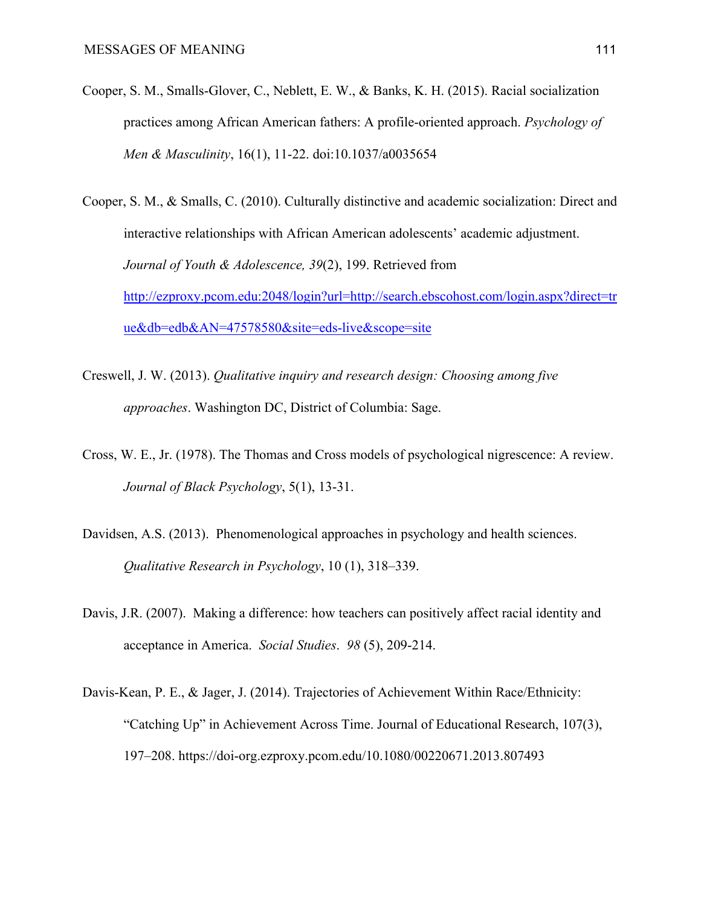Cooper, S. M., Smalls-Glover, C., Neblett, E. W., & Banks, K. H. (2015). Racial socialization practices among African American fathers: A profile-oriented approach. *Psychology of Men & Masculinity*, 16(1), 11-22. doi:10.1037/a0035654

Cooper, S. M., & Smalls, C. (2010). Culturally distinctive and academic socialization: Direct and interactive relationships with African American adolescents' academic adjustment. *Journal of Youth & Adolescence, 39*(2), 199. Retrieved from http://ezproxy.pcom.edu:2048/login?url=http://search.ebscohost.com/login.aspx?direct=true&db=edb&AN=47578580&site=eds-live&scope=site

Creswell, J. W. (2013). *Qualitative inquiry and research design: Choosing among five approaches*. Washington DC, District of Columbia: Sage.

Cross, W. E., Jr. (1978). The Thomas and Cross models of psychological nigrescence: A review. *Journal of Black Psychology*, 5(1), 13-31.

Davidsen, A.S. (2013). Phenomenological approaches in psychology and health sciences. *Qualitative Research in Psychology*, 10 (1), 318–339.

Davis, J.R. (2007). Making a difference: how teachers can positively affect racial identity and acceptance in America. *Social Studies*. *98* (5), 209-214.

Davis-Kean, P. E., & Jager, J. (2014). Trajectories of Achievement Within Race/Ethnicity: "Catching Up" in Achievement Across Time. Journal of Educational Research, 107(3), 197–208. https://doi-org.ezproxy.pcom.edu/10.1080/00220671.2013.807493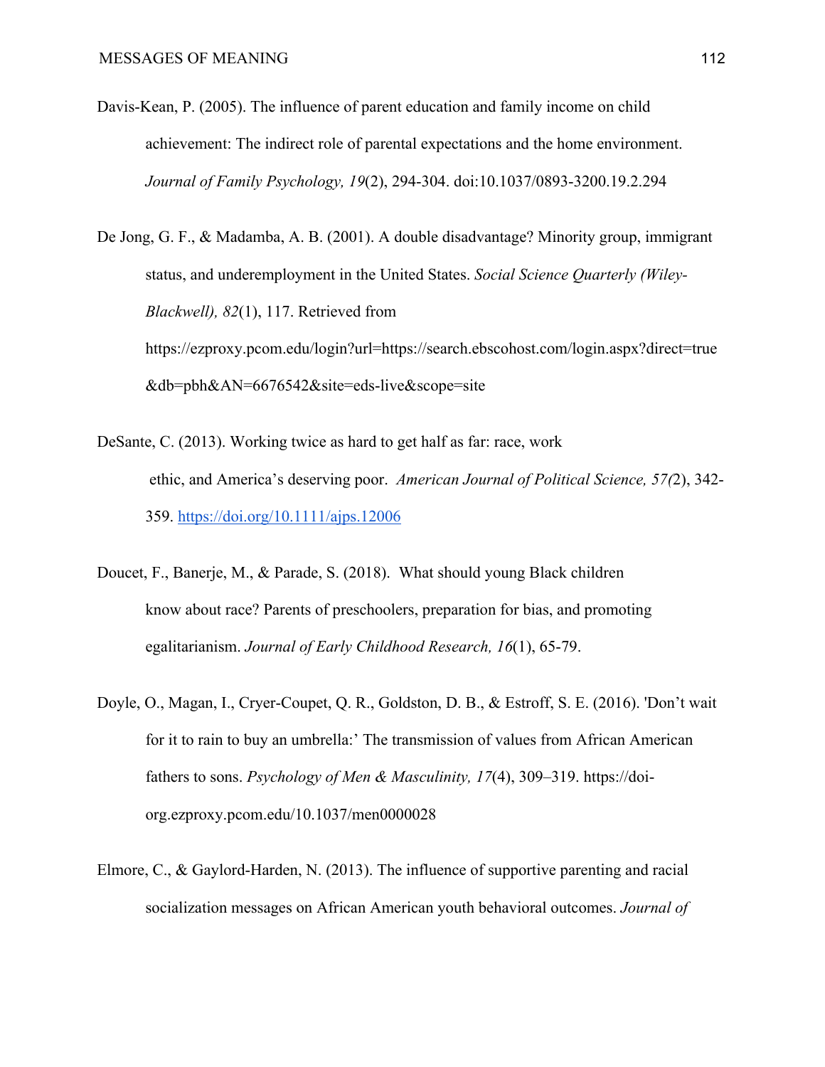Davis-Kean, P. (2005). The influence of parent education and family income on child achievement: The indirect role of parental expectations and the home environment. *Journal of Family Psychology, 19*(2), 294-304. doi:10.1037/0893-3200.19.2.294

De Jong, G. F., & Madamba, A. B. (2001). A double disadvantage? Minority group, immigrant status, and underemployment in the United States. *Social Science Quarterly (Wiley-Blackwell), 82*(1), 117. Retrieved from https://ezproxy.pcom.edu/login?url=https://search.ebscohost.com/login.aspx?direct=true&db=pbh&AN=6676542&site=eds-live&scope=site

DeSante, C. (2013). Working twice as hard to get half as far: race, work ethic, and America's deserving poor. *American Journal of Political Science, 57(*2), 342-359. https://doi.org/10.1111/ajps.12006

Doucet, F., Banerje, M., & Parade, S. (2018). What should young Black children know about race? Parents of preschoolers, preparation for bias, and promoting egalitarianism. *Journal of Early Childhood Research, 16*(1), 65-79.

Doyle, O., Magan, I., Cryer-Coupet, Q. R., Goldston, D. B., & Estroff, S. E. (2016). 'Don't wait for it to rain to buy an umbrella:' The transmission of values from African American fathers to sons. *Psychology of Men & Masculinity, 17*(4), 309–319. https://doi-org.ezproxy.pcom.edu/10.1037/men0000028

Elmore, C., & Gaylord-Harden, N. (2013). The influence of supportive parenting and racial socialization messages on African American youth behavioral outcomes. *Journal of*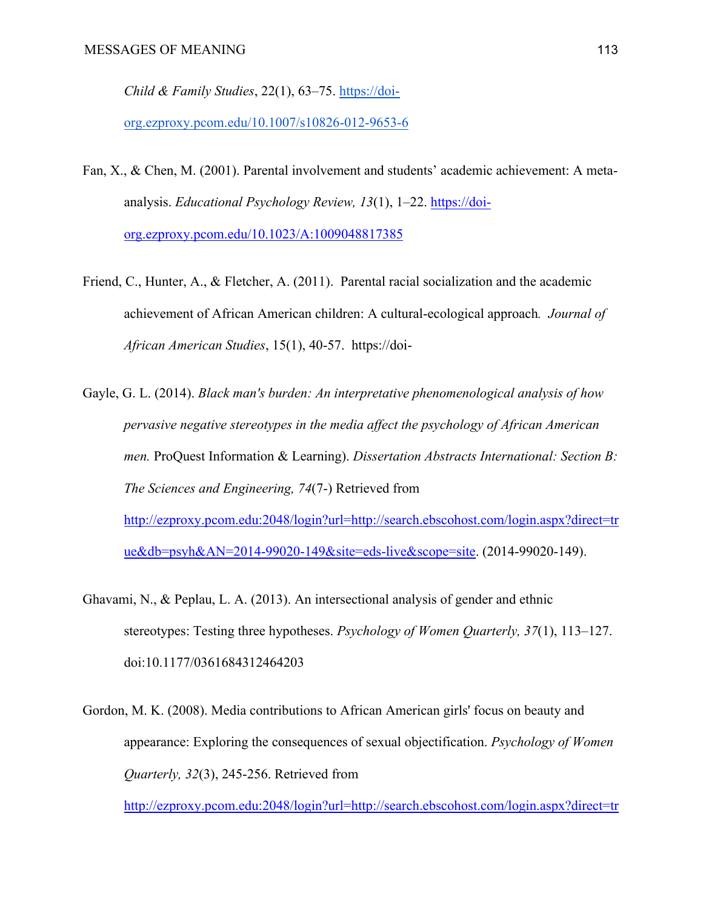*Child & Family Studies*, 22(1), 63–75. https://doi-org.ezproxy.pcom.edu/10.1007/s10826-012-9653-6

Fan, X., & Chen, M. (2001). Parental involvement and students' academic achievement: A meta-analysis. *Educational Psychology Review, 13*(1), 1–22. https://doi-org.ezproxy.pcom.edu/10.1023/A:1009048817385

Friend, C., Hunter, A., & Fletcher, A. (2011). Parental racial socialization and the academic achievement of African American children: A cultural-ecological approach. *Journal of African American Studies*, 15(1), 40-57. https://doi-

Gayle, G. L. (2014). *Black man's burden: An interpretative phenomenological analysis of how pervasive negative stereotypes in the media affect the psychology of African American men.* ProQuest Information & Learning). *Dissertation Abstracts International: Section B: The Sciences and Engineering, 74*(7-) Retrieved from http://ezproxy.pcom.edu:2048/login?url=http://search.ebscohost.com/login.aspx?direct=true&db=psyh&AN=2014-99020-149&site=eds-live&scope=site. (2014-99020-149).

Ghavami, N., & Peplau, L. A. (2013). An intersectional analysis of gender and ethnic stereotypes: Testing three hypotheses. *Psychology of Women Quarterly, 37*(1), 113–127. doi:10.1177/0361684312464203

Gordon, M. K. (2008). Media contributions to African American girls' focus on beauty and appearance: Exploring the consequences of sexual objectification. *Psychology of Women Quarterly, 32*(3), 245-256. Retrieved from http://ezproxy.pcom.edu:2048/login?url=http://search.ebscohost.com/login.aspx?direct=tr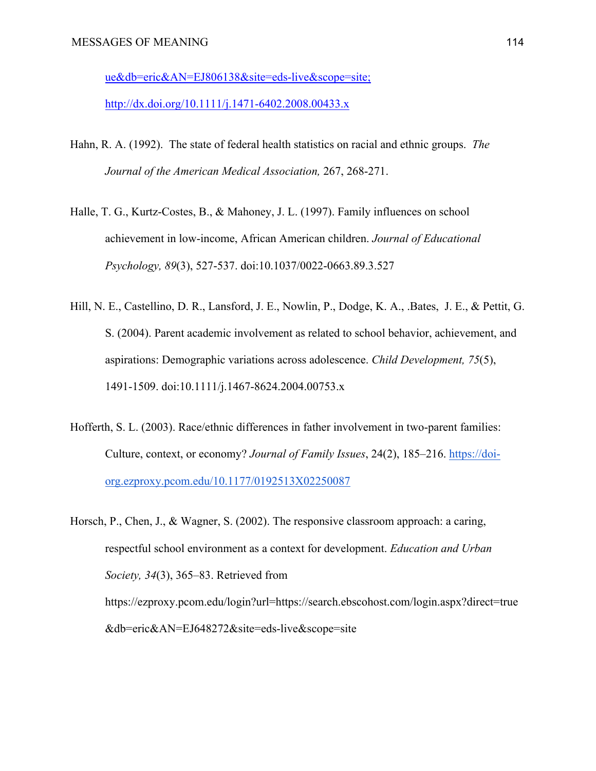ue&db=eric&AN=EJ806138&site=eds-live&scope=site; http://dx.doi.org/10.1111/j.1471-6402.2008.00433.x

Hahn, R. A. (1992). The state of federal health statistics on racial and ethnic groups. *The Journal of the American Medical Association,* 267, 268-271.

Halle, T. G., Kurtz-Costes, B., & Mahoney, J. L. (1997). Family influences on school achievement in low-income, African American children. *Journal of Educational Psychology, 89*(3), 527-537. doi:10.1037/0022-0663.89.3.527

Hill, N. E., Castellino, D. R., Lansford, J. E., Nowlin, P., Dodge, K. A., .Bates, J. E., & Pettit, G. S. (2004). Parent academic involvement as related to school behavior, achievement, and aspirations: Demographic variations across adolescence. *Child Development, 75*(5), 1491-1509. doi:10.1111/j.1467-8624.2004.00753.x

Hofferth, S. L. (2003). Race/ethnic differences in father involvement in two-parent families: Culture, context, or economy? *Journal of Family Issues*, 24(2), 185–216. https://doi-org.ezproxy.pcom.edu/10.1177/0192513X02250087

Horsch, P., Chen, J., & Wagner, S. (2002). The responsive classroom approach: a caring, respectful school environment as a context for development. *Education and Urban Society, 34*(3), 365–83. Retrieved from https://ezproxy.pcom.edu/login?url=https://search.ebscohost.com/login.aspx?direct=true&db=eric&AN=EJ648272&site=eds-live&scope=site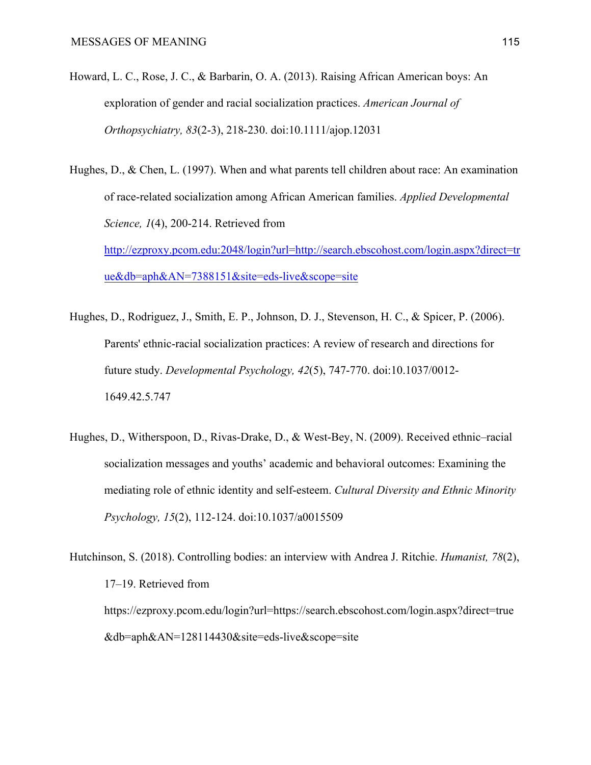Howard, L. C., Rose, J. C., & Barbarin, O. A. (2013). Raising African American boys: An exploration of gender and racial socialization practices. *American Journal of Orthopsychiatry, 83*(2-3), 218-230. doi:10.1111/ajop.12031

Hughes, D., & Chen, L. (1997). When and what parents tell children about race: An examination of race-related socialization among African American families. *Applied Developmental Science, 1*(4), 200-214. Retrieved from http://ezproxy.pcom.edu:2048/login?url=http://search.ebscohost.com/login.aspx?direct=true&db=aph&AN=7388151&site=eds-live&scope=site

Hughes, D., Rodriguez, J., Smith, E. P., Johnson, D. J., Stevenson, H. C., & Spicer, P. (2006). Parents' ethnic-racial socialization practices: A review of research and directions for future study. *Developmental Psychology, 42*(5), 747-770. doi:10.1037/0012-1649.42.5.747

Hughes, D., Witherspoon, D., Rivas-Drake, D., & West-Bey, N. (2009). Received ethnic–racial socialization messages and youths' academic and behavioral outcomes: Examining the mediating role of ethnic identity and self-esteem. *Cultural Diversity and Ethnic Minority Psychology, 15*(2), 112-124. doi:10.1037/a0015509

Hutchinson, S. (2018). Controlling bodies: an interview with Andrea J. Ritchie. *Humanist, 78*(2), 17–19. Retrieved from https://ezproxy.pcom.edu/login?url=https://search.ebscohost.com/login.aspx?direct=true&db=aph&AN=128114430&site=eds-live&scope=site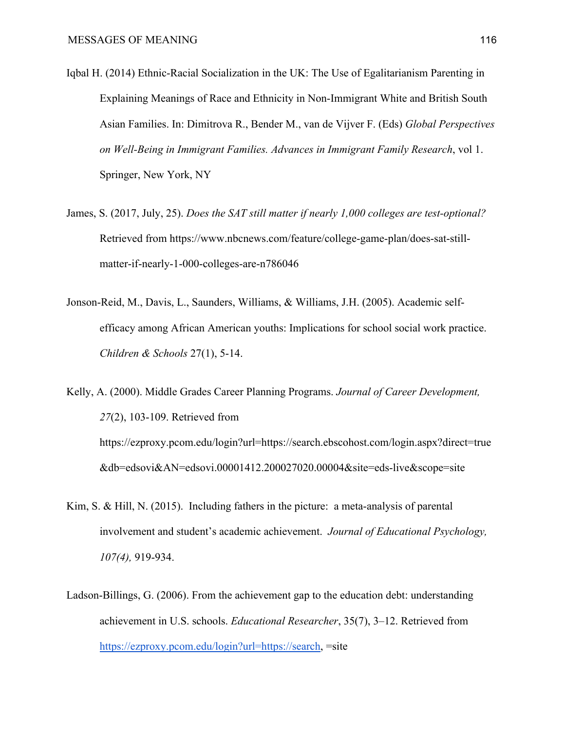Iqbal H. (2014) Ethnic-Racial Socialization in the UK: The Use of Egalitarianism Parenting in Explaining Meanings of Race and Ethnicity in Non-Immigrant White and British South Asian Families. In: Dimitrova R., Bender M., van de Vijver F. (Eds) *Global Perspectives on Well-Being in Immigrant Families. Advances in Immigrant Family Research*, vol 1. Springer, New York, NY

James, S. (2017, July, 25). *Does the SAT still matter if nearly 1,000 colleges are test-optional?* Retrieved from https://www.nbcnews.com/feature/college-game-plan/does-sat-still-matter-if-nearly-1-000-colleges-are-n786046

Jonson-Reid, M., Davis, L., Saunders, Williams, & Williams, J.H. (2005). Academic self-efficacy among African American youths: Implications for school social work practice. *Children & Schools* 27(1), 5-14.

Kelly, A. (2000). Middle Grades Career Planning Programs. *Journal of Career Development, 27*(2), 103-109. Retrieved from https://ezproxy.pcom.edu/login?url=https://search.ebscohost.com/login.aspx?direct=true&db=edsovi&AN=edsovi.00001412.200027020.00004&site=eds-live&scope=site

Kim, S. & Hill, N. (2015). Including fathers in the picture: a meta-analysis of parental involvement and student's academic achievement. *Journal of Educational Psychology, 107(4),* 919-934.

Ladson-Billings, G. (2006). From the achievement gap to the education debt: understanding achievement in U.S. schools. *Educational Researcher*, 35(7), 3–12. Retrieved from https://ezproxy.pcom.edu/login?url=https://search, =site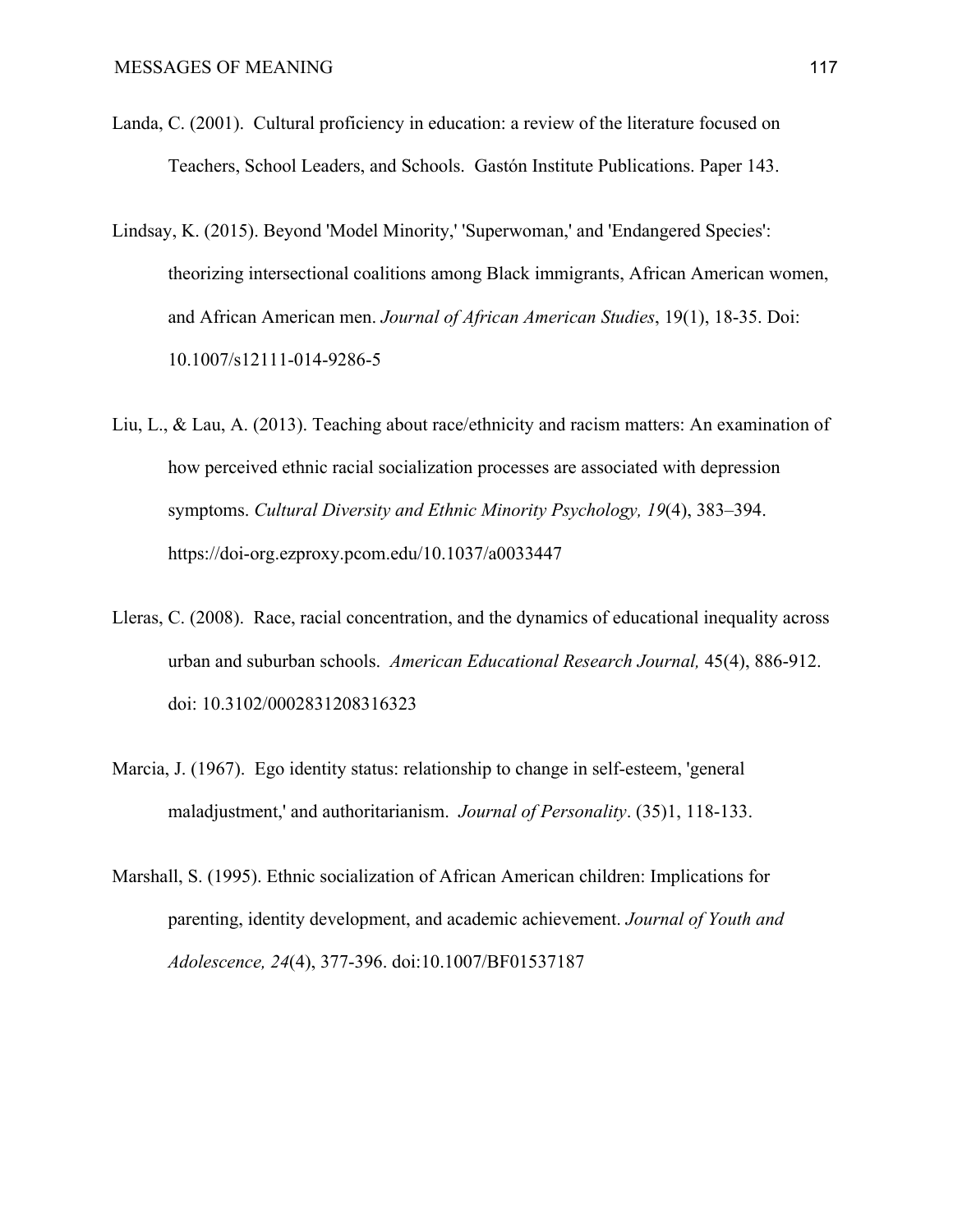Landa, C. (2001). Cultural proficiency in education: a review of the literature focused on Teachers, School Leaders, and Schools. Gastón Institute Publications. Paper 143.

Lindsay, K. (2015). Beyond 'Model Minority,' 'Superwoman,' and 'Endangered Species': theorizing intersectional coalitions among Black immigrants, African American women, and African American men. *Journal of African American Studies*, 19(1), 18-35. Doi: 10.1007/s12111-014-9286-5

Liu, L., & Lau, A. (2013). Teaching about race/ethnicity and racism matters: An examination of how perceived ethnic racial socialization processes are associated with depression symptoms. *Cultural Diversity and Ethnic Minority Psychology, 19*(4), 383–394. https://doi-org.ezproxy.pcom.edu/10.1037/a0033447

Lleras, C. (2008). Race, racial concentration, and the dynamics of educational inequality across urban and suburban schools. *American Educational Research Journal,* 45(4), 886-912. doi: 10.3102/0002831208316323

Marcia, J. (1967). Ego identity status: relationship to change in self-esteem, 'general maladjustment,' and authoritarianism. *Journal of Personality*. (35)1, 118-133.

Marshall, S. (1995). Ethnic socialization of African American children: Implications for parenting, identity development, and academic achievement. *Journal of Youth and Adolescence, 24*(4), 377-396. doi:10.1007/BF01537187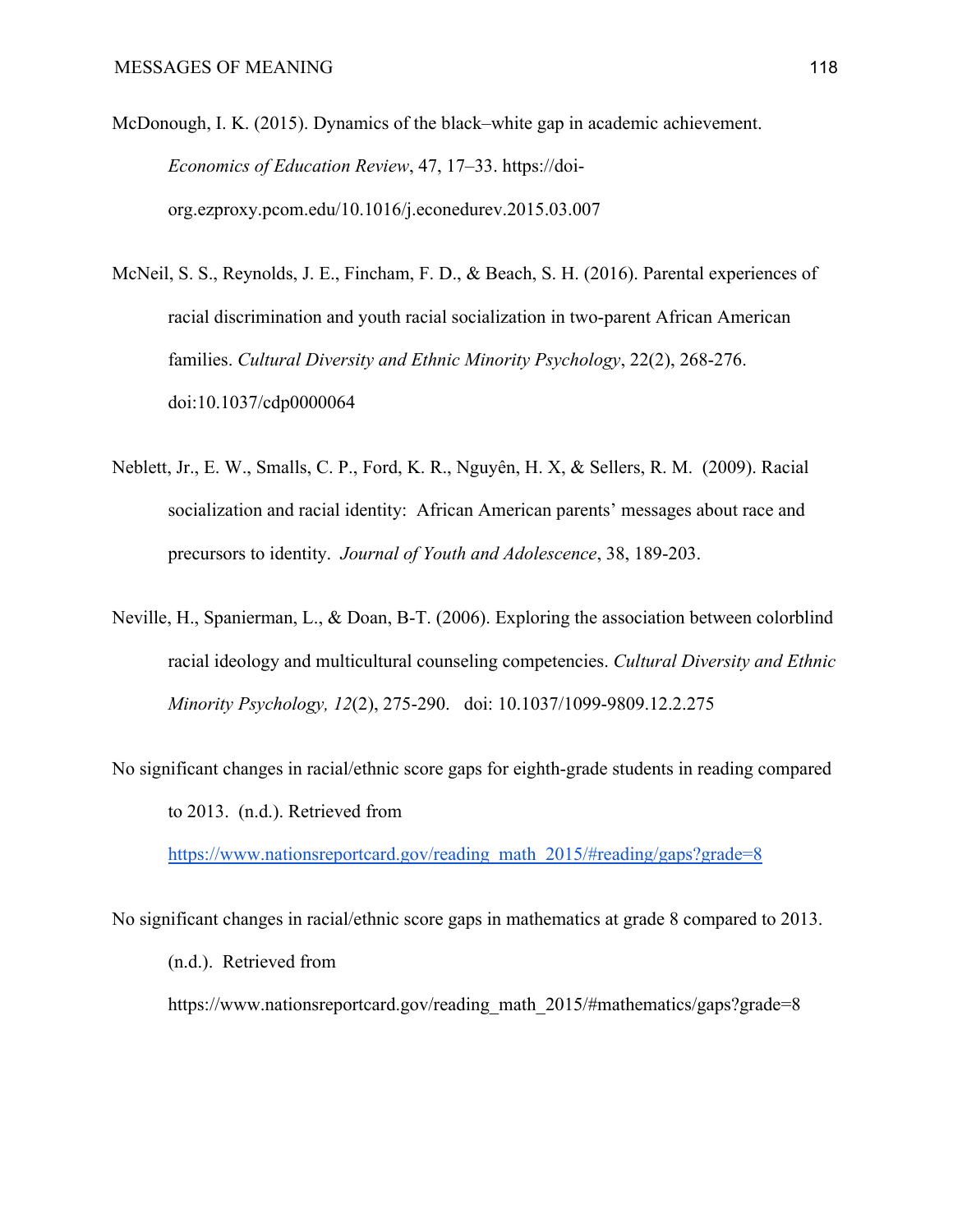McDonough, I. K. (2015). Dynamics of the black–white gap in academic achievement. *Economics of Education Review*, 47, 17–33. https://doi-org.ezproxy.pcom.edu/10.1016/j.econedurev.2015.03.007

McNeil, S. S., Reynolds, J. E., Fincham, F. D., & Beach, S. H. (2016). Parental experiences of racial discrimination and youth racial socialization in two-parent African American families. *Cultural Diversity and Ethnic Minority Psychology*, 22(2), 268-276. doi:10.1037/cdp0000064

Neblett, Jr., E. W., Smalls, C. P., Ford, K. R., Nguyên, H. X, & Sellers, R. M. (2009). Racial socialization and racial identity: African American parents' messages about race and precursors to identity. *Journal of Youth and Adolescence*, 38, 189-203.

Neville, H., Spanierman, L., & Doan, B-T. (2006). Exploring the association between colorblind racial ideology and multicultural counseling competencies. *Cultural Diversity and Ethnic Minority Psychology, 12*(2), 275-290. doi: 10.1037/1099-9809.12.2.275

No significant changes in racial/ethnic score gaps for eighth-grade students in reading compared to 2013. (n.d.). Retrieved from https://www.nationsreportcard.gov/reading_math_2015/#reading/gaps?grade=8

No significant changes in racial/ethnic score gaps in mathematics at grade 8 compared to 2013. (n.d.). Retrieved from https://www.nationsreportcard.gov/reading_math_2015/#mathematics/gaps?grade=8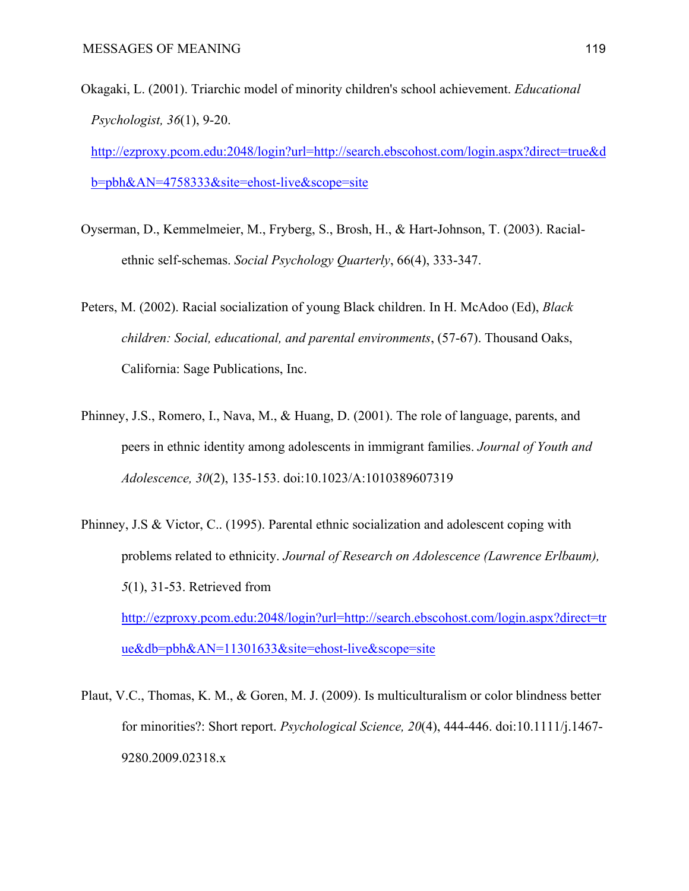Okagaki, L. (2001). Triarchic model of minority children's school achievement. *Educational Psychologist, 36*(1), 9-20. http://ezproxy.pcom.edu:2048/login?url=http://search.ebscohost.com/login.aspx?direct=true&db=pbh&AN=4758333&site=ehost-live&scope=site

Oyserman, D., Kemmelmeier, M., Fryberg, S., Brosh, H., & Hart-Johnson, T. (2003). Racial-ethnic self-schemas. *Social Psychology Quarterly*, 66(4), 333-347.

Peters, M. (2002). Racial socialization of young Black children. In H. McAdoo (Ed), *Black children: Social, educational, and parental environments*, (57-67). Thousand Oaks, California: Sage Publications, Inc.

Phinney, J.S., Romero, I., Nava, M., & Huang, D. (2001). The role of language, parents, and peers in ethnic identity among adolescents in immigrant families. *Journal of Youth and Adolescence, 30*(2), 135-153. doi:10.1023/A:1010389607319

Phinney, J.S & Victor, C.. (1995). Parental ethnic socialization and adolescent coping with problems related to ethnicity. *Journal of Research on Adolescence (Lawrence Erlbaum), 5*(1), 31-53. Retrieved from http://ezproxy.pcom.edu:2048/login?url=http://search.ebscohost.com/login.aspx?direct=true&db=pbh&AN=11301633&site=ehost-live&scope=site

Plaut, V.C., Thomas, K. M., & Goren, M. J. (2009). Is multiculturalism or color blindness better for minorities?: Short report. *Psychological Science, 20*(4), 444-446. doi:10.1111/j.1467-9280.2009.02318.x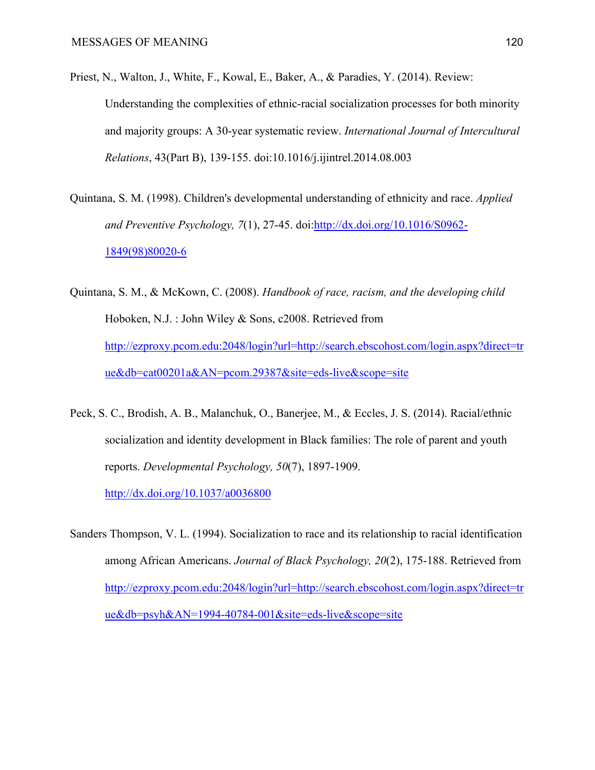Priest, N., Walton, J., White, F., Kowal, E., Baker, A., & Paradies, Y. (2014). Review: Understanding the complexities of ethnic-racial socialization processes for both minority and majority groups: A 30-year systematic review. *International Journal of Intercultural Relations*, 43(Part B), 139-155. doi:10.1016/j.ijintrel.2014.08.003

Quintana, S. M. (1998). Children's developmental understanding of ethnicity and race. *Applied and Preventive Psychology, 7*(1), 27-45. doi:http://dx.doi.org/10.1016/S0962-1849(98)80020-6

Quintana, S. M., & McKown, C. (2008). *Handbook of race, racism, and the developing child* Hoboken, N.J. : John Wiley & Sons, c2008. Retrieved from http://ezproxy.pcom.edu:2048/login?url=http://search.ebscohost.com/login.aspx?direct=true&db=cat00201a&AN=pcom.29387&site=eds-live&scope=site

Peck, S. C., Brodish, A. B., Malanchuk, O., Banerjee, M., & Eccles, J. S. (2014). Racial/ethnic socialization and identity development in Black families: The role of parent and youth reports. *Developmental Psychology, 50*(7), 1897-1909. http://dx.doi.org/10.1037/a0036800

Sanders Thompson, V. L. (1994). Socialization to race and its relationship to racial identification among African Americans. *Journal of Black Psychology, 20*(2), 175-188. Retrieved from http://ezproxy.pcom.edu:2048/login?url=http://search.ebscohost.com/login.aspx?direct=true&db=psyh&AN=1994-40784-001&site=eds-live&scope=site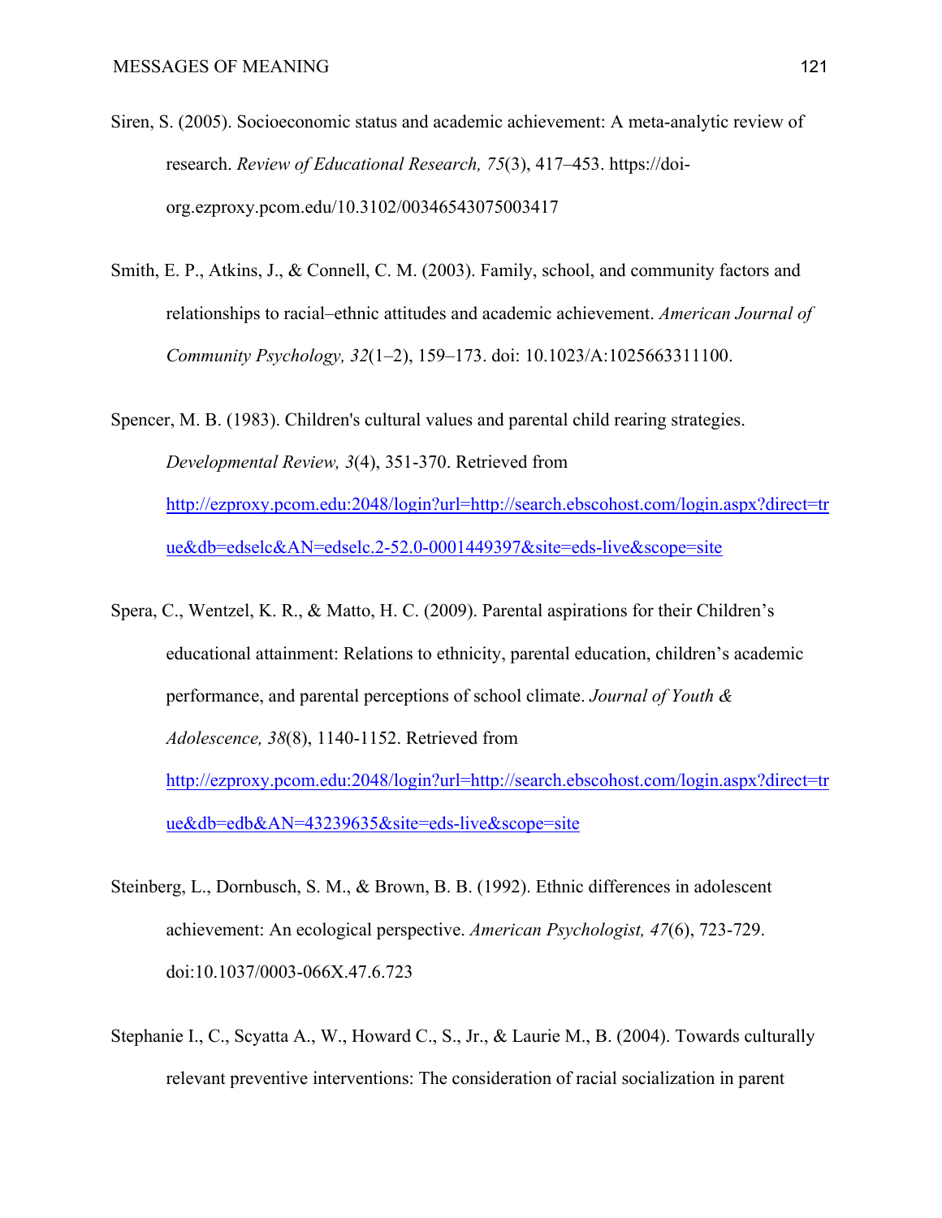Siren, S. (2005). Socioeconomic status and academic achievement: A meta-analytic review of research. *Review of Educational Research, 75*(3), 417–453. https://doi-org.ezproxy.pcom.edu/10.3102/00346543075003417

Smith, E. P., Atkins, J., & Connell, C. M. (2003). Family, school, and community factors and relationships to racial–ethnic attitudes and academic achievement. *American Journal of Community Psychology, 32*(1–2), 159–173. doi: 10.1023/A:1025663311100.

Spencer, M. B. (1983). Children's cultural values and parental child rearing strategies. *Developmental Review, 3*(4), 351-370. Retrieved from http://ezproxy.pcom.edu:2048/login?url=http://search.ebscohost.com/login.aspx?direct=true&db=edselc&AN=edselc.2-52.0-0001449397&site=eds-live&scope=site

Spera, C., Wentzel, K. R., & Matto, H. C. (2009). Parental aspirations for their Children's educational attainment: Relations to ethnicity, parental education, children's academic performance, and parental perceptions of school climate. *Journal of Youth & Adolescence, 38*(8), 1140-1152. Retrieved from http://ezproxy.pcom.edu:2048/login?url=http://search.ebscohost.com/login.aspx?direct=true&db=edb&AN=43239635&site=eds-live&scope=site

Steinberg, L., Dornbusch, S. M., & Brown, B. B. (1992). Ethnic differences in adolescent achievement: An ecological perspective. *American Psychologist, 47*(6), 723-729. doi:10.1037/0003-066X.47.6.723

Stephanie I., C., Scyatta A., W., Howard C., S., Jr., & Laurie M., B. (2004). Towards culturally relevant preventive interventions: The consideration of racial socialization in parent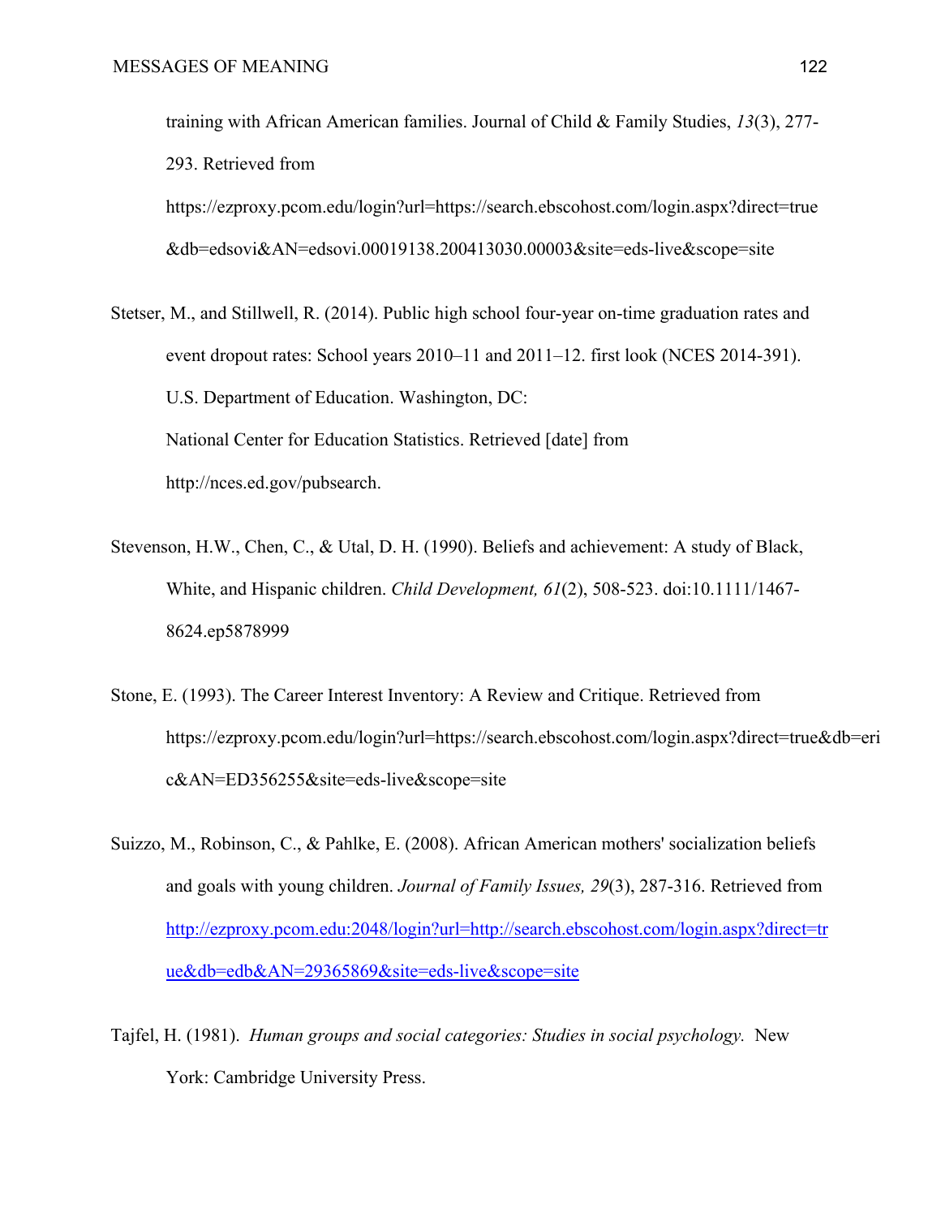training with African American families. Journal of Child & Family Studies, *13*(3), 277-293. Retrieved from https://ezproxy.pcom.edu/login?url=https://search.ebscohost.com/login.aspx?direct=true&db=edsovi&AN=edsovi.00019138.200413030.00003&site=eds-live&scope=site

Stetser, M., and Stillwell, R. (2014). Public high school four-year on-time graduation rates and event dropout rates: School years 2010–11 and 2011–12. first look (NCES 2014-391). U.S. Department of Education. Washington, DC: National Center for Education Statistics. Retrieved [date] from http://nces.ed.gov/pubsearch.

Stevenson, H.W., Chen, C., & Utal, D. H. (1990). Beliefs and achievement: A study of Black, White, and Hispanic children. *Child Development, 61*(2), 508-523. doi:10.1111/1467-8624.ep5878999

Stone, E. (1993). The Career Interest Inventory: A Review and Critique. Retrieved from https://ezproxy.pcom.edu/login?url=https://search.ebscohost.com/login.aspx?direct=true&db=eric&AN=ED356255&site=eds-live&scope=site

Suizzo, M., Robinson, C., & Pahlke, E. (2008). African American mothers' socialization beliefs and goals with young children. *Journal of Family Issues, 29*(3), 287-316. Retrieved from http://ezproxy.pcom.edu:2048/login?url=http://search.ebscohost.com/login.aspx?direct=true&db=edb&AN=29365869&site=eds-live&scope=site

Tajfel, H. (1981). *Human groups and social categories: Studies in social psychology.* New York: Cambridge University Press.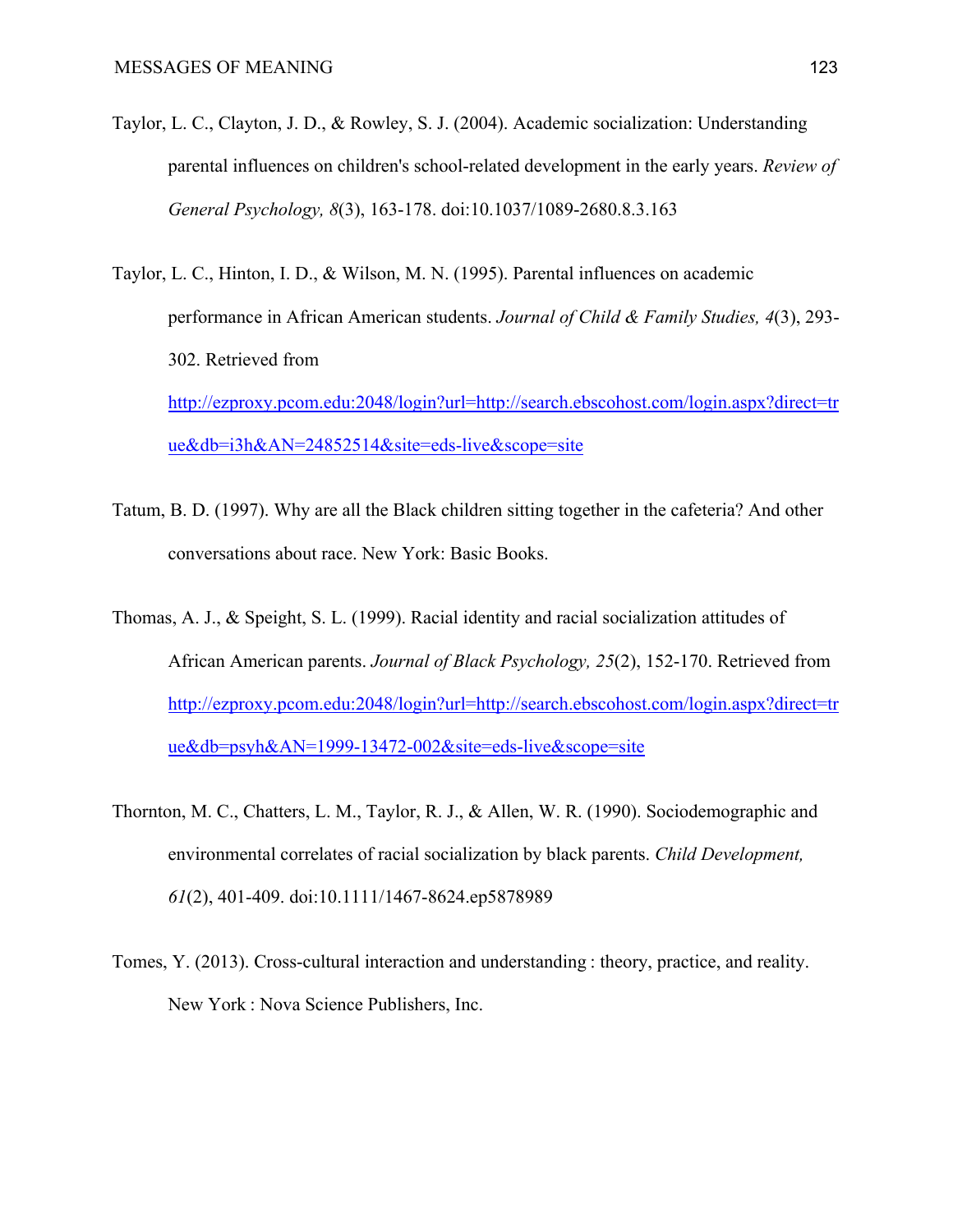Taylor, L. C., Clayton, J. D., & Rowley, S. J. (2004). Academic socialization: Understanding parental influences on children's school-related development in the early years. *Review of General Psychology, 8*(3), 163-178. doi:10.1037/1089-2680.8.3.163

Taylor, L. C., Hinton, I. D., & Wilson, M. N. (1995). Parental influences on academic performance in African American students. *Journal of Child & Family Studies, 4*(3), 293-302. Retrieved from http://ezproxy.pcom.edu:2048/login?url=http://search.ebscohost.com/login.aspx?direct=true&db=i3h&AN=24852514&site=eds-live&scope=site

Tatum, B. D. (1997). Why are all the Black children sitting together in the cafeteria? And other conversations about race. New York: Basic Books.

Thomas, A. J., & Speight, S. L. (1999). Racial identity and racial socialization attitudes of African American parents. *Journal of Black Psychology, 25*(2), 152-170. Retrieved from http://ezproxy.pcom.edu:2048/login?url=http://search.ebscohost.com/login.aspx?direct=true&db=psyh&AN=1999-13472-002&site=eds-live&scope=site

Thornton, M. C., Chatters, L. M., Taylor, R. J., & Allen, W. R. (1990). Sociodemographic and environmental correlates of racial socialization by black parents. *Child Development, 61*(2), 401-409. doi:10.1111/1467-8624.ep5878989

Tomes, Y. (2013). Cross-cultural interaction and understanding : theory, practice, and reality. New York : Nova Science Publishers, Inc.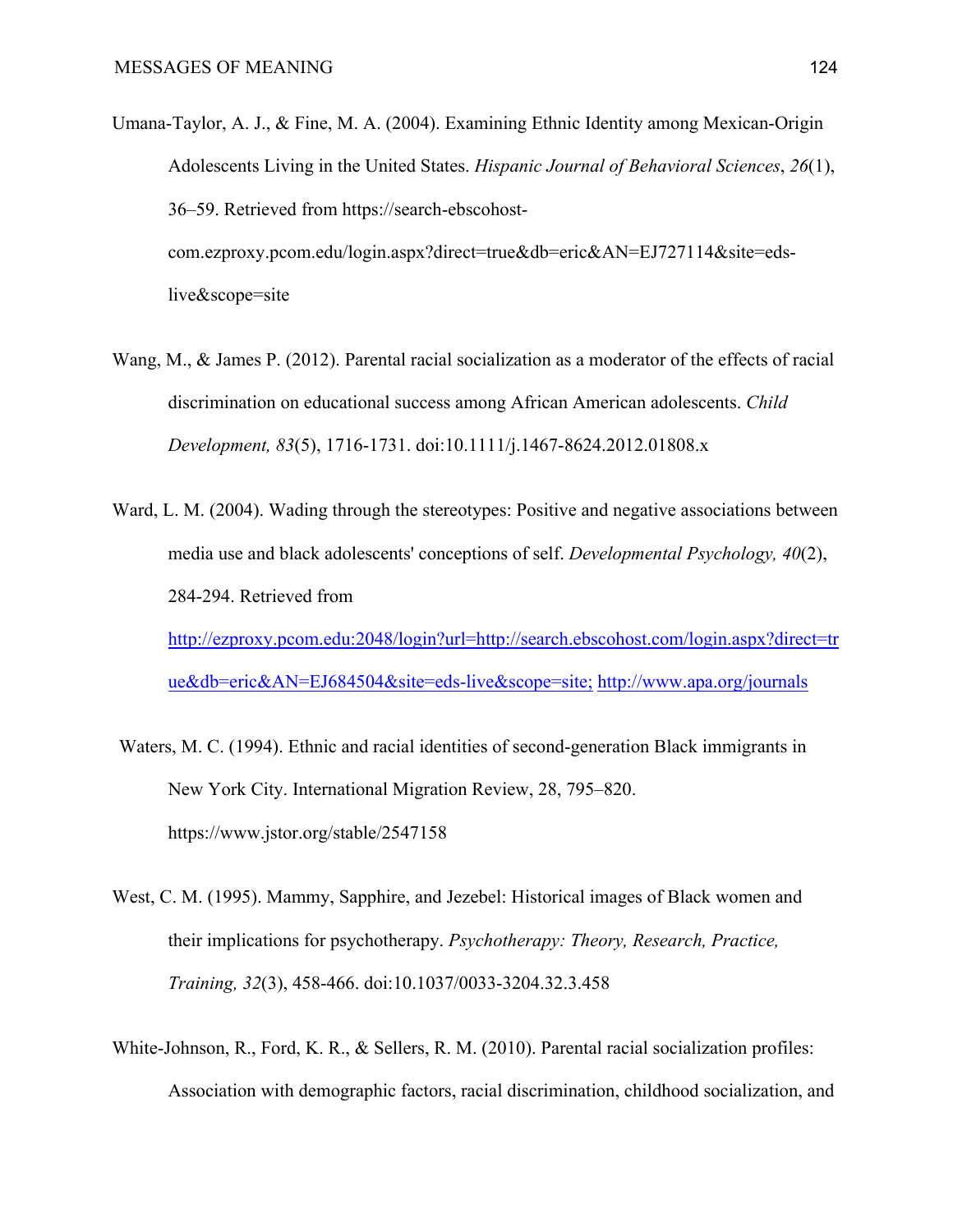Umana-Taylor, A. J., & Fine, M. A. (2004). Examining Ethnic Identity among Mexican-Origin Adolescents Living in the United States. *Hispanic Journal of Behavioral Sciences*, *26*(1), 36–59. Retrieved from https://search-ebscohost-com.ezproxy.pcom.edu/login.aspx?direct=true&db=eric&AN=EJ727114&site=eds-live&scope=site

Wang, M., & James P. (2012). Parental racial socialization as a moderator of the effects of racial discrimination on educational success among African American adolescents. *Child Development, 83*(5), 1716-1731. doi:10.1111/j.1467-8624.2012.01808.x

Ward, L. M. (2004). Wading through the stereotypes: Positive and negative associations between media use and black adolescents' conceptions of self. *Developmental Psychology, 40*(2), 284-294. Retrieved from http://ezproxy.pcom.edu:2048/login?url=http://search.ebscohost.com/login.aspx?direct=true&db=eric&AN=EJ684504&site=eds-live&scope=site; http://www.apa.org/journals

Waters, M. C. (1994). Ethnic and racial identities of second-generation Black immigrants in New York City. International Migration Review, 28, 795–820. https://www.jstor.org/stable/2547158

West, C. M. (1995). Mammy, Sapphire, and Jezebel: Historical images of Black women and their implications for psychotherapy. *Psychotherapy: Theory, Research, Practice, Training, 32*(3), 458-466. doi:10.1037/0033-3204.32.3.458

White-Johnson, R., Ford, K. R., & Sellers, R. M. (2010). Parental racial socialization profiles: Association with demographic factors, racial discrimination, childhood socialization, and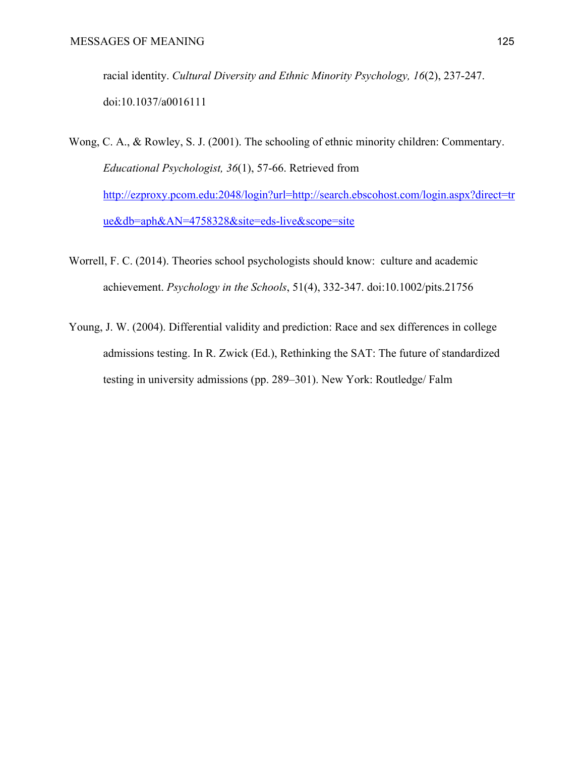racial identity. *Cultural Diversity and Ethnic Minority Psychology, 16*(2), 237-247. doi:10.1037/a0016111

Wong, C. A., & Rowley, S. J. (2001). The schooling of ethnic minority children: Commentary. *Educational Psychologist, 36*(1), 57-66. Retrieved from http://ezproxy.pcom.edu:2048/login?url=http://search.ebscohost.com/login.aspx?direct=true&db=aph&AN=4758328&site=eds-live&scope=site

Worrell, F. C. (2014). Theories school psychologists should know: culture and academic achievement. *Psychology in the Schools*, 51(4), 332-347. doi:10.1002/pits.21756

Young, J. W. (2004). Differential validity and prediction: Race and sex differences in college admissions testing. In R. Zwick (Ed.), Rethinking the SAT: The future of standardized testing in university admissions (pp. 289–301). New York: Routledge/ Falm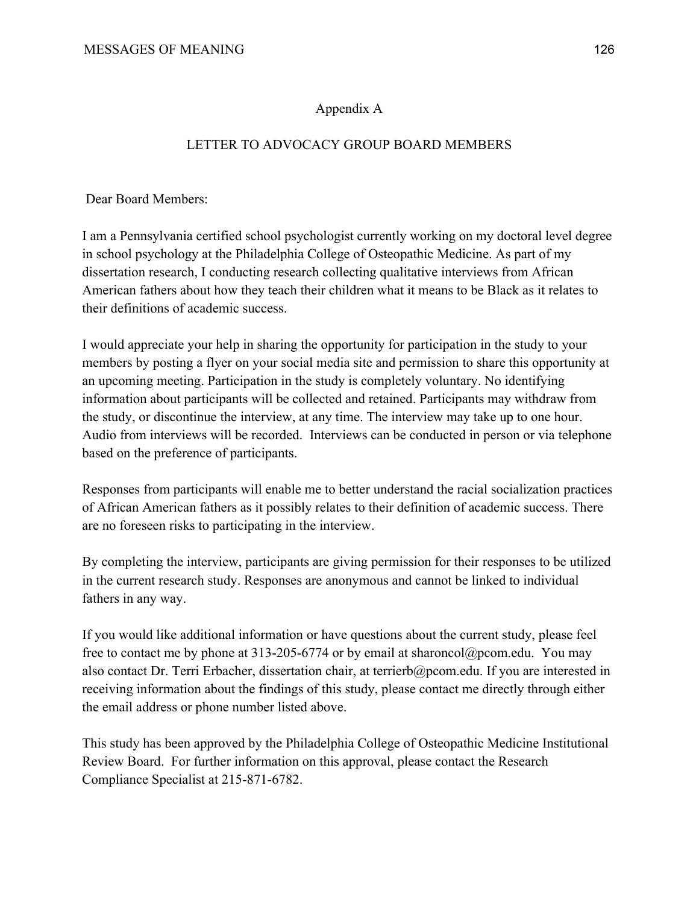# Appendix A

## LETTER TO ADVOCACY GROUP BOARD MEMBERS

Dear Board Members:

I am a Pennsylvania certified school psychologist currently working on my doctoral level degree in school psychology at the Philadelphia College of Osteopathic Medicine. As part of my dissertation research, I conducting research collecting qualitative interviews from African American fathers about how they teach their children what it means to be Black as it relates to their definitions of academic success.

I would appreciate your help in sharing the opportunity for participation in the study to your members by posting a flyer on your social media site and permission to share this opportunity at an upcoming meeting. Participation in the study is completely voluntary. No identifying information about participants will be collected and retained. Participants may withdraw from the study, or discontinue the interview, at any time. The interview may take up to one hour. Audio from interviews will be recorded. Interviews can be conducted in person or via telephone based on the preference of participants.

Responses from participants will enable me to better understand the racial socialization practices of African American fathers as it possibly relates to their definition of academic success. There are no foreseen risks to participating in the interview.

By completing the interview, participants are giving permission for their responses to be utilized in the current research study. Responses are anonymous and cannot be linked to individual fathers in any way.

If you would like additional information or have questions about the current study, please feel free to contact me by phone at 313-205-6774 or by email at sharoncol@pcom.edu. You may also contact Dr. Terri Erbacher, dissertation chair, at terrierb@pcom.edu. If you are interested in receiving information about the findings of this study, please contact me directly through either the email address or phone number listed above.

This study has been approved by the Philadelphia College of Osteopathic Medicine Institutional Review Board. For further information on this approval, please contact the Research Compliance Specialist at 215-871-6782.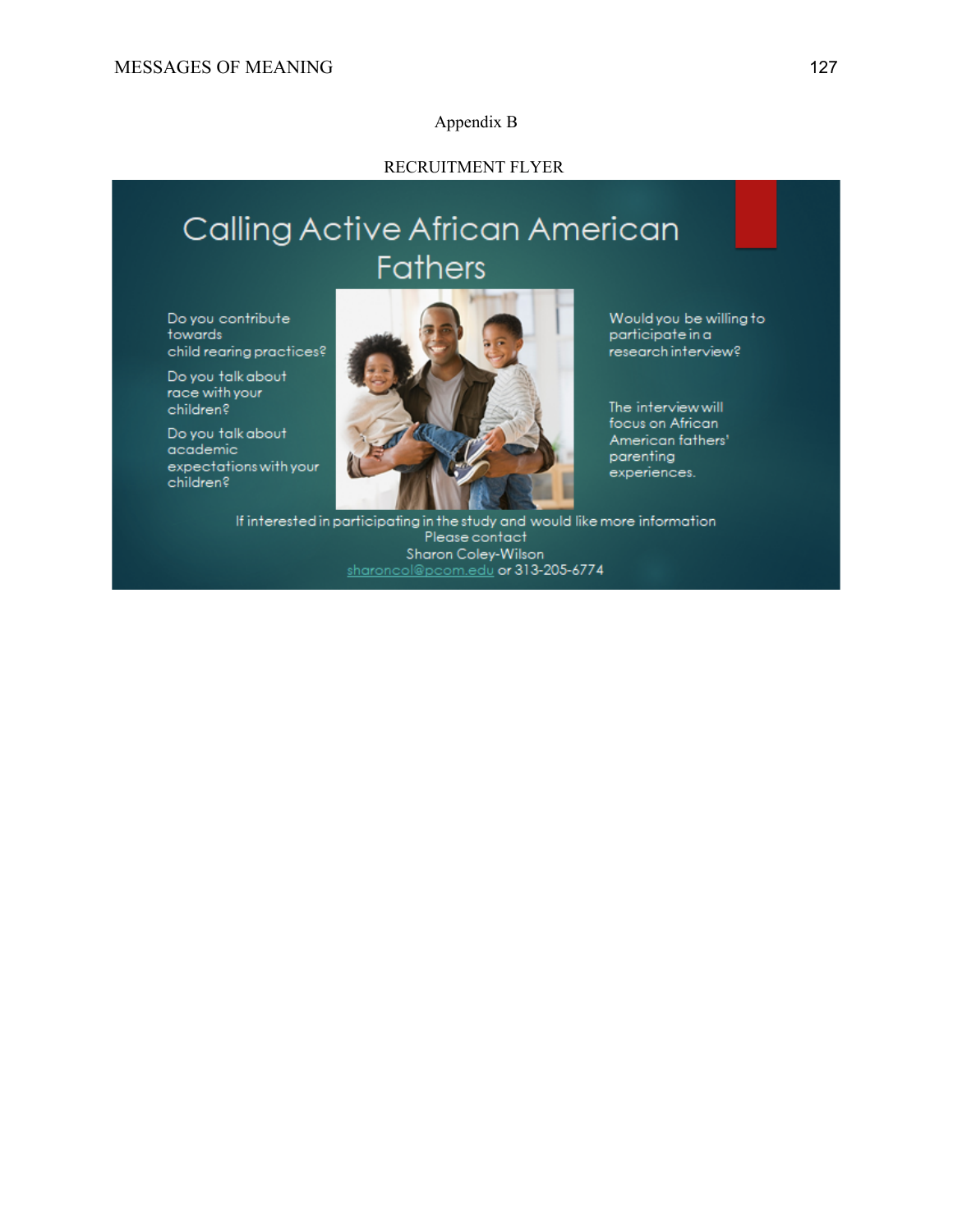## Appendix B

RECRUITMENT FLYER

# Calling Active African American Fathers

Do you contribute towards child rearing practices?

Do you talk about race with your children?

Do you talk about academic expectations with your children?

Would you be willing to participate in a research interview?

The interview will focus on African American fathers' parenting experiences.

If interested in participating in the study and would like more information
Please contact
Sharon Coley-Wilson
sharoncol@pcom.edu or 313-205-6774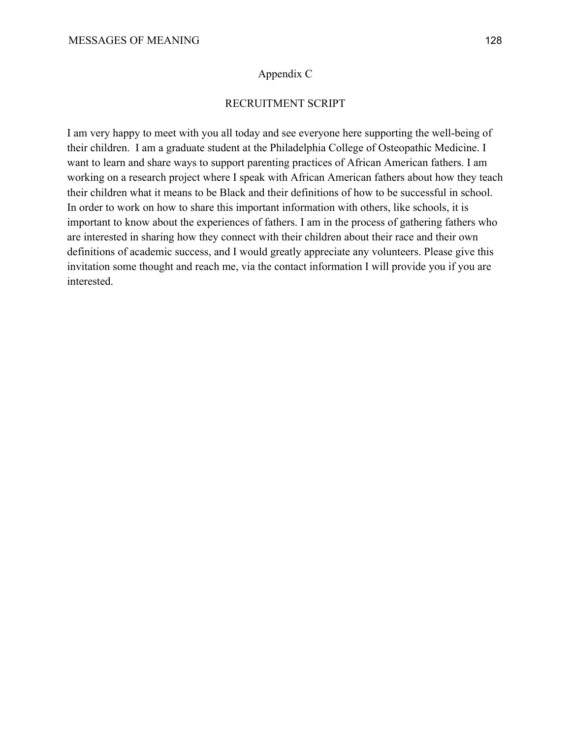# Appendix C

## RECRUITMENT SCRIPT

I am very happy to meet with you all today and see everyone here supporting the well-being of their children. I am a graduate student at the Philadelphia College of Osteopathic Medicine. I want to learn and share ways to support parenting practices of African American fathers. I am working on a research project where I speak with African American fathers about how they teach their children what it means to be Black and their definitions of how to be successful in school. In order to work on how to share this important information with others, like schools, it is important to know about the experiences of fathers. I am in the process of gathering fathers who are interested in sharing how they connect with their children about their race and their own definitions of academic success, and I would greatly appreciate any volunteers. Please give this invitation some thought and reach me, via the contact information I will provide you if you are interested.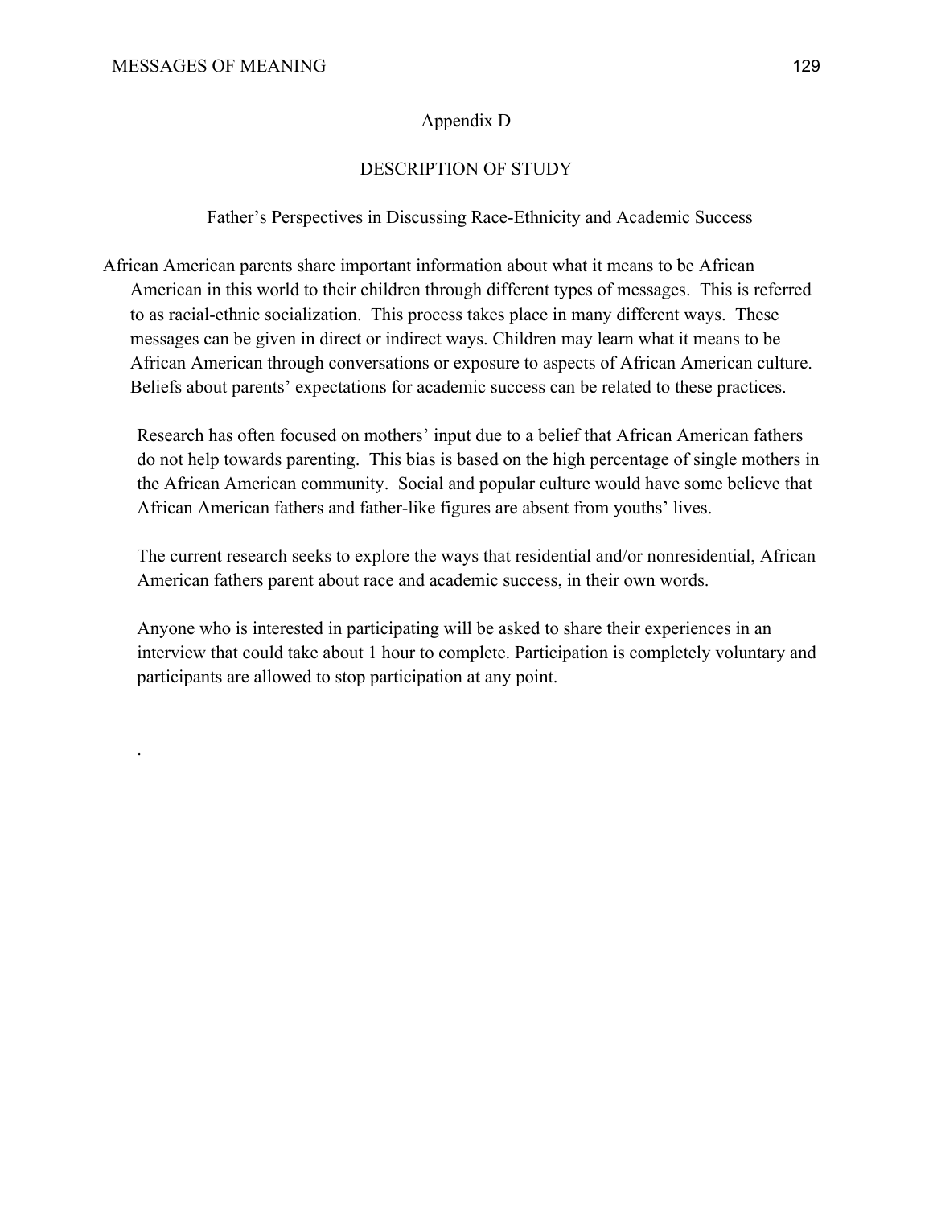# Appendix D

## DESCRIPTION OF STUDY

### Father's Perspectives in Discussing Race-Ethnicity and Academic Success

African American parents share important information about what it means to be African American in this world to their children through different types of messages. This is referred to as racial-ethnic socialization. This process takes place in many different ways. These messages can be given in direct or indirect ways. Children may learn what it means to be African American through conversations or exposure to aspects of African American culture. Beliefs about parents' expectations for academic success can be related to these practices.

Research has often focused on mothers' input due to a belief that African American fathers do not help towards parenting. This bias is based on the high percentage of single mothers in the African American community. Social and popular culture would have some believe that African American fathers and father-like figures are absent from youths' lives.

The current research seeks to explore the ways that residential and/or nonresidential, African American fathers parent about race and academic success, in their own words.

Anyone who is interested in participating will be asked to share their experiences in an interview that could take about 1 hour to complete. Participation is completely voluntary and participants are allowed to stop participation at any point.

.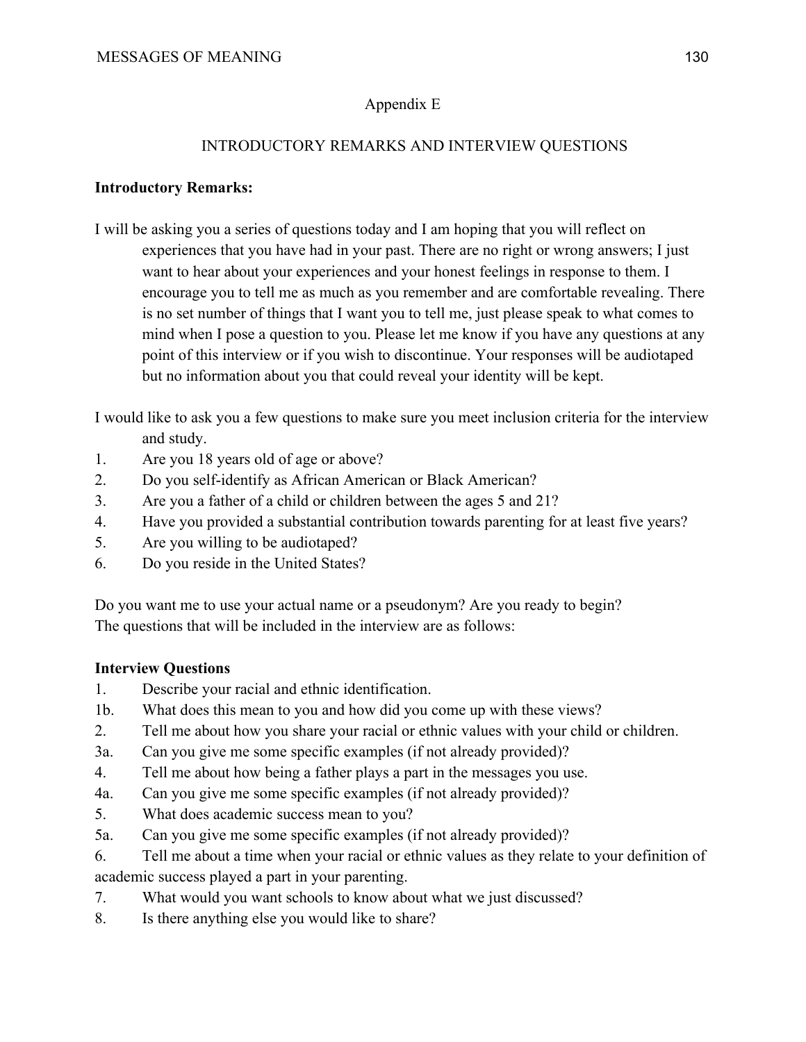Appendix E

INTRODUCTORY REMARKS AND INTERVIEW QUESTIONS

**Introductory Remarks:**

I will be asking you a series of questions today and I am hoping that you will reflect on experiences that you have had in your past. There are no right or wrong answers; I just want to hear about your experiences and your honest feelings in response to them. I encourage you to tell me as much as you remember and are comfortable revealing. There is no set number of things that I want you to tell me, just please speak to what comes to mind when I pose a question to you. Please let me know if you have any questions at any point of this interview or if you wish to discontinue. Your responses will be audiotaped but no information about you that could reveal your identity will be kept.

I would like to ask you a few questions to make sure you meet inclusion criteria for the interview and study.

1. Are you 18 years old of age or above?
2. Do you self-identify as African American or Black American?
3. Are you a father of a child or children between the ages 5 and 21?
4. Have you provided a substantial contribution towards parenting for at least five years?
5. Are you willing to be audiotaped?
6. Do you reside in the United States?

Do you want me to use your actual name or a pseudonym? Are you ready to begin?
The questions that will be included in the interview are as follows:

**Interview Questions**

1. Describe your racial and ethnic identification.

1b. What does this mean to you and how did you come up with these views?

2. Tell me about how you share your racial or ethnic values with your child or children.

3a. Can you give me some specific examples (if not already provided)?

4. Tell me about how being a father plays a part in the messages you use.

4a. Can you give me some specific examples (if not already provided)?

5. What does academic success mean to you?

5a. Can you give me some specific examples (if not already provided)?

6. Tell me about a time when your racial or ethnic values as they relate to your definition of academic success played a part in your parenting.

7. What would you want schools to know about what we just discussed?

8. Is there anything else you would like to share?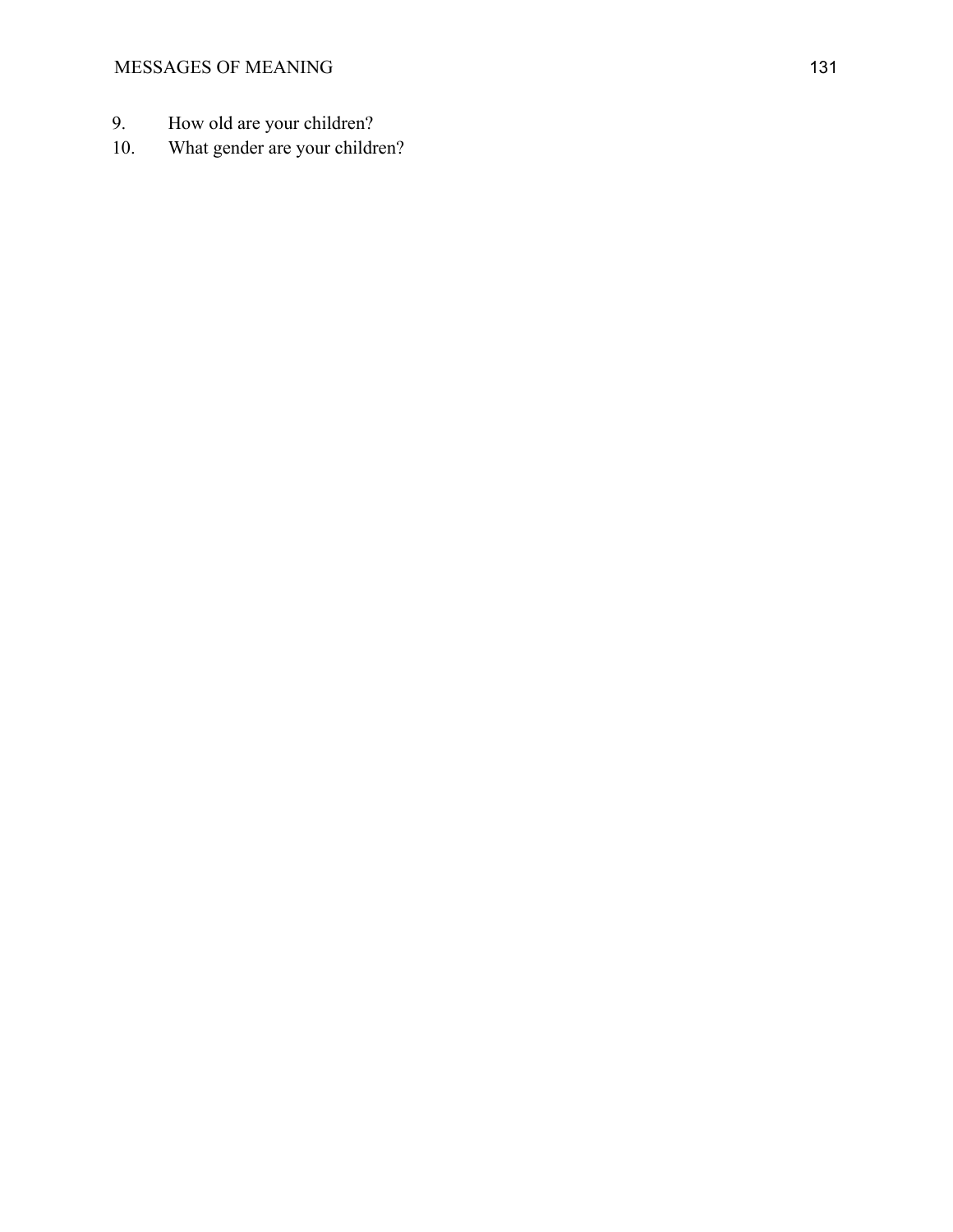9. How old are your children?
10. What gender are your children?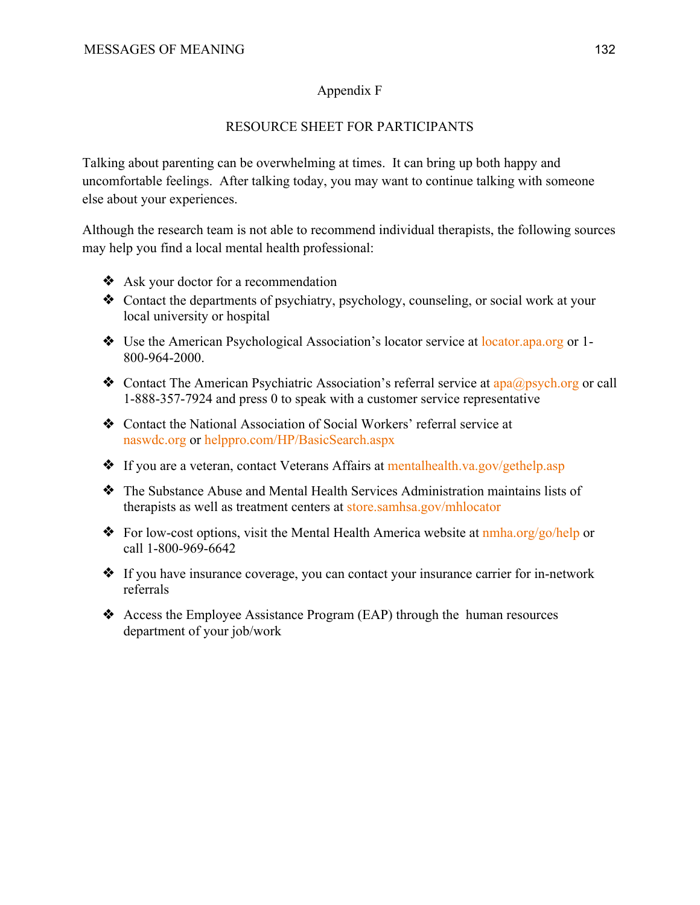## Appendix F

## RESOURCE SHEET FOR PARTICIPANTS

Talking about parenting can be overwhelming at times. It can bring up both happy and uncomfortable feelings. After talking today, you may want to continue talking with someone else about your experiences.

Although the research team is not able to recommend individual therapists, the following sources may help you find a local mental health professional:

- Ask your doctor for a recommendation
- Contact the departments of psychiatry, psychology, counseling, or social work at your local university or hospital
- Use the American Psychological Association's locator service at locator.apa.org or 1-800-964-2000.
- Contact The American Psychiatric Association's referral service at apa@psych.org or call 1-888-357-7924 and press 0 to speak with a customer service representative
- Contact the National Association of Social Workers' referral service at naswdc.org or helppro.com/HP/BasicSearch.aspx
- If you are a veteran, contact Veterans Affairs at mentalhealth.va.gov/gethelp.asp
- The Substance Abuse and Mental Health Services Administration maintains lists of therapists as well as treatment centers at store.samhsa.gov/mhlocator
- For low-cost options, visit the Mental Health America website at nmha.org/go/help or call 1-800-969-6642
- If you have insurance coverage, you can contact your insurance carrier for in-network referrals
- Access the Employee Assistance Program (EAP) through the human resources department of your job/work